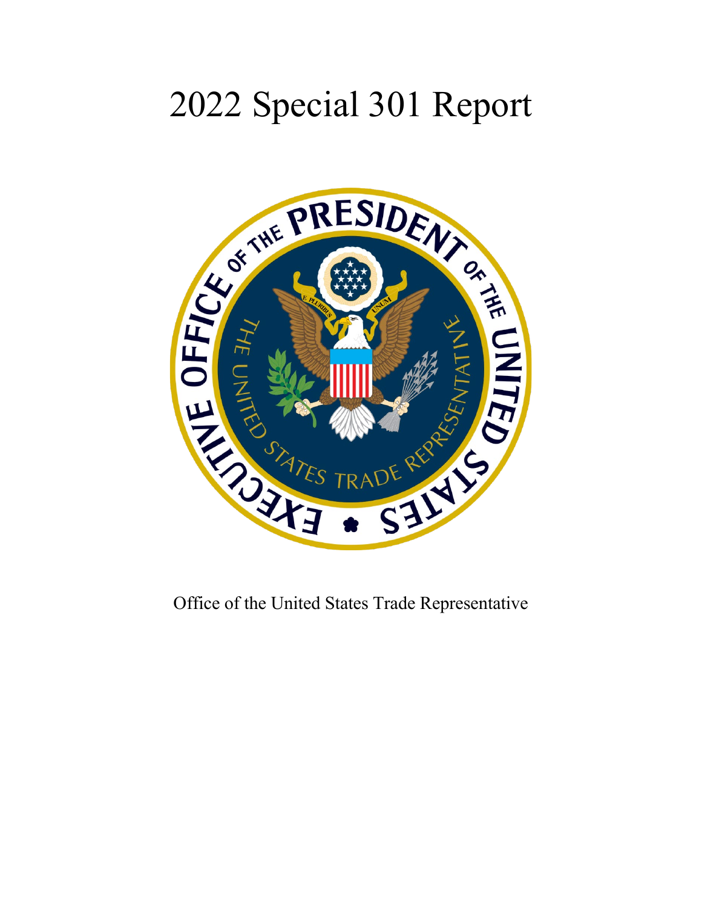# 2022 Special 301 Report

Office of the United States Trade Representative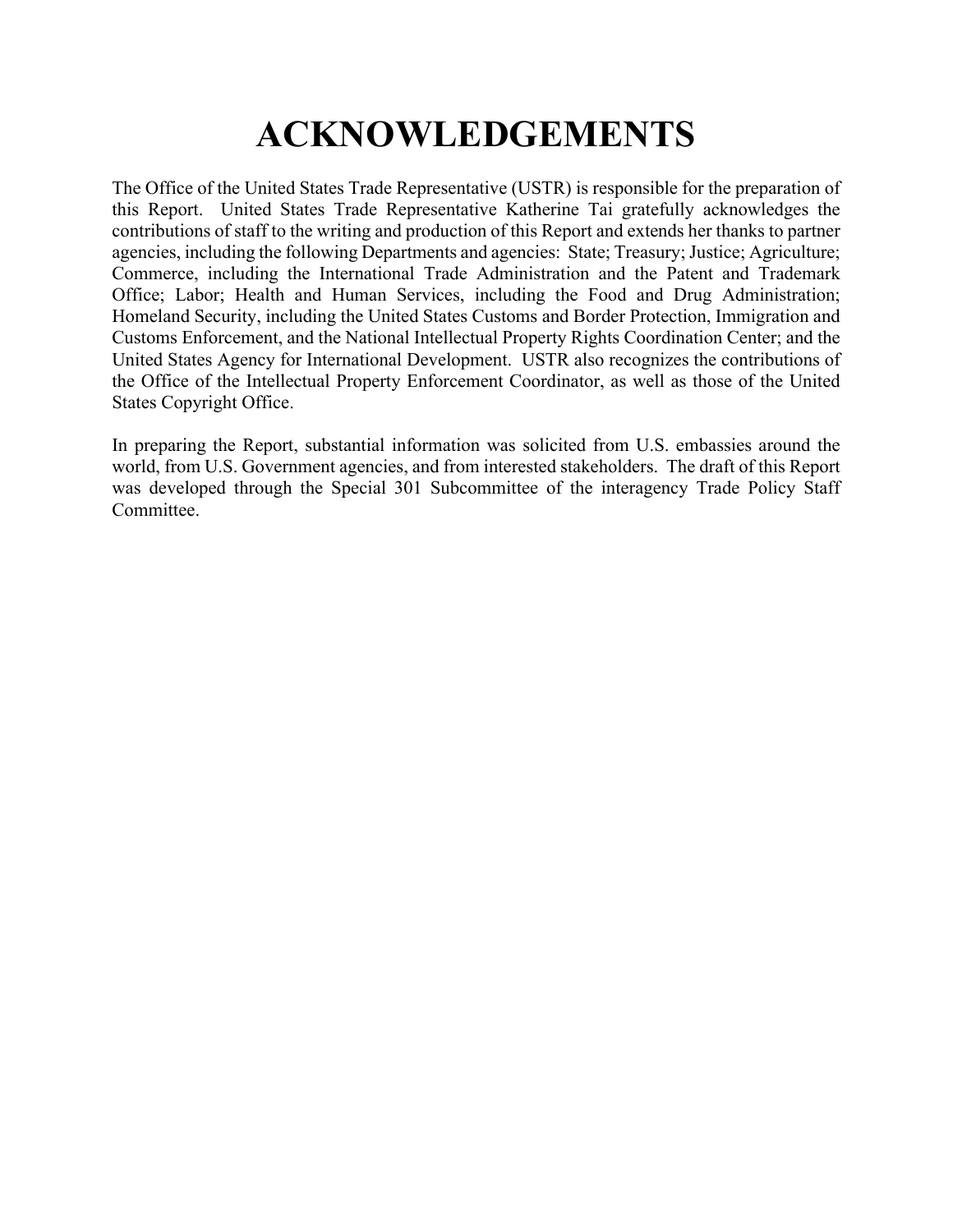# ACKNOWLEDGEMENTS

The Office of the United States Trade Representative (USTR) is responsible for the preparation of this Report. United States Trade Representative Katherine Tai gratefully acknowledges the contributions of staff to the writing and production of this Report and extends her thanks to partner agencies, including the following Departments and agencies: State; Treasury; Justice; Agriculture; Commerce, including the International Trade Administration and the Patent and Trademark Office; Labor; Health and Human Services, including the Food and Drug Administration; Homeland Security, including the United States Customs and Border Protection, Immigration and Customs Enforcement, and the National Intellectual Property Rights Coordination Center; and the United States Agency for International Development. USTR also recognizes the contributions of the Office of the Intellectual Property Enforcement Coordinator, as well as those of the United States Copyright Office.

In preparing the Report, substantial information was solicited from U.S. embassies around the world, from U.S. Government agencies, and from interested stakeholders. The draft of this Report was developed through the Special 301 Subcommittee of the interagency Trade Policy Staff Committee.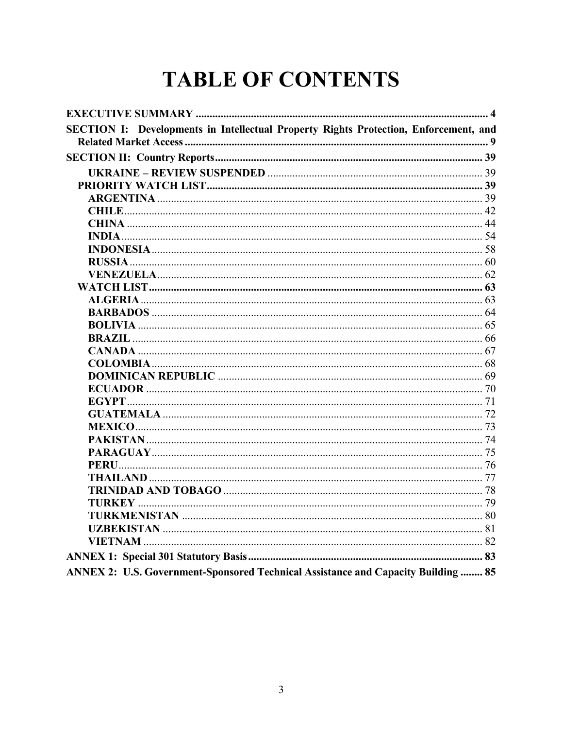# TABLE OF CONTENTS

**EXECUTIVE SUMMARY** ........................................................................................................ **4**

**SECTION I: Developments in Intellectual Property Rights Protection, Enforcement, and Related Market Access** ............................................................................................................ **9**

**SECTION II: Country Reports** ................................................................................................ **39**

- **UKRAINE – REVIEW SUSPENDED** ............................................................................. 39
- **PRIORITY WATCH LIST** ................................................................................................... **39**
  - **ARGENTINA** ..................................................................................................................... 39
  - **CHILE** ................................................................................................................................. 42
  - **CHINA** ................................................................................................................................ 44
  - **INDIA** .................................................................................................................................. 54
  - **INDONESIA** ........................................................................................................................ 58
  - **RUSSIA** ............................................................................................................................... 60
  - **VENEZUELA** ...................................................................................................................... 62
- **WATCH LIST** ....................................................................................................................... **63**
  - **ALGERIA** ............................................................................................................................ 63
  - **BARBADOS** ........................................................................................................................ 64
  - **BOLIVIA** ............................................................................................................................. 65
  - **BRAZIL** ............................................................................................................................... 66
  - **CANADA** ............................................................................................................................. 67
  - **COLOMBIA** ........................................................................................................................ 68
  - **DOMINICAN REPUBLIC** ................................................................................................ 69
  - **ECUADOR** .......................................................................................................................... 70
  - **EGYPT** ................................................................................................................................. 71
  - **GUATEMALA** .................................................................................................................... 72
  - **MEXICO** .............................................................................................................................. 73
  - **PAKISTAN** .......................................................................................................................... 74
  - **PARAGUAY** ........................................................................................................................ 75
  - **PERU** .................................................................................................................................... 76
  - **THAILAND** ......................................................................................................................... 77
  - **TRINIDAD AND TOBAGO** .............................................................................................. 78
  - **TURKEY** ............................................................................................................................. 79
  - **TURKMENISTAN** ............................................................................................................. 80
  - **UZBEKISTAN** .................................................................................................................... 81
  - **VIETNAM** ........................................................................................................................... 82

**ANNEX 1: Special 301 Statutory Basis** .................................................................................... **83**

**ANNEX 2: U.S. Government-Sponsored Technical Assistance and Capacity Building** ........ **85**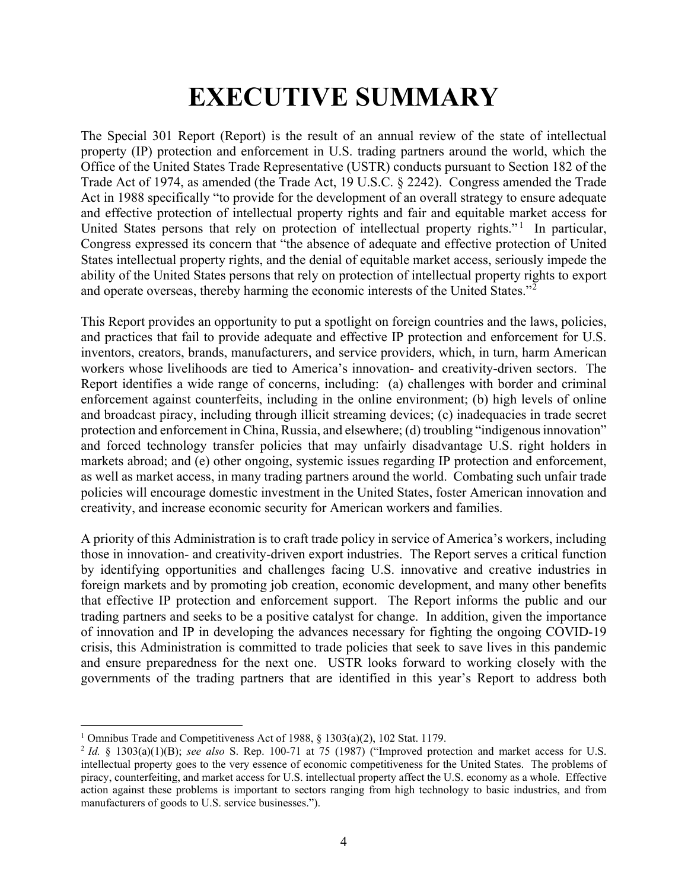# EXECUTIVE SUMMARY

The Special 301 Report (Report) is the result of an annual review of the state of intellectual property (IP) protection and enforcement in U.S. trading partners around the world, which the Office of the United States Trade Representative (USTR) conducts pursuant to Section 182 of the Trade Act of 1974, as amended (the Trade Act, 19 U.S.C. § 2242). Congress amended the Trade Act in 1988 specifically "to provide for the development of an overall strategy to ensure adequate and effective protection of intellectual property rights and fair and equitable market access for United States persons that rely on protection of intellectual property rights."[1] In particular, Congress expressed its concern that "the absence of adequate and effective protection of United States intellectual property rights, and the denial of equitable market access, seriously impede the ability of the United States persons that rely on protection of intellectual property rights to export and operate overseas, thereby harming the economic interests of the United States."[2]

This Report provides an opportunity to put a spotlight on foreign countries and the laws, policies, and practices that fail to provide adequate and effective IP protection and enforcement for U.S. inventors, creators, brands, manufacturers, and service providers, which, in turn, harm American workers whose livelihoods are tied to America's innovation- and creativity-driven sectors. The Report identifies a wide range of concerns, including: (a) challenges with border and criminal enforcement against counterfeits, including in the online environment; (b) high levels of online and broadcast piracy, including through illicit streaming devices; (c) inadequacies in trade secret protection and enforcement in China, Russia, and elsewhere; (d) troubling "indigenous innovation" and forced technology transfer policies that may unfairly disadvantage U.S. right holders in markets abroad; and (e) other ongoing, systemic issues regarding IP protection and enforcement, as well as market access, in many trading partners around the world. Combating such unfair trade policies will encourage domestic investment in the United States, foster American innovation and creativity, and increase economic security for American workers and families.

A priority of this Administration is to craft trade policy in service of America's workers, including those in innovation- and creativity-driven export industries. The Report serves a critical function by identifying opportunities and challenges facing U.S. innovative and creative industries in foreign markets and by promoting job creation, economic development, and many other benefits that effective IP protection and enforcement support. The Report informs the public and our trading partners and seeks to be a positive catalyst for change. In addition, given the importance of innovation and IP in developing the advances necessary for fighting the ongoing COVID-19 crisis, this Administration is committed to trade policies that seek to save lives in this pandemic and ensure preparedness for the next one. USTR looks forward to working closely with the governments of the trading partners that are identified in this year's Report to address both

---

[1] Omnibus Trade and Competitiveness Act of 1988, § 1303(a)(2), 102 Stat. 1179.

[2] *Id.* § 1303(a)(1)(B); *see also* S. Rep. 100-71 at 75 (1987) ("Improved protection and market access for U.S. intellectual property goes to the very essence of economic competitiveness for the United States. The problems of piracy, counterfeiting, and market access for U.S. intellectual property affect the U.S. economy as a whole. Effective action against these problems is important to sectors ranging from high technology to basic industries, and from manufacturers of goods to U.S. service businesses.").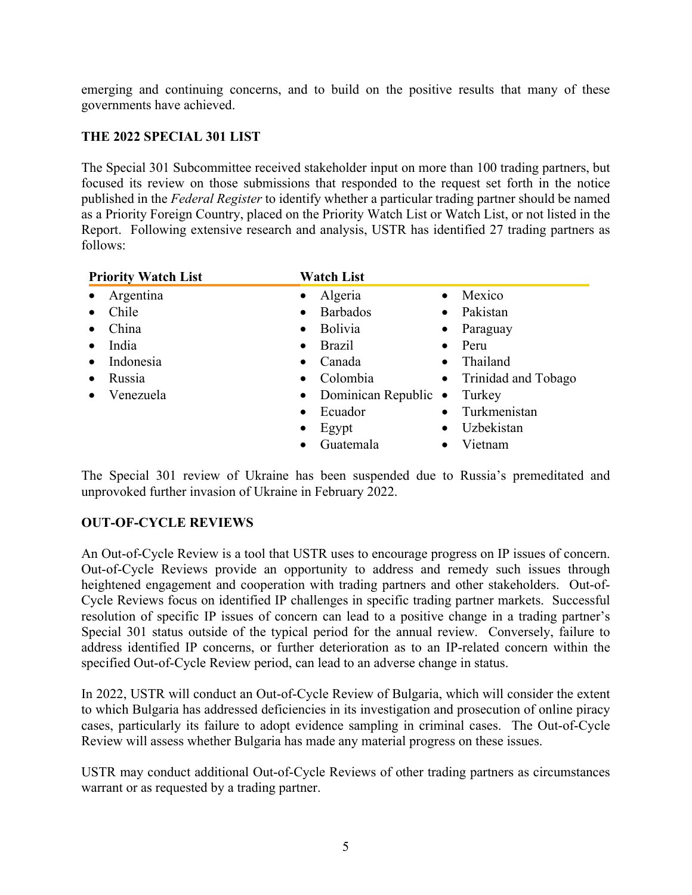emerging and continuing concerns, and to build on the positive results that many of these governments have achieved.

## THE 2022 SPECIAL 301 LIST

The Special 301 Subcommittee received stakeholder input on more than 100 trading partners, but focused its review on those submissions that responded to the request set forth in the notice published in the *Federal Register* to identify whether a particular trading partner should be named as a Priority Foreign Country, placed on the Priority Watch List or Watch List, or not listed in the Report. Following extensive research and analysis, USTR has identified 27 trading partners as follows:

| Priority Watch List | Watch List | |
|---|---|---|
| • Argentina | • Algeria | • Mexico |
| • Chile | • Barbados | • Pakistan |
| • China | • Bolivia | • Paraguay |
| • India | • Brazil | • Peru |
| • Indonesia | • Canada | • Thailand |
| • Russia | • Colombia | • Trinidad and Tobago |
| • Venezuela | • Dominican Republic | • Turkey |
| | • Ecuador | • Turkmenistan |
| | • Egypt | • Uzbekistan |
| | • Guatemala | • Vietnam |

The Special 301 review of Ukraine has been suspended due to Russia's premeditated and unprovoked further invasion of Ukraine in February 2022.

## OUT-OF-CYCLE REVIEWS

An Out-of-Cycle Review is a tool that USTR uses to encourage progress on IP issues of concern. Out-of-Cycle Reviews provide an opportunity to address and remedy such issues through heightened engagement and cooperation with trading partners and other stakeholders. Out-of-Cycle Reviews focus on identified IP challenges in specific trading partner markets. Successful resolution of specific IP issues of concern can lead to a positive change in a trading partner's Special 301 status outside of the typical period for the annual review. Conversely, failure to address identified IP concerns, or further deterioration as to an IP-related concern within the specified Out-of-Cycle Review period, can lead to an adverse change in status.

In 2022, USTR will conduct an Out-of-Cycle Review of Bulgaria, which will consider the extent to which Bulgaria has addressed deficiencies in its investigation and prosecution of online piracy cases, particularly its failure to adopt evidence sampling in criminal cases. The Out-of-Cycle Review will assess whether Bulgaria has made any material progress on these issues.

USTR may conduct additional Out-of-Cycle Reviews of other trading partners as circumstances warrant or as requested by a trading partner.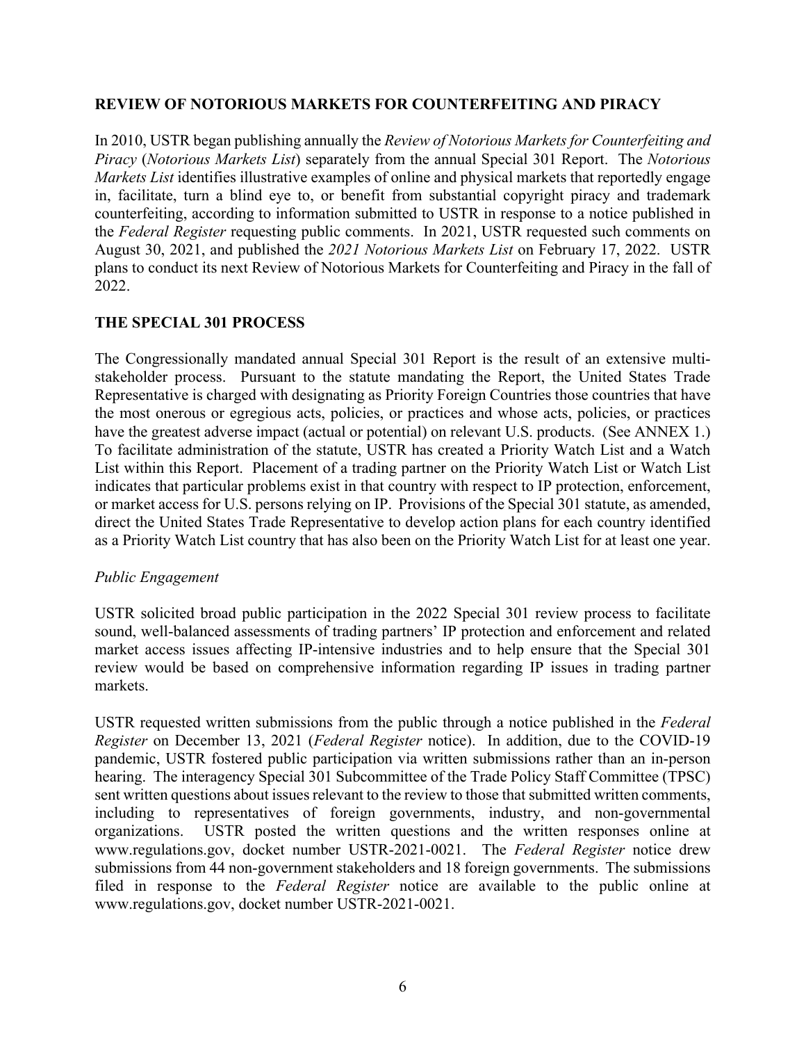## REVIEW OF NOTORIOUS MARKETS FOR COUNTERFEITING AND PIRACY

In 2010, USTR began publishing annually the *Review of Notorious Markets for Counterfeiting and Piracy* (*Notorious Markets List*) separately from the annual Special 301 Report. The *Notorious Markets List* identifies illustrative examples of online and physical markets that reportedly engage in, facilitate, turn a blind eye to, or benefit from substantial copyright piracy and trademark counterfeiting, according to information submitted to USTR in response to a notice published in the *Federal Register* requesting public comments. In 2021, USTR requested such comments on August 30, 2021, and published the *2021 Notorious Markets List* on February 17, 2022. USTR plans to conduct its next Review of Notorious Markets for Counterfeiting and Piracy in the fall of 2022.

## THE SPECIAL 301 PROCESS

The Congressionally mandated annual Special 301 Report is the result of an extensive multi-stakeholder process. Pursuant to the statute mandating the Report, the United States Trade Representative is charged with designating as Priority Foreign Countries those countries that have the most onerous or egregious acts, policies, or practices and whose acts, policies, or practices have the greatest adverse impact (actual or potential) on relevant U.S. products. (See ANNEX 1.) To facilitate administration of the statute, USTR has created a Priority Watch List and a Watch List within this Report. Placement of a trading partner on the Priority Watch List or Watch List indicates that particular problems exist in that country with respect to IP protection, enforcement, or market access for U.S. persons relying on IP. Provisions of the Special 301 statute, as amended, direct the United States Trade Representative to develop action plans for each country identified as a Priority Watch List country that has also been on the Priority Watch List for at least one year.

### *Public Engagement*

USTR solicited broad public participation in the 2022 Special 301 review process to facilitate sound, well-balanced assessments of trading partners' IP protection and enforcement and related market access issues affecting IP-intensive industries and to help ensure that the Special 301 review would be based on comprehensive information regarding IP issues in trading partner markets.

USTR requested written submissions from the public through a notice published in the *Federal Register* on December 13, 2021 (*Federal Register* notice). In addition, due to the COVID-19 pandemic, USTR fostered public participation via written submissions rather than an in-person hearing. The interagency Special 301 Subcommittee of the Trade Policy Staff Committee (TPSC) sent written questions about issues relevant to the review to those that submitted written comments, including to representatives of foreign governments, industry, and non-governmental organizations. USTR posted the written questions and the written responses online at www.regulations.gov, docket number USTR-2021-0021. The *Federal Register* notice drew submissions from 44 non-government stakeholders and 18 foreign governments. The submissions filed in response to the *Federal Register* notice are available to the public online at www.regulations.gov, docket number USTR-2021-0021.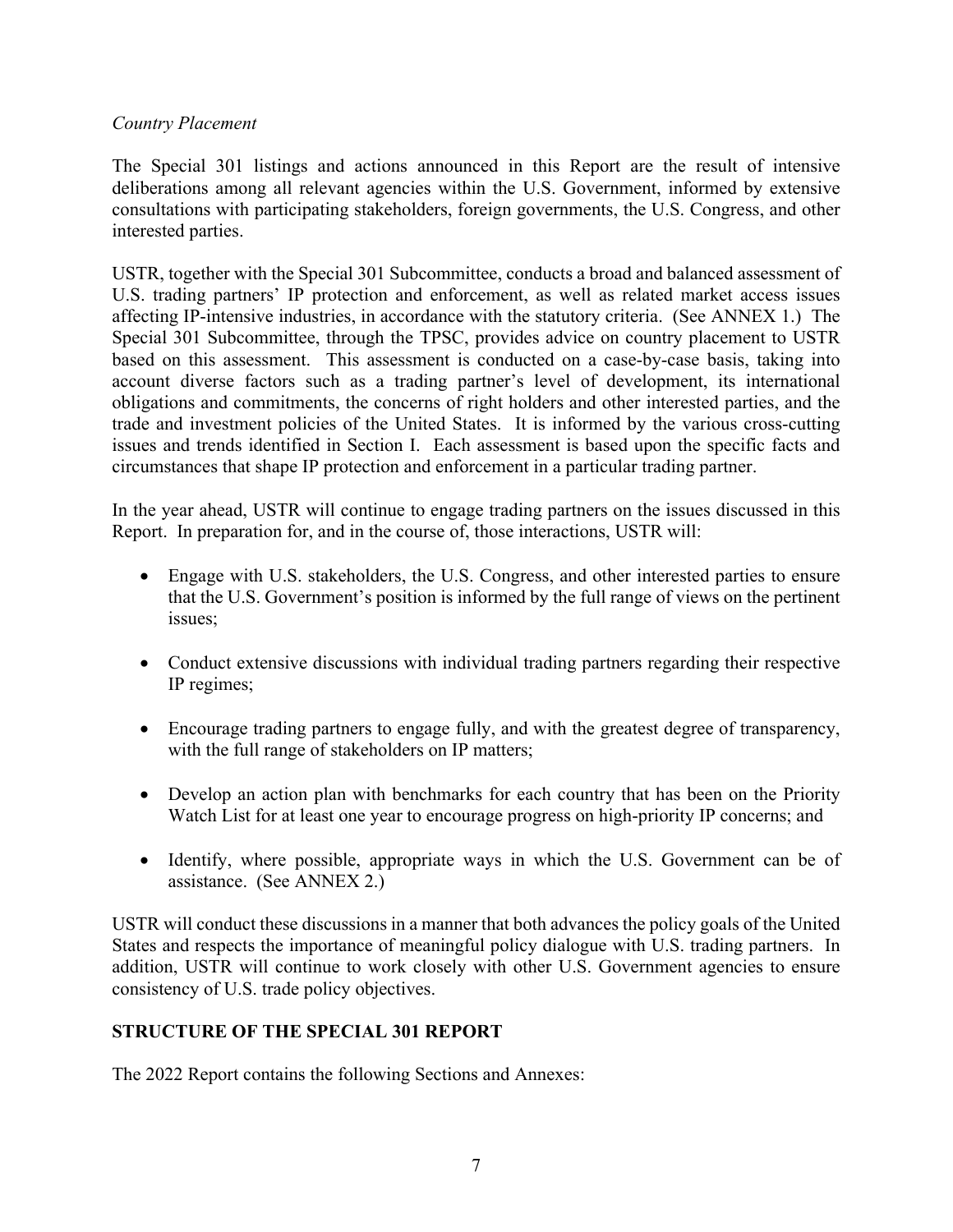*Country Placement*

The Special 301 listings and actions announced in this Report are the result of intensive deliberations among all relevant agencies within the U.S. Government, informed by extensive consultations with participating stakeholders, foreign governments, the U.S. Congress, and other interested parties.

USTR, together with the Special 301 Subcommittee, conducts a broad and balanced assessment of U.S. trading partners' IP protection and enforcement, as well as related market access issues affecting IP-intensive industries, in accordance with the statutory criteria. (See ANNEX 1.) The Special 301 Subcommittee, through the TPSC, provides advice on country placement to USTR based on this assessment. This assessment is conducted on a case-by-case basis, taking into account diverse factors such as a trading partner's level of development, its international obligations and commitments, the concerns of right holders and other interested parties, and the trade and investment policies of the United States. It is informed by the various cross-cutting issues and trends identified in Section I. Each assessment is based upon the specific facts and circumstances that shape IP protection and enforcement in a particular trading partner.

In the year ahead, USTR will continue to engage trading partners on the issues discussed in this Report. In preparation for, and in the course of, those interactions, USTR will:

- Engage with U.S. stakeholders, the U.S. Congress, and other interested parties to ensure that the U.S. Government's position is informed by the full range of views on the pertinent issues;
- Conduct extensive discussions with individual trading partners regarding their respective IP regimes;
- Encourage trading partners to engage fully, and with the greatest degree of transparency, with the full range of stakeholders on IP matters;
- Develop an action plan with benchmarks for each country that has been on the Priority Watch List for at least one year to encourage progress on high-priority IP concerns; and
- Identify, where possible, appropriate ways in which the U.S. Government can be of assistance. (See ANNEX 2.)

USTR will conduct these discussions in a manner that both advances the policy goals of the United States and respects the importance of meaningful policy dialogue with U.S. trading partners. In addition, USTR will continue to work closely with other U.S. Government agencies to ensure consistency of U.S. trade policy objectives.

## STRUCTURE OF THE SPECIAL 301 REPORT

The 2022 Report contains the following Sections and Annexes: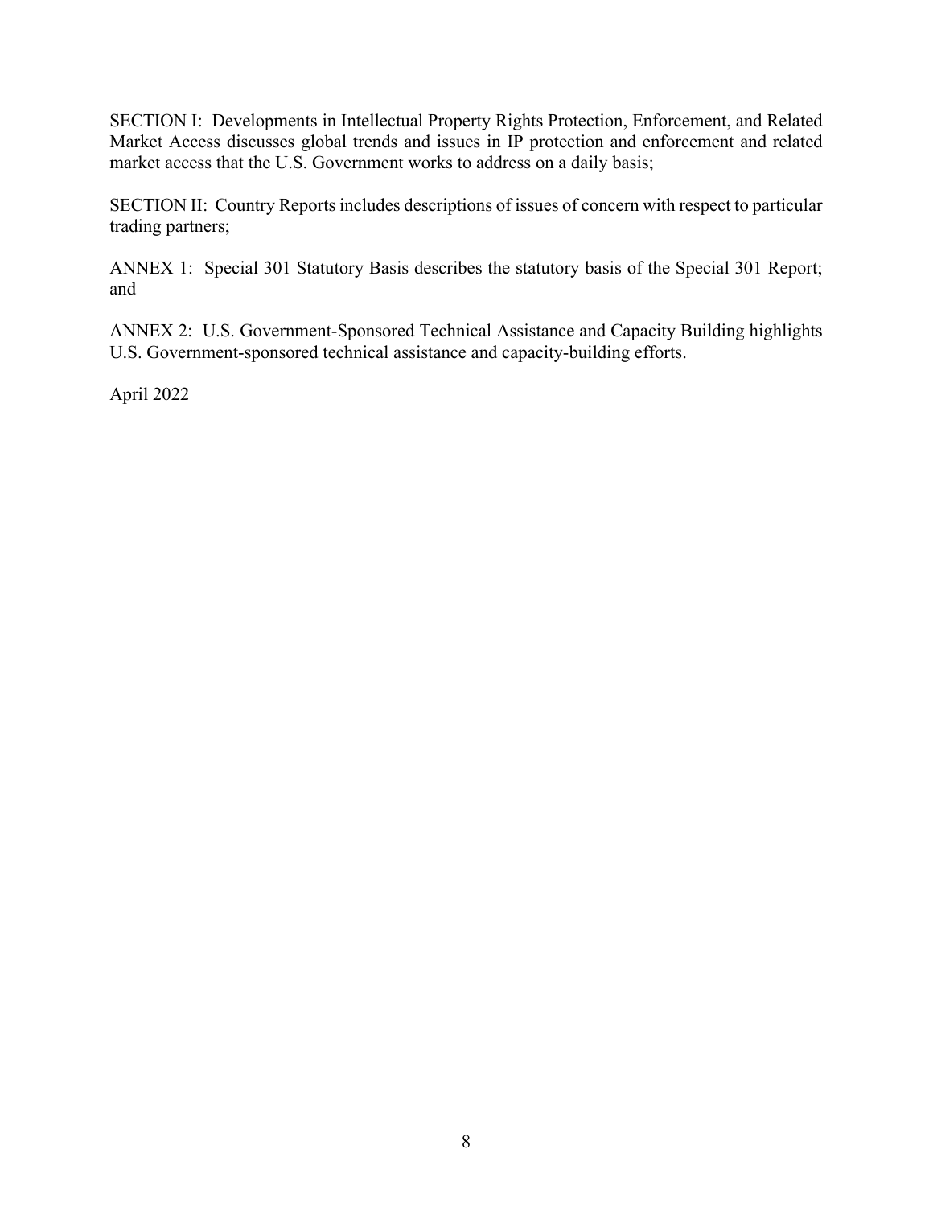SECTION I: Developments in Intellectual Property Rights Protection, Enforcement, and Related Market Access discusses global trends and issues in IP protection and enforcement and related market access that the U.S. Government works to address on a daily basis;

SECTION II: Country Reports includes descriptions of issues of concern with respect to particular trading partners;

ANNEX 1: Special 301 Statutory Basis describes the statutory basis of the Special 301 Report; and

ANNEX 2: U.S. Government-Sponsored Technical Assistance and Capacity Building highlights U.S. Government-sponsored technical assistance and capacity-building efforts.

April 2022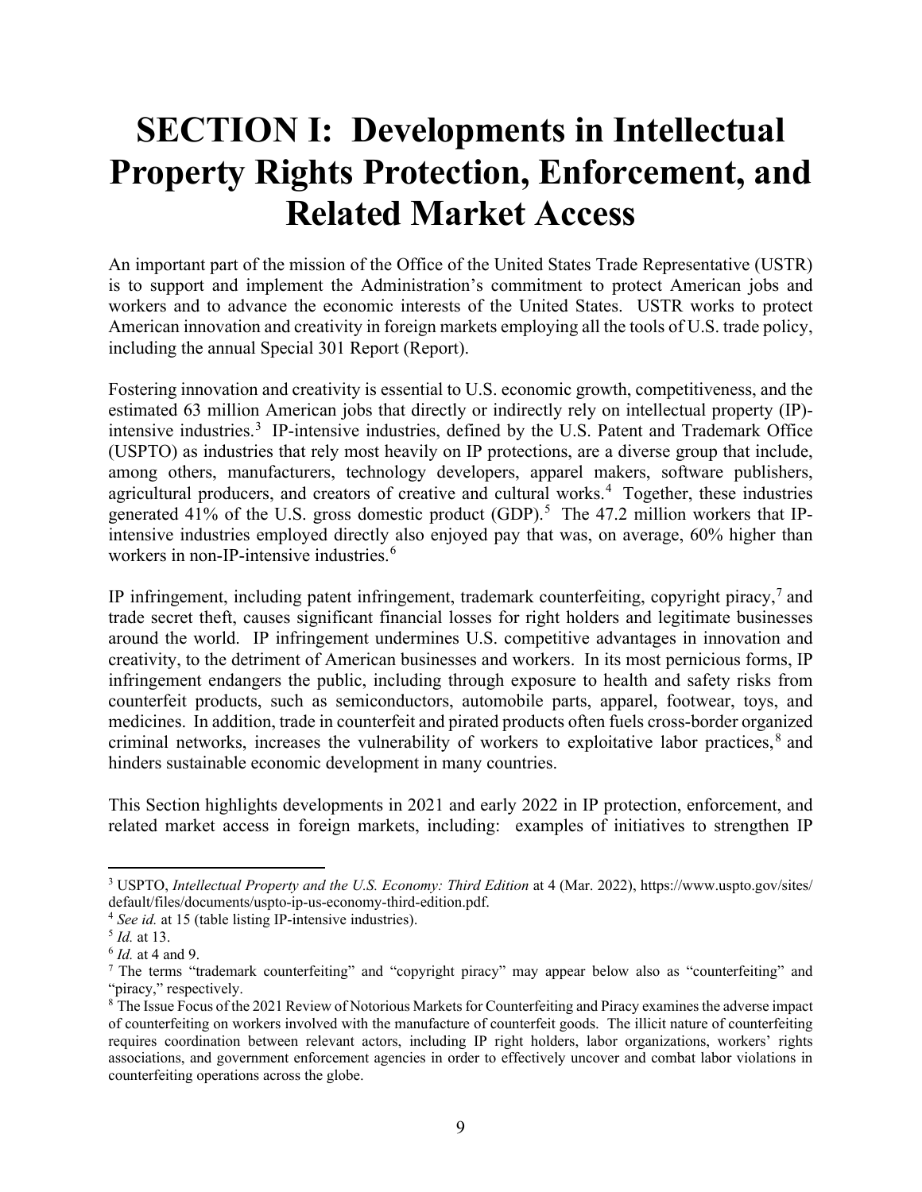# SECTION I: Developments in Intellectual Property Rights Protection, Enforcement, and Related Market Access

An important part of the mission of the Office of the United States Trade Representative (USTR) is to support and implement the Administration's commitment to protect American jobs and workers and to advance the economic interests of the United States. USTR works to protect American innovation and creativity in foreign markets employing all the tools of U.S. trade policy, including the annual Special 301 Report (Report).

Fostering innovation and creativity is essential to U.S. economic growth, competitiveness, and the estimated 63 million American jobs that directly or indirectly rely on intellectual property (IP)-intensive industries.[3] IP-intensive industries, defined by the U.S. Patent and Trademark Office (USPTO) as industries that rely most heavily on IP protections, are a diverse group that include, among others, manufacturers, technology developers, apparel makers, software publishers, agricultural producers, and creators of creative and cultural works.[4] Together, these industries generated 41% of the U.S. gross domestic product (GDP).[5] The 47.2 million workers that IP-intensive industries employed directly also enjoyed pay that was, on average, 60% higher than workers in non-IP-intensive industries.[6]

IP infringement, including patent infringement, trademark counterfeiting, copyright piracy,[7] and trade secret theft, causes significant financial losses for right holders and legitimate businesses around the world. IP infringement undermines U.S. competitive advantages in innovation and creativity, to the detriment of American businesses and workers. In its most pernicious forms, IP infringement endangers the public, including through exposure to health and safety risks from counterfeit products, such as semiconductors, automobile parts, apparel, footwear, toys, and medicines. In addition, trade in counterfeit and pirated products often fuels cross-border organized criminal networks, increases the vulnerability of workers to exploitative labor practices,[8] and hinders sustainable economic development in many countries.

This Section highlights developments in 2021 and early 2022 in IP protection, enforcement, and related market access in foreign markets, including: examples of initiatives to strengthen IP

---

[3] USPTO, *Intellectual Property and the U.S. Economy: Third Edition* at 4 (Mar. 2022), https://www.uspto.gov/sites/default/files/documents/uspto-ip-us-economy-third-edition.pdf.

[4] *See id.* at 15 (table listing IP-intensive industries).

[5] *Id.* at 13.

[6] *Id.* at 4 and 9.

[7] The terms "trademark counterfeiting" and "copyright piracy" may appear below also as "counterfeiting" and "piracy," respectively.

[8] The Issue Focus of the 2021 Review of Notorious Markets for Counterfeiting and Piracy examines the adverse impact of counterfeiting on workers involved with the manufacture of counterfeit goods. The illicit nature of counterfeiting requires coordination between relevant actors, including IP right holders, labor organizations, workers' rights associations, and government enforcement agencies in order to effectively uncover and combat labor violations in counterfeiting operations across the globe.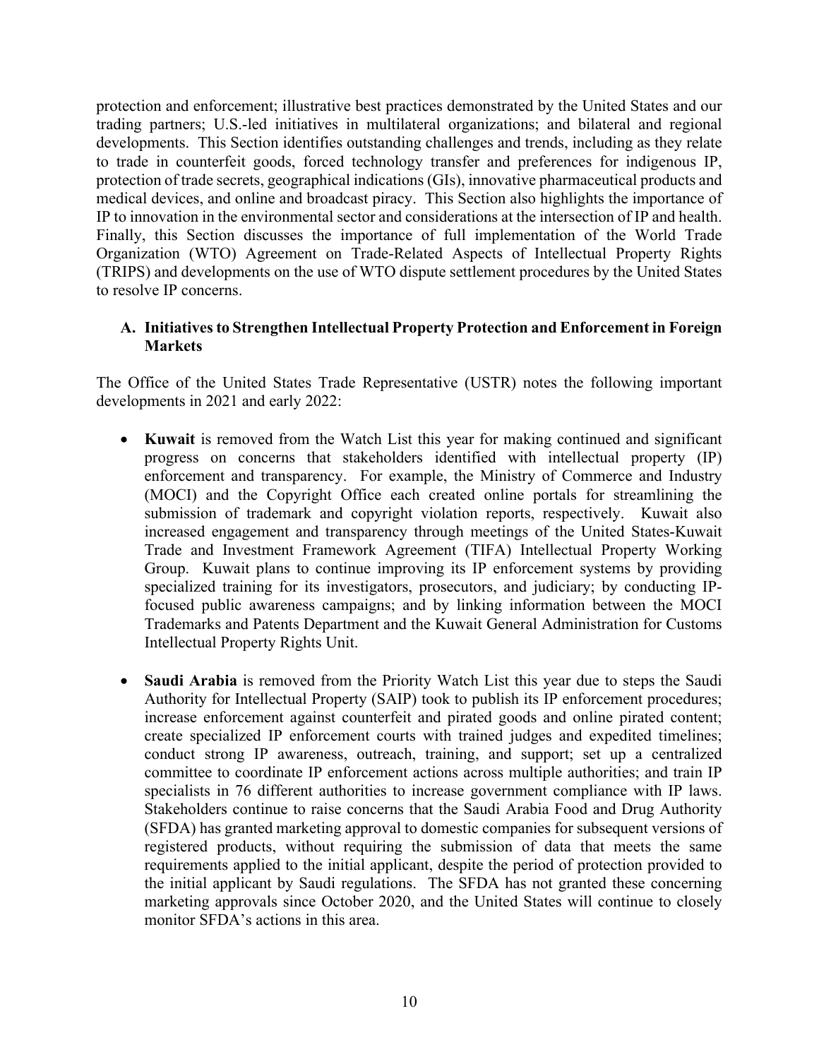protection and enforcement; illustrative best practices demonstrated by the United States and our trading partners; U.S.-led initiatives in multilateral organizations; and bilateral and regional developments. This Section identifies outstanding challenges and trends, including as they relate to trade in counterfeit goods, forced technology transfer and preferences for indigenous IP, protection of trade secrets, geographical indications (GIs), innovative pharmaceutical products and medical devices, and online and broadcast piracy. This Section also highlights the importance of IP to innovation in the environmental sector and considerations at the intersection of IP and health. Finally, this Section discusses the importance of full implementation of the World Trade Organization (WTO) Agreement on Trade-Related Aspects of Intellectual Property Rights (TRIPS) and developments on the use of WTO dispute settlement procedures by the United States to resolve IP concerns.

### A. Initiatives to Strengthen Intellectual Property Protection and Enforcement in Foreign Markets

The Office of the United States Trade Representative (USTR) notes the following important developments in 2021 and early 2022:

- **Kuwait** is removed from the Watch List this year for making continued and significant progress on concerns that stakeholders identified with intellectual property (IP) enforcement and transparency. For example, the Ministry of Commerce and Industry (MOCI) and the Copyright Office each created online portals for streamlining the submission of trademark and copyright violation reports, respectively. Kuwait also increased engagement and transparency through meetings of the United States-Kuwait Trade and Investment Framework Agreement (TIFA) Intellectual Property Working Group. Kuwait plans to continue improving its IP enforcement systems by providing specialized training for its investigators, prosecutors, and judiciary; by conducting IP-focused public awareness campaigns; and by linking information between the MOCI Trademarks and Patents Department and the Kuwait General Administration for Customs Intellectual Property Rights Unit.

- **Saudi Arabia** is removed from the Priority Watch List this year due to steps the Saudi Authority for Intellectual Property (SAIP) took to publish its IP enforcement procedures; increase enforcement against counterfeit and pirated goods and online pirated content; create specialized IP enforcement courts with trained judges and expedited timelines; conduct strong IP awareness, outreach, training, and support; set up a centralized committee to coordinate IP enforcement actions across multiple authorities; and train IP specialists in 76 different authorities to increase government compliance with IP laws. Stakeholders continue to raise concerns that the Saudi Arabia Food and Drug Authority (SFDA) has granted marketing approval to domestic companies for subsequent versions of registered products, without requiring the submission of data that meets the same requirements applied to the initial applicant, despite the period of protection provided to the initial applicant by Saudi regulations. The SFDA has not granted these concerning marketing approvals since October 2020, and the United States will continue to closely monitor SFDA's actions in this area.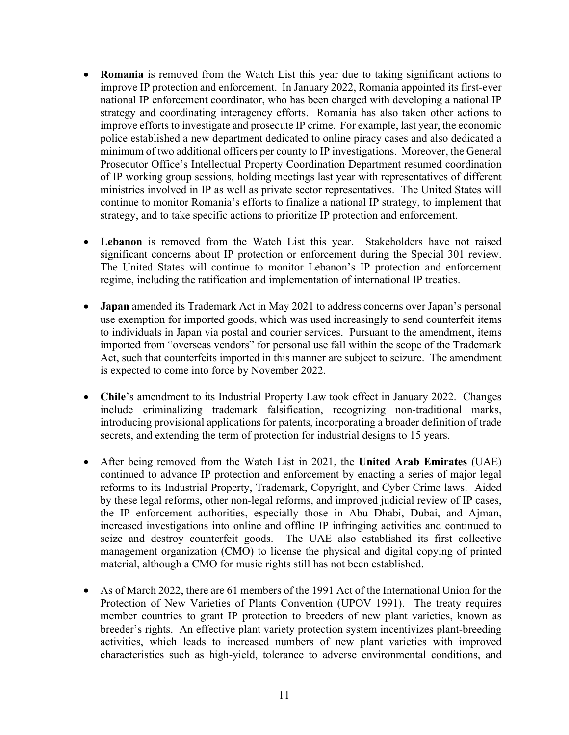- **Romania** is removed from the Watch List this year due to taking significant actions to improve IP protection and enforcement. In January 2022, Romania appointed its first-ever national IP enforcement coordinator, who has been charged with developing a national IP strategy and coordinating interagency efforts. Romania has also taken other actions to improve efforts to investigate and prosecute IP crime. For example, last year, the economic police established a new department dedicated to online piracy cases and also dedicated a minimum of two additional officers per county to IP investigations. Moreover, the General Prosecutor Office's Intellectual Property Coordination Department resumed coordination of IP working group sessions, holding meetings last year with representatives of different ministries involved in IP as well as private sector representatives. The United States will continue to monitor Romania's efforts to finalize a national IP strategy, to implement that strategy, and to take specific actions to prioritize IP protection and enforcement.

- **Lebanon** is removed from the Watch List this year. Stakeholders have not raised significant concerns about IP protection or enforcement during the Special 301 review. The United States will continue to monitor Lebanon's IP protection and enforcement regime, including the ratification and implementation of international IP treaties.

- **Japan** amended its Trademark Act in May 2021 to address concerns over Japan's personal use exemption for imported goods, which was used increasingly to send counterfeit items to individuals in Japan via postal and courier services. Pursuant to the amendment, items imported from "overseas vendors" for personal use fall within the scope of the Trademark Act, such that counterfeits imported in this manner are subject to seizure. The amendment is expected to come into force by November 2022.

- **Chile**'s amendment to its Industrial Property Law took effect in January 2022. Changes include criminalizing trademark falsification, recognizing non-traditional marks, introducing provisional applications for patents, incorporating a broader definition of trade secrets, and extending the term of protection for industrial designs to 15 years.

- After being removed from the Watch List in 2021, the **United Arab Emirates** (UAE) continued to advance IP protection and enforcement by enacting a series of major legal reforms to its Industrial Property, Trademark, Copyright, and Cyber Crime laws. Aided by these legal reforms, other non-legal reforms, and improved judicial review of IP cases, the IP enforcement authorities, especially those in Abu Dhabi, Dubai, and Ajman, increased investigations into online and offline IP infringing activities and continued to seize and destroy counterfeit goods. The UAE also established its first collective management organization (CMO) to license the physical and digital copying of printed material, although a CMO for music rights still has not been established.

- As of March 2022, there are 61 members of the 1991 Act of the International Union for the Protection of New Varieties of Plants Convention (UPOV 1991). The treaty requires member countries to grant IP protection to breeders of new plant varieties, known as breeder's rights. An effective plant variety protection system incentivizes plant-breeding activities, which leads to increased numbers of new plant varieties with improved characteristics such as high-yield, tolerance to adverse environmental conditions, and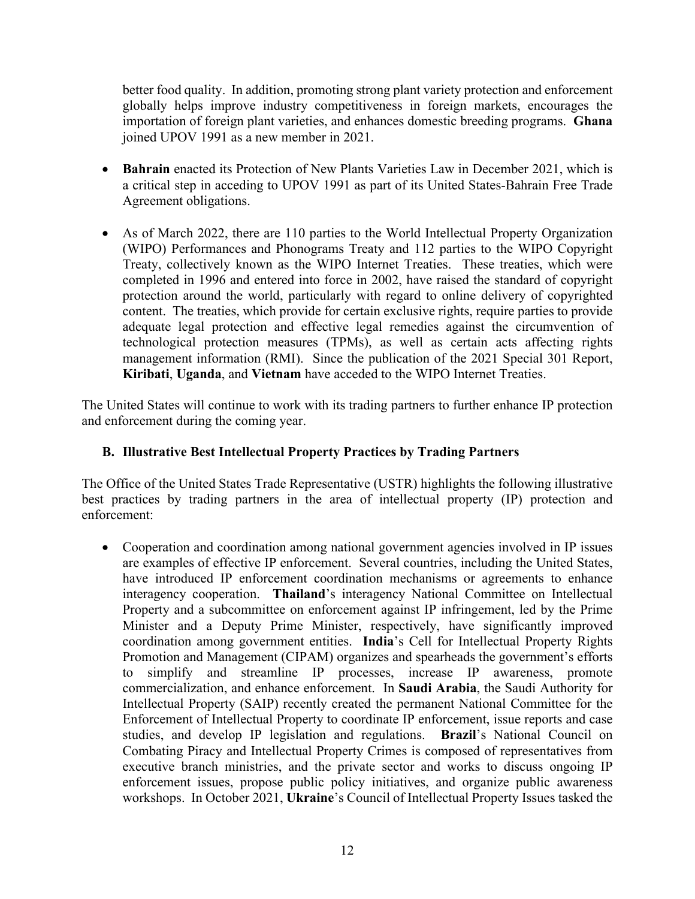better food quality. In addition, promoting strong plant variety protection and enforcement globally helps improve industry competitiveness in foreign markets, encourages the importation of foreign plant varieties, and enhances domestic breeding programs. **Ghana** joined UPOV 1991 as a new member in 2021.

- **Bahrain** enacted its Protection of New Plants Varieties Law in December 2021, which is a critical step in acceding to UPOV 1991 as part of its United States-Bahrain Free Trade Agreement obligations.
- As of March 2022, there are 110 parties to the World Intellectual Property Organization (WIPO) Performances and Phonograms Treaty and 112 parties to the WIPO Copyright Treaty, collectively known as the WIPO Internet Treaties. These treaties, which were completed in 1996 and entered into force in 2002, have raised the standard of copyright protection around the world, particularly with regard to online delivery of copyrighted content. The treaties, which provide for certain exclusive rights, require parties to provide adequate legal protection and effective legal remedies against the circumvention of technological protection measures (TPMs), as well as certain acts affecting rights management information (RMI). Since the publication of the 2021 Special 301 Report, **Kiribati**, **Uganda**, and **Vietnam** have acceded to the WIPO Internet Treaties.

The United States will continue to work with its trading partners to further enhance IP protection and enforcement during the coming year.

### B. Illustrative Best Intellectual Property Practices by Trading Partners

The Office of the United States Trade Representative (USTR) highlights the following illustrative best practices by trading partners in the area of intellectual property (IP) protection and enforcement:

- Cooperation and coordination among national government agencies involved in IP issues are examples of effective IP enforcement. Several countries, including the United States, have introduced IP enforcement coordination mechanisms or agreements to enhance interagency cooperation. **Thailand**'s interagency National Committee on Intellectual Property and a subcommittee on enforcement against IP infringement, led by the Prime Minister and a Deputy Prime Minister, respectively, have significantly improved coordination among government entities. **India**'s Cell for Intellectual Property Rights Promotion and Management (CIPAM) organizes and spearheads the government's efforts to simplify and streamline IP processes, increase IP awareness, promote commercialization, and enhance enforcement. In **Saudi Arabia**, the Saudi Authority for Intellectual Property (SAIP) recently created the permanent National Committee for the Enforcement of Intellectual Property to coordinate IP enforcement, issue reports and case studies, and develop IP legislation and regulations. **Brazil**'s National Council on Combating Piracy and Intellectual Property Crimes is composed of representatives from executive branch ministries, and the private sector and works to discuss ongoing IP enforcement issues, propose public policy initiatives, and organize public awareness workshops. In October 2021, **Ukraine**'s Council of Intellectual Property Issues tasked the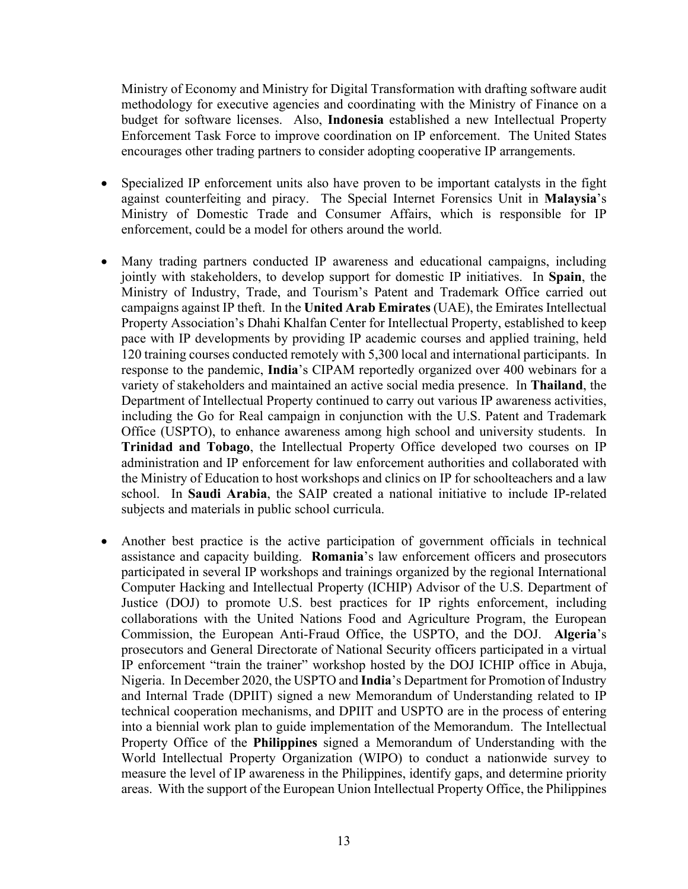Ministry of Economy and Ministry for Digital Transformation with drafting software audit methodology for executive agencies and coordinating with the Ministry of Finance on a budget for software licenses. Also, **Indonesia** established a new Intellectual Property Enforcement Task Force to improve coordination on IP enforcement. The United States encourages other trading partners to consider adopting cooperative IP arrangements.

- Specialized IP enforcement units also have proven to be important catalysts in the fight against counterfeiting and piracy. The Special Internet Forensics Unit in **Malaysia**'s Ministry of Domestic Trade and Consumer Affairs, which is responsible for IP enforcement, could be a model for others around the world.

- Many trading partners conducted IP awareness and educational campaigns, including jointly with stakeholders, to develop support for domestic IP initiatives. In **Spain**, the Ministry of Industry, Trade, and Tourism's Patent and Trademark Office carried out campaigns against IP theft. In the **United Arab Emirates** (UAE), the Emirates Intellectual Property Association's Dhahi Khalfan Center for Intellectual Property, established to keep pace with IP developments by providing IP academic courses and applied training, held 120 training courses conducted remotely with 5,300 local and international participants. In response to the pandemic, **India**'s CIPAM reportedly organized over 400 webinars for a variety of stakeholders and maintained an active social media presence. In **Thailand**, the Department of Intellectual Property continued to carry out various IP awareness activities, including the Go for Real campaign in conjunction with the U.S. Patent and Trademark Office (USPTO), to enhance awareness among high school and university students. In **Trinidad and Tobago**, the Intellectual Property Office developed two courses on IP administration and IP enforcement for law enforcement authorities and collaborated with the Ministry of Education to host workshops and clinics on IP for schoolteachers and a law school. In **Saudi Arabia**, the SAIP created a national initiative to include IP-related subjects and materials in public school curricula.

- Another best practice is the active participation of government officials in technical assistance and capacity building. **Romania**'s law enforcement officers and prosecutors participated in several IP workshops and trainings organized by the regional International Computer Hacking and Intellectual Property (ICHIP) Advisor of the U.S. Department of Justice (DOJ) to promote U.S. best practices for IP rights enforcement, including collaborations with the United Nations Food and Agriculture Program, the European Commission, the European Anti-Fraud Office, the USPTO, and the DOJ. **Algeria**'s prosecutors and General Directorate of National Security officers participated in a virtual IP enforcement "train the trainer" workshop hosted by the DOJ ICHIP office in Abuja, Nigeria. In December 2020, the USPTO and **India**'s Department for Promotion of Industry and Internal Trade (DPIIT) signed a new Memorandum of Understanding related to IP technical cooperation mechanisms, and DPIIT and USPTO are in the process of entering into a biennial work plan to guide implementation of the Memorandum. The Intellectual Property Office of the **Philippines** signed a Memorandum of Understanding with the World Intellectual Property Organization (WIPO) to conduct a nationwide survey to measure the level of IP awareness in the Philippines, identify gaps, and determine priority areas. With the support of the European Union Intellectual Property Office, the Philippines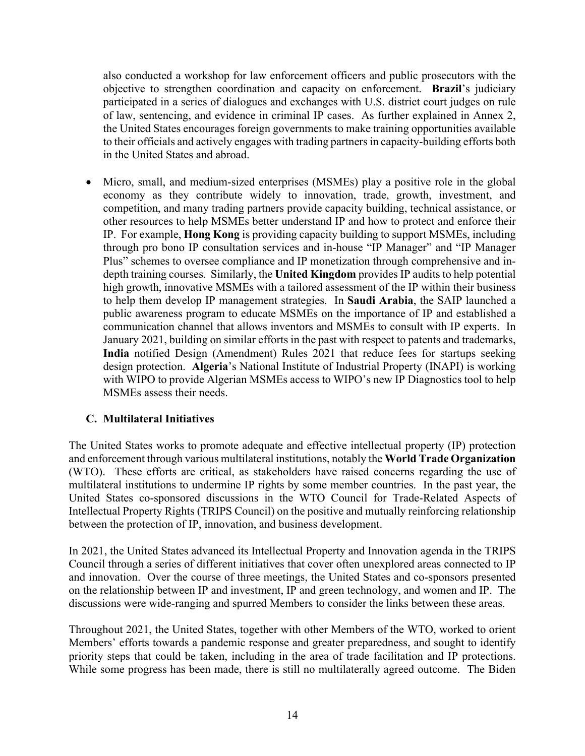also conducted a workshop for law enforcement officers and public prosecutors with the objective to strengthen coordination and capacity on enforcement. **Brazil**'s judiciary participated in a series of dialogues and exchanges with U.S. district court judges on rule of law, sentencing, and evidence in criminal IP cases. As further explained in Annex 2, the United States encourages foreign governments to make training opportunities available to their officials and actively engages with trading partners in capacity-building efforts both in the United States and abroad.

- Micro, small, and medium-sized enterprises (MSMEs) play a positive role in the global economy as they contribute widely to innovation, trade, growth, investment, and competition, and many trading partners provide capacity building, technical assistance, or other resources to help MSMEs better understand IP and how to protect and enforce their IP. For example, **Hong Kong** is providing capacity building to support MSMEs, including through pro bono IP consultation services and in-house "IP Manager" and "IP Manager Plus" schemes to oversee compliance and IP monetization through comprehensive and in-depth training courses. Similarly, the **United Kingdom** provides IP audits to help potential high growth, innovative MSMEs with a tailored assessment of the IP within their business to help them develop IP management strategies. In **Saudi Arabia**, the SAIP launched a public awareness program to educate MSMEs on the importance of IP and established a communication channel that allows inventors and MSMEs to consult with IP experts. In January 2021, building on similar efforts in the past with respect to patents and trademarks, **India** notified Design (Amendment) Rules 2021 that reduce fees for startups seeking design protection. **Algeria**'s National Institute of Industrial Property (INAPI) is working with WIPO to provide Algerian MSMEs access to WIPO's new IP Diagnostics tool to help MSMEs assess their needs.

### C. Multilateral Initiatives

The United States works to promote adequate and effective intellectual property (IP) protection and enforcement through various multilateral institutions, notably the **World Trade Organization** (WTO). These efforts are critical, as stakeholders have raised concerns regarding the use of multilateral institutions to undermine IP rights by some member countries. In the past year, the United States co-sponsored discussions in the WTO Council for Trade-Related Aspects of Intellectual Property Rights (TRIPS Council) on the positive and mutually reinforcing relationship between the protection of IP, innovation, and business development.

In 2021, the United States advanced its Intellectual Property and Innovation agenda in the TRIPS Council through a series of different initiatives that cover often unexplored areas connected to IP and innovation. Over the course of three meetings, the United States and co-sponsors presented on the relationship between IP and investment, IP and green technology, and women and IP. The discussions were wide-ranging and spurred Members to consider the links between these areas.

Throughout 2021, the United States, together with other Members of the WTO, worked to orient Members' efforts towards a pandemic response and greater preparedness, and sought to identify priority steps that could be taken, including in the area of trade facilitation and IP protections. While some progress has been made, there is still no multilaterally agreed outcome. The Biden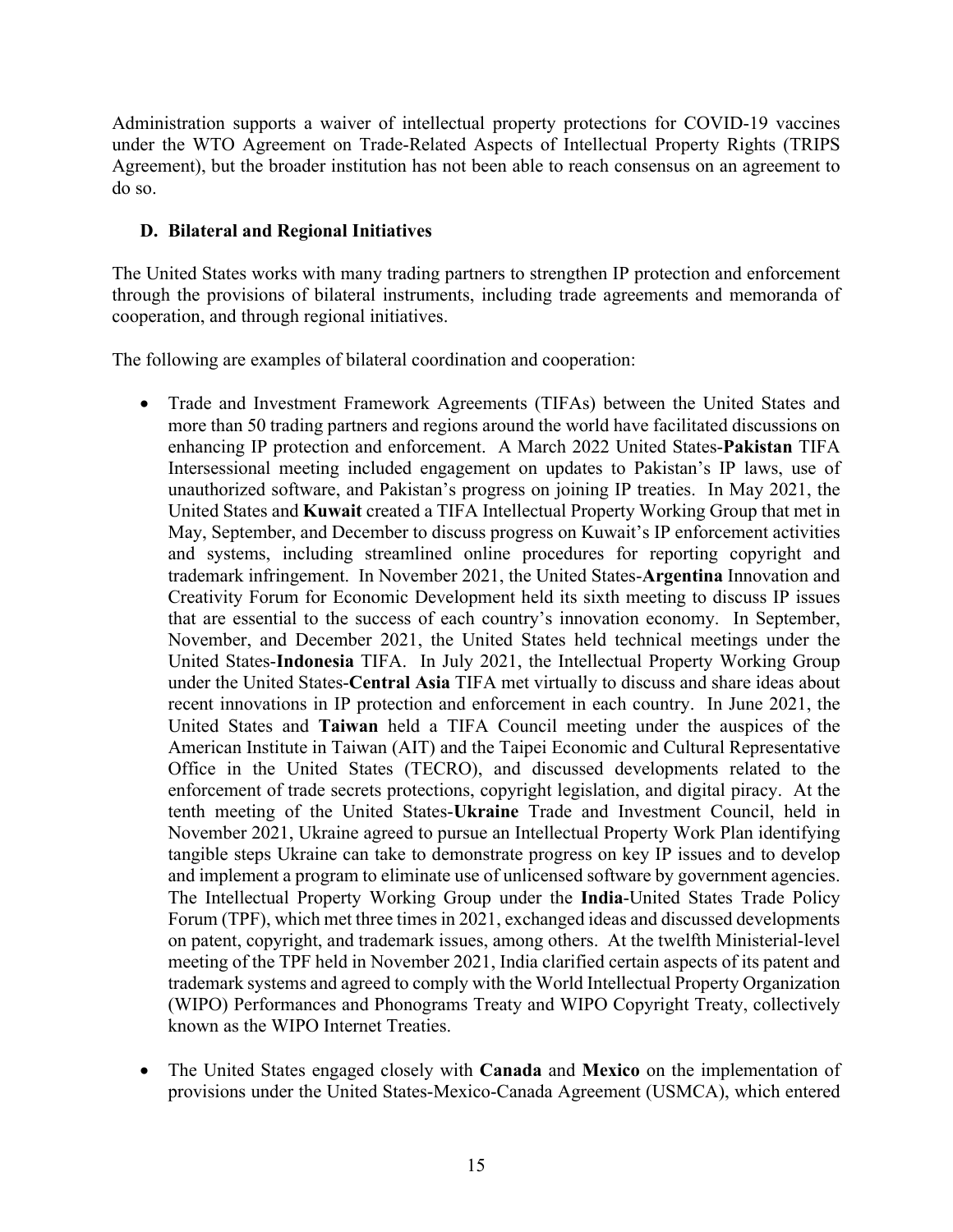Administration supports a waiver of intellectual property protections for COVID-19 vaccines under the WTO Agreement on Trade-Related Aspects of Intellectual Property Rights (TRIPS Agreement), but the broader institution has not been able to reach consensus on an agreement to do so.

### D. Bilateral and Regional Initiatives

The United States works with many trading partners to strengthen IP protection and enforcement through the provisions of bilateral instruments, including trade agreements and memoranda of cooperation, and through regional initiatives.

The following are examples of bilateral coordination and cooperation:

- Trade and Investment Framework Agreements (TIFAs) between the United States and more than 50 trading partners and regions around the world have facilitated discussions on enhancing IP protection and enforcement. A March 2022 United States-**Pakistan** TIFA Intersessional meeting included engagement on updates to Pakistan's IP laws, use of unauthorized software, and Pakistan's progress on joining IP treaties. In May 2021, the United States and **Kuwait** created a TIFA Intellectual Property Working Group that met in May, September, and December to discuss progress on Kuwait's IP enforcement activities and systems, including streamlined online procedures for reporting copyright and trademark infringement. In November 2021, the United States-**Argentina** Innovation and Creativity Forum for Economic Development held its sixth meeting to discuss IP issues that are essential to the success of each country's innovation economy. In September, November, and December 2021, the United States held technical meetings under the United States-**Indonesia** TIFA. In July 2021, the Intellectual Property Working Group under the United States-**Central Asia** TIFA met virtually to discuss and share ideas about recent innovations in IP protection and enforcement in each country. In June 2021, the United States and **Taiwan** held a TIFA Council meeting under the auspices of the American Institute in Taiwan (AIT) and the Taipei Economic and Cultural Representative Office in the United States (TECRO), and discussed developments related to the enforcement of trade secrets protections, copyright legislation, and digital piracy. At the tenth meeting of the United States-**Ukraine** Trade and Investment Council, held in November 2021, Ukraine agreed to pursue an Intellectual Property Work Plan identifying tangible steps Ukraine can take to demonstrate progress on key IP issues and to develop and implement a program to eliminate use of unlicensed software by government agencies. The Intellectual Property Working Group under the **India**-United States Trade Policy Forum (TPF), which met three times in 2021, exchanged ideas and discussed developments on patent, copyright, and trademark issues, among others. At the twelfth Ministerial-level meeting of the TPF held in November 2021, India clarified certain aspects of its patent and trademark systems and agreed to comply with the World Intellectual Property Organization (WIPO) Performances and Phonograms Treaty and WIPO Copyright Treaty, collectively known as the WIPO Internet Treaties.

- The United States engaged closely with **Canada** and **Mexico** on the implementation of provisions under the United States-Mexico-Canada Agreement (USMCA), which entered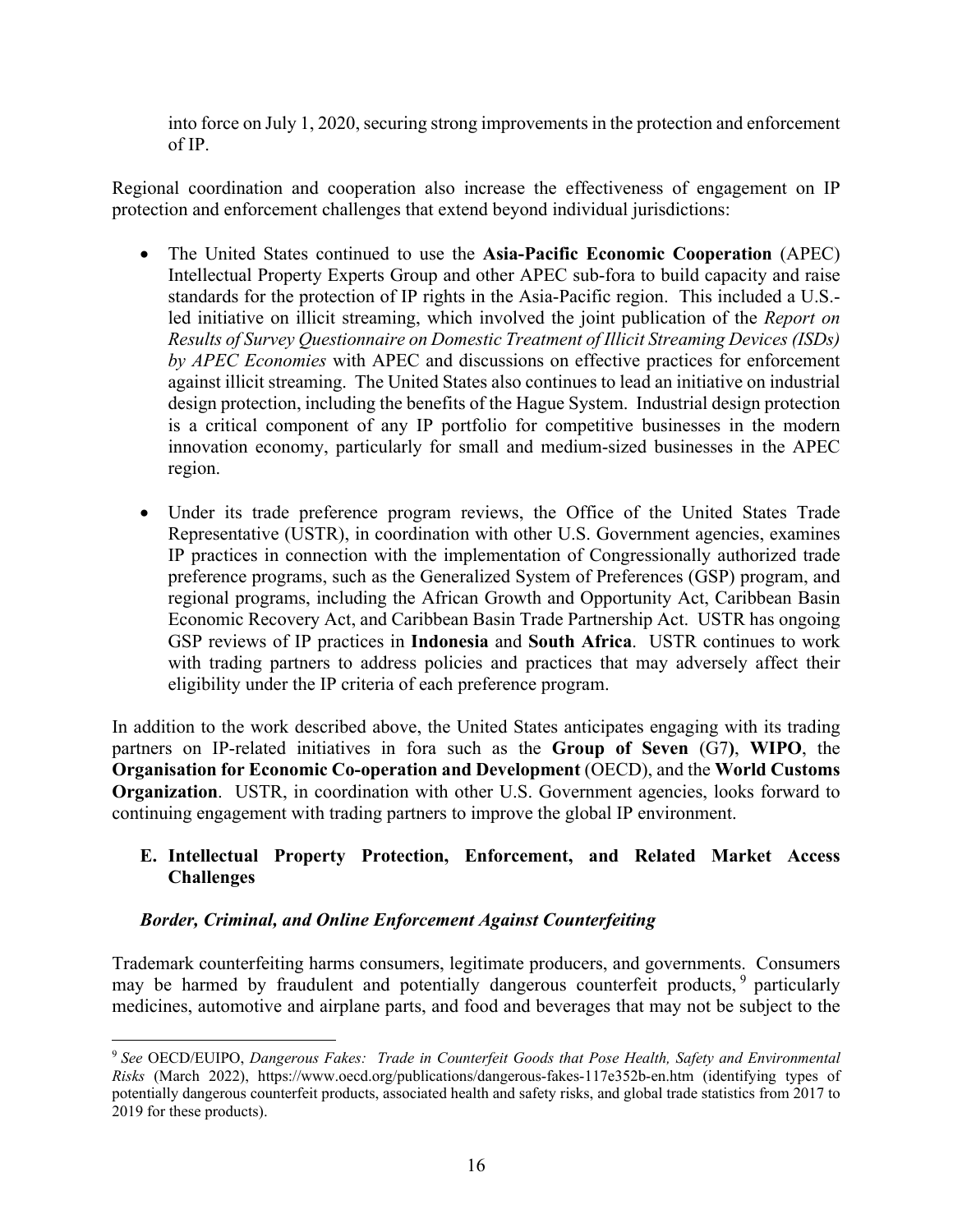into force on July 1, 2020, securing strong improvements in the protection and enforcement of IP.

Regional coordination and cooperation also increase the effectiveness of engagement on IP protection and enforcement challenges that extend beyond individual jurisdictions:

- The United States continued to use the **Asia-Pacific Economic Cooperation** (APEC) Intellectual Property Experts Group and other APEC sub-fora to build capacity and raise standards for the protection of IP rights in the Asia-Pacific region. This included a U.S.-led initiative on illicit streaming, which involved the joint publication of the *Report on Results of Survey Questionnaire on Domestic Treatment of Illicit Streaming Devices (ISDs) by APEC Economies* with APEC and discussions on effective practices for enforcement against illicit streaming. The United States also continues to lead an initiative on industrial design protection, including the benefits of the Hague System. Industrial design protection is a critical component of any IP portfolio for competitive businesses in the modern innovation economy, particularly for small and medium-sized businesses in the APEC region.

- Under its trade preference program reviews, the Office of the United States Trade Representative (USTR), in coordination with other U.S. Government agencies, examines IP practices in connection with the implementation of Congressionally authorized trade preference programs, such as the Generalized System of Preferences (GSP) program, and regional programs, including the African Growth and Opportunity Act, Caribbean Basin Economic Recovery Act, and Caribbean Basin Trade Partnership Act. USTR has ongoing GSP reviews of IP practices in **Indonesia** and **South Africa**. USTR continues to work with trading partners to address policies and practices that may adversely affect their eligibility under the IP criteria of each preference program.

In addition to the work described above, the United States anticipates engaging with its trading partners on IP-related initiatives in fora such as the **Group of Seven** (G7**)**, **WIPO**, the **Organisation for Economic Co-operation and Development** (OECD), and the **World Customs Organization**. USTR, in coordination with other U.S. Government agencies, looks forward to continuing engagement with trading partners to improve the global IP environment.

## E. Intellectual Property Protection, Enforcement, and Related Market Access Challenges

### *Border, Criminal, and Online Enforcement Against Counterfeiting*

Trademark counterfeiting harms consumers, legitimate producers, and governments. Consumers may be harmed by fraudulent and potentially dangerous counterfeit products,[9] particularly medicines, automotive and airplane parts, and food and beverages that may not be subject to the

---

[9] *See* OECD/EUIPO, *Dangerous Fakes: Trade in Counterfeit Goods that Pose Health, Safety and Environmental Risks* (March 2022), https://www.oecd.org/publications/dangerous-fakes-117e352b-en.htm (identifying types of potentially dangerous counterfeit products, associated health and safety risks, and global trade statistics from 2017 to 2019 for these products).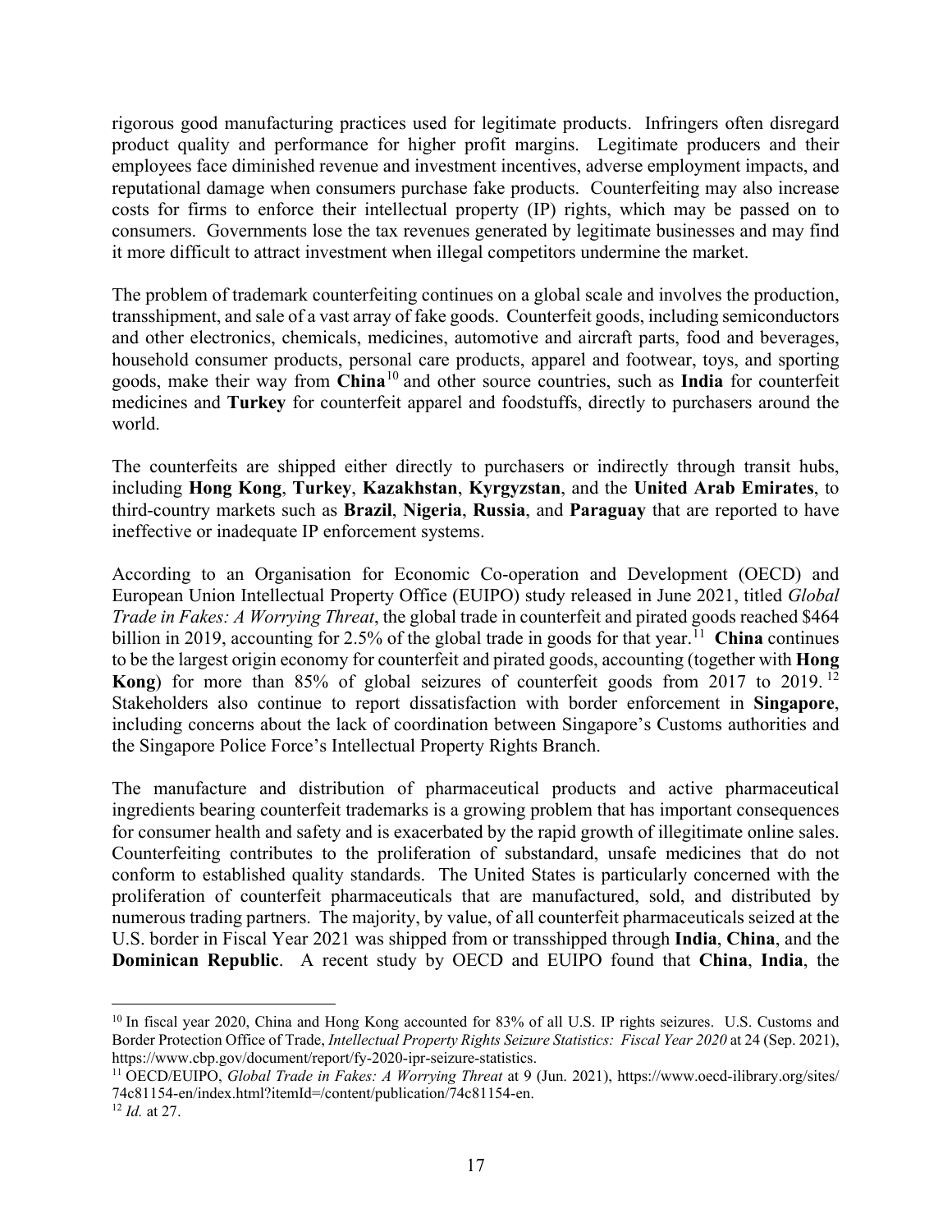rigorous good manufacturing practices used for legitimate products. Infringers often disregard product quality and performance for higher profit margins. Legitimate producers and their employees face diminished revenue and investment incentives, adverse employment impacts, and reputational damage when consumers purchase fake products. Counterfeiting may also increase costs for firms to enforce their intellectual property (IP) rights, which may be passed on to consumers. Governments lose the tax revenues generated by legitimate businesses and may find it more difficult to attract investment when illegal competitors undermine the market.

The problem of trademark counterfeiting continues on a global scale and involves the production, transshipment, and sale of a vast array of fake goods. Counterfeit goods, including semiconductors and other electronics, chemicals, medicines, automotive and aircraft parts, food and beverages, household consumer products, personal care products, apparel and footwear, toys, and sporting goods, make their way from **China**[10] and other source countries, such as **India** for counterfeit medicines and **Turkey** for counterfeit apparel and foodstuffs, directly to purchasers around the world.

The counterfeits are shipped either directly to purchasers or indirectly through transit hubs, including **Hong Kong**, **Turkey**, **Kazakhstan**, **Kyrgyzstan**, and the **United Arab Emirates**, to third-country markets such as **Brazil**, **Nigeria**, **Russia**, and **Paraguay** that are reported to have ineffective or inadequate IP enforcement systems.

According to an Organisation for Economic Co-operation and Development (OECD) and European Union Intellectual Property Office (EUIPO) study released in June 2021, titled *Global Trade in Fakes: A Worrying Threat*, the global trade in counterfeit and pirated goods reached $464 billion in 2019, accounting for 2.5% of the global trade in goods for that year.[11] **China** continues to be the largest origin economy for counterfeit and pirated goods, accounting (together with **Hong Kong**) for more than 85% of global seizures of counterfeit goods from 2017 to 2019.[12] Stakeholders also continue to report dissatisfaction with border enforcement in **Singapore**, including concerns about the lack of coordination between Singapore's Customs authorities and the Singapore Police Force's Intellectual Property Rights Branch.

The manufacture and distribution of pharmaceutical products and active pharmaceutical ingredients bearing counterfeit trademarks is a growing problem that has important consequences for consumer health and safety and is exacerbated by the rapid growth of illegitimate online sales. Counterfeiting contributes to the proliferation of substandard, unsafe medicines that do not conform to established quality standards. The United States is particularly concerned with the proliferation of counterfeit pharmaceuticals that are manufactured, sold, and distributed by numerous trading partners. The majority, by value, of all counterfeit pharmaceuticals seized at the U.S. border in Fiscal Year 2021 was shipped from or transshipped through **India**, **China**, and the **Dominican Republic**. A recent study by OECD and EUIPO found that **China**, **India**, the

---

[10] In fiscal year 2020, China and Hong Kong accounted for 83% of all U.S. IP rights seizures. U.S. Customs and Border Protection Office of Trade, *Intellectual Property Rights Seizure Statistics: Fiscal Year 2020* at 24 (Sep. 2021), https://www.cbp.gov/document/report/fy-2020-ipr-seizure-statistics.

[11] OECD/EUIPO, *Global Trade in Fakes: A Worrying Threat* at 9 (Jun. 2021), https://www.oecd-ilibrary.org/sites/74c81154-en/index.html?itemId=/content/publication/74c81154-en.

[12] *Id.* at 27.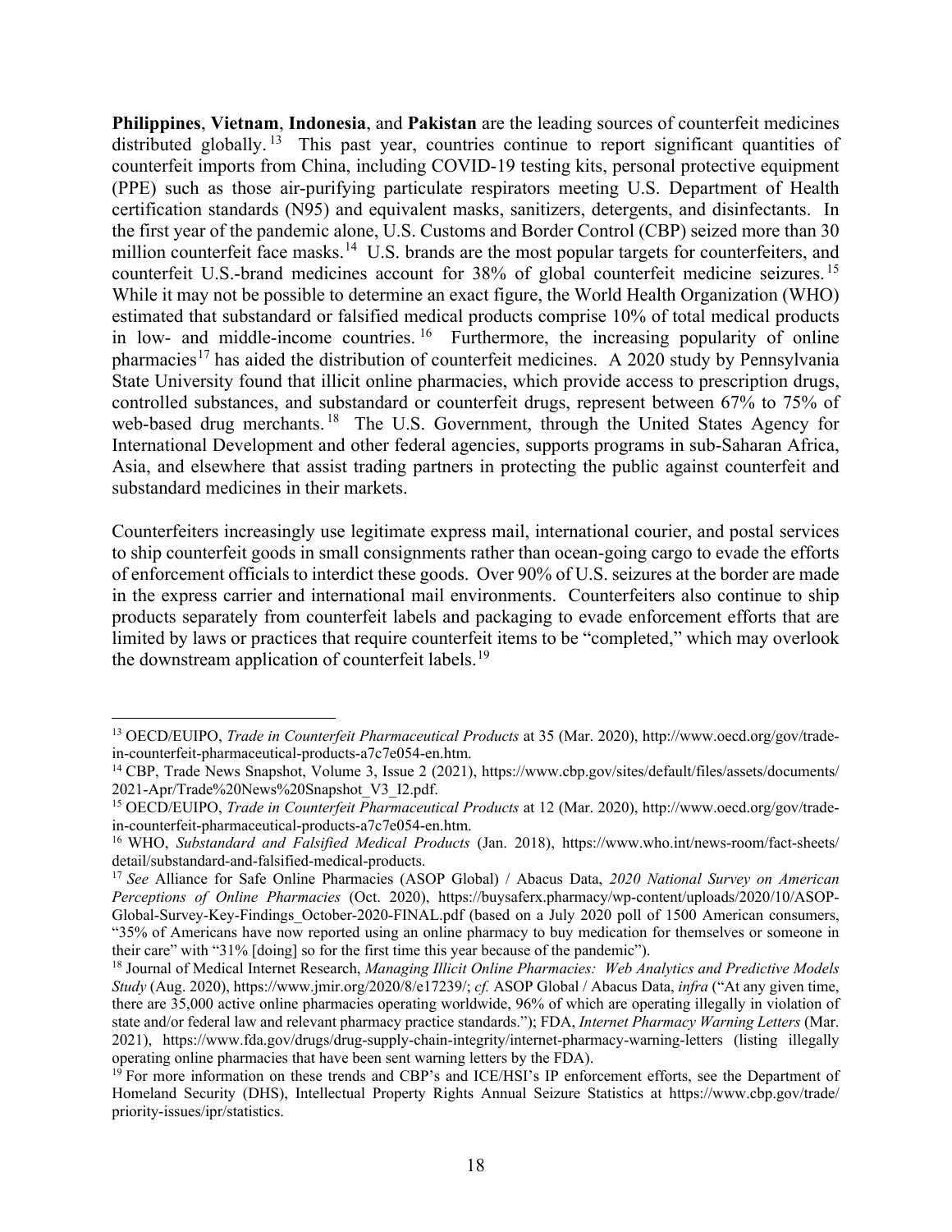**Philippines**, **Vietnam**, **Indonesia**, and **Pakistan** are the leading sources of counterfeit medicines distributed globally.[13] This past year, countries continue to report significant quantities of counterfeit imports from China, including COVID-19 testing kits, personal protective equipment (PPE) such as those air-purifying particulate respirators meeting U.S. Department of Health certification standards (N95) and equivalent masks, sanitizers, detergents, and disinfectants. In the first year of the pandemic alone, U.S. Customs and Border Control (CBP) seized more than 30 million counterfeit face masks.[14] U.S. brands are the most popular targets for counterfeiters, and counterfeit U.S.-brand medicines account for 38% of global counterfeit medicine seizures.[15] While it may not be possible to determine an exact figure, the World Health Organization (WHO) estimated that substandard or falsified medical products comprise 10% of total medical products in low- and middle-income countries.[16] Furthermore, the increasing popularity of online pharmacies[17] has aided the distribution of counterfeit medicines. A 2020 study by Pennsylvania State University found that illicit online pharmacies, which provide access to prescription drugs, controlled substances, and substandard or counterfeit drugs, represent between 67% to 75% of web-based drug merchants.[18] The U.S. Government, through the United States Agency for International Development and other federal agencies, supports programs in sub-Saharan Africa, Asia, and elsewhere that assist trading partners in protecting the public against counterfeit and substandard medicines in their markets.

Counterfeiters increasingly use legitimate express mail, international courier, and postal services to ship counterfeit goods in small consignments rather than ocean-going cargo to evade the efforts of enforcement officials to interdict these goods. Over 90% of U.S. seizures at the border are made in the express carrier and international mail environments. Counterfeiters also continue to ship products separately from counterfeit labels and packaging to evade enforcement efforts that are limited by laws or practices that require counterfeit items to be "completed," which may overlook the downstream application of counterfeit labels.[19]

---

[13] OECD/EUIPO, *Trade in Counterfeit Pharmaceutical Products* at 35 (Mar. 2020), http://www.oecd.org/gov/trade-in-counterfeit-pharmaceutical-products-a7c7e054-en.htm.

[14] CBP, Trade News Snapshot, Volume 3, Issue 2 (2021), https://www.cbp.gov/sites/default/files/assets/documents/2021-Apr/Trade%20News%20Snapshot_V3_I2.pdf.

[15] OECD/EUIPO, *Trade in Counterfeit Pharmaceutical Products* at 12 (Mar. 2020), http://www.oecd.org/gov/trade-in-counterfeit-pharmaceutical-products-a7c7e054-en.htm.

[16] WHO, *Substandard and Falsified Medical Products* (Jan. 2018), https://www.who.int/news-room/fact-sheets/detail/substandard-and-falsified-medical-products.

[17] *See* Alliance for Safe Online Pharmacies (ASOP Global) / Abacus Data, *2020 National Survey on American Perceptions of Online Pharmacies* (Oct. 2020), https://buysaferx.pharmacy/wp-content/uploads/2020/10/ASOP-Global-Survey-Key-Findings_October-2020-FINAL.pdf (based on a July 2020 poll of 1500 American consumers, "35% of Americans have now reported using an online pharmacy to buy medication for themselves or someone in their care" with "31% [doing] so for the first time this year because of the pandemic").

[18] Journal of Medical Internet Research, *Managing Illicit Online Pharmacies: Web Analytics and Predictive Models Study* (Aug. 2020), https://www.jmir.org/2020/8/e17239/; *cf.* ASOP Global / Abacus Data, *infra* ("At any given time, there are 35,000 active online pharmacies operating worldwide, 96% of which are operating illegally in violation of state and/or federal law and relevant pharmacy practice standards."); FDA, *Internet Pharmacy Warning Letters* (Mar. 2021), https://www.fda.gov/drugs/drug-supply-chain-integrity/internet-pharmacy-warning-letters (listing illegally operating online pharmacies that have been sent warning letters by the FDA).

[19] For more information on these trends and CBP's and ICE/HSI's IP enforcement efforts, see the Department of Homeland Security (DHS), Intellectual Property Rights Annual Seizure Statistics at https://www.cbp.gov/trade/priority-issues/ipr/statistics.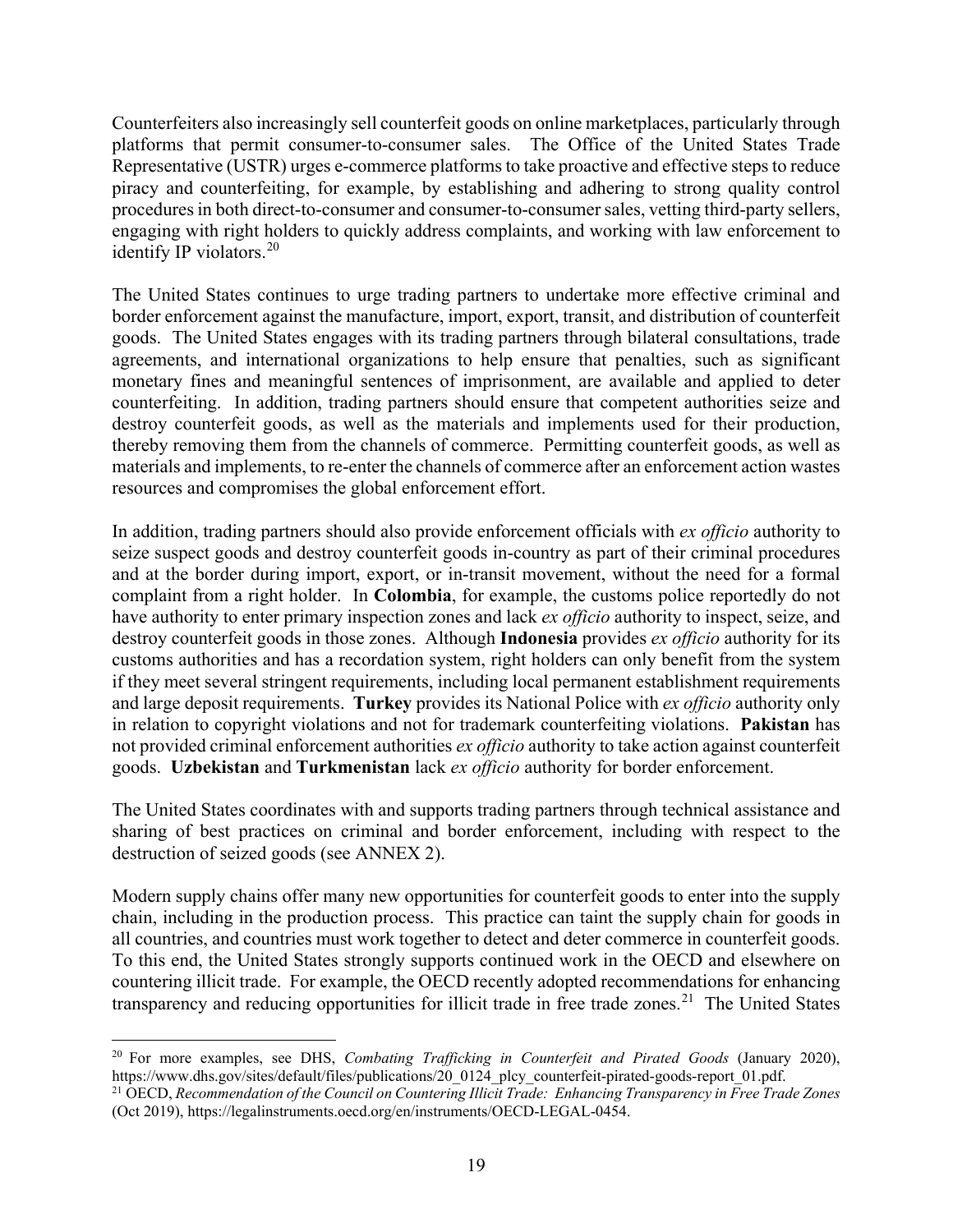Counterfeiters also increasingly sell counterfeit goods on online marketplaces, particularly through platforms that permit consumer-to-consumer sales. The Office of the United States Trade Representative (USTR) urges e-commerce platforms to take proactive and effective steps to reduce piracy and counterfeiting, for example, by establishing and adhering to strong quality control procedures in both direct-to-consumer and consumer-to-consumer sales, vetting third-party sellers, engaging with right holders to quickly address complaints, and working with law enforcement to identify IP violators.[20]

The United States continues to urge trading partners to undertake more effective criminal and border enforcement against the manufacture, import, export, transit, and distribution of counterfeit goods. The United States engages with its trading partners through bilateral consultations, trade agreements, and international organizations to help ensure that penalties, such as significant monetary fines and meaningful sentences of imprisonment, are available and applied to deter counterfeiting. In addition, trading partners should ensure that competent authorities seize and destroy counterfeit goods, as well as the materials and implements used for their production, thereby removing them from the channels of commerce. Permitting counterfeit goods, as well as materials and implements, to re-enter the channels of commerce after an enforcement action wastes resources and compromises the global enforcement effort.

In addition, trading partners should also provide enforcement officials with *ex officio* authority to seize suspect goods and destroy counterfeit goods in-country as part of their criminal procedures and at the border during import, export, or in-transit movement, without the need for a formal complaint from a right holder. In **Colombia**, for example, the customs police reportedly do not have authority to enter primary inspection zones and lack *ex officio* authority to inspect, seize, and destroy counterfeit goods in those zones. Although **Indonesia** provides *ex officio* authority for its customs authorities and has a recordation system, right holders can only benefit from the system if they meet several stringent requirements, including local permanent establishment requirements and large deposit requirements. **Turkey** provides its National Police with *ex officio* authority only in relation to copyright violations and not for trademark counterfeiting violations. **Pakistan** has not provided criminal enforcement authorities *ex officio* authority to take action against counterfeit goods. **Uzbekistan** and **Turkmenistan** lack *ex officio* authority for border enforcement.

The United States coordinates with and supports trading partners through technical assistance and sharing of best practices on criminal and border enforcement, including with respect to the destruction of seized goods (see ANNEX 2).

Modern supply chains offer many new opportunities for counterfeit goods to enter into the supply chain, including in the production process. This practice can taint the supply chain for goods in all countries, and countries must work together to detect and deter commerce in counterfeit goods. To this end, the United States strongly supports continued work in the OECD and elsewhere on countering illicit trade. For example, the OECD recently adopted recommendations for enhancing transparency and reducing opportunities for illicit trade in free trade zones.[21] The United States

---

[20] For more examples, see DHS, *Combating Trafficking in Counterfeit and Pirated Goods* (January 2020), https://www.dhs.gov/sites/default/files/publications/20_0124_plcy_counterfeit-pirated-goods-report_01.pdf.

[21] OECD, *Recommendation of the Council on Countering Illicit Trade: Enhancing Transparency in Free Trade Zones* (Oct 2019), https://legalinstruments.oecd.org/en/instruments/OECD-LEGAL-0454.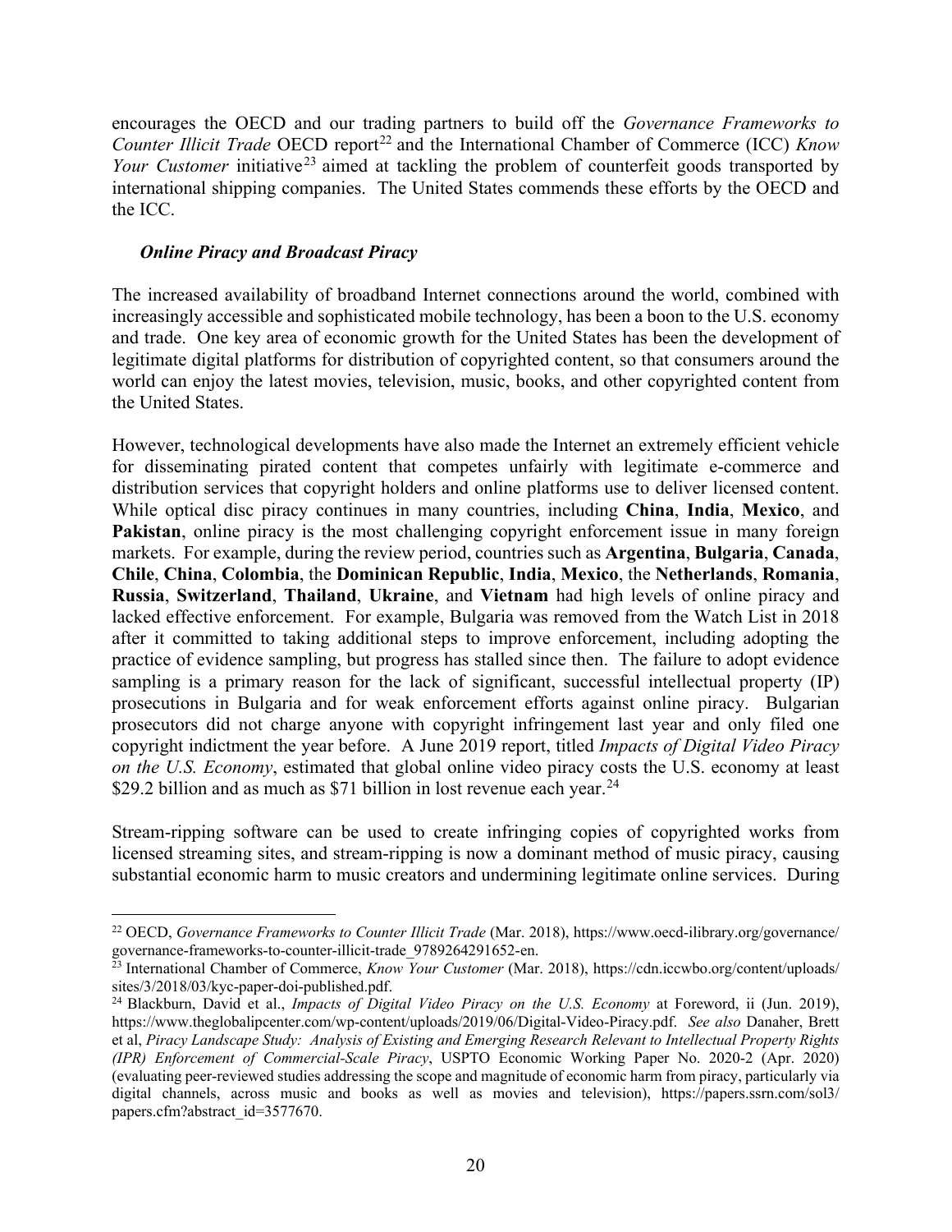encourages the OECD and our trading partners to build off the *Governance Frameworks to Counter Illicit Trade* OECD report[22] and the International Chamber of Commerce (ICC) *Know Your Customer* initiative[23] aimed at tackling the problem of counterfeit goods transported by international shipping companies. The United States commends these efforts by the OECD and the ICC.

### *Online Piracy and Broadcast Piracy*

The increased availability of broadband Internet connections around the world, combined with increasingly accessible and sophisticated mobile technology, has been a boon to the U.S. economy and trade. One key area of economic growth for the United States has been the development of legitimate digital platforms for distribution of copyrighted content, so that consumers around the world can enjoy the latest movies, television, music, books, and other copyrighted content from the United States.

However, technological developments have also made the Internet an extremely efficient vehicle for disseminating pirated content that competes unfairly with legitimate e-commerce and distribution services that copyright holders and online platforms use to deliver licensed content. While optical disc piracy continues in many countries, including **China**, **India**, **Mexico**, and **Pakistan**, online piracy is the most challenging copyright enforcement issue in many foreign markets. For example, during the review period, countries such as **Argentina**, **Bulgaria**, **Canada**, **Chile**, **China**, **Colombia**, the **Dominican Republic**, **India**, **Mexico**, the **Netherlands**, **Romania**, **Russia**, **Switzerland**, **Thailand**, **Ukraine**, and **Vietnam** had high levels of online piracy and lacked effective enforcement. For example, Bulgaria was removed from the Watch List in 2018 after it committed to taking additional steps to improve enforcement, including adopting the practice of evidence sampling, but progress has stalled since then. The failure to adopt evidence sampling is a primary reason for the lack of significant, successful intellectual property (IP) prosecutions in Bulgaria and for weak enforcement efforts against online piracy. Bulgarian prosecutors did not charge anyone with copyright infringement last year and only filed one copyright indictment the year before. A June 2019 report, titled *Impacts of Digital Video Piracy on the U.S. Economy*, estimated that global online video piracy costs the U.S. economy at least $29.2 billion and as much as $71 billion in lost revenue each year.[24]

Stream-ripping software can be used to create infringing copies of copyrighted works from licensed streaming sites, and stream-ripping is now a dominant method of music piracy, causing substantial economic harm to music creators and undermining legitimate online services. During

---

[22] OECD, *Governance Frameworks to Counter Illicit Trade* (Mar. 2018), https://www.oecd-ilibrary.org/governance/governance-frameworks-to-counter-illicit-trade_9789264291652-en.

[23] International Chamber of Commerce, *Know Your Customer* (Mar. 2018), https://cdn.iccwbo.org/content/uploads/sites/3/2018/03/kyc-paper-doi-published.pdf.

[24] Blackburn, David et al., *Impacts of Digital Video Piracy on the U.S. Economy* at Foreword, ii (Jun. 2019), https://www.theglobalipcenter.com/wp-content/uploads/2019/06/Digital-Video-Piracy.pdf. *See also* Danaher, Brett et al, *Piracy Landscape Study: Analysis of Existing and Emerging Research Relevant to Intellectual Property Rights (IPR) Enforcement of Commercial-Scale Piracy*, USPTO Economic Working Paper No. 2020-2 (Apr. 2020) (evaluating peer-reviewed studies addressing the scope and magnitude of economic harm from piracy, particularly via digital channels, across music and books as well as movies and television), https://papers.ssrn.com/sol3/papers.cfm?abstract_id=3577670.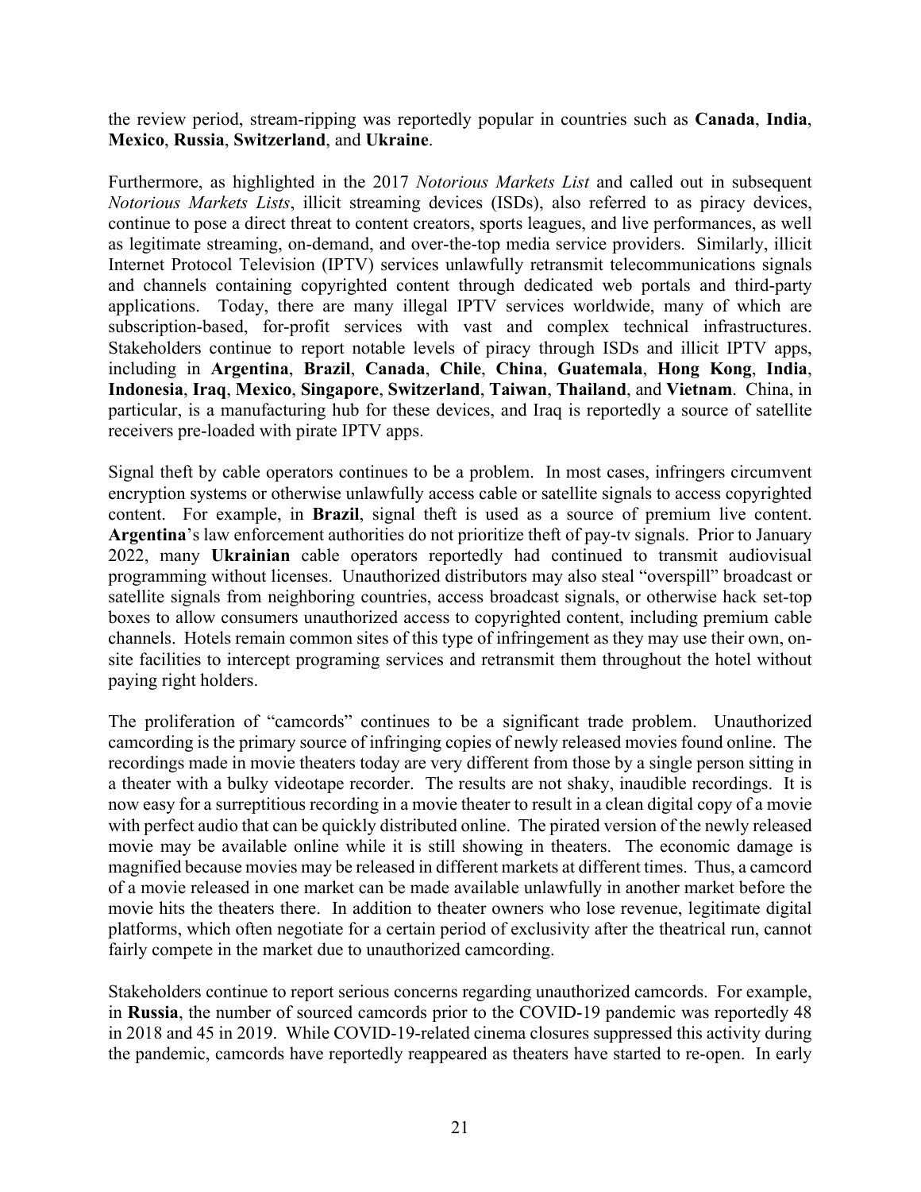the review period, stream-ripping was reportedly popular in countries such as **Canada**, **India**, **Mexico**, **Russia**, **Switzerland**, and **Ukraine**.

Furthermore, as highlighted in the 2017 *Notorious Markets List* and called out in subsequent *Notorious Markets Lists*, illicit streaming devices (ISDs), also referred to as piracy devices, continue to pose a direct threat to content creators, sports leagues, and live performances, as well as legitimate streaming, on-demand, and over-the-top media service providers. Similarly, illicit Internet Protocol Television (IPTV) services unlawfully retransmit telecommunications signals and channels containing copyrighted content through dedicated web portals and third-party applications. Today, there are many illegal IPTV services worldwide, many of which are subscription-based, for-profit services with vast and complex technical infrastructures. Stakeholders continue to report notable levels of piracy through ISDs and illicit IPTV apps, including in **Argentina**, **Brazil**, **Canada**, **Chile**, **China**, **Guatemala**, **Hong Kong**, **India**, **Indonesia**, **Iraq**, **Mexico**, **Singapore**, **Switzerland**, **Taiwan**, **Thailand**, and **Vietnam**. China, in particular, is a manufacturing hub for these devices, and Iraq is reportedly a source of satellite receivers pre-loaded with pirate IPTV apps.

Signal theft by cable operators continues to be a problem. In most cases, infringers circumvent encryption systems or otherwise unlawfully access cable or satellite signals to access copyrighted content. For example, in **Brazil**, signal theft is used as a source of premium live content. **Argentina**'s law enforcement authorities do not prioritize theft of pay-tv signals. Prior to January 2022, many **Ukrainian** cable operators reportedly had continued to transmit audiovisual programming without licenses. Unauthorized distributors may also steal "overspill" broadcast or satellite signals from neighboring countries, access broadcast signals, or otherwise hack set-top boxes to allow consumers unauthorized access to copyrighted content, including premium cable channels. Hotels remain common sites of this type of infringement as they may use their own, on-site facilities to intercept programing services and retransmit them throughout the hotel without paying right holders.

The proliferation of "camcords" continues to be a significant trade problem. Unauthorized camcording is the primary source of infringing copies of newly released movies found online. The recordings made in movie theaters today are very different from those by a single person sitting in a theater with a bulky videotape recorder. The results are not shaky, inaudible recordings. It is now easy for a surreptitious recording in a movie theater to result in a clean digital copy of a movie with perfect audio that can be quickly distributed online. The pirated version of the newly released movie may be available online while it is still showing in theaters. The economic damage is magnified because movies may be released in different markets at different times. Thus, a camcord of a movie released in one market can be made available unlawfully in another market before the movie hits the theaters there. In addition to theater owners who lose revenue, legitimate digital platforms, which often negotiate for a certain period of exclusivity after the theatrical run, cannot fairly compete in the market due to unauthorized camcording.

Stakeholders continue to report serious concerns regarding unauthorized camcords. For example, in **Russia**, the number of sourced camcords prior to the COVID-19 pandemic was reportedly 48 in 2018 and 45 in 2019. While COVID-19-related cinema closures suppressed this activity during the pandemic, camcords have reportedly reappeared as theaters have started to re-open. In early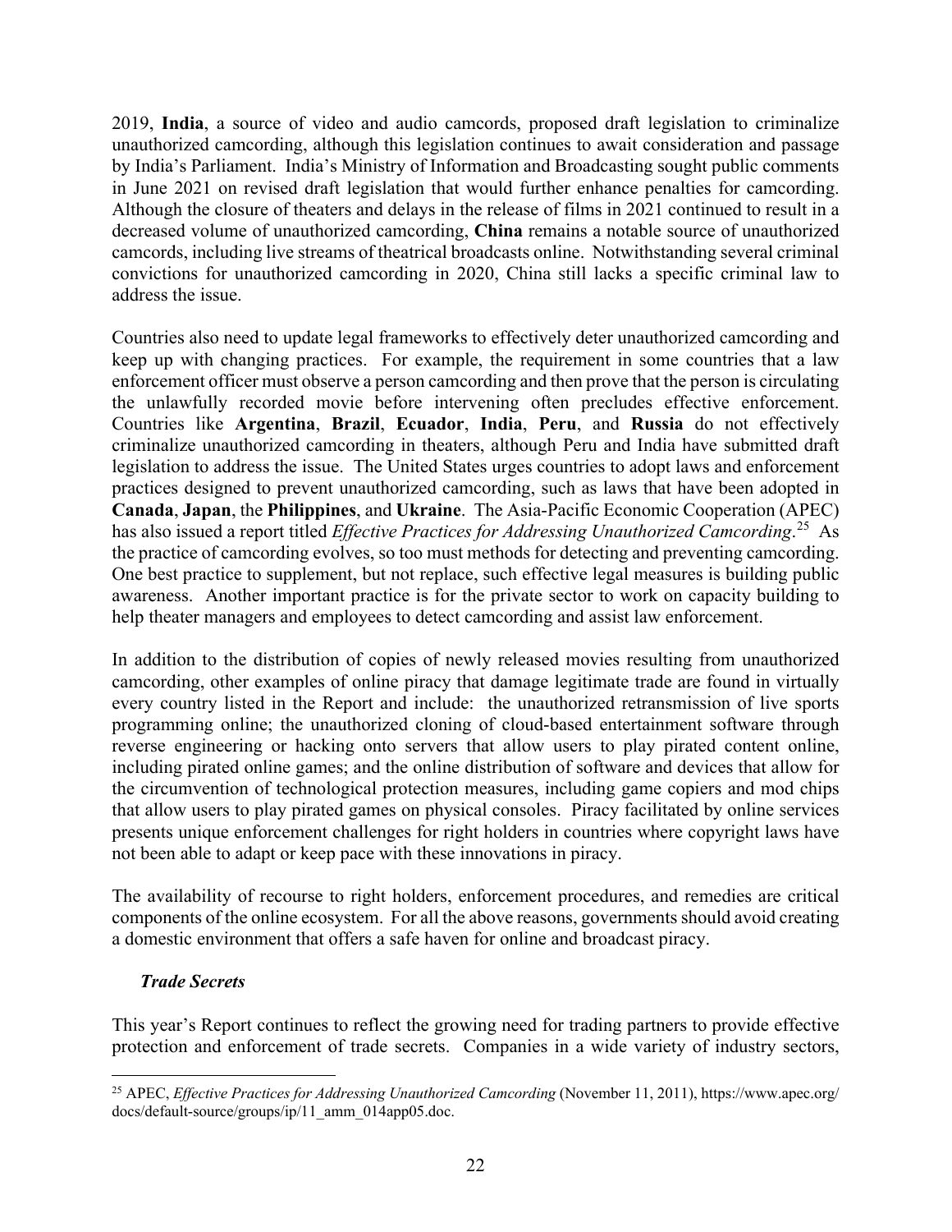2019, **India**, a source of video and audio camcords, proposed draft legislation to criminalize unauthorized camcording, although this legislation continues to await consideration and passage by India's Parliament. India's Ministry of Information and Broadcasting sought public comments in June 2021 on revised draft legislation that would further enhance penalties for camcording. Although the closure of theaters and delays in the release of films in 2021 continued to result in a decreased volume of unauthorized camcording, **China** remains a notable source of unauthorized camcords, including live streams of theatrical broadcasts online. Notwithstanding several criminal convictions for unauthorized camcording in 2020, China still lacks a specific criminal law to address the issue.

Countries also need to update legal frameworks to effectively deter unauthorized camcording and keep up with changing practices. For example, the requirement in some countries that a law enforcement officer must observe a person camcording and then prove that the person is circulating the unlawfully recorded movie before intervening often precludes effective enforcement. Countries like **Argentina**, **Brazil**, **Ecuador**, **India**, **Peru**, and **Russia** do not effectively criminalize unauthorized camcording in theaters, although Peru and India have submitted draft legislation to address the issue. The United States urges countries to adopt laws and enforcement practices designed to prevent unauthorized camcording, such as laws that have been adopted in **Canada**, **Japan**, the **Philippines**, and **Ukraine**. The Asia-Pacific Economic Cooperation (APEC) has also issued a report titled *Effective Practices for Addressing Unauthorized Camcording*.[25] As the practice of camcording evolves, so too must methods for detecting and preventing camcording. One best practice to supplement, but not replace, such effective legal measures is building public awareness. Another important practice is for the private sector to work on capacity building to help theater managers and employees to detect camcording and assist law enforcement.

In addition to the distribution of copies of newly released movies resulting from unauthorized camcording, other examples of online piracy that damage legitimate trade are found in virtually every country listed in the Report and include: the unauthorized retransmission of live sports programming online; the unauthorized cloning of cloud-based entertainment software through reverse engineering or hacking onto servers that allow users to play pirated content online, including pirated online games; and the online distribution of software and devices that allow for the circumvention of technological protection measures, including game copiers and mod chips that allow users to play pirated games on physical consoles. Piracy facilitated by online services presents unique enforcement challenges for right holders in countries where copyright laws have not been able to adapt or keep pace with these innovations in piracy.

The availability of recourse to right holders, enforcement procedures, and remedies are critical components of the online ecosystem. For all the above reasons, governments should avoid creating a domestic environment that offers a safe haven for online and broadcast piracy.

### *Trade Secrets*

This year's Report continues to reflect the growing need for trading partners to provide effective protection and enforcement of trade secrets. Companies in a wide variety of industry sectors,

[25] APEC, *Effective Practices for Addressing Unauthorized Camcording* (November 11, 2011), https://www.apec.org/docs/default-source/groups/ip/11_amm_014app05.doc.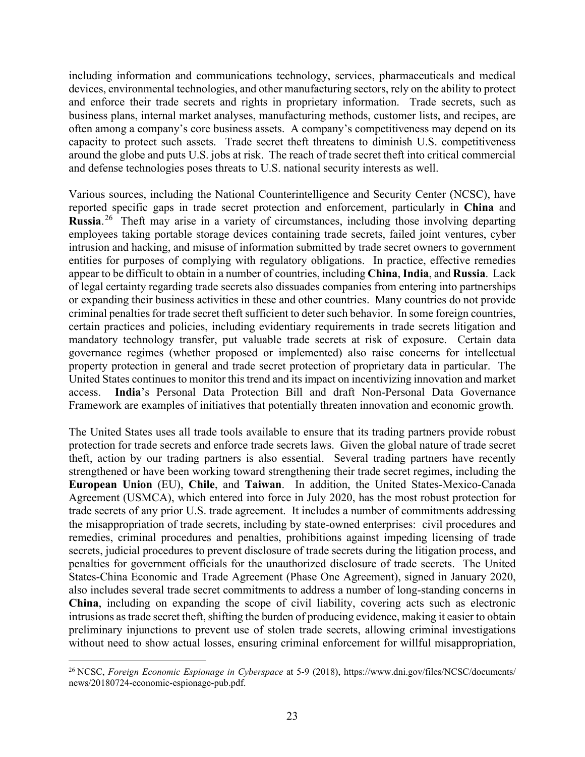including information and communications technology, services, pharmaceuticals and medical devices, environmental technologies, and other manufacturing sectors, rely on the ability to protect and enforce their trade secrets and rights in proprietary information. Trade secrets, such as business plans, internal market analyses, manufacturing methods, customer lists, and recipes, are often among a company's core business assets. A company's competitiveness may depend on its capacity to protect such assets. Trade secret theft threatens to diminish U.S. competitiveness around the globe and puts U.S. jobs at risk. The reach of trade secret theft into critical commercial and defense technologies poses threats to U.S. national security interests as well.

Various sources, including the National Counterintelligence and Security Center (NCSC), have reported specific gaps in trade secret protection and enforcement, particularly in **China** and **Russia**.[26] Theft may arise in a variety of circumstances, including those involving departing employees taking portable storage devices containing trade secrets, failed joint ventures, cyber intrusion and hacking, and misuse of information submitted by trade secret owners to government entities for purposes of complying with regulatory obligations. In practice, effective remedies appear to be difficult to obtain in a number of countries, including **China**, **India**, and **Russia**. Lack of legal certainty regarding trade secrets also dissuades companies from entering into partnerships or expanding their business activities in these and other countries. Many countries do not provide criminal penalties for trade secret theft sufficient to deter such behavior. In some foreign countries, certain practices and policies, including evidentiary requirements in trade secrets litigation and mandatory technology transfer, put valuable trade secrets at risk of exposure. Certain data governance regimes (whether proposed or implemented) also raise concerns for intellectual property protection in general and trade secret protection of proprietary data in particular. The United States continues to monitor this trend and its impact on incentivizing innovation and market access. **India**'s Personal Data Protection Bill and draft Non-Personal Data Governance Framework are examples of initiatives that potentially threaten innovation and economic growth.

The United States uses all trade tools available to ensure that its trading partners provide robust protection for trade secrets and enforce trade secrets laws. Given the global nature of trade secret theft, action by our trading partners is also essential. Several trading partners have recently strengthened or have been working toward strengthening their trade secret regimes, including the **European Union** (EU), **Chile**, and **Taiwan**. In addition, the United States-Mexico-Canada Agreement (USMCA), which entered into force in July 2020, has the most robust protection for trade secrets of any prior U.S. trade agreement. It includes a number of commitments addressing the misappropriation of trade secrets, including by state-owned enterprises: civil procedures and remedies, criminal procedures and penalties, prohibitions against impeding licensing of trade secrets, judicial procedures to prevent disclosure of trade secrets during the litigation process, and penalties for government officials for the unauthorized disclosure of trade secrets. The United States-China Economic and Trade Agreement (Phase One Agreement), signed in January 2020, also includes several trade secret commitments to address a number of long-standing concerns in **China**, including on expanding the scope of civil liability, covering acts such as electronic intrusions as trade secret theft, shifting the burden of producing evidence, making it easier to obtain preliminary injunctions to prevent use of stolen trade secrets, allowing criminal investigations without need to show actual losses, ensuring criminal enforcement for willful misappropriation,

---

[26] NCSC, *Foreign Economic Espionage in Cyberspace* at 5-9 (2018), https://www.dni.gov/files/NCSC/documents/news/20180724-economic-espionage-pub.pdf.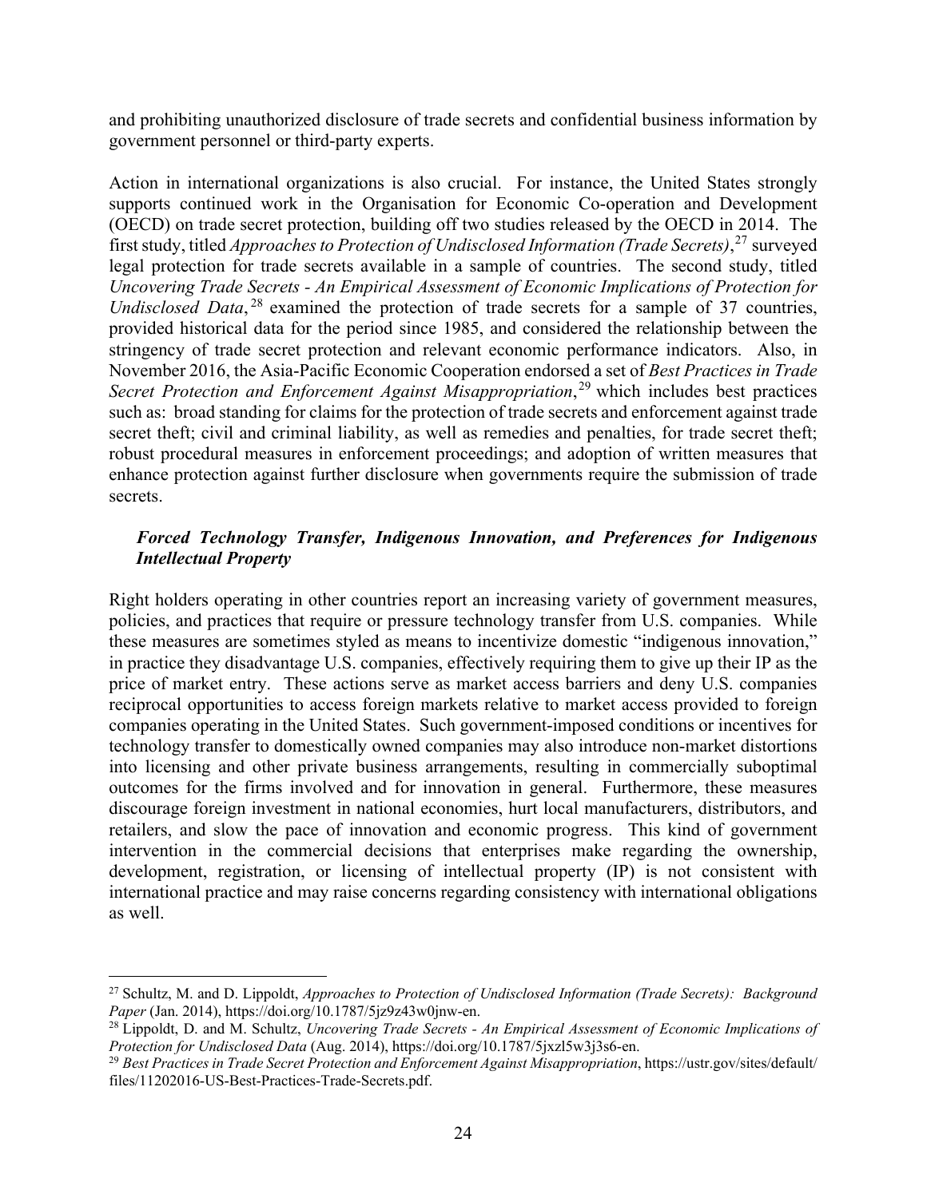and prohibiting unauthorized disclosure of trade secrets and confidential business information by government personnel or third-party experts.

Action in international organizations is also crucial. For instance, the United States strongly supports continued work in the Organisation for Economic Co-operation and Development (OECD) on trade secret protection, building off two studies released by the OECD in 2014. The first study, titled *Approaches to Protection of Undisclosed Information (Trade Secrets)*,[27] surveyed legal protection for trade secrets available in a sample of countries. The second study, titled *Uncovering Trade Secrets - An Empirical Assessment of Economic Implications of Protection for Undisclosed Data*,[28] examined the protection of trade secrets for a sample of 37 countries, provided historical data for the period since 1985, and considered the relationship between the stringency of trade secret protection and relevant economic performance indicators. Also, in November 2016, the Asia-Pacific Economic Cooperation endorsed a set of *Best Practices in Trade Secret Protection and Enforcement Against Misappropriation*,[29] which includes best practices such as: broad standing for claims for the protection of trade secrets and enforcement against trade secret theft; civil and criminal liability, as well as remedies and penalties, for trade secret theft; robust procedural measures in enforcement proceedings; and adoption of written measures that enhance protection against further disclosure when governments require the submission of trade secrets.

***Forced Technology Transfer, Indigenous Innovation, and Preferences for Indigenous Intellectual Property***

Right holders operating in other countries report an increasing variety of government measures, policies, and practices that require or pressure technology transfer from U.S. companies. While these measures are sometimes styled as means to incentivize domestic "indigenous innovation," in practice they disadvantage U.S. companies, effectively requiring them to give up their IP as the price of market entry. These actions serve as market access barriers and deny U.S. companies reciprocal opportunities to access foreign markets relative to market access provided to foreign companies operating in the United States. Such government-imposed conditions or incentives for technology transfer to domestically owned companies may also introduce non-market distortions into licensing and other private business arrangements, resulting in commercially suboptimal outcomes for the firms involved and for innovation in general. Furthermore, these measures discourage foreign investment in national economies, hurt local manufacturers, distributors, and retailers, and slow the pace of innovation and economic progress. This kind of government intervention in the commercial decisions that enterprises make regarding the ownership, development, registration, or licensing of intellectual property (IP) is not consistent with international practice and may raise concerns regarding consistency with international obligations as well.

---

[27] Schultz, M. and D. Lippoldt, *Approaches to Protection of Undisclosed Information (Trade Secrets): Background Paper* (Jan. 2014), https://doi.org/10.1787/5jz9z43w0jnw-en.

[28] Lippoldt, D. and M. Schultz, *Uncovering Trade Secrets - An Empirical Assessment of Economic Implications of Protection for Undisclosed Data* (Aug. 2014), https://doi.org/10.1787/5jxzl5w3j3s6-en.

[29] *Best Practices in Trade Secret Protection and Enforcement Against Misappropriation*, https://ustr.gov/sites/default/files/11202016-US-Best-Practices-Trade-Secrets.pdf.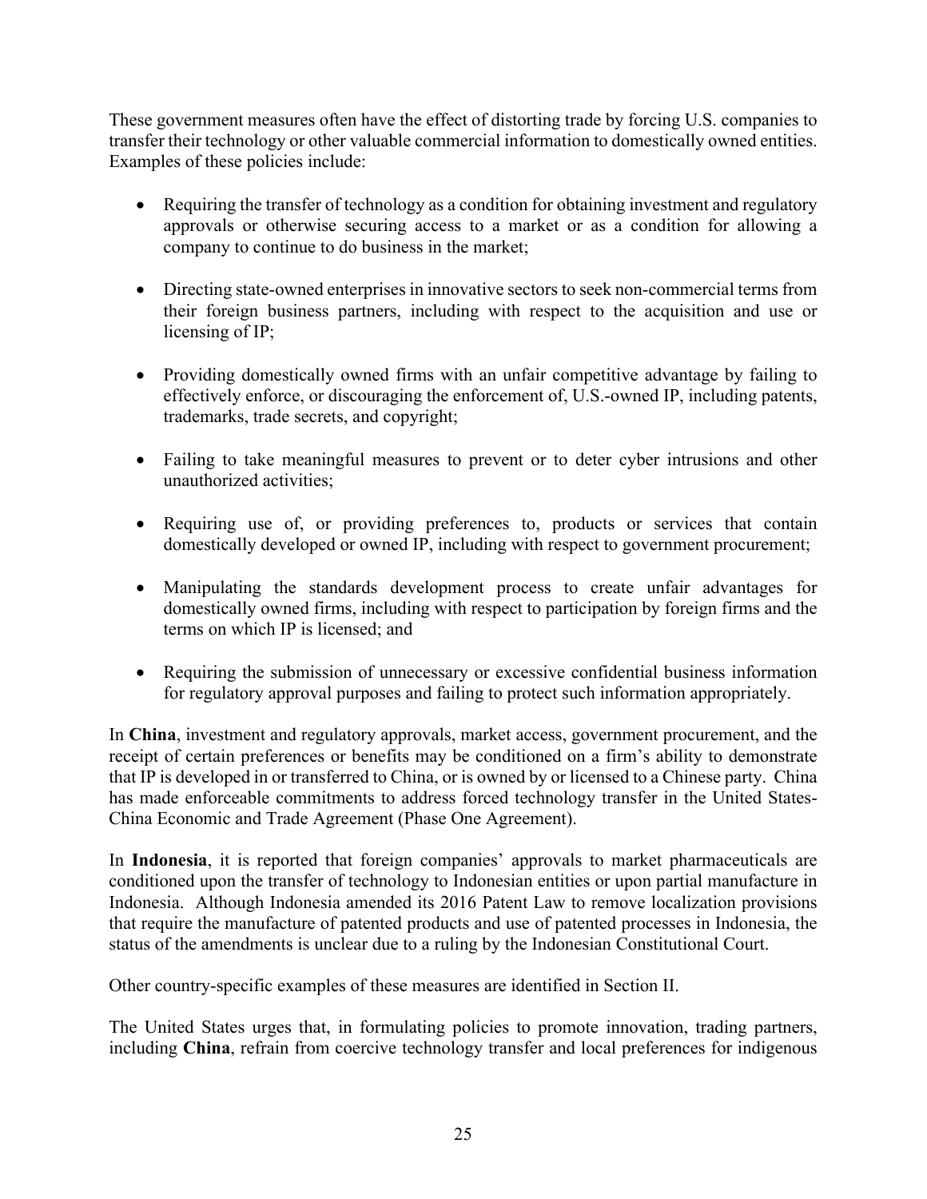These government measures often have the effect of distorting trade by forcing U.S. companies to transfer their technology or other valuable commercial information to domestically owned entities. Examples of these policies include:

- Requiring the transfer of technology as a condition for obtaining investment and regulatory approvals or otherwise securing access to a market or as a condition for allowing a company to continue to do business in the market;
- Directing state-owned enterprises in innovative sectors to seek non-commercial terms from their foreign business partners, including with respect to the acquisition and use or licensing of IP;
- Providing domestically owned firms with an unfair competitive advantage by failing to effectively enforce, or discouraging the enforcement of, U.S.-owned IP, including patents, trademarks, trade secrets, and copyright;
- Failing to take meaningful measures to prevent or to deter cyber intrusions and other unauthorized activities;
- Requiring use of, or providing preferences to, products or services that contain domestically developed or owned IP, including with respect to government procurement;
- Manipulating the standards development process to create unfair advantages for domestically owned firms, including with respect to participation by foreign firms and the terms on which IP is licensed; and
- Requiring the submission of unnecessary or excessive confidential business information for regulatory approval purposes and failing to protect such information appropriately.

In **China**, investment and regulatory approvals, market access, government procurement, and the receipt of certain preferences or benefits may be conditioned on a firm's ability to demonstrate that IP is developed in or transferred to China, or is owned by or licensed to a Chinese party. China has made enforceable commitments to address forced technology transfer in the United States-China Economic and Trade Agreement (Phase One Agreement).

In **Indonesia**, it is reported that foreign companies' approvals to market pharmaceuticals are conditioned upon the transfer of technology to Indonesian entities or upon partial manufacture in Indonesia. Although Indonesia amended its 2016 Patent Law to remove localization provisions that require the manufacture of patented products and use of patented processes in Indonesia, the status of the amendments is unclear due to a ruling by the Indonesian Constitutional Court.

Other country-specific examples of these measures are identified in Section II.

The United States urges that, in formulating policies to promote innovation, trading partners, including **China**, refrain from coercive technology transfer and local preferences for indigenous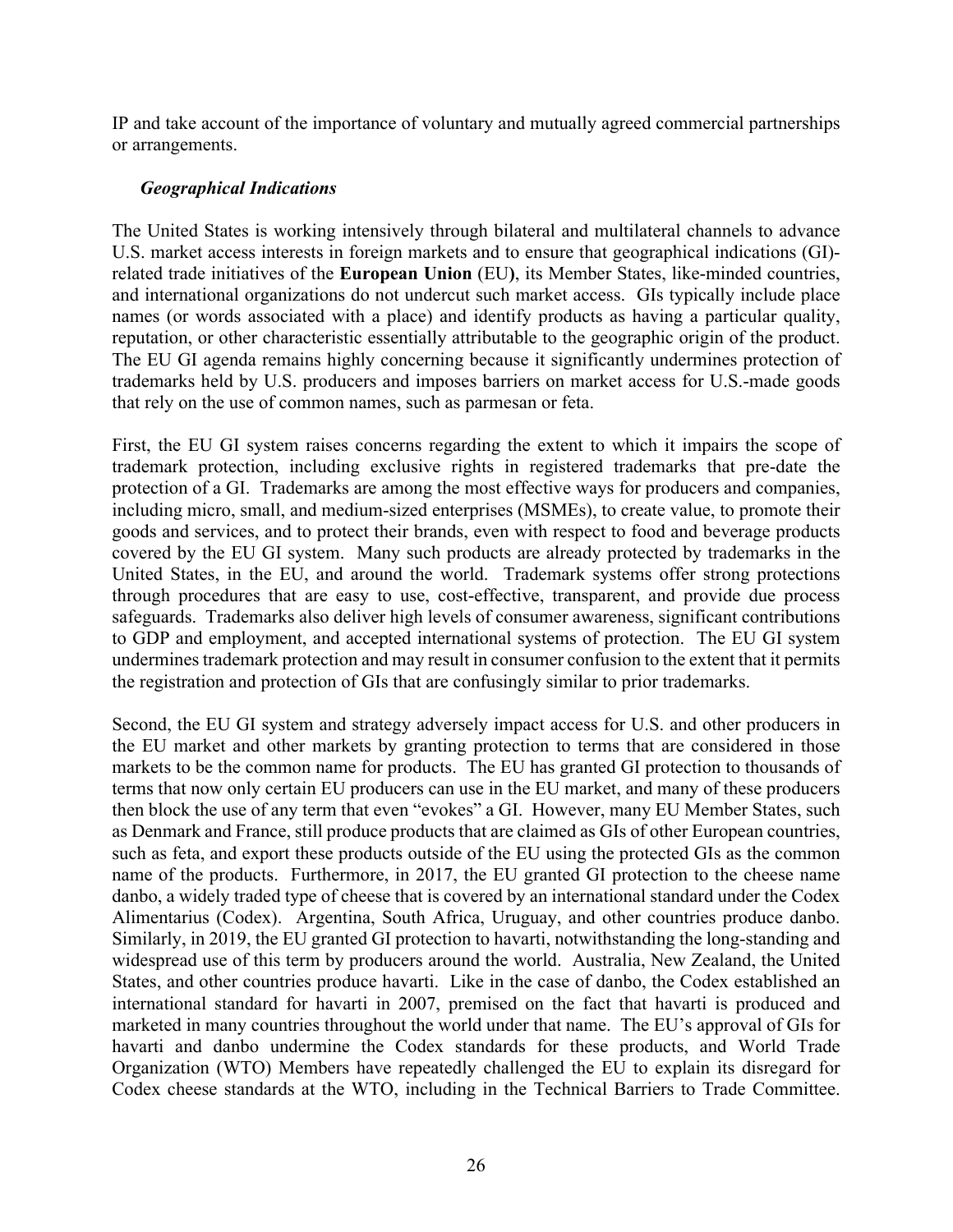IP and take account of the importance of voluntary and mutually agreed commercial partnerships or arrangements.

### *Geographical Indications*

The United States is working intensively through bilateral and multilateral channels to advance U.S. market access interests in foreign markets and to ensure that geographical indications (GI)-related trade initiatives of the **European Union** (EU**)**, its Member States, like-minded countries, and international organizations do not undercut such market access. GIs typically include place names (or words associated with a place) and identify products as having a particular quality, reputation, or other characteristic essentially attributable to the geographic origin of the product. The EU GI agenda remains highly concerning because it significantly undermines protection of trademarks held by U.S. producers and imposes barriers on market access for U.S.-made goods that rely on the use of common names, such as parmesan or feta.

First, the EU GI system raises concerns regarding the extent to which it impairs the scope of trademark protection, including exclusive rights in registered trademarks that pre-date the protection of a GI. Trademarks are among the most effective ways for producers and companies, including micro, small, and medium-sized enterprises (MSMEs), to create value, to promote their goods and services, and to protect their brands, even with respect to food and beverage products covered by the EU GI system. Many such products are already protected by trademarks in the United States, in the EU, and around the world. Trademark systems offer strong protections through procedures that are easy to use, cost-effective, transparent, and provide due process safeguards. Trademarks also deliver high levels of consumer awareness, significant contributions to GDP and employment, and accepted international systems of protection. The EU GI system undermines trademark protection and may result in consumer confusion to the extent that it permits the registration and protection of GIs that are confusingly similar to prior trademarks.

Second, the EU GI system and strategy adversely impact access for U.S. and other producers in the EU market and other markets by granting protection to terms that are considered in those markets to be the common name for products. The EU has granted GI protection to thousands of terms that now only certain EU producers can use in the EU market, and many of these producers then block the use of any term that even "evokes" a GI. However, many EU Member States, such as Denmark and France, still produce products that are claimed as GIs of other European countries, such as feta, and export these products outside of the EU using the protected GIs as the common name of the products. Furthermore, in 2017, the EU granted GI protection to the cheese name danbo, a widely traded type of cheese that is covered by an international standard under the Codex Alimentarius (Codex). Argentina, South Africa, Uruguay, and other countries produce danbo. Similarly, in 2019, the EU granted GI protection to havarti, notwithstanding the long-standing and widespread use of this term by producers around the world. Australia, New Zealand, the United States, and other countries produce havarti. Like in the case of danbo, the Codex established an international standard for havarti in 2007, premised on the fact that havarti is produced and marketed in many countries throughout the world under that name. The EU's approval of GIs for havarti and danbo undermine the Codex standards for these products, and World Trade Organization (WTO) Members have repeatedly challenged the EU to explain its disregard for Codex cheese standards at the WTO, including in the Technical Barriers to Trade Committee.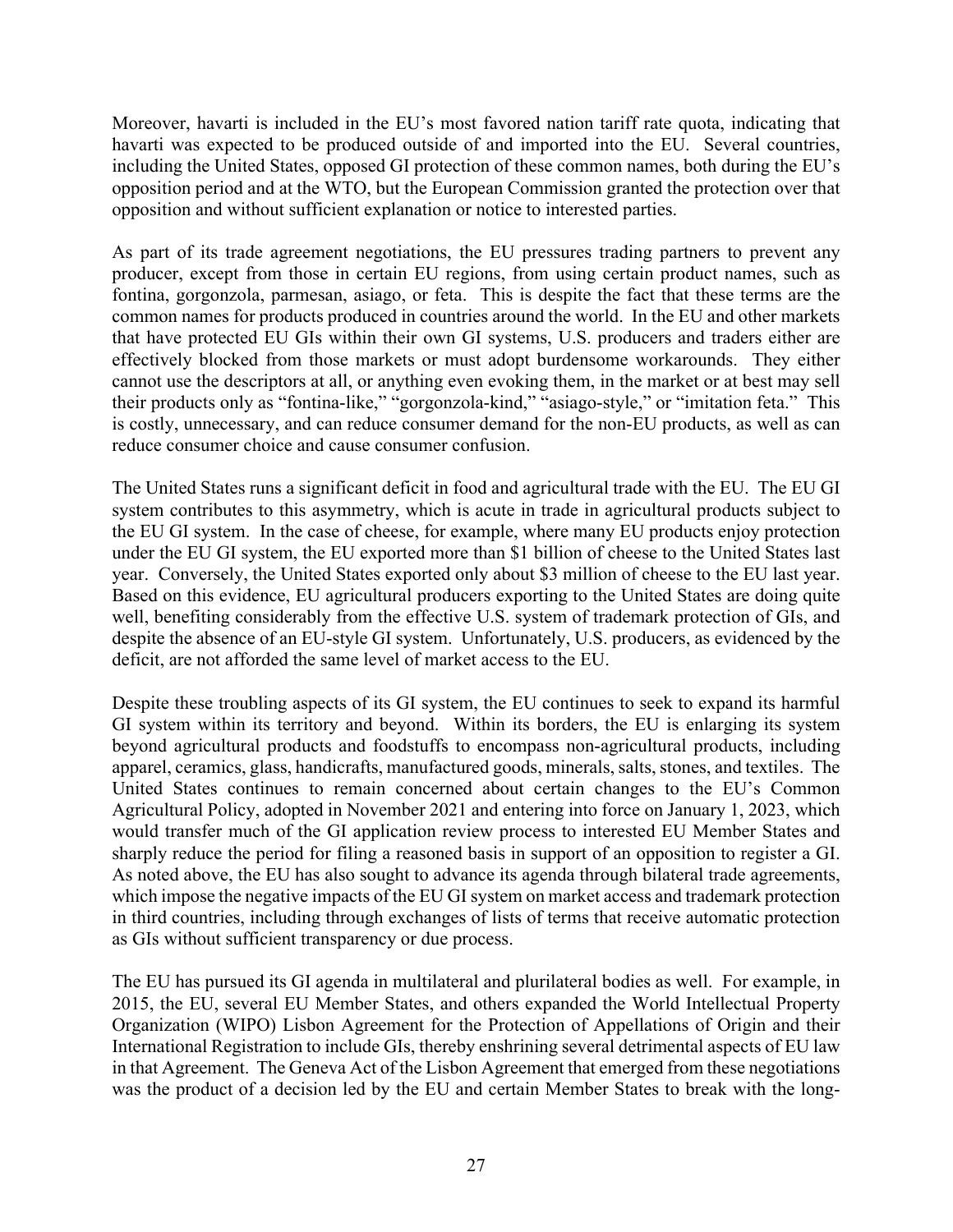Moreover, havarti is included in the EU's most favored nation tariff rate quota, indicating that havarti was expected to be produced outside of and imported into the EU. Several countries, including the United States, opposed GI protection of these common names, both during the EU's opposition period and at the WTO, but the European Commission granted the protection over that opposition and without sufficient explanation or notice to interested parties.

As part of its trade agreement negotiations, the EU pressures trading partners to prevent any producer, except from those in certain EU regions, from using certain product names, such as fontina, gorgonzola, parmesan, asiago, or feta. This is despite the fact that these terms are the common names for products produced in countries around the world. In the EU and other markets that have protected EU GIs within their own GI systems, U.S. producers and traders either are effectively blocked from those markets or must adopt burdensome workarounds. They either cannot use the descriptors at all, or anything even evoking them, in the market or at best may sell their products only as "fontina-like," "gorgonzola-kind," "asiago-style," or "imitation feta." This is costly, unnecessary, and can reduce consumer demand for the non-EU products, as well as can reduce consumer choice and cause consumer confusion.

The United States runs a significant deficit in food and agricultural trade with the EU. The EU GI system contributes to this asymmetry, which is acute in trade in agricultural products subject to the EU GI system. In the case of cheese, for example, where many EU products enjoy protection under the EU GI system, the EU exported more than $1 billion of cheese to the United States last year. Conversely, the United States exported only about $3 million of cheese to the EU last year. Based on this evidence, EU agricultural producers exporting to the United States are doing quite well, benefiting considerably from the effective U.S. system of trademark protection of GIs, and despite the absence of an EU-style GI system. Unfortunately, U.S. producers, as evidenced by the deficit, are not afforded the same level of market access to the EU.

Despite these troubling aspects of its GI system, the EU continues to seek to expand its harmful GI system within its territory and beyond. Within its borders, the EU is enlarging its system beyond agricultural products and foodstuffs to encompass non-agricultural products, including apparel, ceramics, glass, handicrafts, manufactured goods, minerals, salts, stones, and textiles. The United States continues to remain concerned about certain changes to the EU's Common Agricultural Policy, adopted in November 2021 and entering into force on January 1, 2023, which would transfer much of the GI application review process to interested EU Member States and sharply reduce the period for filing a reasoned basis in support of an opposition to register a GI. As noted above, the EU has also sought to advance its agenda through bilateral trade agreements, which impose the negative impacts of the EU GI system on market access and trademark protection in third countries, including through exchanges of lists of terms that receive automatic protection as GIs without sufficient transparency or due process.

The EU has pursued its GI agenda in multilateral and plurilateral bodies as well. For example, in 2015, the EU, several EU Member States, and others expanded the World Intellectual Property Organization (WIPO) Lisbon Agreement for the Protection of Appellations of Origin and their International Registration to include GIs, thereby enshrining several detrimental aspects of EU law in that Agreement. The Geneva Act of the Lisbon Agreement that emerged from these negotiations was the product of a decision led by the EU and certain Member States to break with the long-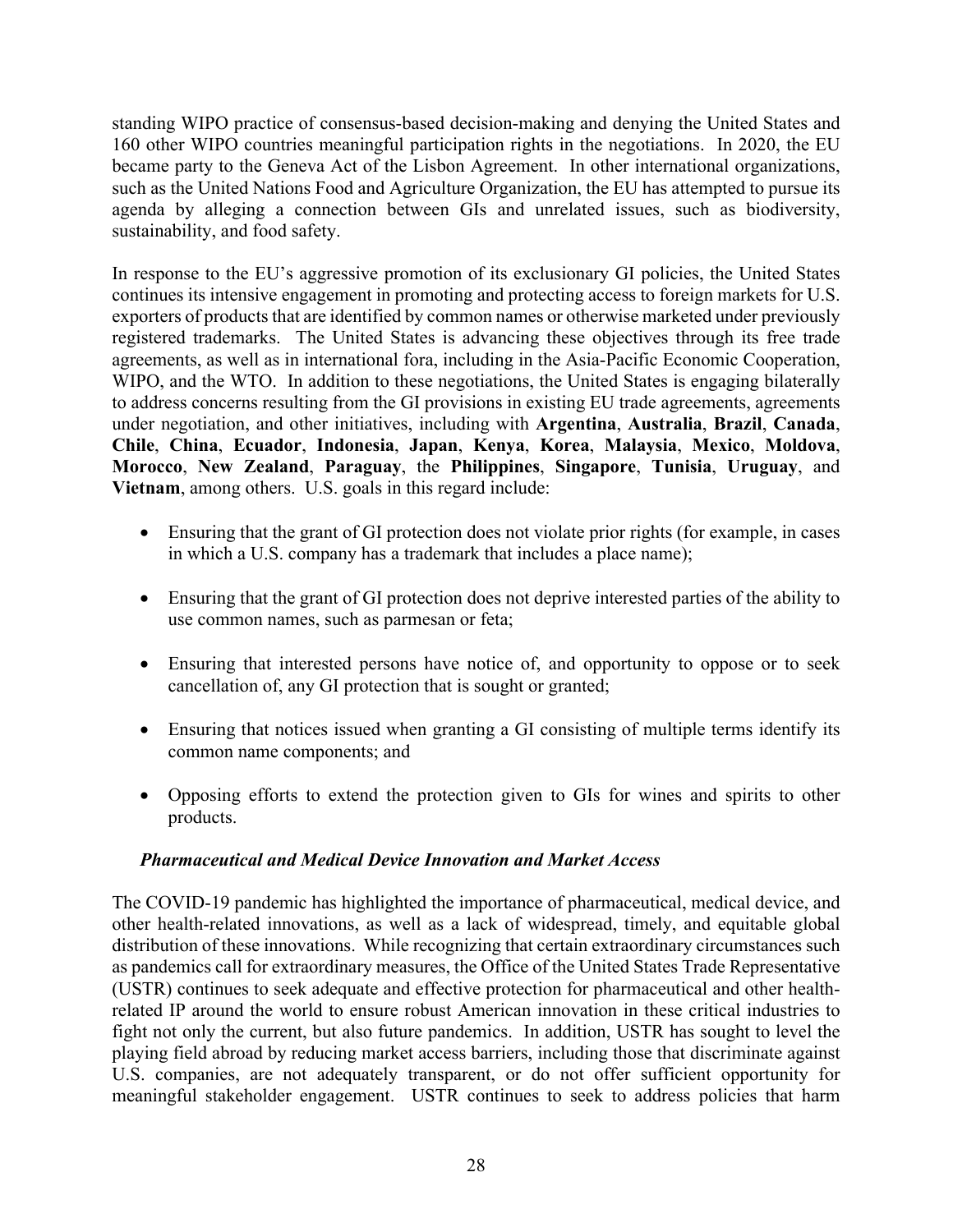standing WIPO practice of consensus-based decision-making and denying the United States and 160 other WIPO countries meaningful participation rights in the negotiations. In 2020, the EU became party to the Geneva Act of the Lisbon Agreement. In other international organizations, such as the United Nations Food and Agriculture Organization, the EU has attempted to pursue its agenda by alleging a connection between GIs and unrelated issues, such as biodiversity, sustainability, and food safety.

In response to the EU's aggressive promotion of its exclusionary GI policies, the United States continues its intensive engagement in promoting and protecting access to foreign markets for U.S. exporters of products that are identified by common names or otherwise marketed under previously registered trademarks. The United States is advancing these objectives through its free trade agreements, as well as in international fora, including in the Asia-Pacific Economic Cooperation, WIPO, and the WTO. In addition to these negotiations, the United States is engaging bilaterally to address concerns resulting from the GI provisions in existing EU trade agreements, agreements under negotiation, and other initiatives, including with **Argentina**, **Australia**, **Brazil**, **Canada**, **Chile**, **China**, **Ecuador**, **Indonesia**, **Japan**, **Kenya**, **Korea**, **Malaysia**, **Mexico**, **Moldova**, **Morocco**, **New Zealand**, **Paraguay**, the **Philippines**, **Singapore**, **Tunisia**, **Uruguay**, and **Vietnam**, among others. U.S. goals in this regard include:

- Ensuring that the grant of GI protection does not violate prior rights (for example, in cases in which a U.S. company has a trademark that includes a place name);
- Ensuring that the grant of GI protection does not deprive interested parties of the ability to use common names, such as parmesan or feta;
- Ensuring that interested persons have notice of, and opportunity to oppose or to seek cancellation of, any GI protection that is sought or granted;
- Ensuring that notices issued when granting a GI consisting of multiple terms identify its common name components; and
- Opposing efforts to extend the protection given to GIs for wines and spirits to other products.

***Pharmaceutical and Medical Device Innovation and Market Access***

The COVID-19 pandemic has highlighted the importance of pharmaceutical, medical device, and other health-related innovations, as well as a lack of widespread, timely, and equitable global distribution of these innovations. While recognizing that certain extraordinary circumstances such as pandemics call for extraordinary measures, the Office of the United States Trade Representative (USTR) continues to seek adequate and effective protection for pharmaceutical and other health-related IP around the world to ensure robust American innovation in these critical industries to fight not only the current, but also future pandemics. In addition, USTR has sought to level the playing field abroad by reducing market access barriers, including those that discriminate against U.S. companies, are not adequately transparent, or do not offer sufficient opportunity for meaningful stakeholder engagement. USTR continues to seek to address policies that harm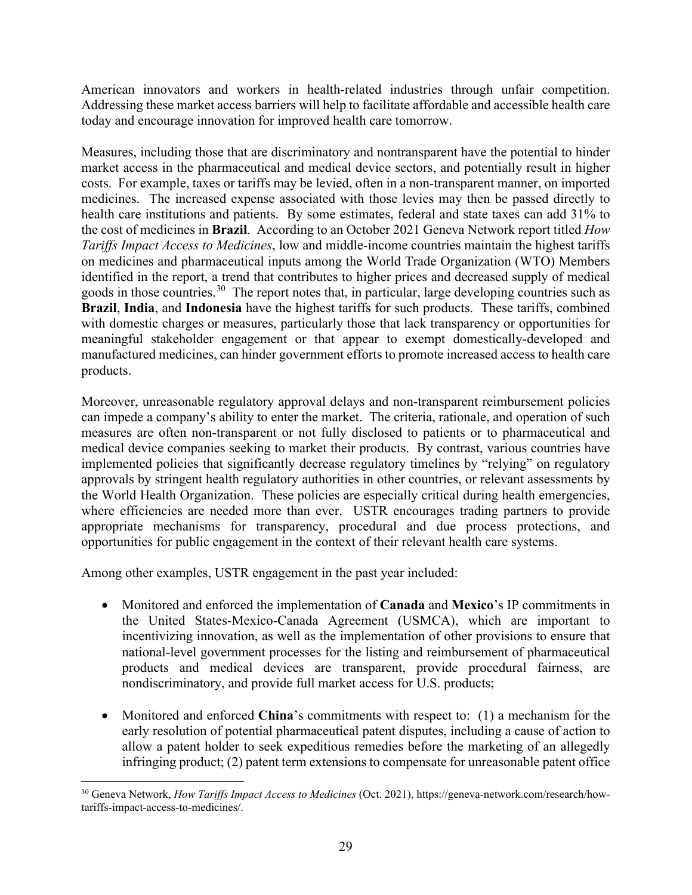American innovators and workers in health-related industries through unfair competition. Addressing these market access barriers will help to facilitate affordable and accessible health care today and encourage innovation for improved health care tomorrow.

Measures, including those that are discriminatory and nontransparent have the potential to hinder market access in the pharmaceutical and medical device sectors, and potentially result in higher costs. For example, taxes or tariffs may be levied, often in a non-transparent manner, on imported medicines. The increased expense associated with those levies may then be passed directly to health care institutions and patients. By some estimates, federal and state taxes can add 31% to the cost of medicines in **Brazil**. According to an October 2021 Geneva Network report titled *How Tariffs Impact Access to Medicines*, low and middle-income countries maintain the highest tariffs on medicines and pharmaceutical inputs among the World Trade Organization (WTO) Members identified in the report, a trend that contributes to higher prices and decreased supply of medical goods in those countries.[30] The report notes that, in particular, large developing countries such as **Brazil**, **India**, and **Indonesia** have the highest tariffs for such products. These tariffs, combined with domestic charges or measures, particularly those that lack transparency or opportunities for meaningful stakeholder engagement or that appear to exempt domestically-developed and manufactured medicines, can hinder government efforts to promote increased access to health care products.

Moreover, unreasonable regulatory approval delays and non-transparent reimbursement policies can impede a company's ability to enter the market. The criteria, rationale, and operation of such measures are often non-transparent or not fully disclosed to patients or to pharmaceutical and medical device companies seeking to market their products. By contrast, various countries have implemented policies that significantly decrease regulatory timelines by "relying" on regulatory approvals by stringent health regulatory authorities in other countries, or relevant assessments by the World Health Organization. These policies are especially critical during health emergencies, where efficiencies are needed more than ever. USTR encourages trading partners to provide appropriate mechanisms for transparency, procedural and due process protections, and opportunities for public engagement in the context of their relevant health care systems.

Among other examples, USTR engagement in the past year included:

- Monitored and enforced the implementation of **Canada** and **Mexico**'s IP commitments in the United States-Mexico-Canada Agreement (USMCA), which are important to incentivizing innovation, as well as the implementation of other provisions to ensure that national-level government processes for the listing and reimbursement of pharmaceutical products and medical devices are transparent, provide procedural fairness, are nondiscriminatory, and provide full market access for U.S. products;

- Monitored and enforced **China**'s commitments with respect to: (1) a mechanism for the early resolution of potential pharmaceutical patent disputes, including a cause of action to allow a patent holder to seek expeditious remedies before the marketing of an allegedly infringing product; (2) patent term extensions to compensate for unreasonable patent office

[30] Geneva Network, *How Tariffs Impact Access to Medicines* (Oct. 2021), https://geneva-network.com/research/how-tariffs-impact-access-to-medicines/.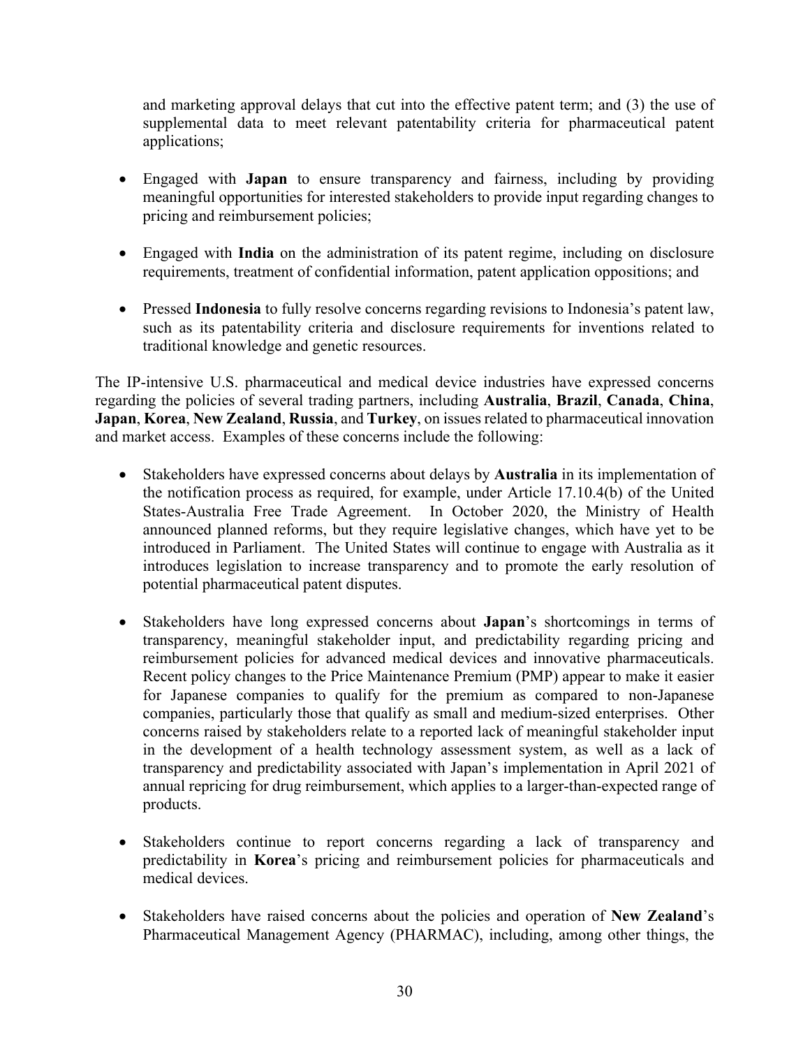and marketing approval delays that cut into the effective patent term; and (3) the use of supplemental data to meet relevant patentability criteria for pharmaceutical patent applications;

- Engaged with **Japan** to ensure transparency and fairness, including by providing meaningful opportunities for interested stakeholders to provide input regarding changes to pricing and reimbursement policies;

- Engaged with **India** on the administration of its patent regime, including on disclosure requirements, treatment of confidential information, patent application oppositions; and

- Pressed **Indonesia** to fully resolve concerns regarding revisions to Indonesia's patent law, such as its patentability criteria and disclosure requirements for inventions related to traditional knowledge and genetic resources.

The IP-intensive U.S. pharmaceutical and medical device industries have expressed concerns regarding the policies of several trading partners, including **Australia**, **Brazil**, **Canada**, **China**, **Japan**, **Korea**, **New Zealand**, **Russia**, and **Turkey**, on issues related to pharmaceutical innovation and market access. Examples of these concerns include the following:

- Stakeholders have expressed concerns about delays by **Australia** in its implementation of the notification process as required, for example, under Article 17.10.4(b) of the United States-Australia Free Trade Agreement. In October 2020, the Ministry of Health announced planned reforms, but they require legislative changes, which have yet to be introduced in Parliament. The United States will continue to engage with Australia as it introduces legislation to increase transparency and to promote the early resolution of potential pharmaceutical patent disputes.

- Stakeholders have long expressed concerns about **Japan**'s shortcomings in terms of transparency, meaningful stakeholder input, and predictability regarding pricing and reimbursement policies for advanced medical devices and innovative pharmaceuticals. Recent policy changes to the Price Maintenance Premium (PMP) appear to make it easier for Japanese companies to qualify for the premium as compared to non-Japanese companies, particularly those that qualify as small and medium-sized enterprises. Other concerns raised by stakeholders relate to a reported lack of meaningful stakeholder input in the development of a health technology assessment system, as well as a lack of transparency and predictability associated with Japan's implementation in April 2021 of annual repricing for drug reimbursement, which applies to a larger-than-expected range of products.

- Stakeholders continue to report concerns regarding a lack of transparency and predictability in **Korea**'s pricing and reimbursement policies for pharmaceuticals and medical devices.

- Stakeholders have raised concerns about the policies and operation of **New Zealand**'s Pharmaceutical Management Agency (PHARMAC), including, among other things, the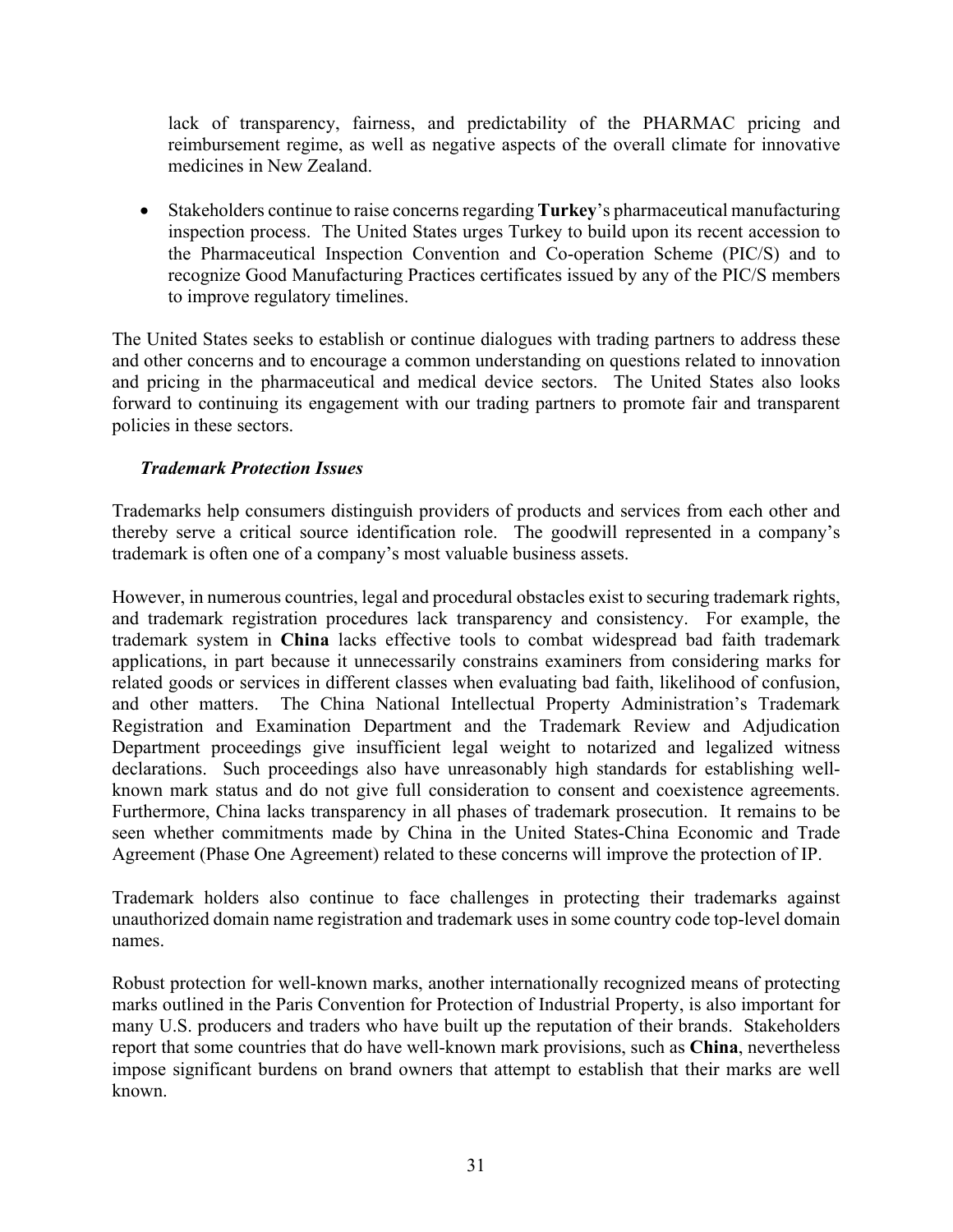lack of transparency, fairness, and predictability of the PHARMAC pricing and reimbursement regime, as well as negative aspects of the overall climate for innovative medicines in New Zealand.

- Stakeholders continue to raise concerns regarding **Turkey**'s pharmaceutical manufacturing inspection process. The United States urges Turkey to build upon its recent accession to the Pharmaceutical Inspection Convention and Co-operation Scheme (PIC/S) and to recognize Good Manufacturing Practices certificates issued by any of the PIC/S members to improve regulatory timelines.

The United States seeks to establish or continue dialogues with trading partners to address these and other concerns and to encourage a common understanding on questions related to innovation and pricing in the pharmaceutical and medical device sectors. The United States also looks forward to continuing its engagement with our trading partners to promote fair and transparent policies in these sectors.

***Trademark Protection Issues***

Trademarks help consumers distinguish providers of products and services from each other and thereby serve a critical source identification role. The goodwill represented in a company's trademark is often one of a company's most valuable business assets.

However, in numerous countries, legal and procedural obstacles exist to securing trademark rights, and trademark registration procedures lack transparency and consistency. For example, the trademark system in **China** lacks effective tools to combat widespread bad faith trademark applications, in part because it unnecessarily constrains examiners from considering marks for related goods or services in different classes when evaluating bad faith, likelihood of confusion, and other matters. The China National Intellectual Property Administration's Trademark Registration and Examination Department and the Trademark Review and Adjudication Department proceedings give insufficient legal weight to notarized and legalized witness declarations. Such proceedings also have unreasonably high standards for establishing well-known mark status and do not give full consideration to consent and coexistence agreements. Furthermore, China lacks transparency in all phases of trademark prosecution. It remains to be seen whether commitments made by China in the United States-China Economic and Trade Agreement (Phase One Agreement) related to these concerns will improve the protection of IP.

Trademark holders also continue to face challenges in protecting their trademarks against unauthorized domain name registration and trademark uses in some country code top-level domain names.

Robust protection for well-known marks, another internationally recognized means of protecting marks outlined in the Paris Convention for Protection of Industrial Property, is also important for many U.S. producers and traders who have built up the reputation of their brands. Stakeholders report that some countries that do have well-known mark provisions, such as **China**, nevertheless impose significant burdens on brand owners that attempt to establish that their marks are well known.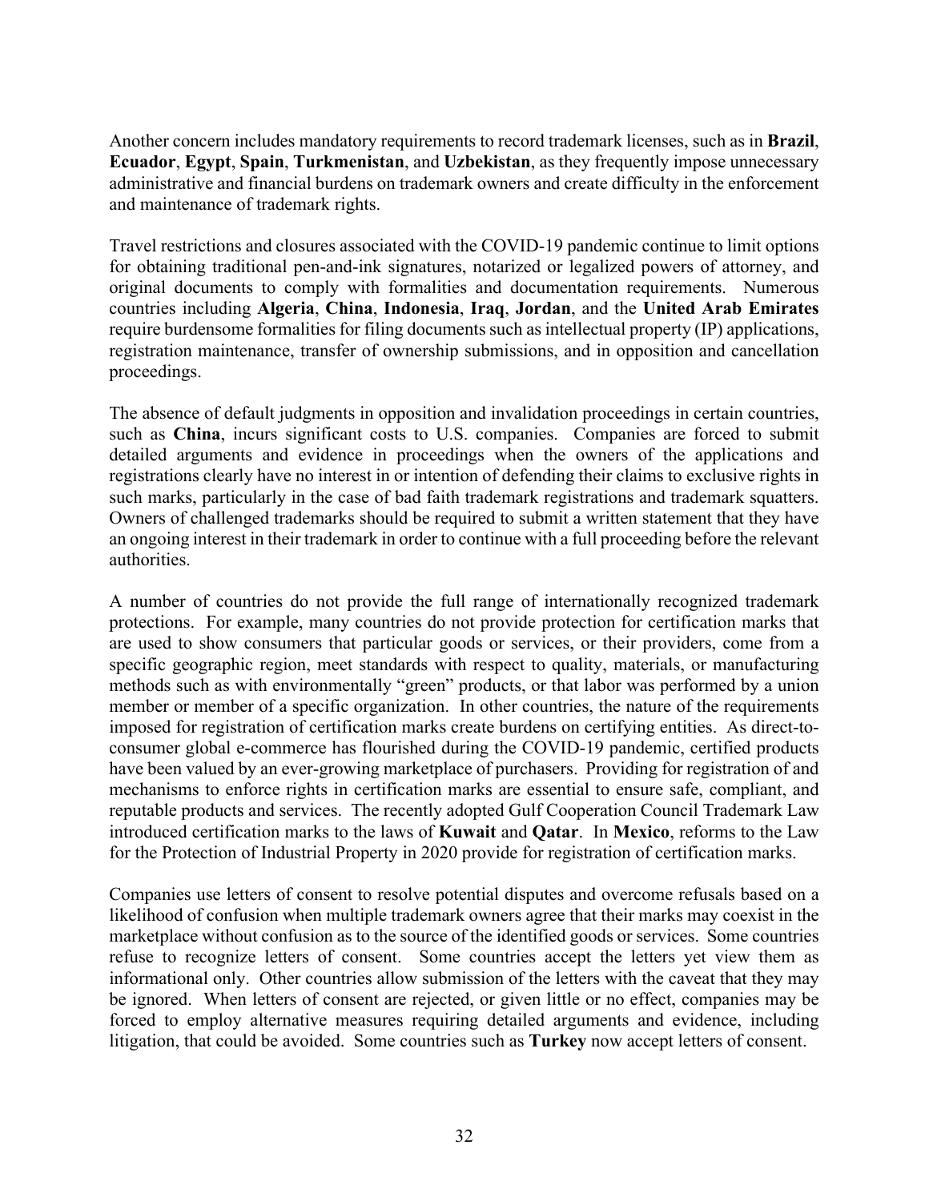Another concern includes mandatory requirements to record trademark licenses, such as in **Brazil**, **Ecuador**, **Egypt**, **Spain**, **Turkmenistan**, and **Uzbekistan**, as they frequently impose unnecessary administrative and financial burdens on trademark owners and create difficulty in the enforcement and maintenance of trademark rights.

Travel restrictions and closures associated with the COVID-19 pandemic continue to limit options for obtaining traditional pen-and-ink signatures, notarized or legalized powers of attorney, and original documents to comply with formalities and documentation requirements. Numerous countries including **Algeria**, **China**, **Indonesia**, **Iraq**, **Jordan**, and the **United Arab Emirates** require burdensome formalities for filing documents such as intellectual property (IP) applications, registration maintenance, transfer of ownership submissions, and in opposition and cancellation proceedings.

The absence of default judgments in opposition and invalidation proceedings in certain countries, such as **China**, incurs significant costs to U.S. companies. Companies are forced to submit detailed arguments and evidence in proceedings when the owners of the applications and registrations clearly have no interest in or intention of defending their claims to exclusive rights in such marks, particularly in the case of bad faith trademark registrations and trademark squatters. Owners of challenged trademarks should be required to submit a written statement that they have an ongoing interest in their trademark in order to continue with a full proceeding before the relevant authorities.

A number of countries do not provide the full range of internationally recognized trademark protections. For example, many countries do not provide protection for certification marks that are used to show consumers that particular goods or services, or their providers, come from a specific geographic region, meet standards with respect to quality, materials, or manufacturing methods such as with environmentally "green" products, or that labor was performed by a union member or member of a specific organization. In other countries, the nature of the requirements imposed for registration of certification marks create burdens on certifying entities. As direct-to-consumer global e-commerce has flourished during the COVID-19 pandemic, certified products have been valued by an ever-growing marketplace of purchasers. Providing for registration of and mechanisms to enforce rights in certification marks are essential to ensure safe, compliant, and reputable products and services. The recently adopted Gulf Cooperation Council Trademark Law introduced certification marks to the laws of **Kuwait** and **Qatar**. In **Mexico**, reforms to the Law for the Protection of Industrial Property in 2020 provide for registration of certification marks.

Companies use letters of consent to resolve potential disputes and overcome refusals based on a likelihood of confusion when multiple trademark owners agree that their marks may coexist in the marketplace without confusion as to the source of the identified goods or services. Some countries refuse to recognize letters of consent. Some countries accept the letters yet view them as informational only. Other countries allow submission of the letters with the caveat that they may be ignored. When letters of consent are rejected, or given little or no effect, companies may be forced to employ alternative measures requiring detailed arguments and evidence, including litigation, that could be avoided. Some countries such as **Turkey** now accept letters of consent.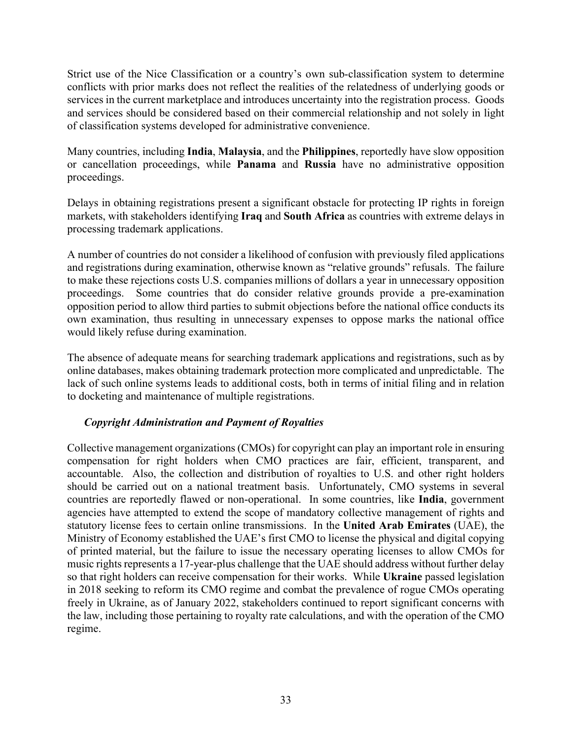Strict use of the Nice Classification or a country's own sub-classification system to determine conflicts with prior marks does not reflect the realities of the relatedness of underlying goods or services in the current marketplace and introduces uncertainty into the registration process. Goods and services should be considered based on their commercial relationship and not solely in light of classification systems developed for administrative convenience.

Many countries, including **India**, **Malaysia**, and the **Philippines**, reportedly have slow opposition or cancellation proceedings, while **Panama** and **Russia** have no administrative opposition proceedings.

Delays in obtaining registrations present a significant obstacle for protecting IP rights in foreign markets, with stakeholders identifying **Iraq** and **South Africa** as countries with extreme delays in processing trademark applications.

A number of countries do not consider a likelihood of confusion with previously filed applications and registrations during examination, otherwise known as "relative grounds" refusals. The failure to make these rejections costs U.S. companies millions of dollars a year in unnecessary opposition proceedings. Some countries that do consider relative grounds provide a pre-examination opposition period to allow third parties to submit objections before the national office conducts its own examination, thus resulting in unnecessary expenses to oppose marks the national office would likely refuse during examination.

The absence of adequate means for searching trademark applications and registrations, such as by online databases, makes obtaining trademark protection more complicated and unpredictable. The lack of such online systems leads to additional costs, both in terms of initial filing and in relation to docketing and maintenance of multiple registrations.

***Copyright Administration and Payment of Royalties***

Collective management organizations (CMOs) for copyright can play an important role in ensuring compensation for right holders when CMO practices are fair, efficient, transparent, and accountable. Also, the collection and distribution of royalties to U.S. and other right holders should be carried out on a national treatment basis. Unfortunately, CMO systems in several countries are reportedly flawed or non-operational. In some countries, like **India**, government agencies have attempted to extend the scope of mandatory collective management of rights and statutory license fees to certain online transmissions. In the **United Arab Emirates** (UAE), the Ministry of Economy established the UAE's first CMO to license the physical and digital copying of printed material, but the failure to issue the necessary operating licenses to allow CMOs for music rights represents a 17-year-plus challenge that the UAE should address without further delay so that right holders can receive compensation for their works. While **Ukraine** passed legislation in 2018 seeking to reform its CMO regime and combat the prevalence of rogue CMOs operating freely in Ukraine, as of January 2022, stakeholders continued to report significant concerns with the law, including those pertaining to royalty rate calculations, and with the operation of the CMO regime.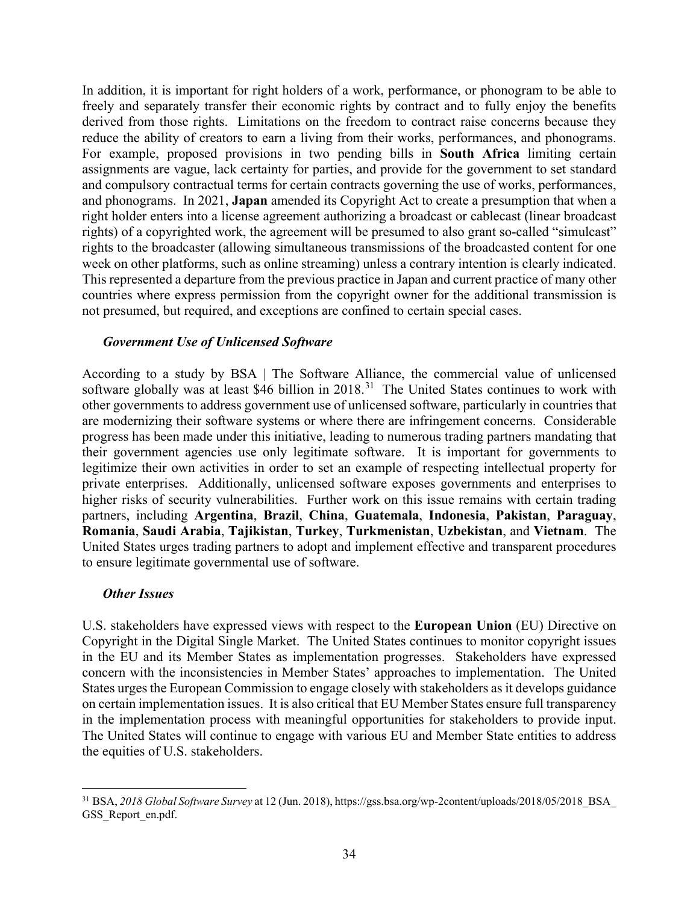In addition, it is important for right holders of a work, performance, or phonogram to be able to freely and separately transfer their economic rights by contract and to fully enjoy the benefits derived from those rights. Limitations on the freedom to contract raise concerns because they reduce the ability of creators to earn a living from their works, performances, and phonograms. For example, proposed provisions in two pending bills in **South Africa** limiting certain assignments are vague, lack certainty for parties, and provide for the government to set standard and compulsory contractual terms for certain contracts governing the use of works, performances, and phonograms. In 2021, **Japan** amended its Copyright Act to create a presumption that when a right holder enters into a license agreement authorizing a broadcast or cablecast (linear broadcast rights) of a copyrighted work, the agreement will be presumed to also grant so-called "simulcast" rights to the broadcaster (allowing simultaneous transmissions of the broadcasted content for one week on other platforms, such as online streaming) unless a contrary intention is clearly indicated. This represented a departure from the previous practice in Japan and current practice of many other countries where express permission from the copyright owner for the additional transmission is not presumed, but required, and exceptions are confined to certain special cases.

### *Government Use of Unlicensed Software*

According to a study by BSA | The Software Alliance, the commercial value of unlicensed software globally was at least $46 billion in 2018.[31] The United States continues to work with other governments to address government use of unlicensed software, particularly in countries that are modernizing their software systems or where there are infringement concerns. Considerable progress has been made under this initiative, leading to numerous trading partners mandating that their government agencies use only legitimate software. It is important for governments to legitimize their own activities in order to set an example of respecting intellectual property for private enterprises. Additionally, unlicensed software exposes governments and enterprises to higher risks of security vulnerabilities. Further work on this issue remains with certain trading partners, including **Argentina**, **Brazil**, **China**, **Guatemala**, **Indonesia**, **Pakistan**, **Paraguay**, **Romania**, **Saudi Arabia**, **Tajikistan**, **Turkey**, **Turkmenistan**, **Uzbekistan**, and **Vietnam**. The United States urges trading partners to adopt and implement effective and transparent procedures to ensure legitimate governmental use of software.

### *Other Issues*

U.S. stakeholders have expressed views with respect to the **European Union** (EU) Directive on Copyright in the Digital Single Market. The United States continues to monitor copyright issues in the EU and its Member States as implementation progresses. Stakeholders have expressed concern with the inconsistencies in Member States' approaches to implementation. The United States urges the European Commission to engage closely with stakeholders as it develops guidance on certain implementation issues. It is also critical that EU Member States ensure full transparency in the implementation process with meaningful opportunities for stakeholders to provide input. The United States will continue to engage with various EU and Member State entities to address the equities of U.S. stakeholders.

---

[31] BSA, *2018 Global Software Survey* at 12 (Jun. 2018), https://gss.bsa.org/wp-2content/uploads/2018/05/2018_BSA_GSS_Report_en.pdf.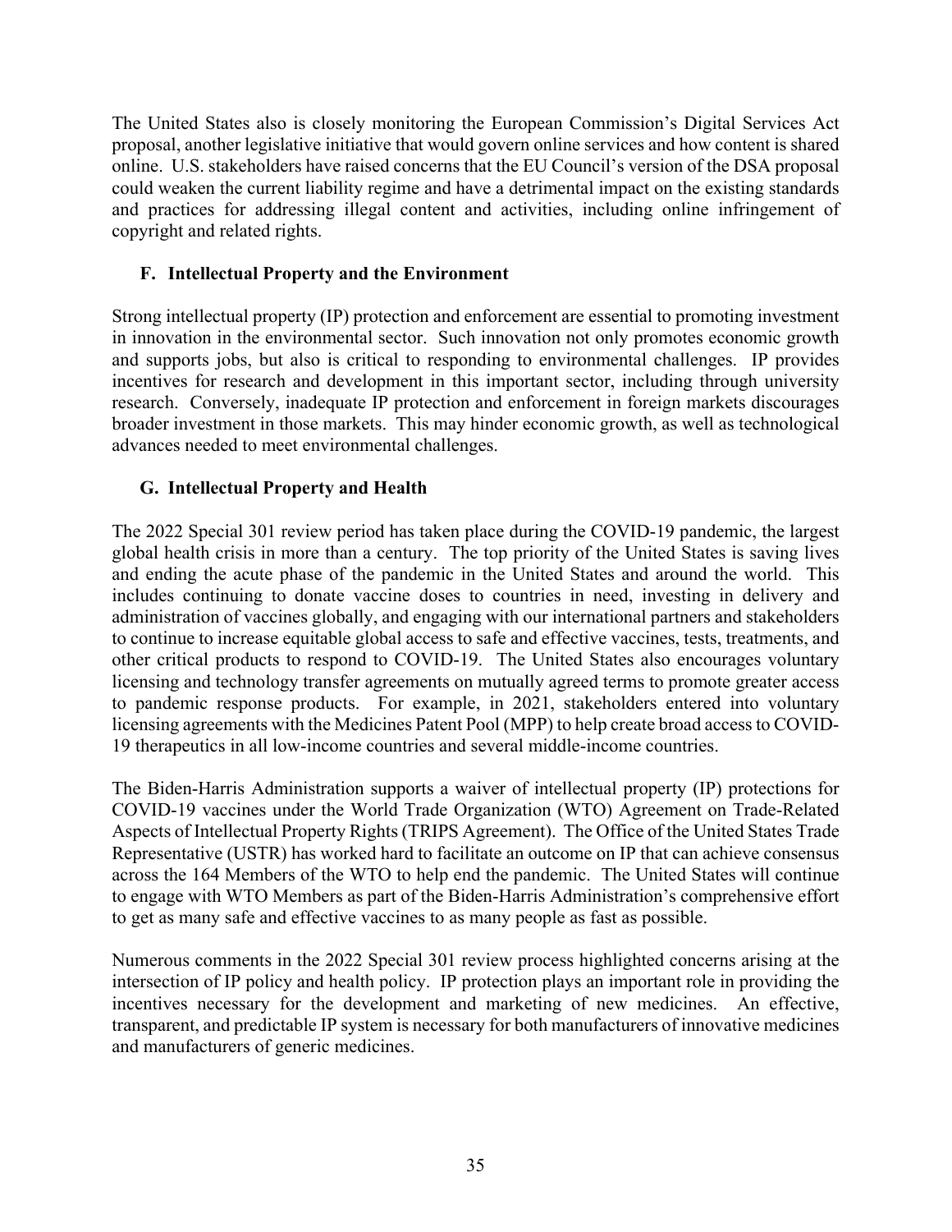The United States also is closely monitoring the European Commission's Digital Services Act proposal, another legislative initiative that would govern online services and how content is shared online. U.S. stakeholders have raised concerns that the EU Council's version of the DSA proposal could weaken the current liability regime and have a detrimental impact on the existing standards and practices for addressing illegal content and activities, including online infringement of copyright and related rights.

### F. Intellectual Property and the Environment

Strong intellectual property (IP) protection and enforcement are essential to promoting investment in innovation in the environmental sector. Such innovation not only promotes economic growth and supports jobs, but also is critical to responding to environmental challenges. IP provides incentives for research and development in this important sector, including through university research. Conversely, inadequate IP protection and enforcement in foreign markets discourages broader investment in those markets. This may hinder economic growth, as well as technological advances needed to meet environmental challenges.

### G. Intellectual Property and Health

The 2022 Special 301 review period has taken place during the COVID-19 pandemic, the largest global health crisis in more than a century. The top priority of the United States is saving lives and ending the acute phase of the pandemic in the United States and around the world. This includes continuing to donate vaccine doses to countries in need, investing in delivery and administration of vaccines globally, and engaging with our international partners and stakeholders to continue to increase equitable global access to safe and effective vaccines, tests, treatments, and other critical products to respond to COVID-19. The United States also encourages voluntary licensing and technology transfer agreements on mutually agreed terms to promote greater access to pandemic response products. For example, in 2021, stakeholders entered into voluntary licensing agreements with the Medicines Patent Pool (MPP) to help create broad access to COVID-19 therapeutics in all low-income countries and several middle-income countries.

The Biden-Harris Administration supports a waiver of intellectual property (IP) protections for COVID-19 vaccines under the World Trade Organization (WTO) Agreement on Trade-Related Aspects of Intellectual Property Rights (TRIPS Agreement). The Office of the United States Trade Representative (USTR) has worked hard to facilitate an outcome on IP that can achieve consensus across the 164 Members of the WTO to help end the pandemic. The United States will continue to engage with WTO Members as part of the Biden-Harris Administration's comprehensive effort to get as many safe and effective vaccines to as many people as fast as possible.

Numerous comments in the 2022 Special 301 review process highlighted concerns arising at the intersection of IP policy and health policy. IP protection plays an important role in providing the incentives necessary for the development and marketing of new medicines. An effective, transparent, and predictable IP system is necessary for both manufacturers of innovative medicines and manufacturers of generic medicines.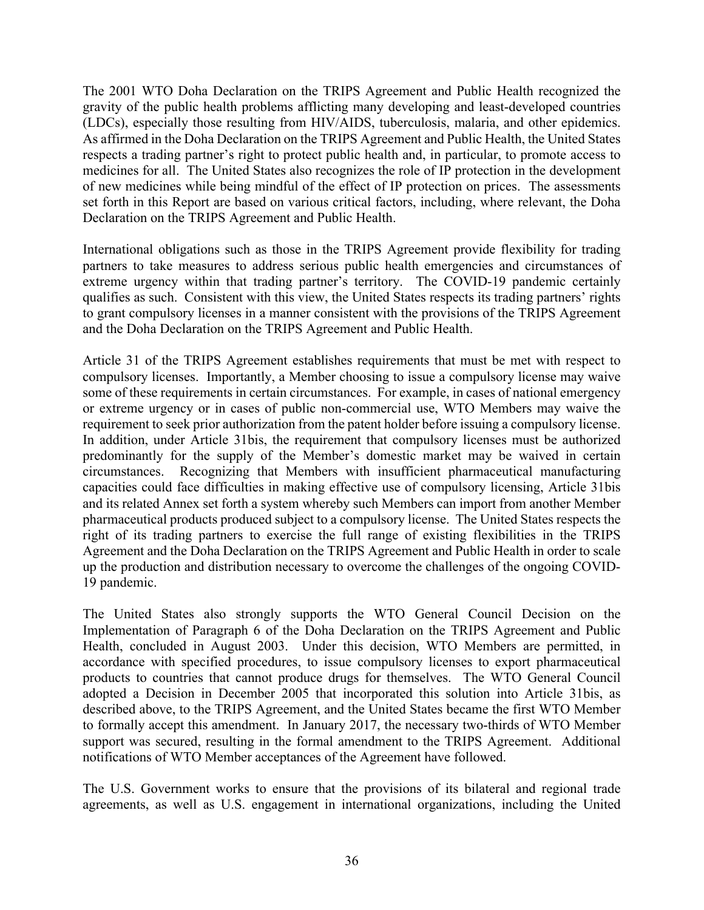The 2001 WTO Doha Declaration on the TRIPS Agreement and Public Health recognized the gravity of the public health problems afflicting many developing and least-developed countries (LDCs), especially those resulting from HIV/AIDS, tuberculosis, malaria, and other epidemics. As affirmed in the Doha Declaration on the TRIPS Agreement and Public Health, the United States respects a trading partner's right to protect public health and, in particular, to promote access to medicines for all. The United States also recognizes the role of IP protection in the development of new medicines while being mindful of the effect of IP protection on prices. The assessments set forth in this Report are based on various critical factors, including, where relevant, the Doha Declaration on the TRIPS Agreement and Public Health.

International obligations such as those in the TRIPS Agreement provide flexibility for trading partners to take measures to address serious public health emergencies and circumstances of extreme urgency within that trading partner's territory. The COVID-19 pandemic certainly qualifies as such. Consistent with this view, the United States respects its trading partners' rights to grant compulsory licenses in a manner consistent with the provisions of the TRIPS Agreement and the Doha Declaration on the TRIPS Agreement and Public Health.

Article 31 of the TRIPS Agreement establishes requirements that must be met with respect to compulsory licenses. Importantly, a Member choosing to issue a compulsory license may waive some of these requirements in certain circumstances. For example, in cases of national emergency or extreme urgency or in cases of public non-commercial use, WTO Members may waive the requirement to seek prior authorization from the patent holder before issuing a compulsory license. In addition, under Article 31bis, the requirement that compulsory licenses must be authorized predominantly for the supply of the Member's domestic market may be waived in certain circumstances. Recognizing that Members with insufficient pharmaceutical manufacturing capacities could face difficulties in making effective use of compulsory licensing, Article 31bis and its related Annex set forth a system whereby such Members can import from another Member pharmaceutical products produced subject to a compulsory license. The United States respects the right of its trading partners to exercise the full range of existing flexibilities in the TRIPS Agreement and the Doha Declaration on the TRIPS Agreement and Public Health in order to scale up the production and distribution necessary to overcome the challenges of the ongoing COVID-19 pandemic.

The United States also strongly supports the WTO General Council Decision on the Implementation of Paragraph 6 of the Doha Declaration on the TRIPS Agreement and Public Health, concluded in August 2003. Under this decision, WTO Members are permitted, in accordance with specified procedures, to issue compulsory licenses to export pharmaceutical products to countries that cannot produce drugs for themselves. The WTO General Council adopted a Decision in December 2005 that incorporated this solution into Article 31bis, as described above, to the TRIPS Agreement, and the United States became the first WTO Member to formally accept this amendment. In January 2017, the necessary two-thirds of WTO Member support was secured, resulting in the formal amendment to the TRIPS Agreement. Additional notifications of WTO Member acceptances of the Agreement have followed.

The U.S. Government works to ensure that the provisions of its bilateral and regional trade agreements, as well as U.S. engagement in international organizations, including the United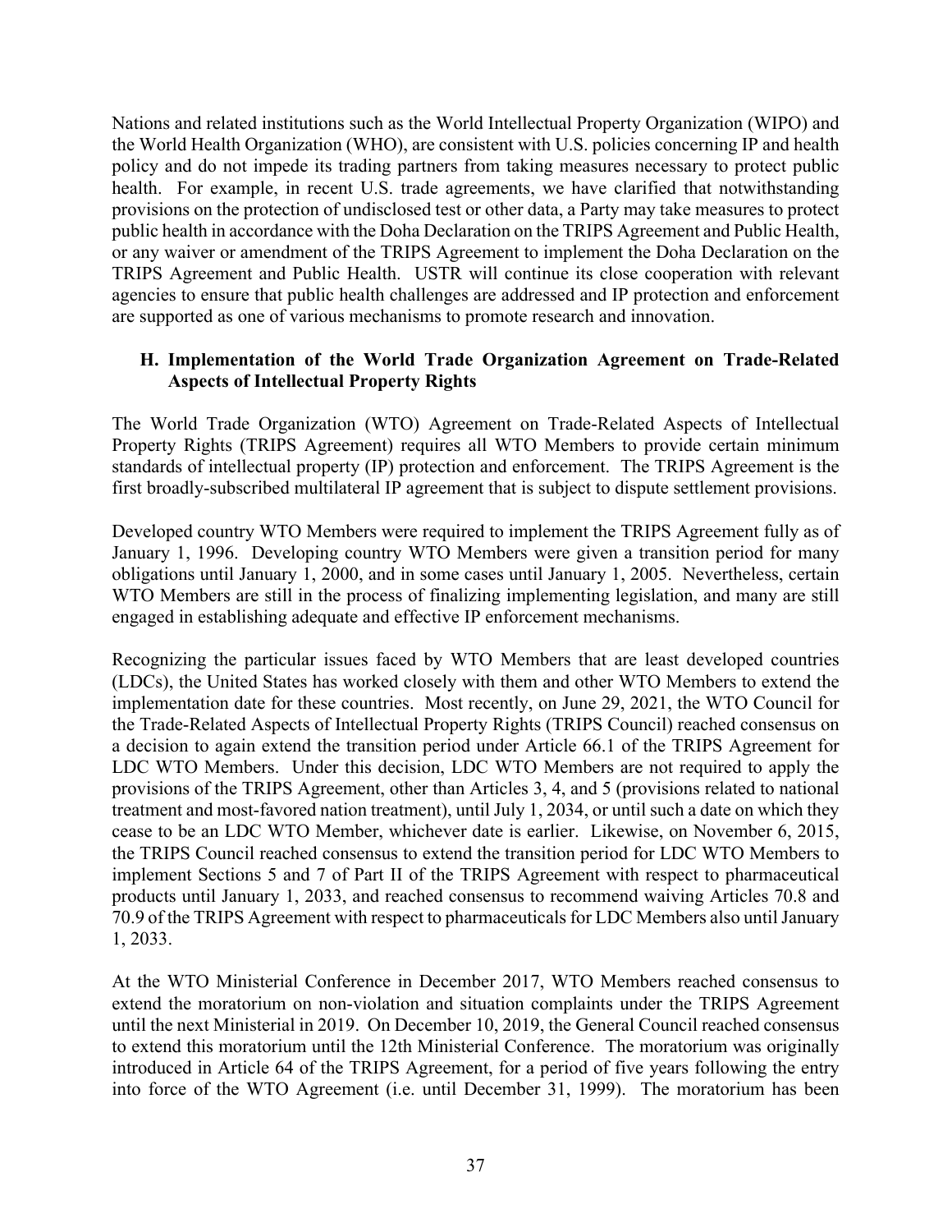Nations and related institutions such as the World Intellectual Property Organization (WIPO) and the World Health Organization (WHO), are consistent with U.S. policies concerning IP and health policy and do not impede its trading partners from taking measures necessary to protect public health. For example, in recent U.S. trade agreements, we have clarified that notwithstanding provisions on the protection of undisclosed test or other data, a Party may take measures to protect public health in accordance with the Doha Declaration on the TRIPS Agreement and Public Health, or any waiver or amendment of the TRIPS Agreement to implement the Doha Declaration on the TRIPS Agreement and Public Health. USTR will continue its close cooperation with relevant agencies to ensure that public health challenges are addressed and IP protection and enforcement are supported as one of various mechanisms to promote research and innovation.

## H. Implementation of the World Trade Organization Agreement on Trade-Related Aspects of Intellectual Property Rights

The World Trade Organization (WTO) Agreement on Trade-Related Aspects of Intellectual Property Rights (TRIPS Agreement) requires all WTO Members to provide certain minimum standards of intellectual property (IP) protection and enforcement. The TRIPS Agreement is the first broadly-subscribed multilateral IP agreement that is subject to dispute settlement provisions.

Developed country WTO Members were required to implement the TRIPS Agreement fully as of January 1, 1996. Developing country WTO Members were given a transition period for many obligations until January 1, 2000, and in some cases until January 1, 2005. Nevertheless, certain WTO Members are still in the process of finalizing implementing legislation, and many are still engaged in establishing adequate and effective IP enforcement mechanisms.

Recognizing the particular issues faced by WTO Members that are least developed countries (LDCs), the United States has worked closely with them and other WTO Members to extend the implementation date for these countries. Most recently, on June 29, 2021, the WTO Council for the Trade-Related Aspects of Intellectual Property Rights (TRIPS Council) reached consensus on a decision to again extend the transition period under Article 66.1 of the TRIPS Agreement for LDC WTO Members. Under this decision, LDC WTO Members are not required to apply the provisions of the TRIPS Agreement, other than Articles 3, 4, and 5 (provisions related to national treatment and most-favored nation treatment), until July 1, 2034, or until such a date on which they cease to be an LDC WTO Member, whichever date is earlier. Likewise, on November 6, 2015, the TRIPS Council reached consensus to extend the transition period for LDC WTO Members to implement Sections 5 and 7 of Part II of the TRIPS Agreement with respect to pharmaceutical products until January 1, 2033, and reached consensus to recommend waiving Articles 70.8 and 70.9 of the TRIPS Agreement with respect to pharmaceuticals for LDC Members also until January 1, 2033.

At the WTO Ministerial Conference in December 2017, WTO Members reached consensus to extend the moratorium on non-violation and situation complaints under the TRIPS Agreement until the next Ministerial in 2019. On December 10, 2019, the General Council reached consensus to extend this moratorium until the 12th Ministerial Conference. The moratorium was originally introduced in Article 64 of the TRIPS Agreement, for a period of five years following the entry into force of the WTO Agreement (i.e. until December 31, 1999). The moratorium has been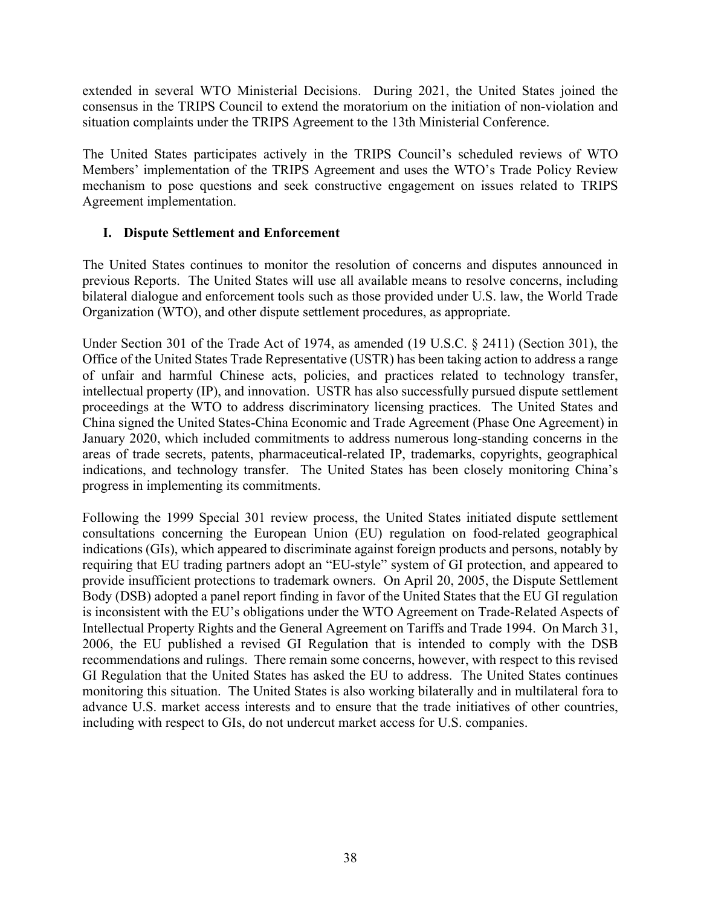extended in several WTO Ministerial Decisions. During 2021, the United States joined the consensus in the TRIPS Council to extend the moratorium on the initiation of non-violation and situation complaints under the TRIPS Agreement to the 13th Ministerial Conference.

The United States participates actively in the TRIPS Council's scheduled reviews of WTO Members' implementation of the TRIPS Agreement and uses the WTO's Trade Policy Review mechanism to pose questions and seek constructive engagement on issues related to TRIPS Agreement implementation.

## I. Dispute Settlement and Enforcement

The United States continues to monitor the resolution of concerns and disputes announced in previous Reports. The United States will use all available means to resolve concerns, including bilateral dialogue and enforcement tools such as those provided under U.S. law, the World Trade Organization (WTO), and other dispute settlement procedures, as appropriate.

Under Section 301 of the Trade Act of 1974, as amended (19 U.S.C. § 2411) (Section 301), the Office of the United States Trade Representative (USTR) has been taking action to address a range of unfair and harmful Chinese acts, policies, and practices related to technology transfer, intellectual property (IP), and innovation. USTR has also successfully pursued dispute settlement proceedings at the WTO to address discriminatory licensing practices. The United States and China signed the United States-China Economic and Trade Agreement (Phase One Agreement) in January 2020, which included commitments to address numerous long-standing concerns in the areas of trade secrets, patents, pharmaceutical-related IP, trademarks, copyrights, geographical indications, and technology transfer. The United States has been closely monitoring China's progress in implementing its commitments.

Following the 1999 Special 301 review process, the United States initiated dispute settlement consultations concerning the European Union (EU) regulation on food-related geographical indications (GIs), which appeared to discriminate against foreign products and persons, notably by requiring that EU trading partners adopt an "EU-style" system of GI protection, and appeared to provide insufficient protections to trademark owners. On April 20, 2005, the Dispute Settlement Body (DSB) adopted a panel report finding in favor of the United States that the EU GI regulation is inconsistent with the EU's obligations under the WTO Agreement on Trade-Related Aspects of Intellectual Property Rights and the General Agreement on Tariffs and Trade 1994. On March 31, 2006, the EU published a revised GI Regulation that is intended to comply with the DSB recommendations and rulings. There remain some concerns, however, with respect to this revised GI Regulation that the United States has asked the EU to address. The United States continues monitoring this situation. The United States is also working bilaterally and in multilateral fora to advance U.S. market access interests and to ensure that the trade initiatives of other countries, including with respect to GIs, do not undercut market access for U.S. companies.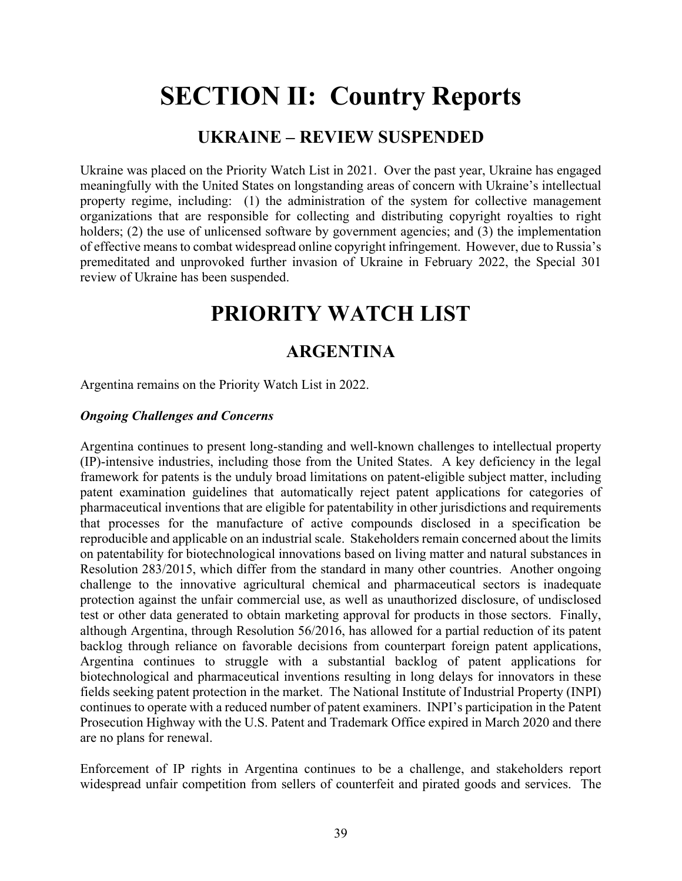# SECTION II: Country Reports

## UKRAINE – REVIEW SUSPENDED

Ukraine was placed on the Priority Watch List in 2021. Over the past year, Ukraine has engaged meaningfully with the United States on longstanding areas of concern with Ukraine's intellectual property regime, including: (1) the administration of the system for collective management organizations that are responsible for collecting and distributing copyright royalties to right holders; (2) the use of unlicensed software by government agencies; and (3) the implementation of effective means to combat widespread online copyright infringement. However, due to Russia's premeditated and unprovoked further invasion of Ukraine in February 2022, the Special 301 review of Ukraine has been suspended.

# PRIORITY WATCH LIST

## ARGENTINA

Argentina remains on the Priority Watch List in 2022.

***Ongoing Challenges and Concerns***

Argentina continues to present long-standing and well-known challenges to intellectual property (IP)-intensive industries, including those from the United States. A key deficiency in the legal framework for patents is the unduly broad limitations on patent-eligible subject matter, including patent examination guidelines that automatically reject patent applications for categories of pharmaceutical inventions that are eligible for patentability in other jurisdictions and requirements that processes for the manufacture of active compounds disclosed in a specification be reproducible and applicable on an industrial scale. Stakeholders remain concerned about the limits on patentability for biotechnological innovations based on living matter and natural substances in Resolution 283/2015, which differ from the standard in many other countries. Another ongoing challenge to the innovative agricultural chemical and pharmaceutical sectors is inadequate protection against the unfair commercial use, as well as unauthorized disclosure, of undisclosed test or other data generated to obtain marketing approval for products in those sectors. Finally, although Argentina, through Resolution 56/2016, has allowed for a partial reduction of its patent backlog through reliance on favorable decisions from counterpart foreign patent applications, Argentina continues to struggle with a substantial backlog of patent applications for biotechnological and pharmaceutical inventions resulting in long delays for innovators in these fields seeking patent protection in the market. The National Institute of Industrial Property (INPI) continues to operate with a reduced number of patent examiners. INPI's participation in the Patent Prosecution Highway with the U.S. Patent and Trademark Office expired in March 2020 and there are no plans for renewal.

Enforcement of IP rights in Argentina continues to be a challenge, and stakeholders report widespread unfair competition from sellers of counterfeit and pirated goods and services. The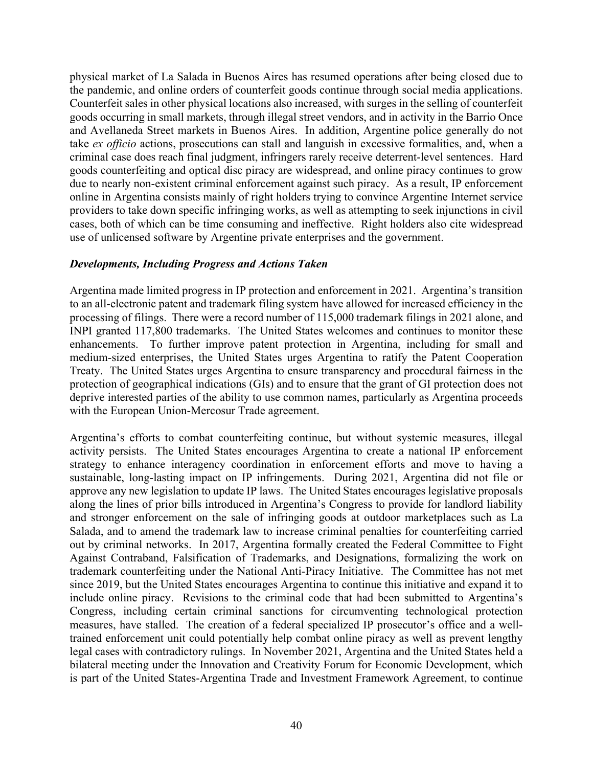physical market of La Salada in Buenos Aires has resumed operations after being closed due to the pandemic, and online orders of counterfeit goods continue through social media applications. Counterfeit sales in other physical locations also increased, with surges in the selling of counterfeit goods occurring in small markets, through illegal street vendors, and in activity in the Barrio Once and Avellaneda Street markets in Buenos Aires. In addition, Argentine police generally do not take *ex officio* actions, prosecutions can stall and languish in excessive formalities, and, when a criminal case does reach final judgment, infringers rarely receive deterrent-level sentences. Hard goods counterfeiting and optical disc piracy are widespread, and online piracy continues to grow due to nearly non-existent criminal enforcement against such piracy. As a result, IP enforcement online in Argentina consists mainly of right holders trying to convince Argentine Internet service providers to take down specific infringing works, as well as attempting to seek injunctions in civil cases, both of which can be time consuming and ineffective. Right holders also cite widespread use of unlicensed software by Argentine private enterprises and the government.

### ***Developments, Including Progress and Actions Taken***

Argentina made limited progress in IP protection and enforcement in 2021. Argentina's transition to an all-electronic patent and trademark filing system have allowed for increased efficiency in the processing of filings. There were a record number of 115,000 trademark filings in 2021 alone, and INPI granted 117,800 trademarks. The United States welcomes and continues to monitor these enhancements. To further improve patent protection in Argentina, including for small and medium-sized enterprises, the United States urges Argentina to ratify the Patent Cooperation Treaty. The United States urges Argentina to ensure transparency and procedural fairness in the protection of geographical indications (GIs) and to ensure that the grant of GI protection does not deprive interested parties of the ability to use common names, particularly as Argentina proceeds with the European Union-Mercosur Trade agreement.

Argentina's efforts to combat counterfeiting continue, but without systemic measures, illegal activity persists. The United States encourages Argentina to create a national IP enforcement strategy to enhance interagency coordination in enforcement efforts and move to having a sustainable, long-lasting impact on IP infringements. During 2021, Argentina did not file or approve any new legislation to update IP laws. The United States encourages legislative proposals along the lines of prior bills introduced in Argentina's Congress to provide for landlord liability and stronger enforcement on the sale of infringing goods at outdoor marketplaces such as La Salada, and to amend the trademark law to increase criminal penalties for counterfeiting carried out by criminal networks. In 2017, Argentina formally created the Federal Committee to Fight Against Contraband, Falsification of Trademarks, and Designations, formalizing the work on trademark counterfeiting under the National Anti-Piracy Initiative. The Committee has not met since 2019, but the United States encourages Argentina to continue this initiative and expand it to include online piracy. Revisions to the criminal code that had been submitted to Argentina's Congress, including certain criminal sanctions for circumventing technological protection measures, have stalled. The creation of a federal specialized IP prosecutor's office and a well-trained enforcement unit could potentially help combat online piracy as well as prevent lengthy legal cases with contradictory rulings. In November 2021, Argentina and the United States held a bilateral meeting under the Innovation and Creativity Forum for Economic Development, which is part of the United States-Argentina Trade and Investment Framework Agreement, to continue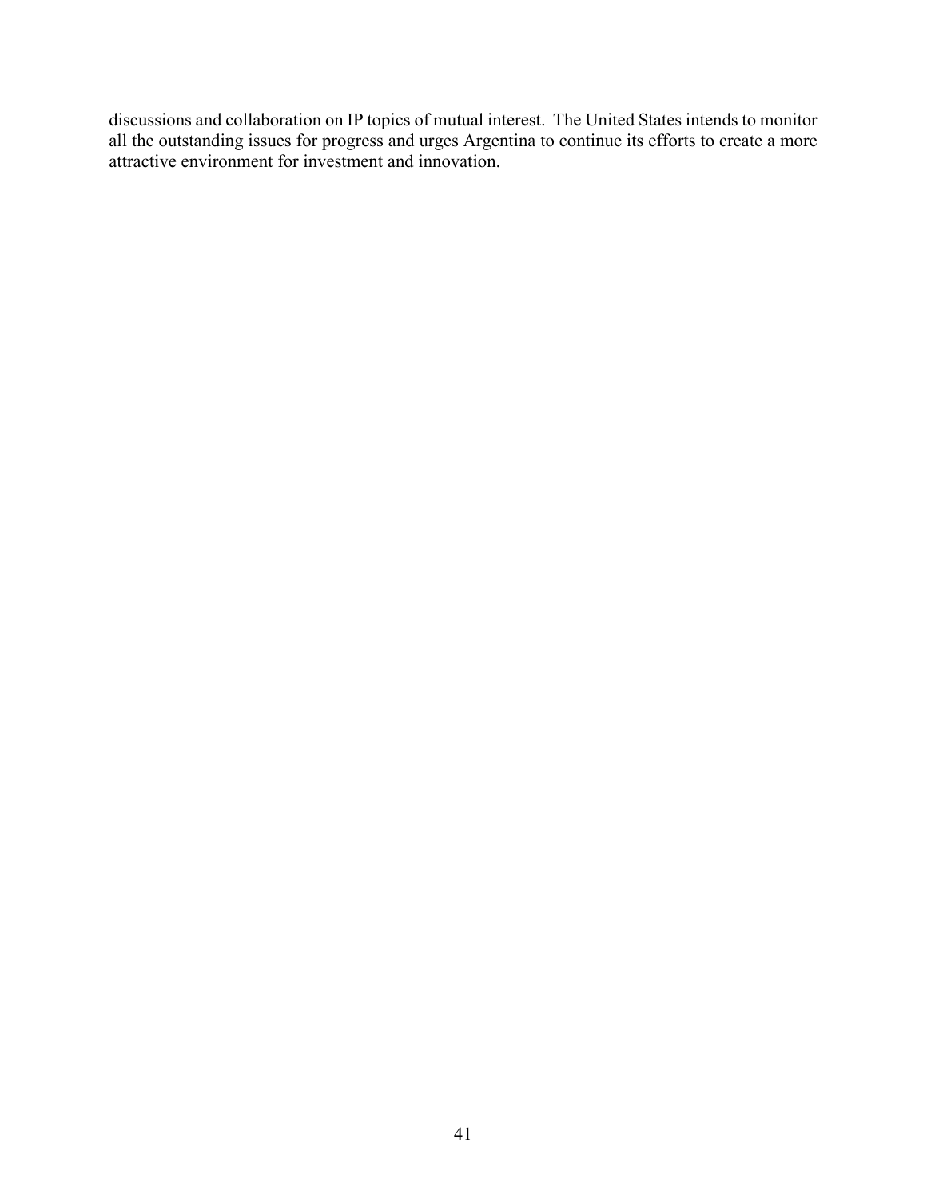discussions and collaboration on IP topics of mutual interest. The United States intends to monitor all the outstanding issues for progress and urges Argentina to continue its efforts to create a more attractive environment for investment and innovation.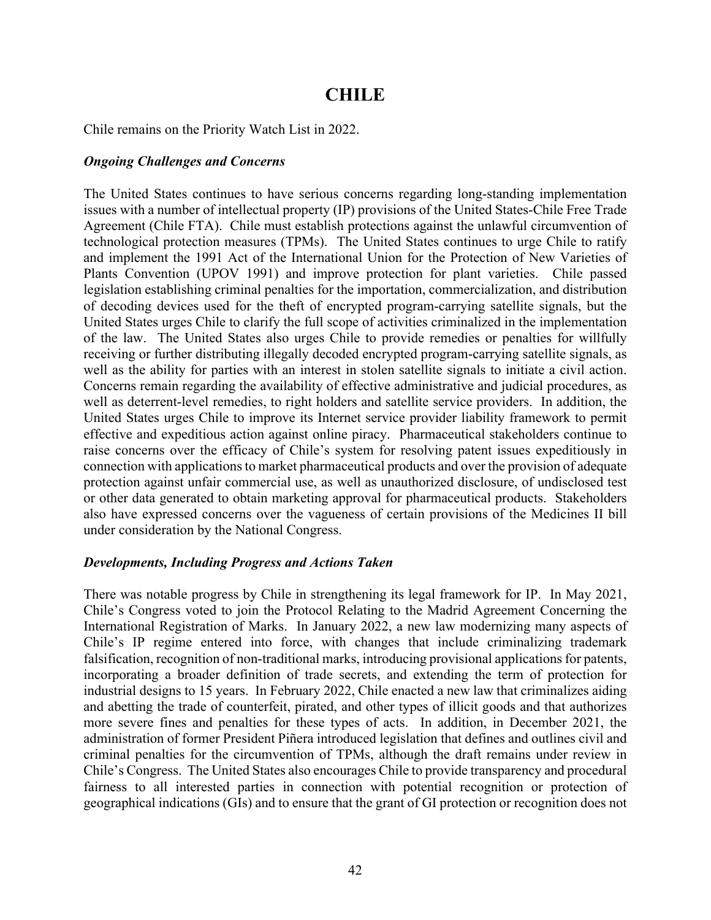# CHILE

Chile remains on the Priority Watch List in 2022.

### *Ongoing Challenges and Concerns*

The United States continues to have serious concerns regarding long-standing implementation issues with a number of intellectual property (IP) provisions of the United States-Chile Free Trade Agreement (Chile FTA). Chile must establish protections against the unlawful circumvention of technological protection measures (TPMs). The United States continues to urge Chile to ratify and implement the 1991 Act of the International Union for the Protection of New Varieties of Plants Convention (UPOV 1991) and improve protection for plant varieties. Chile passed legislation establishing criminal penalties for the importation, commercialization, and distribution of decoding devices used for the theft of encrypted program-carrying satellite signals, but the United States urges Chile to clarify the full scope of activities criminalized in the implementation of the law. The United States also urges Chile to provide remedies or penalties for willfully receiving or further distributing illegally decoded encrypted program-carrying satellite signals, as well as the ability for parties with an interest in stolen satellite signals to initiate a civil action. Concerns remain regarding the availability of effective administrative and judicial procedures, as well as deterrent-level remedies, to right holders and satellite service providers. In addition, the United States urges Chile to improve its Internet service provider liability framework to permit effective and expeditious action against online piracy. Pharmaceutical stakeholders continue to raise concerns over the efficacy of Chile's system for resolving patent issues expeditiously in connection with applications to market pharmaceutical products and over the provision of adequate protection against unfair commercial use, as well as unauthorized disclosure, of undisclosed test or other data generated to obtain marketing approval for pharmaceutical products. Stakeholders also have expressed concerns over the vagueness of certain provisions of the Medicines II bill under consideration by the National Congress.

### *Developments, Including Progress and Actions Taken*

There was notable progress by Chile in strengthening its legal framework for IP. In May 2021, Chile's Congress voted to join the Protocol Relating to the Madrid Agreement Concerning the International Registration of Marks. In January 2022, a new law modernizing many aspects of Chile's IP regime entered into force, with changes that include criminalizing trademark falsification, recognition of non-traditional marks, introducing provisional applications for patents, incorporating a broader definition of trade secrets, and extending the term of protection for industrial designs to 15 years. In February 2022, Chile enacted a new law that criminalizes aiding and abetting the trade of counterfeit, pirated, and other types of illicit goods and that authorizes more severe fines and penalties for these types of acts. In addition, in December 2021, the administration of former President Piñera introduced legislation that defines and outlines civil and criminal penalties for the circumvention of TPMs, although the draft remains under review in Chile's Congress. The United States also encourages Chile to provide transparency and procedural fairness to all interested parties in connection with potential recognition or protection of geographical indications (GIs) and to ensure that the grant of GI protection or recognition does not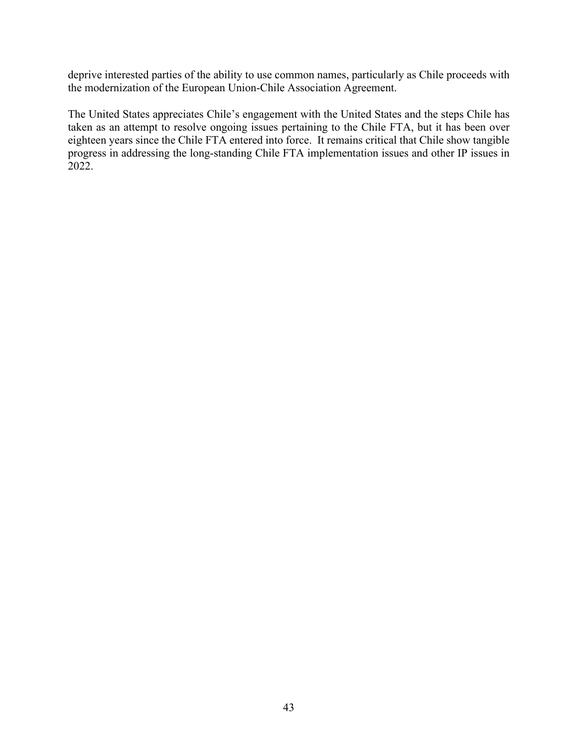deprive interested parties of the ability to use common names, particularly as Chile proceeds with the modernization of the European Union-Chile Association Agreement.

The United States appreciates Chile's engagement with the United States and the steps Chile has taken as an attempt to resolve ongoing issues pertaining to the Chile FTA, but it has been over eighteen years since the Chile FTA entered into force. It remains critical that Chile show tangible progress in addressing the long-standing Chile FTA implementation issues and other IP issues in 2022.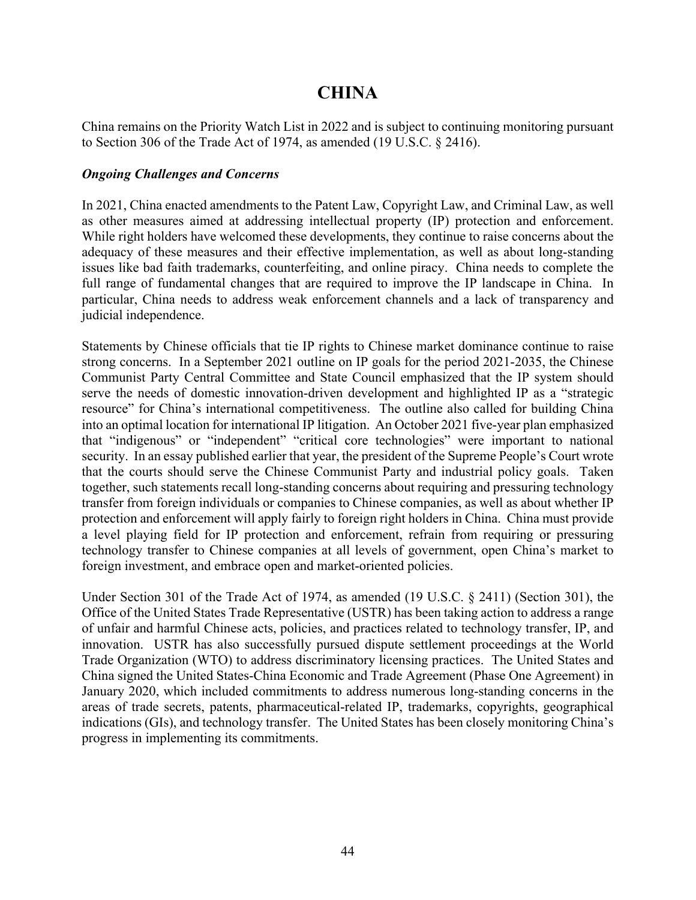# CHINA

China remains on the Priority Watch List in 2022 and is subject to continuing monitoring pursuant to Section 306 of the Trade Act of 1974, as amended (19 U.S.C. § 2416).

***Ongoing Challenges and Concerns***

In 2021, China enacted amendments to the Patent Law, Copyright Law, and Criminal Law, as well as other measures aimed at addressing intellectual property (IP) protection and enforcement. While right holders have welcomed these developments, they continue to raise concerns about the adequacy of these measures and their effective implementation, as well as about long-standing issues like bad faith trademarks, counterfeiting, and online piracy. China needs to complete the full range of fundamental changes that are required to improve the IP landscape in China. In particular, China needs to address weak enforcement channels and a lack of transparency and judicial independence.

Statements by Chinese officials that tie IP rights to Chinese market dominance continue to raise strong concerns. In a September 2021 outline on IP goals for the period 2021-2035, the Chinese Communist Party Central Committee and State Council emphasized that the IP system should serve the needs of domestic innovation-driven development and highlighted IP as a "strategic resource" for China's international competitiveness. The outline also called for building China into an optimal location for international IP litigation. An October 2021 five-year plan emphasized that "indigenous" or "independent" "critical core technologies" were important to national security. In an essay published earlier that year, the president of the Supreme People's Court wrote that the courts should serve the Chinese Communist Party and industrial policy goals. Taken together, such statements recall long-standing concerns about requiring and pressuring technology transfer from foreign individuals or companies to Chinese companies, as well as about whether IP protection and enforcement will apply fairly to foreign right holders in China. China must provide a level playing field for IP protection and enforcement, refrain from requiring or pressuring technology transfer to Chinese companies at all levels of government, open China's market to foreign investment, and embrace open and market-oriented policies.

Under Section 301 of the Trade Act of 1974, as amended (19 U.S.C. § 2411) (Section 301), the Office of the United States Trade Representative (USTR) has been taking action to address a range of unfair and harmful Chinese acts, policies, and practices related to technology transfer, IP, and innovation. USTR has also successfully pursued dispute settlement proceedings at the World Trade Organization (WTO) to address discriminatory licensing practices. The United States and China signed the United States-China Economic and Trade Agreement (Phase One Agreement) in January 2020, which included commitments to address numerous long-standing concerns in the areas of trade secrets, patents, pharmaceutical-related IP, trademarks, copyrights, geographical indications (GIs), and technology transfer. The United States has been closely monitoring China's progress in implementing its commitments.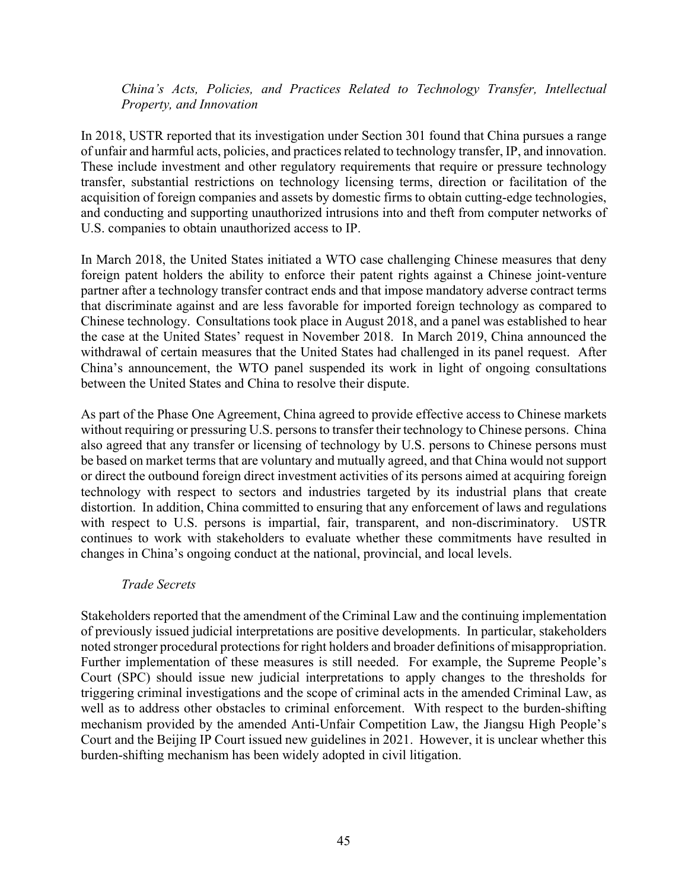*China's Acts, Policies, and Practices Related to Technology Transfer, Intellectual Property, and Innovation*

In 2018, USTR reported that its investigation under Section 301 found that China pursues a range of unfair and harmful acts, policies, and practices related to technology transfer, IP, and innovation. These include investment and other regulatory requirements that require or pressure technology transfer, substantial restrictions on technology licensing terms, direction or facilitation of the acquisition of foreign companies and assets by domestic firms to obtain cutting-edge technologies, and conducting and supporting unauthorized intrusions into and theft from computer networks of U.S. companies to obtain unauthorized access to IP.

In March 2018, the United States initiated a WTO case challenging Chinese measures that deny foreign patent holders the ability to enforce their patent rights against a Chinese joint-venture partner after a technology transfer contract ends and that impose mandatory adverse contract terms that discriminate against and are less favorable for imported foreign technology as compared to Chinese technology. Consultations took place in August 2018, and a panel was established to hear the case at the United States' request in November 2018. In March 2019, China announced the withdrawal of certain measures that the United States had challenged in its panel request. After China's announcement, the WTO panel suspended its work in light of ongoing consultations between the United States and China to resolve their dispute.

As part of the Phase One Agreement, China agreed to provide effective access to Chinese markets without requiring or pressuring U.S. persons to transfer their technology to Chinese persons. China also agreed that any transfer or licensing of technology by U.S. persons to Chinese persons must be based on market terms that are voluntary and mutually agreed, and that China would not support or direct the outbound foreign direct investment activities of its persons aimed at acquiring foreign technology with respect to sectors and industries targeted by its industrial plans that create distortion. In addition, China committed to ensuring that any enforcement of laws and regulations with respect to U.S. persons is impartial, fair, transparent, and non-discriminatory. USTR continues to work with stakeholders to evaluate whether these commitments have resulted in changes in China's ongoing conduct at the national, provincial, and local levels.

*Trade Secrets*

Stakeholders reported that the amendment of the Criminal Law and the continuing implementation of previously issued judicial interpretations are positive developments. In particular, stakeholders noted stronger procedural protections for right holders and broader definitions of misappropriation. Further implementation of these measures is still needed. For example, the Supreme People's Court (SPC) should issue new judicial interpretations to apply changes to the thresholds for triggering criminal investigations and the scope of criminal acts in the amended Criminal Law, as well as to address other obstacles to criminal enforcement. With respect to the burden-shifting mechanism provided by the amended Anti-Unfair Competition Law, the Jiangsu High People's Court and the Beijing IP Court issued new guidelines in 2021. However, it is unclear whether this burden-shifting mechanism has been widely adopted in civil litigation.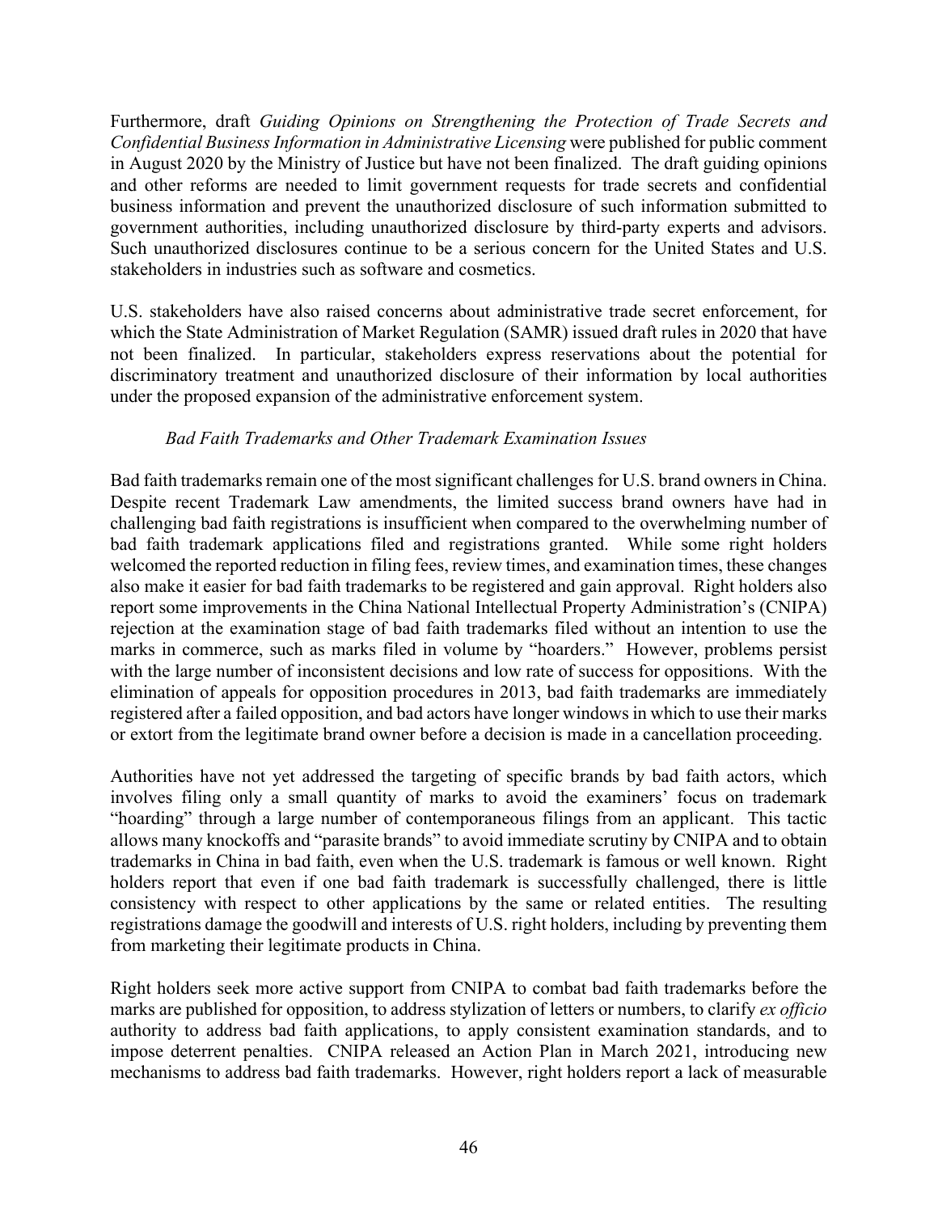Furthermore, draft *Guiding Opinions on Strengthening the Protection of Trade Secrets and Confidential Business Information in Administrative Licensing* were published for public comment in August 2020 by the Ministry of Justice but have not been finalized. The draft guiding opinions and other reforms are needed to limit government requests for trade secrets and confidential business information and prevent the unauthorized disclosure of such information submitted to government authorities, including unauthorized disclosure by third-party experts and advisors. Such unauthorized disclosures continue to be a serious concern for the United States and U.S. stakeholders in industries such as software and cosmetics.

U.S. stakeholders have also raised concerns about administrative trade secret enforcement, for which the State Administration of Market Regulation (SAMR) issued draft rules in 2020 that have not been finalized. In particular, stakeholders express reservations about the potential for discriminatory treatment and unauthorized disclosure of their information by local authorities under the proposed expansion of the administrative enforcement system.

*Bad Faith Trademarks and Other Trademark Examination Issues*

Bad faith trademarks remain one of the most significant challenges for U.S. brand owners in China. Despite recent Trademark Law amendments, the limited success brand owners have had in challenging bad faith registrations is insufficient when compared to the overwhelming number of bad faith trademark applications filed and registrations granted. While some right holders welcomed the reported reduction in filing fees, review times, and examination times, these changes also make it easier for bad faith trademarks to be registered and gain approval. Right holders also report some improvements in the China National Intellectual Property Administration's (CNIPA) rejection at the examination stage of bad faith trademarks filed without an intention to use the marks in commerce, such as marks filed in volume by "hoarders." However, problems persist with the large number of inconsistent decisions and low rate of success for oppositions. With the elimination of appeals for opposition procedures in 2013, bad faith trademarks are immediately registered after a failed opposition, and bad actors have longer windows in which to use their marks or extort from the legitimate brand owner before a decision is made in a cancellation proceeding.

Authorities have not yet addressed the targeting of specific brands by bad faith actors, which involves filing only a small quantity of marks to avoid the examiners' focus on trademark "hoarding" through a large number of contemporaneous filings from an applicant. This tactic allows many knockoffs and "parasite brands" to avoid immediate scrutiny by CNIPA and to obtain trademarks in China in bad faith, even when the U.S. trademark is famous or well known. Right holders report that even if one bad faith trademark is successfully challenged, there is little consistency with respect to other applications by the same or related entities. The resulting registrations damage the goodwill and interests of U.S. right holders, including by preventing them from marketing their legitimate products in China.

Right holders seek more active support from CNIPA to combat bad faith trademarks before the marks are published for opposition, to address stylization of letters or numbers, to clarify *ex officio* authority to address bad faith applications, to apply consistent examination standards, and to impose deterrent penalties. CNIPA released an Action Plan in March 2021, introducing new mechanisms to address bad faith trademarks. However, right holders report a lack of measurable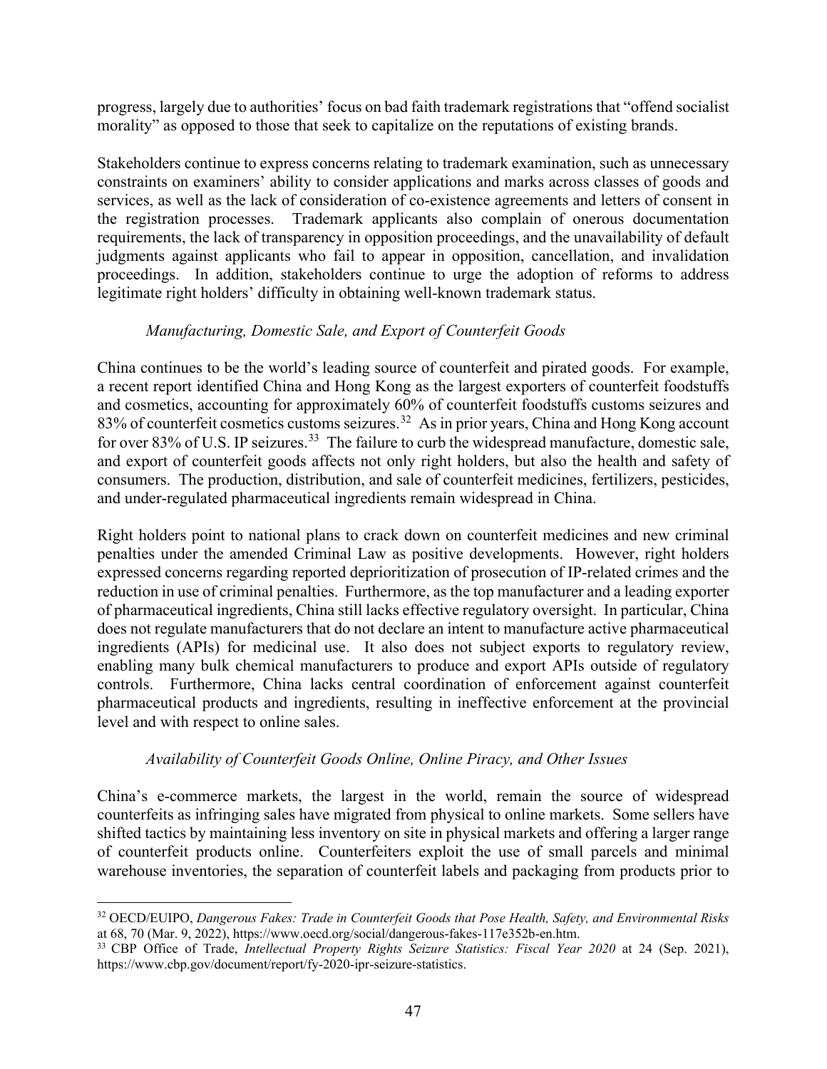progress, largely due to authorities' focus on bad faith trademark registrations that "offend socialist morality" as opposed to those that seek to capitalize on the reputations of existing brands.

Stakeholders continue to express concerns relating to trademark examination, such as unnecessary constraints on examiners' ability to consider applications and marks across classes of goods and services, as well as the lack of consideration of co-existence agreements and letters of consent in the registration processes. Trademark applicants also complain of onerous documentation requirements, the lack of transparency in opposition proceedings, and the unavailability of default judgments against applicants who fail to appear in opposition, cancellation, and invalidation proceedings. In addition, stakeholders continue to urge the adoption of reforms to address legitimate right holders' difficulty in obtaining well-known trademark status.

*Manufacturing, Domestic Sale, and Export of Counterfeit Goods*

China continues to be the world's leading source of counterfeit and pirated goods. For example, a recent report identified China and Hong Kong as the largest exporters of counterfeit foodstuffs and cosmetics, accounting for approximately 60% of counterfeit foodstuffs customs seizures and 83% of counterfeit cosmetics customs seizures.[32] As in prior years, China and Hong Kong account for over 83% of U.S. IP seizures.[33] The failure to curb the widespread manufacture, domestic sale, and export of counterfeit goods affects not only right holders, but also the health and safety of consumers. The production, distribution, and sale of counterfeit medicines, fertilizers, pesticides, and under-regulated pharmaceutical ingredients remain widespread in China.

Right holders point to national plans to crack down on counterfeit medicines and new criminal penalties under the amended Criminal Law as positive developments. However, right holders expressed concerns regarding reported deprioritization of prosecution of IP-related crimes and the reduction in use of criminal penalties. Furthermore, as the top manufacturer and a leading exporter of pharmaceutical ingredients, China still lacks effective regulatory oversight. In particular, China does not regulate manufacturers that do not declare an intent to manufacture active pharmaceutical ingredients (APIs) for medicinal use. It also does not subject exports to regulatory review, enabling many bulk chemical manufacturers to produce and export APIs outside of regulatory controls. Furthermore, China lacks central coordination of enforcement against counterfeit pharmaceutical products and ingredients, resulting in ineffective enforcement at the provincial level and with respect to online sales.

*Availability of Counterfeit Goods Online, Online Piracy, and Other Issues*

China's e-commerce markets, the largest in the world, remain the source of widespread counterfeits as infringing sales have migrated from physical to online markets. Some sellers have shifted tactics by maintaining less inventory on site in physical markets and offering a larger range of counterfeit products online. Counterfeiters exploit the use of small parcels and minimal warehouse inventories, the separation of counterfeit labels and packaging from products prior to

---

[32] OECD/EUIPO, *Dangerous Fakes: Trade in Counterfeit Goods that Pose Health, Safety, and Environmental Risks* at 68, 70 (Mar. 9, 2022), https://www.oecd.org/social/dangerous-fakes-117e352b-en.htm.

[33] CBP Office of Trade, *Intellectual Property Rights Seizure Statistics: Fiscal Year 2020* at 24 (Sep. 2021), https://www.cbp.gov/document/report/fy-2020-ipr-seizure-statistics.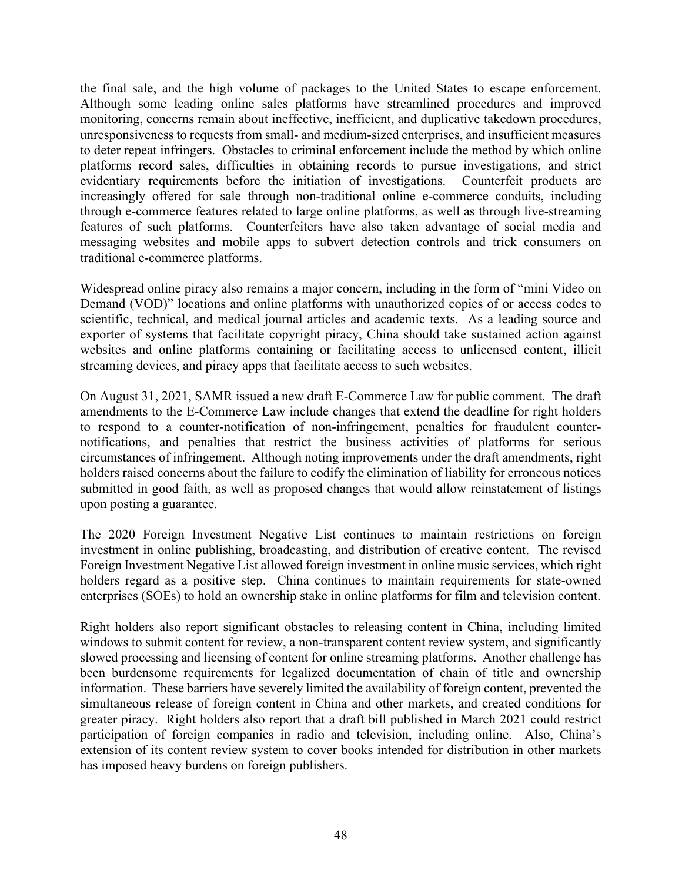the final sale, and the high volume of packages to the United States to escape enforcement. Although some leading online sales platforms have streamlined procedures and improved monitoring, concerns remain about ineffective, inefficient, and duplicative takedown procedures, unresponsiveness to requests from small- and medium-sized enterprises, and insufficient measures to deter repeat infringers. Obstacles to criminal enforcement include the method by which online platforms record sales, difficulties in obtaining records to pursue investigations, and strict evidentiary requirements before the initiation of investigations. Counterfeit products are increasingly offered for sale through non-traditional online e-commerce conduits, including through e-commerce features related to large online platforms, as well as through live-streaming features of such platforms. Counterfeiters have also taken advantage of social media and messaging websites and mobile apps to subvert detection controls and trick consumers on traditional e-commerce platforms.

Widespread online piracy also remains a major concern, including in the form of "mini Video on Demand (VOD)" locations and online platforms with unauthorized copies of or access codes to scientific, technical, and medical journal articles and academic texts. As a leading source and exporter of systems that facilitate copyright piracy, China should take sustained action against websites and online platforms containing or facilitating access to unlicensed content, illicit streaming devices, and piracy apps that facilitate access to such websites.

On August 31, 2021, SAMR issued a new draft E-Commerce Law for public comment. The draft amendments to the E-Commerce Law include changes that extend the deadline for right holders to respond to a counter-notification of non-infringement, penalties for fraudulent counter-notifications, and penalties that restrict the business activities of platforms for serious circumstances of infringement. Although noting improvements under the draft amendments, right holders raised concerns about the failure to codify the elimination of liability for erroneous notices submitted in good faith, as well as proposed changes that would allow reinstatement of listings upon posting a guarantee.

The 2020 Foreign Investment Negative List continues to maintain restrictions on foreign investment in online publishing, broadcasting, and distribution of creative content. The revised Foreign Investment Negative List allowed foreign investment in online music services, which right holders regard as a positive step. China continues to maintain requirements for state-owned enterprises (SOEs) to hold an ownership stake in online platforms for film and television content.

Right holders also report significant obstacles to releasing content in China, including limited windows to submit content for review, a non-transparent content review system, and significantly slowed processing and licensing of content for online streaming platforms. Another challenge has been burdensome requirements for legalized documentation of chain of title and ownership information. These barriers have severely limited the availability of foreign content, prevented the simultaneous release of foreign content in China and other markets, and created conditions for greater piracy. Right holders also report that a draft bill published in March 2021 could restrict participation of foreign companies in radio and television, including online. Also, China's extension of its content review system to cover books intended for distribution in other markets has imposed heavy burdens on foreign publishers.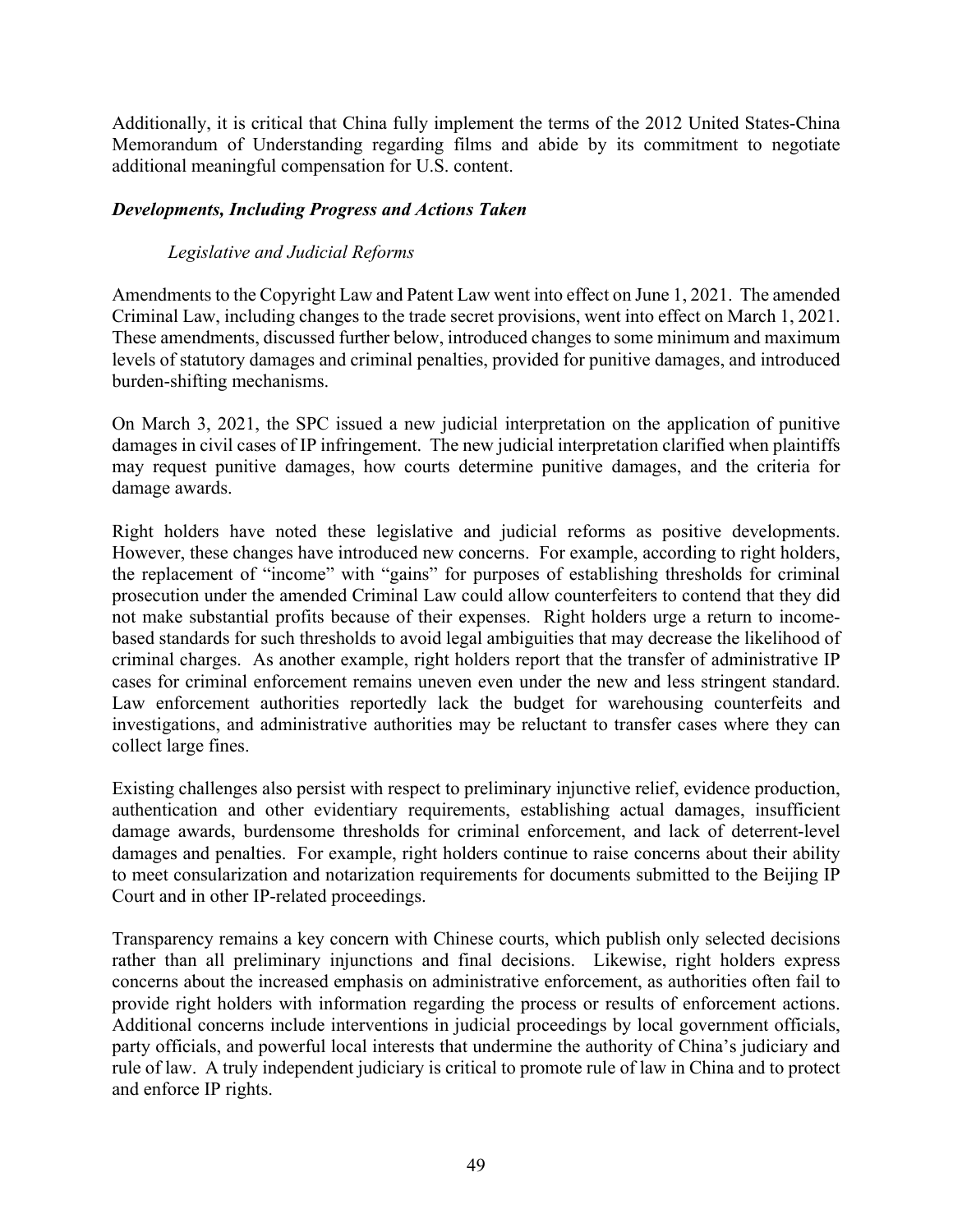Additionally, it is critical that China fully implement the terms of the 2012 United States-China Memorandum of Understanding regarding films and abide by its commitment to negotiate additional meaningful compensation for U.S. content.

***Developments, Including Progress and Actions Taken***

*Legislative and Judicial Reforms*

Amendments to the Copyright Law and Patent Law went into effect on June 1, 2021. The amended Criminal Law, including changes to the trade secret provisions, went into effect on March 1, 2021. These amendments, discussed further below, introduced changes to some minimum and maximum levels of statutory damages and criminal penalties, provided for punitive damages, and introduced burden-shifting mechanisms.

On March 3, 2021, the SPC issued a new judicial interpretation on the application of punitive damages in civil cases of IP infringement. The new judicial interpretation clarified when plaintiffs may request punitive damages, how courts determine punitive damages, and the criteria for damage awards.

Right holders have noted these legislative and judicial reforms as positive developments. However, these changes have introduced new concerns. For example, according to right holders, the replacement of "income" with "gains" for purposes of establishing thresholds for criminal prosecution under the amended Criminal Law could allow counterfeiters to contend that they did not make substantial profits because of their expenses. Right holders urge a return to income-based standards for such thresholds to avoid legal ambiguities that may decrease the likelihood of criminal charges. As another example, right holders report that the transfer of administrative IP cases for criminal enforcement remains uneven even under the new and less stringent standard. Law enforcement authorities reportedly lack the budget for warehousing counterfeits and investigations, and administrative authorities may be reluctant to transfer cases where they can collect large fines.

Existing challenges also persist with respect to preliminary injunctive relief, evidence production, authentication and other evidentiary requirements, establishing actual damages, insufficient damage awards, burdensome thresholds for criminal enforcement, and lack of deterrent-level damages and penalties. For example, right holders continue to raise concerns about their ability to meet consularization and notarization requirements for documents submitted to the Beijing IP Court and in other IP-related proceedings.

Transparency remains a key concern with Chinese courts, which publish only selected decisions rather than all preliminary injunctions and final decisions. Likewise, right holders express concerns about the increased emphasis on administrative enforcement, as authorities often fail to provide right holders with information regarding the process or results of enforcement actions. Additional concerns include interventions in judicial proceedings by local government officials, party officials, and powerful local interests that undermine the authority of China's judiciary and rule of law. A truly independent judiciary is critical to promote rule of law in China and to protect and enforce IP rights.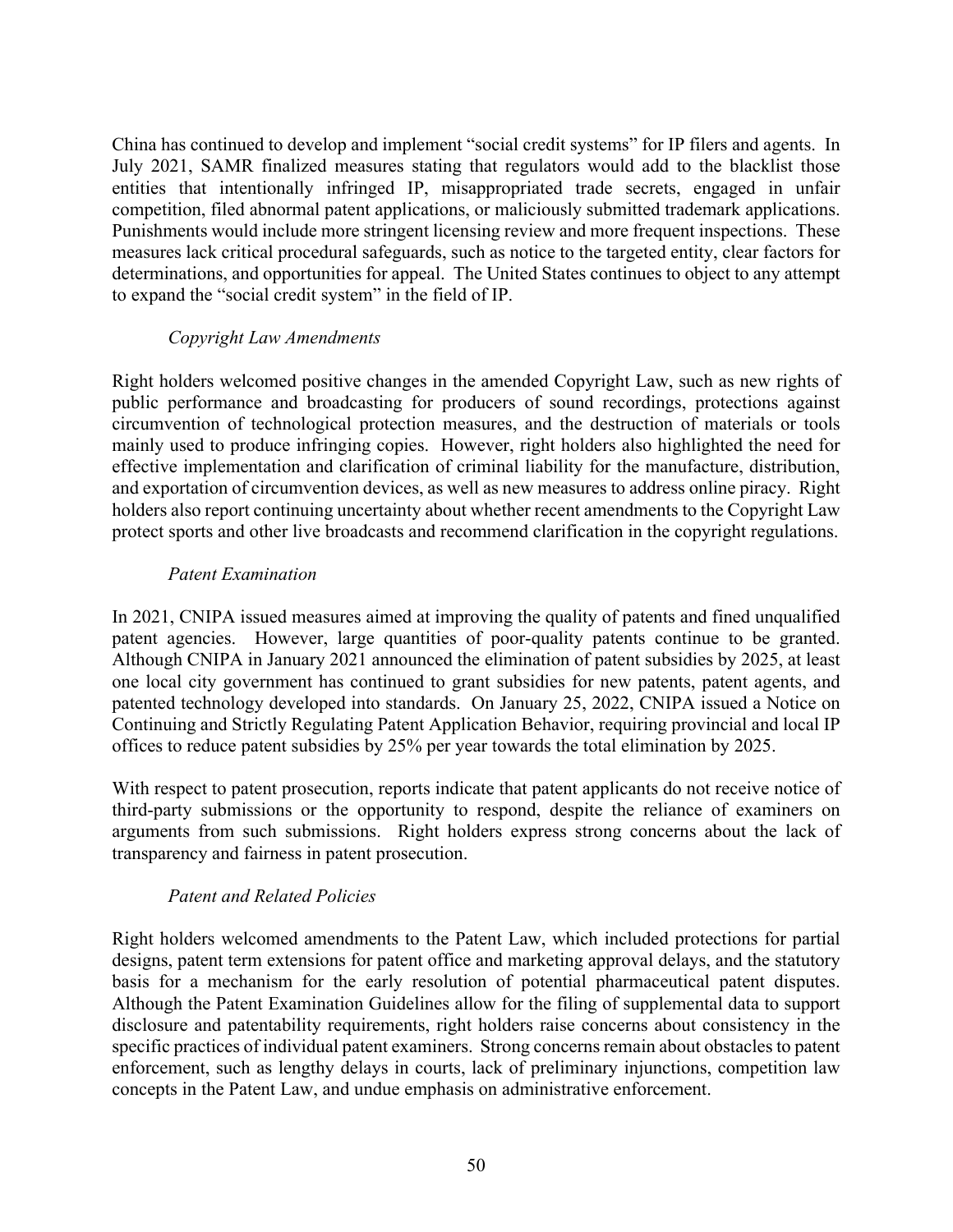China has continued to develop and implement "social credit systems" for IP filers and agents. In July 2021, SAMR finalized measures stating that regulators would add to the blacklist those entities that intentionally infringed IP, misappropriated trade secrets, engaged in unfair competition, filed abnormal patent applications, or maliciously submitted trademark applications. Punishments would include more stringent licensing review and more frequent inspections. These measures lack critical procedural safeguards, such as notice to the targeted entity, clear factors for determinations, and opportunities for appeal. The United States continues to object to any attempt to expand the "social credit system" in the field of IP.

*Copyright Law Amendments*

Right holders welcomed positive changes in the amended Copyright Law, such as new rights of public performance and broadcasting for producers of sound recordings, protections against circumvention of technological protection measures, and the destruction of materials or tools mainly used to produce infringing copies. However, right holders also highlighted the need for effective implementation and clarification of criminal liability for the manufacture, distribution, and exportation of circumvention devices, as well as new measures to address online piracy. Right holders also report continuing uncertainty about whether recent amendments to the Copyright Law protect sports and other live broadcasts and recommend clarification in the copyright regulations.

*Patent Examination*

In 2021, CNIPA issued measures aimed at improving the quality of patents and fined unqualified patent agencies. However, large quantities of poor-quality patents continue to be granted. Although CNIPA in January 2021 announced the elimination of patent subsidies by 2025, at least one local city government has continued to grant subsidies for new patents, patent agents, and patented technology developed into standards. On January 25, 2022, CNIPA issued a Notice on Continuing and Strictly Regulating Patent Application Behavior, requiring provincial and local IP offices to reduce patent subsidies by 25% per year towards the total elimination by 2025.

With respect to patent prosecution, reports indicate that patent applicants do not receive notice of third-party submissions or the opportunity to respond, despite the reliance of examiners on arguments from such submissions. Right holders express strong concerns about the lack of transparency and fairness in patent prosecution.

*Patent and Related Policies*

Right holders welcomed amendments to the Patent Law, which included protections for partial designs, patent term extensions for patent office and marketing approval delays, and the statutory basis for a mechanism for the early resolution of potential pharmaceutical patent disputes. Although the Patent Examination Guidelines allow for the filing of supplemental data to support disclosure and patentability requirements, right holders raise concerns about consistency in the specific practices of individual patent examiners. Strong concerns remain about obstacles to patent enforcement, such as lengthy delays in courts, lack of preliminary injunctions, competition law concepts in the Patent Law, and undue emphasis on administrative enforcement.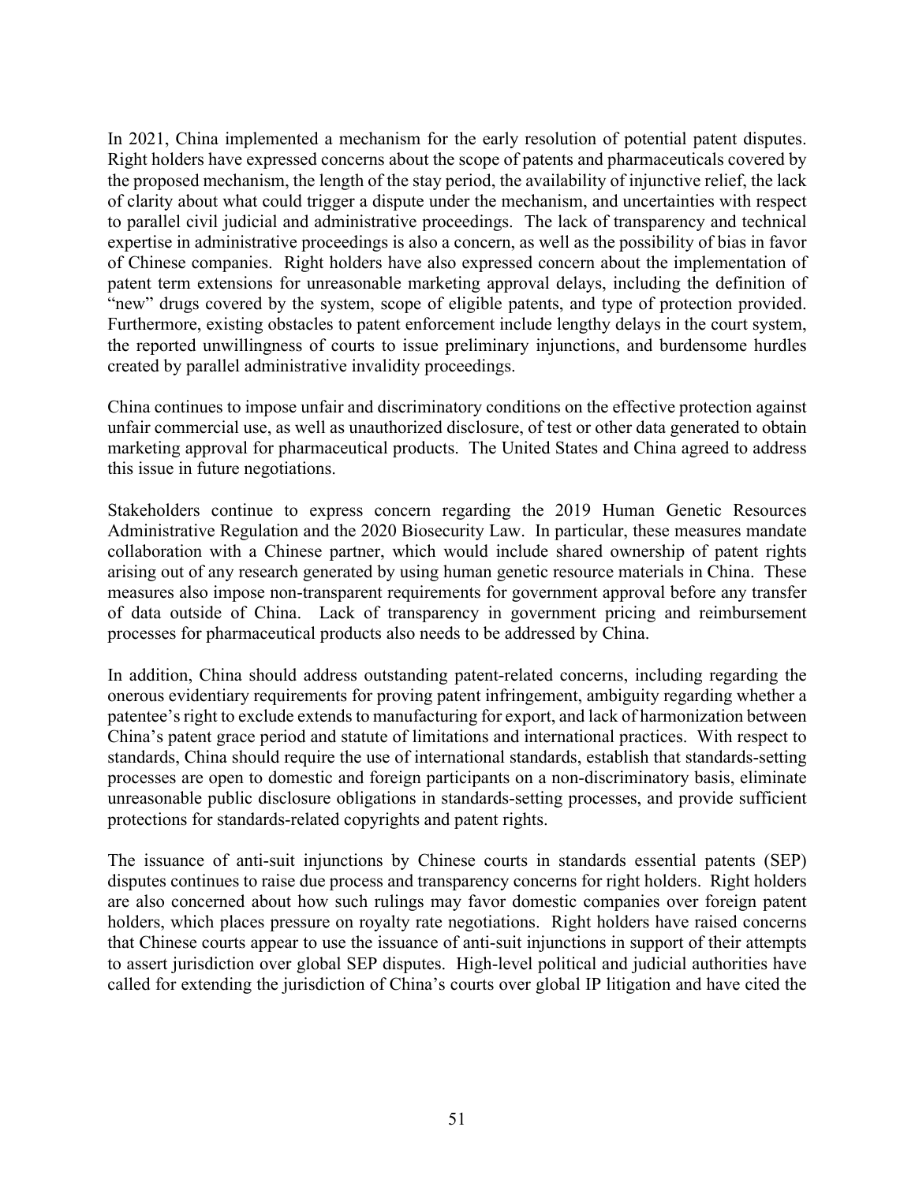In 2021, China implemented a mechanism for the early resolution of potential patent disputes. Right holders have expressed concerns about the scope of patents and pharmaceuticals covered by the proposed mechanism, the length of the stay period, the availability of injunctive relief, the lack of clarity about what could trigger a dispute under the mechanism, and uncertainties with respect to parallel civil judicial and administrative proceedings. The lack of transparency and technical expertise in administrative proceedings is also a concern, as well as the possibility of bias in favor of Chinese companies. Right holders have also expressed concern about the implementation of patent term extensions for unreasonable marketing approval delays, including the definition of "new" drugs covered by the system, scope of eligible patents, and type of protection provided. Furthermore, existing obstacles to patent enforcement include lengthy delays in the court system, the reported unwillingness of courts to issue preliminary injunctions, and burdensome hurdles created by parallel administrative invalidity proceedings.

China continues to impose unfair and discriminatory conditions on the effective protection against unfair commercial use, as well as unauthorized disclosure, of test or other data generated to obtain marketing approval for pharmaceutical products. The United States and China agreed to address this issue in future negotiations.

Stakeholders continue to express concern regarding the 2019 Human Genetic Resources Administrative Regulation and the 2020 Biosecurity Law. In particular, these measures mandate collaboration with a Chinese partner, which would include shared ownership of patent rights arising out of any research generated by using human genetic resource materials in China. These measures also impose non-transparent requirements for government approval before any transfer of data outside of China. Lack of transparency in government pricing and reimbursement processes for pharmaceutical products also needs to be addressed by China.

In addition, China should address outstanding patent-related concerns, including regarding the onerous evidentiary requirements for proving patent infringement, ambiguity regarding whether a patentee's right to exclude extends to manufacturing for export, and lack of harmonization between China's patent grace period and statute of limitations and international practices. With respect to standards, China should require the use of international standards, establish that standards-setting processes are open to domestic and foreign participants on a non-discriminatory basis, eliminate unreasonable public disclosure obligations in standards-setting processes, and provide sufficient protections for standards-related copyrights and patent rights.

The issuance of anti-suit injunctions by Chinese courts in standards essential patents (SEP) disputes continues to raise due process and transparency concerns for right holders. Right holders are also concerned about how such rulings may favor domestic companies over foreign patent holders, which places pressure on royalty rate negotiations. Right holders have raised concerns that Chinese courts appear to use the issuance of anti-suit injunctions in support of their attempts to assert jurisdiction over global SEP disputes. High-level political and judicial authorities have called for extending the jurisdiction of China's courts over global IP litigation and have cited the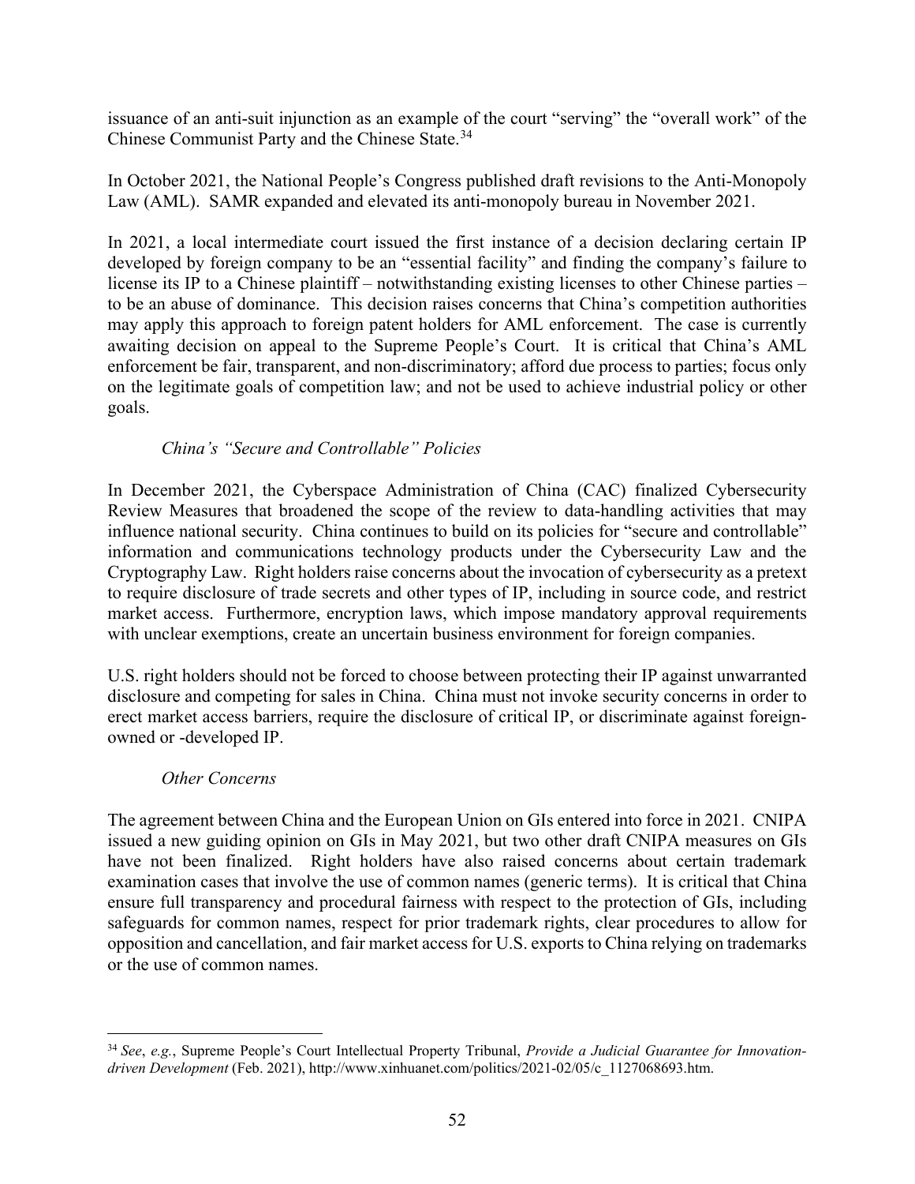issuance of an anti-suit injunction as an example of the court "serving" the "overall work" of the Chinese Communist Party and the Chinese State.[34]

In October 2021, the National People's Congress published draft revisions to the Anti-Monopoly Law (AML). SAMR expanded and elevated its anti-monopoly bureau in November 2021.

In 2021, a local intermediate court issued the first instance of a decision declaring certain IP developed by foreign company to be an "essential facility" and finding the company's failure to license its IP to a Chinese plaintiff – notwithstanding existing licenses to other Chinese parties – to be an abuse of dominance. This decision raises concerns that China's competition authorities may apply this approach to foreign patent holders for AML enforcement. The case is currently awaiting decision on appeal to the Supreme People's Court. It is critical that China's AML enforcement be fair, transparent, and non-discriminatory; afford due process to parties; focus only on the legitimate goals of competition law; and not be used to achieve industrial policy or other goals.

*China's "Secure and Controllable" Policies*

In December 2021, the Cyberspace Administration of China (CAC) finalized Cybersecurity Review Measures that broadened the scope of the review to data-handling activities that may influence national security. China continues to build on its policies for "secure and controllable" information and communications technology products under the Cybersecurity Law and the Cryptography Law. Right holders raise concerns about the invocation of cybersecurity as a pretext to require disclosure of trade secrets and other types of IP, including in source code, and restrict market access. Furthermore, encryption laws, which impose mandatory approval requirements with unclear exemptions, create an uncertain business environment for foreign companies.

U.S. right holders should not be forced to choose between protecting their IP against unwarranted disclosure and competing for sales in China. China must not invoke security concerns in order to erect market access barriers, require the disclosure of critical IP, or discriminate against foreign-owned or -developed IP.

*Other Concerns*

The agreement between China and the European Union on GIs entered into force in 2021. CNIPA issued a new guiding opinion on GIs in May 2021, but two other draft CNIPA measures on GIs have not been finalized. Right holders have also raised concerns about certain trademark examination cases that involve the use of common names (generic terms). It is critical that China ensure full transparency and procedural fairness with respect to the protection of GIs, including safeguards for common names, respect for prior trademark rights, clear procedures to allow for opposition and cancellation, and fair market access for U.S. exports to China relying on trademarks or the use of common names.

---

[34] *See*, *e.g.*, Supreme People's Court Intellectual Property Tribunal, *Provide a Judicial Guarantee for Innovation-driven Development* (Feb. 2021), http://www.xinhuanet.com/politics/2021-02/05/c_1127068693.htm.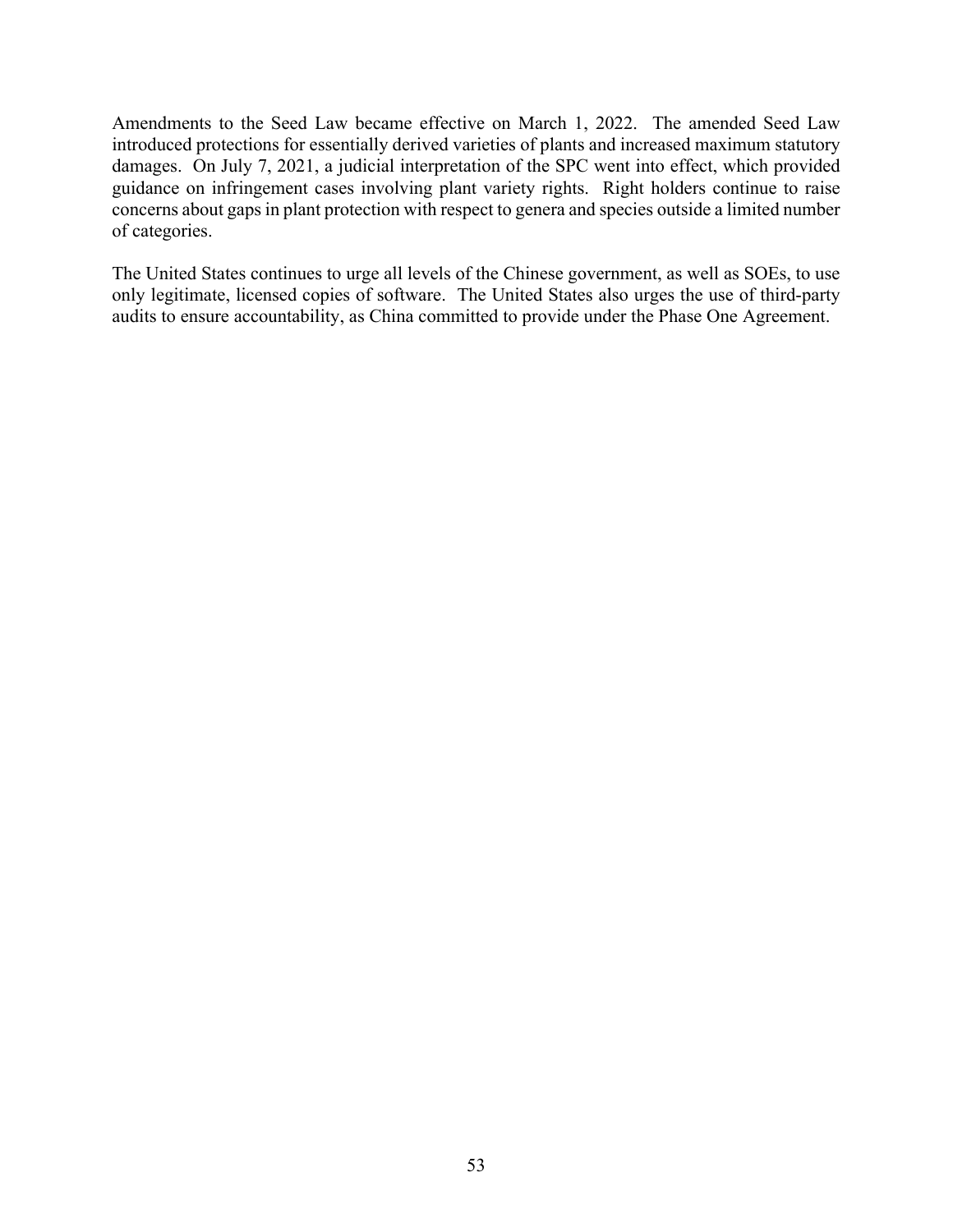Amendments to the Seed Law became effective on March 1, 2022. The amended Seed Law introduced protections for essentially derived varieties of plants and increased maximum statutory damages. On July 7, 2021, a judicial interpretation of the SPC went into effect, which provided guidance on infringement cases involving plant variety rights. Right holders continue to raise concerns about gaps in plant protection with respect to genera and species outside a limited number of categories.

The United States continues to urge all levels of the Chinese government, as well as SOEs, to use only legitimate, licensed copies of software. The United States also urges the use of third-party audits to ensure accountability, as China committed to provide under the Phase One Agreement.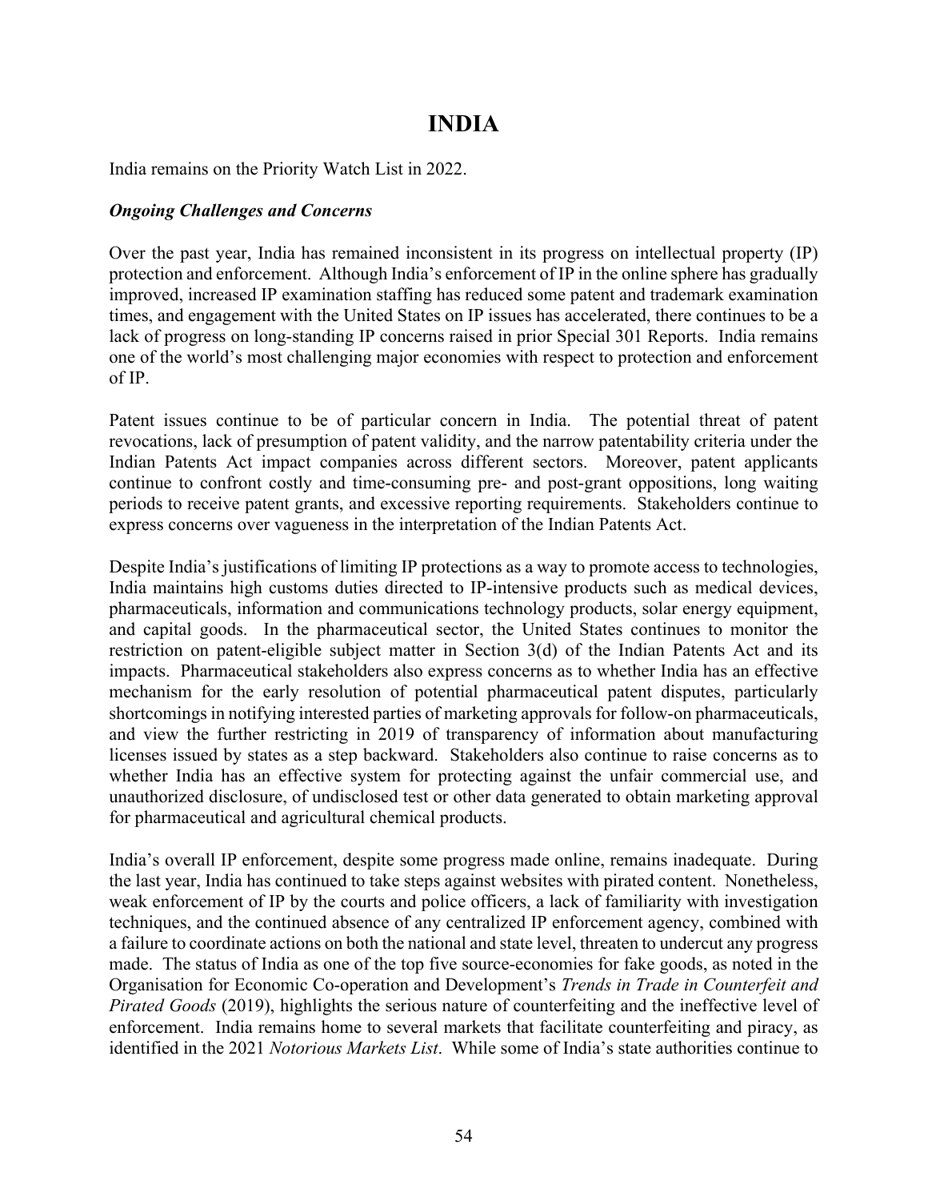# INDIA

India remains on the Priority Watch List in 2022.

***Ongoing Challenges and Concerns***

Over the past year, India has remained inconsistent in its progress on intellectual property (IP) protection and enforcement. Although India's enforcement of IP in the online sphere has gradually improved, increased IP examination staffing has reduced some patent and trademark examination times, and engagement with the United States on IP issues has accelerated, there continues to be a lack of progress on long-standing IP concerns raised in prior Special 301 Reports. India remains one of the world's most challenging major economies with respect to protection and enforcement of IP.

Patent issues continue to be of particular concern in India. The potential threat of patent revocations, lack of presumption of patent validity, and the narrow patentability criteria under the Indian Patents Act impact companies across different sectors. Moreover, patent applicants continue to confront costly and time-consuming pre- and post-grant oppositions, long waiting periods to receive patent grants, and excessive reporting requirements. Stakeholders continue to express concerns over vagueness in the interpretation of the Indian Patents Act.

Despite India's justifications of limiting IP protections as a way to promote access to technologies, India maintains high customs duties directed to IP-intensive products such as medical devices, pharmaceuticals, information and communications technology products, solar energy equipment, and capital goods. In the pharmaceutical sector, the United States continues to monitor the restriction on patent-eligible subject matter in Section 3(d) of the Indian Patents Act and its impacts. Pharmaceutical stakeholders also express concerns as to whether India has an effective mechanism for the early resolution of potential pharmaceutical patent disputes, particularly shortcomings in notifying interested parties of marketing approvals for follow-on pharmaceuticals, and view the further restricting in 2019 of transparency of information about manufacturing licenses issued by states as a step backward. Stakeholders also continue to raise concerns as to whether India has an effective system for protecting against the unfair commercial use, and unauthorized disclosure, of undisclosed test or other data generated to obtain marketing approval for pharmaceutical and agricultural chemical products.

India's overall IP enforcement, despite some progress made online, remains inadequate. During the last year, India has continued to take steps against websites with pirated content. Nonetheless, weak enforcement of IP by the courts and police officers, a lack of familiarity with investigation techniques, and the continued absence of any centralized IP enforcement agency, combined with a failure to coordinate actions on both the national and state level, threaten to undercut any progress made. The status of India as one of the top five source-economies for fake goods, as noted in the Organisation for Economic Co-operation and Development's *Trends in Trade in Counterfeit and Pirated Goods* (2019), highlights the serious nature of counterfeiting and the ineffective level of enforcement. India remains home to several markets that facilitate counterfeiting and piracy, as identified in the 2021 *Notorious Markets List*. While some of India's state authorities continue to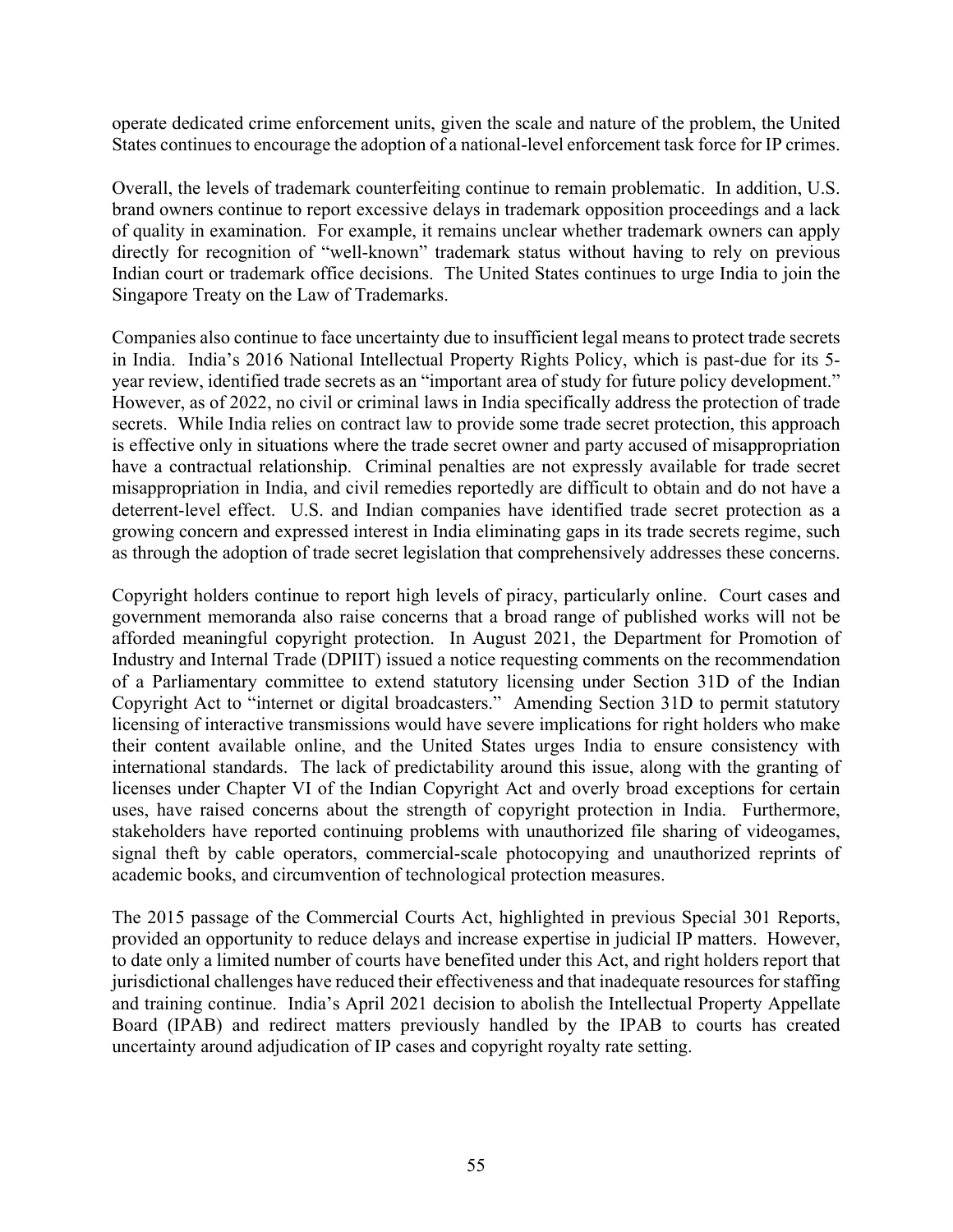operate dedicated crime enforcement units, given the scale and nature of the problem, the United States continues to encourage the adoption of a national-level enforcement task force for IP crimes.

Overall, the levels of trademark counterfeiting continue to remain problematic. In addition, U.S. brand owners continue to report excessive delays in trademark opposition proceedings and a lack of quality in examination. For example, it remains unclear whether trademark owners can apply directly for recognition of "well-known" trademark status without having to rely on previous Indian court or trademark office decisions. The United States continues to urge India to join the Singapore Treaty on the Law of Trademarks.

Companies also continue to face uncertainty due to insufficient legal means to protect trade secrets in India. India's 2016 National Intellectual Property Rights Policy, which is past-due for its 5-year review, identified trade secrets as an "important area of study for future policy development." However, as of 2022, no civil or criminal laws in India specifically address the protection of trade secrets. While India relies on contract law to provide some trade secret protection, this approach is effective only in situations where the trade secret owner and party accused of misappropriation have a contractual relationship. Criminal penalties are not expressly available for trade secret misappropriation in India, and civil remedies reportedly are difficult to obtain and do not have a deterrent-level effect. U.S. and Indian companies have identified trade secret protection as a growing concern and expressed interest in India eliminating gaps in its trade secrets regime, such as through the adoption of trade secret legislation that comprehensively addresses these concerns.

Copyright holders continue to report high levels of piracy, particularly online. Court cases and government memoranda also raise concerns that a broad range of published works will not be afforded meaningful copyright protection. In August 2021, the Department for Promotion of Industry and Internal Trade (DPIIT) issued a notice requesting comments on the recommendation of a Parliamentary committee to extend statutory licensing under Section 31D of the Indian Copyright Act to "internet or digital broadcasters." Amending Section 31D to permit statutory licensing of interactive transmissions would have severe implications for right holders who make their content available online, and the United States urges India to ensure consistency with international standards. The lack of predictability around this issue, along with the granting of licenses under Chapter VI of the Indian Copyright Act and overly broad exceptions for certain uses, have raised concerns about the strength of copyright protection in India. Furthermore, stakeholders have reported continuing problems with unauthorized file sharing of videogames, signal theft by cable operators, commercial-scale photocopying and unauthorized reprints of academic books, and circumvention of technological protection measures.

The 2015 passage of the Commercial Courts Act, highlighted in previous Special 301 Reports, provided an opportunity to reduce delays and increase expertise in judicial IP matters. However, to date only a limited number of courts have benefited under this Act, and right holders report that jurisdictional challenges have reduced their effectiveness and that inadequate resources for staffing and training continue. India's April 2021 decision to abolish the Intellectual Property Appellate Board (IPAB) and redirect matters previously handled by the IPAB to courts has created uncertainty around adjudication of IP cases and copyright royalty rate setting.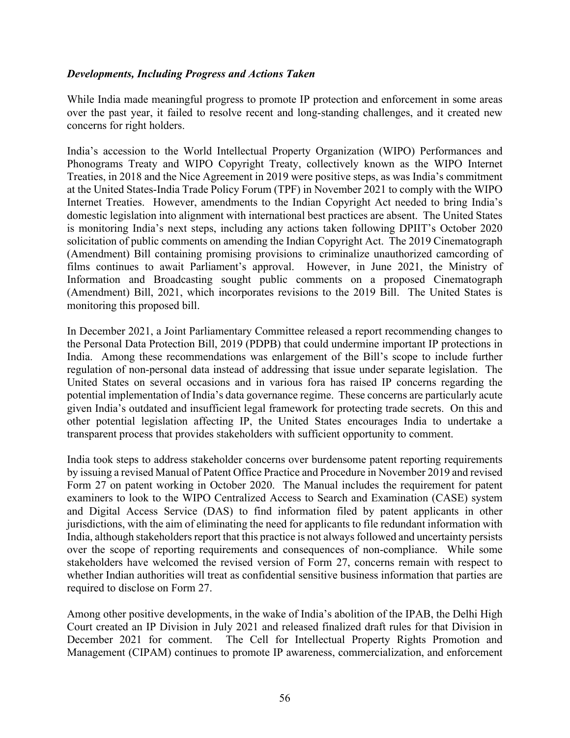### *Developments, Including Progress and Actions Taken*

While India made meaningful progress to promote IP protection and enforcement in some areas over the past year, it failed to resolve recent and long-standing challenges, and it created new concerns for right holders.

India's accession to the World Intellectual Property Organization (WIPO) Performances and Phonograms Treaty and WIPO Copyright Treaty, collectively known as the WIPO Internet Treaties, in 2018 and the Nice Agreement in 2019 were positive steps, as was India's commitment at the United States-India Trade Policy Forum (TPF) in November 2021 to comply with the WIPO Internet Treaties. However, amendments to the Indian Copyright Act needed to bring India's domestic legislation into alignment with international best practices are absent. The United States is monitoring India's next steps, including any actions taken following DPIIT's October 2020 solicitation of public comments on amending the Indian Copyright Act. The 2019 Cinematograph (Amendment) Bill containing promising provisions to criminalize unauthorized camcording of films continues to await Parliament's approval. However, in June 2021, the Ministry of Information and Broadcasting sought public comments on a proposed Cinematograph (Amendment) Bill, 2021, which incorporates revisions to the 2019 Bill. The United States is monitoring this proposed bill.

In December 2021, a Joint Parliamentary Committee released a report recommending changes to the Personal Data Protection Bill, 2019 (PDPB) that could undermine important IP protections in India. Among these recommendations was enlargement of the Bill's scope to include further regulation of non-personal data instead of addressing that issue under separate legislation. The United States on several occasions and in various fora has raised IP concerns regarding the potential implementation of India's data governance regime. These concerns are particularly acute given India's outdated and insufficient legal framework for protecting trade secrets. On this and other potential legislation affecting IP, the United States encourages India to undertake a transparent process that provides stakeholders with sufficient opportunity to comment.

India took steps to address stakeholder concerns over burdensome patent reporting requirements by issuing a revised Manual of Patent Office Practice and Procedure in November 2019 and revised Form 27 on patent working in October 2020. The Manual includes the requirement for patent examiners to look to the WIPO Centralized Access to Search and Examination (CASE) system and Digital Access Service (DAS) to find information filed by patent applicants in other jurisdictions, with the aim of eliminating the need for applicants to file redundant information with India, although stakeholders report that this practice is not always followed and uncertainty persists over the scope of reporting requirements and consequences of non-compliance. While some stakeholders have welcomed the revised version of Form 27, concerns remain with respect to whether Indian authorities will treat as confidential sensitive business information that parties are required to disclose on Form 27.

Among other positive developments, in the wake of India's abolition of the IPAB, the Delhi High Court created an IP Division in July 2021 and released finalized draft rules for that Division in December 2021 for comment. The Cell for Intellectual Property Rights Promotion and Management (CIPAM) continues to promote IP awareness, commercialization, and enforcement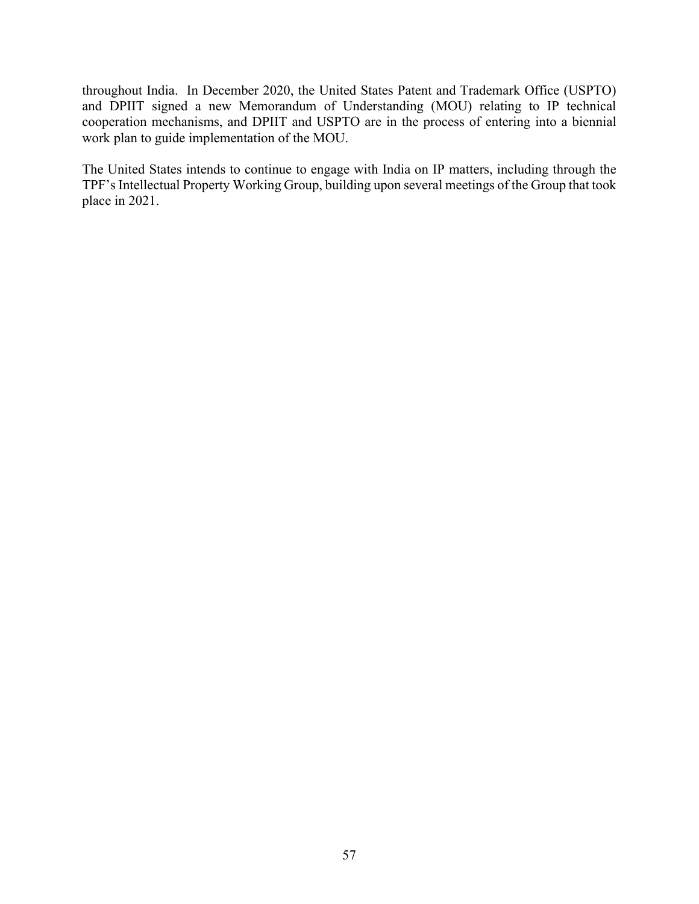throughout India. In December 2020, the United States Patent and Trademark Office (USPTO) and DPIIT signed a new Memorandum of Understanding (MOU) relating to IP technical cooperation mechanisms, and DPIIT and USPTO are in the process of entering into a biennial work plan to guide implementation of the MOU.

The United States intends to continue to engage with India on IP matters, including through the TPF's Intellectual Property Working Group, building upon several meetings of the Group that took place in 2021.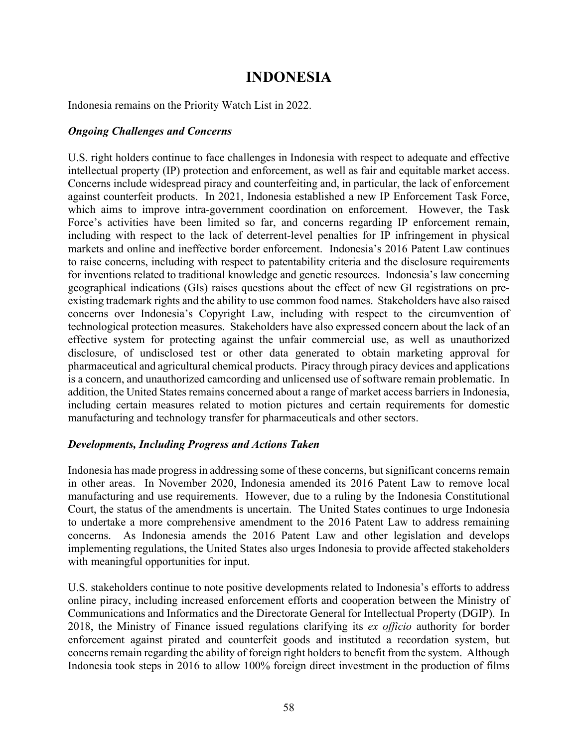# INDONESIA

Indonesia remains on the Priority Watch List in 2022.

### *Ongoing Challenges and Concerns*

U.S. right holders continue to face challenges in Indonesia with respect to adequate and effective intellectual property (IP) protection and enforcement, as well as fair and equitable market access. Concerns include widespread piracy and counterfeiting and, in particular, the lack of enforcement against counterfeit products. In 2021, Indonesia established a new IP Enforcement Task Force, which aims to improve intra-government coordination on enforcement. However, the Task Force's activities have been limited so far, and concerns regarding IP enforcement remain, including with respect to the lack of deterrent-level penalties for IP infringement in physical markets and online and ineffective border enforcement. Indonesia's 2016 Patent Law continues to raise concerns, including with respect to patentability criteria and the disclosure requirements for inventions related to traditional knowledge and genetic resources. Indonesia's law concerning geographical indications (GIs) raises questions about the effect of new GI registrations on pre-existing trademark rights and the ability to use common food names. Stakeholders have also raised concerns over Indonesia's Copyright Law, including with respect to the circumvention of technological protection measures. Stakeholders have also expressed concern about the lack of an effective system for protecting against the unfair commercial use, as well as unauthorized disclosure, of undisclosed test or other data generated to obtain marketing approval for pharmaceutical and agricultural chemical products. Piracy through piracy devices and applications is a concern, and unauthorized camcording and unlicensed use of software remain problematic. In addition, the United States remains concerned about a range of market access barriers in Indonesia, including certain measures related to motion pictures and certain requirements for domestic manufacturing and technology transfer for pharmaceuticals and other sectors.

### *Developments, Including Progress and Actions Taken*

Indonesia has made progress in addressing some of these concerns, but significant concerns remain in other areas. In November 2020, Indonesia amended its 2016 Patent Law to remove local manufacturing and use requirements. However, due to a ruling by the Indonesia Constitutional Court, the status of the amendments is uncertain. The United States continues to urge Indonesia to undertake a more comprehensive amendment to the 2016 Patent Law to address remaining concerns. As Indonesia amends the 2016 Patent Law and other legislation and develops implementing regulations, the United States also urges Indonesia to provide affected stakeholders with meaningful opportunities for input.

U.S. stakeholders continue to note positive developments related to Indonesia's efforts to address online piracy, including increased enforcement efforts and cooperation between the Ministry of Communications and Informatics and the Directorate General for Intellectual Property (DGIP). In 2018, the Ministry of Finance issued regulations clarifying its *ex officio* authority for border enforcement against pirated and counterfeit goods and instituted a recordation system, but concerns remain regarding the ability of foreign right holders to benefit from the system. Although Indonesia took steps in 2016 to allow 100% foreign direct investment in the production of films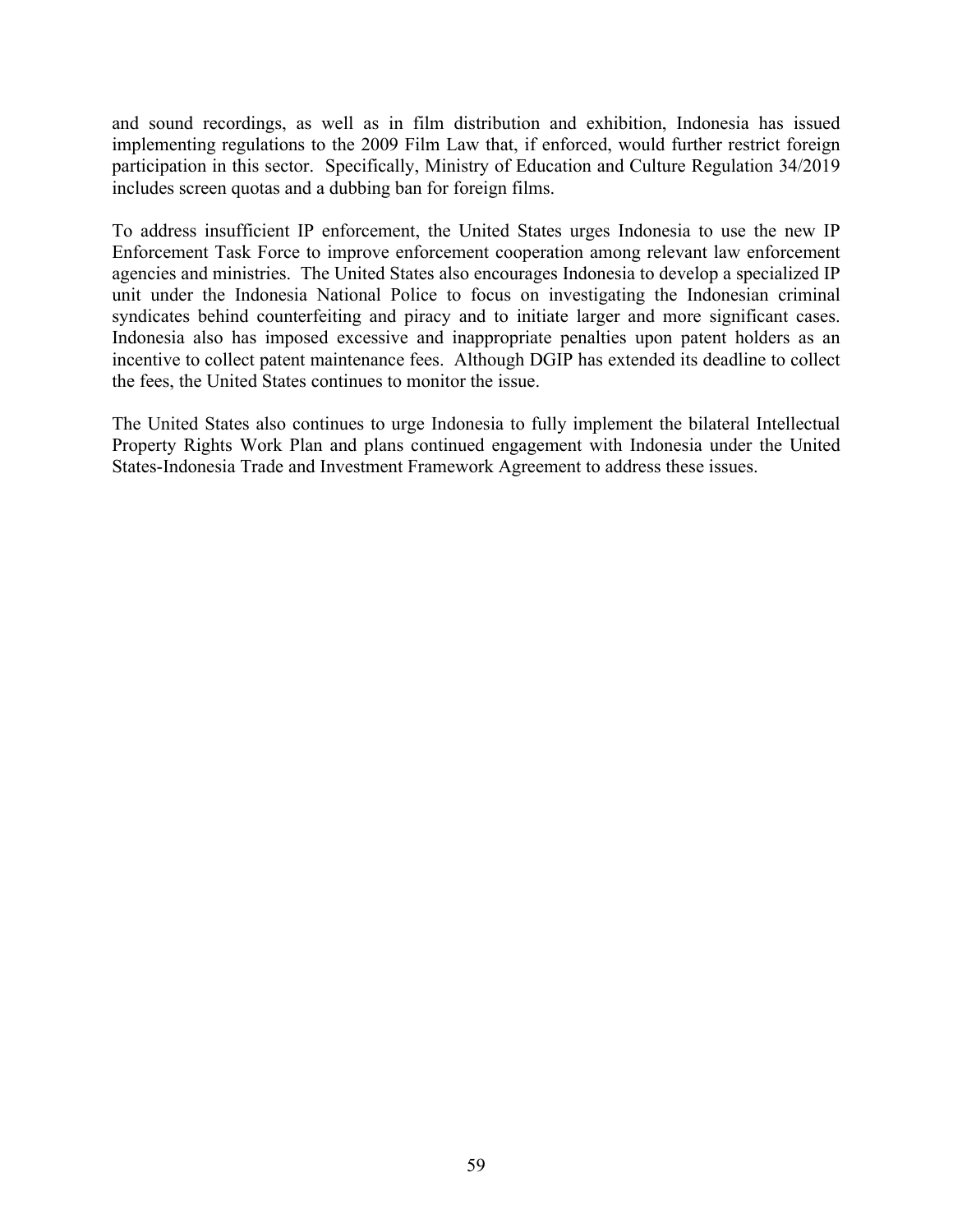and sound recordings, as well as in film distribution and exhibition, Indonesia has issued implementing regulations to the 2009 Film Law that, if enforced, would further restrict foreign participation in this sector. Specifically, Ministry of Education and Culture Regulation 34/2019 includes screen quotas and a dubbing ban for foreign films.

To address insufficient IP enforcement, the United States urges Indonesia to use the new IP Enforcement Task Force to improve enforcement cooperation among relevant law enforcement agencies and ministries. The United States also encourages Indonesia to develop a specialized IP unit under the Indonesia National Police to focus on investigating the Indonesian criminal syndicates behind counterfeiting and piracy and to initiate larger and more significant cases. Indonesia also has imposed excessive and inappropriate penalties upon patent holders as an incentive to collect patent maintenance fees. Although DGIP has extended its deadline to collect the fees, the United States continues to monitor the issue.

The United States also continues to urge Indonesia to fully implement the bilateral Intellectual Property Rights Work Plan and plans continued engagement with Indonesia under the United States-Indonesia Trade and Investment Framework Agreement to address these issues.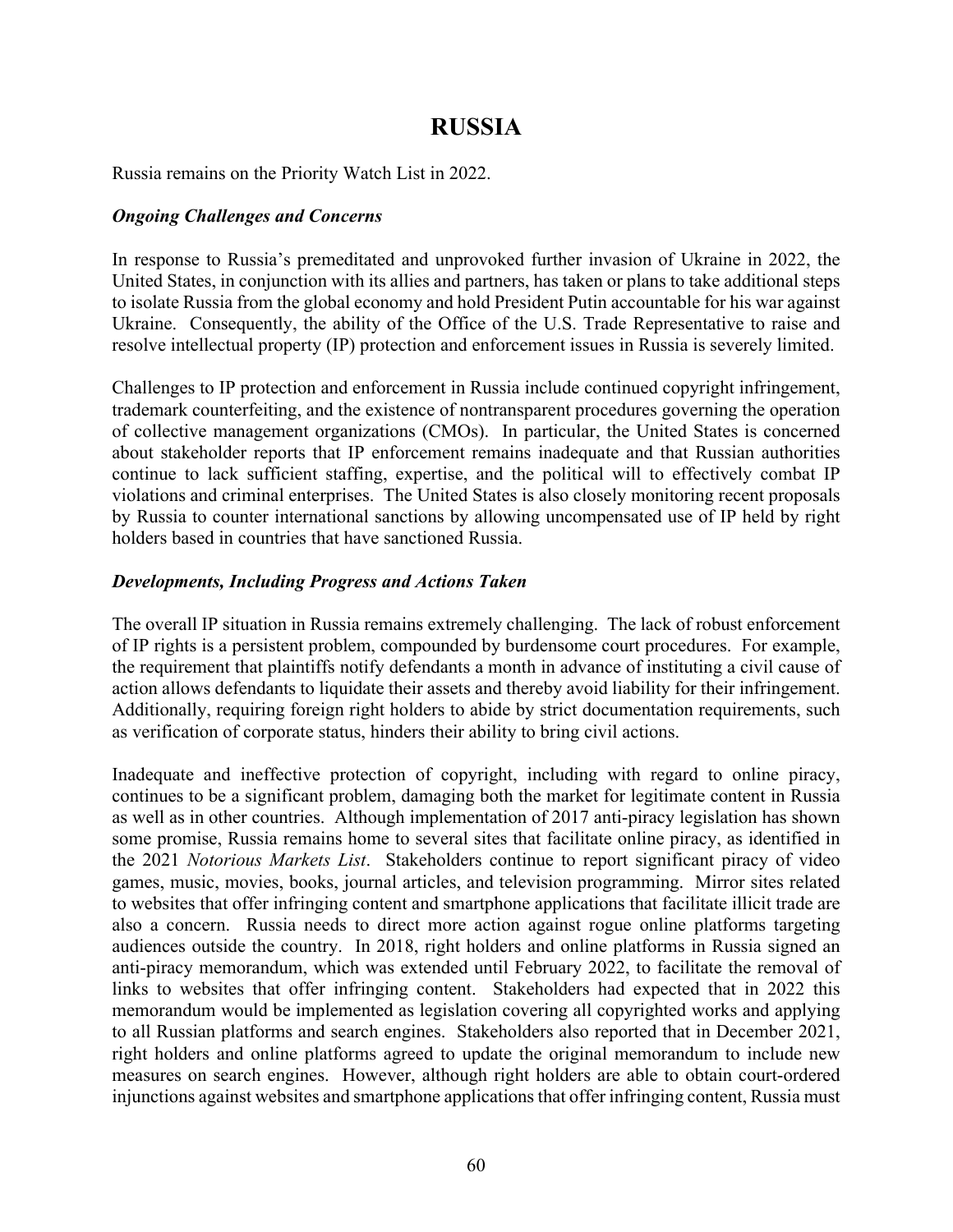# RUSSIA

Russia remains on the Priority Watch List in 2022.

***Ongoing Challenges and Concerns***

In response to Russia's premeditated and unprovoked further invasion of Ukraine in 2022, the United States, in conjunction with its allies and partners, has taken or plans to take additional steps to isolate Russia from the global economy and hold President Putin accountable for his war against Ukraine. Consequently, the ability of the Office of the U.S. Trade Representative to raise and resolve intellectual property (IP) protection and enforcement issues in Russia is severely limited.

Challenges to IP protection and enforcement in Russia include continued copyright infringement, trademark counterfeiting, and the existence of nontransparent procedures governing the operation of collective management organizations (CMOs). In particular, the United States is concerned about stakeholder reports that IP enforcement remains inadequate and that Russian authorities continue to lack sufficient staffing, expertise, and the political will to effectively combat IP violations and criminal enterprises. The United States is also closely monitoring recent proposals by Russia to counter international sanctions by allowing uncompensated use of IP held by right holders based in countries that have sanctioned Russia.

***Developments, Including Progress and Actions Taken***

The overall IP situation in Russia remains extremely challenging. The lack of robust enforcement of IP rights is a persistent problem, compounded by burdensome court procedures. For example, the requirement that plaintiffs notify defendants a month in advance of instituting a civil cause of action allows defendants to liquidate their assets and thereby avoid liability for their infringement. Additionally, requiring foreign right holders to abide by strict documentation requirements, such as verification of corporate status, hinders their ability to bring civil actions.

Inadequate and ineffective protection of copyright, including with regard to online piracy, continues to be a significant problem, damaging both the market for legitimate content in Russia as well as in other countries. Although implementation of 2017 anti-piracy legislation has shown some promise, Russia remains home to several sites that facilitate online piracy, as identified in the 2021 *Notorious Markets List*. Stakeholders continue to report significant piracy of video games, music, movies, books, journal articles, and television programming. Mirror sites related to websites that offer infringing content and smartphone applications that facilitate illicit trade are also a concern. Russia needs to direct more action against rogue online platforms targeting audiences outside the country. In 2018, right holders and online platforms in Russia signed an anti-piracy memorandum, which was extended until February 2022, to facilitate the removal of links to websites that offer infringing content. Stakeholders had expected that in 2022 this memorandum would be implemented as legislation covering all copyrighted works and applying to all Russian platforms and search engines. Stakeholders also reported that in December 2021, right holders and online platforms agreed to update the original memorandum to include new measures on search engines. However, although right holders are able to obtain court-ordered injunctions against websites and smartphone applications that offer infringing content, Russia must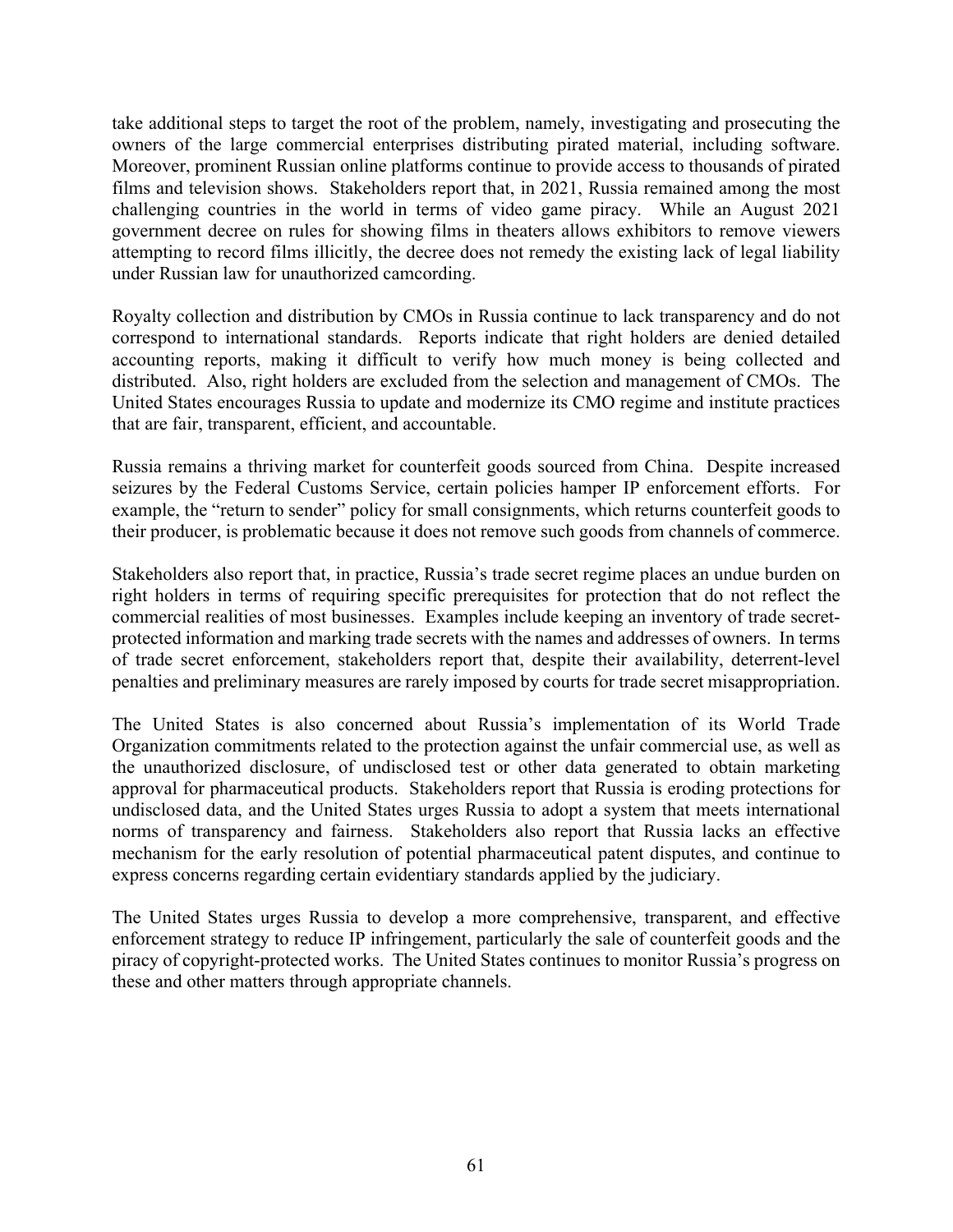take additional steps to target the root of the problem, namely, investigating and prosecuting the owners of the large commercial enterprises distributing pirated material, including software. Moreover, prominent Russian online platforms continue to provide access to thousands of pirated films and television shows. Stakeholders report that, in 2021, Russia remained among the most challenging countries in the world in terms of video game piracy. While an August 2021 government decree on rules for showing films in theaters allows exhibitors to remove viewers attempting to record films illicitly, the decree does not remedy the existing lack of legal liability under Russian law for unauthorized camcording.

Royalty collection and distribution by CMOs in Russia continue to lack transparency and do not correspond to international standards. Reports indicate that right holders are denied detailed accounting reports, making it difficult to verify how much money is being collected and distributed. Also, right holders are excluded from the selection and management of CMOs. The United States encourages Russia to update and modernize its CMO regime and institute practices that are fair, transparent, efficient, and accountable.

Russia remains a thriving market for counterfeit goods sourced from China. Despite increased seizures by the Federal Customs Service, certain policies hamper IP enforcement efforts. For example, the "return to sender" policy for small consignments, which returns counterfeit goods to their producer, is problematic because it does not remove such goods from channels of commerce.

Stakeholders also report that, in practice, Russia's trade secret regime places an undue burden on right holders in terms of requiring specific prerequisites for protection that do not reflect the commercial realities of most businesses. Examples include keeping an inventory of trade secret-protected information and marking trade secrets with the names and addresses of owners. In terms of trade secret enforcement, stakeholders report that, despite their availability, deterrent-level penalties and preliminary measures are rarely imposed by courts for trade secret misappropriation.

The United States is also concerned about Russia's implementation of its World Trade Organization commitments related to the protection against the unfair commercial use, as well as the unauthorized disclosure, of undisclosed test or other data generated to obtain marketing approval for pharmaceutical products. Stakeholders report that Russia is eroding protections for undisclosed data, and the United States urges Russia to adopt a system that meets international norms of transparency and fairness. Stakeholders also report that Russia lacks an effective mechanism for the early resolution of potential pharmaceutical patent disputes, and continue to express concerns regarding certain evidentiary standards applied by the judiciary.

The United States urges Russia to develop a more comprehensive, transparent, and effective enforcement strategy to reduce IP infringement, particularly the sale of counterfeit goods and the piracy of copyright-protected works. The United States continues to monitor Russia's progress on these and other matters through appropriate channels.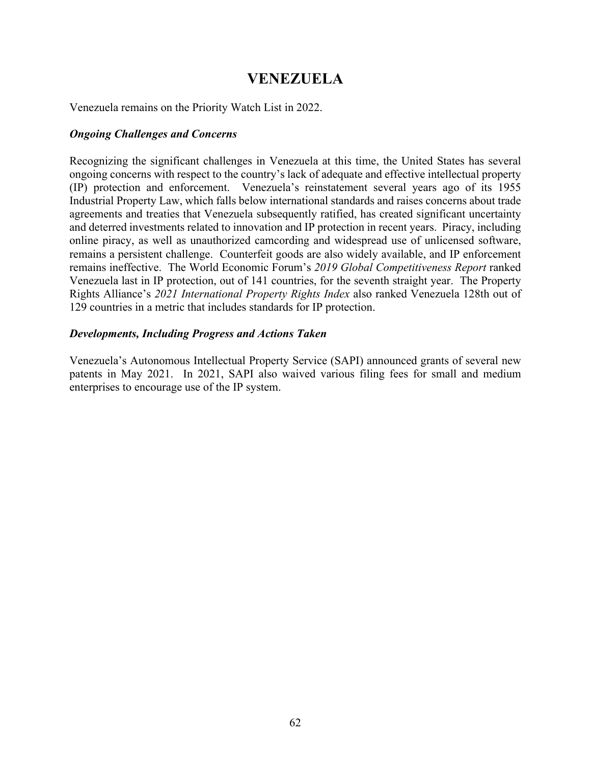# VENEZUELA

Venezuela remains on the Priority Watch List in 2022.

***Ongoing Challenges and Concerns***

Recognizing the significant challenges in Venezuela at this time, the United States has several ongoing concerns with respect to the country's lack of adequate and effective intellectual property (IP) protection and enforcement. Venezuela's reinstatement several years ago of its 1955 Industrial Property Law, which falls below international standards and raises concerns about trade agreements and treaties that Venezuela subsequently ratified, has created significant uncertainty and deterred investments related to innovation and IP protection in recent years. Piracy, including online piracy, as well as unauthorized camcording and widespread use of unlicensed software, remains a persistent challenge. Counterfeit goods are also widely available, and IP enforcement remains ineffective. The World Economic Forum's *2019 Global Competitiveness Report* ranked Venezuela last in IP protection, out of 141 countries, for the seventh straight year. The Property Rights Alliance's *2021 International Property Rights Index* also ranked Venezuela 128th out of 129 countries in a metric that includes standards for IP protection.

***Developments, Including Progress and Actions Taken***

Venezuela's Autonomous Intellectual Property Service (SAPI) announced grants of several new patents in May 2021. In 2021, SAPI also waived various filing fees for small and medium enterprises to encourage use of the IP system.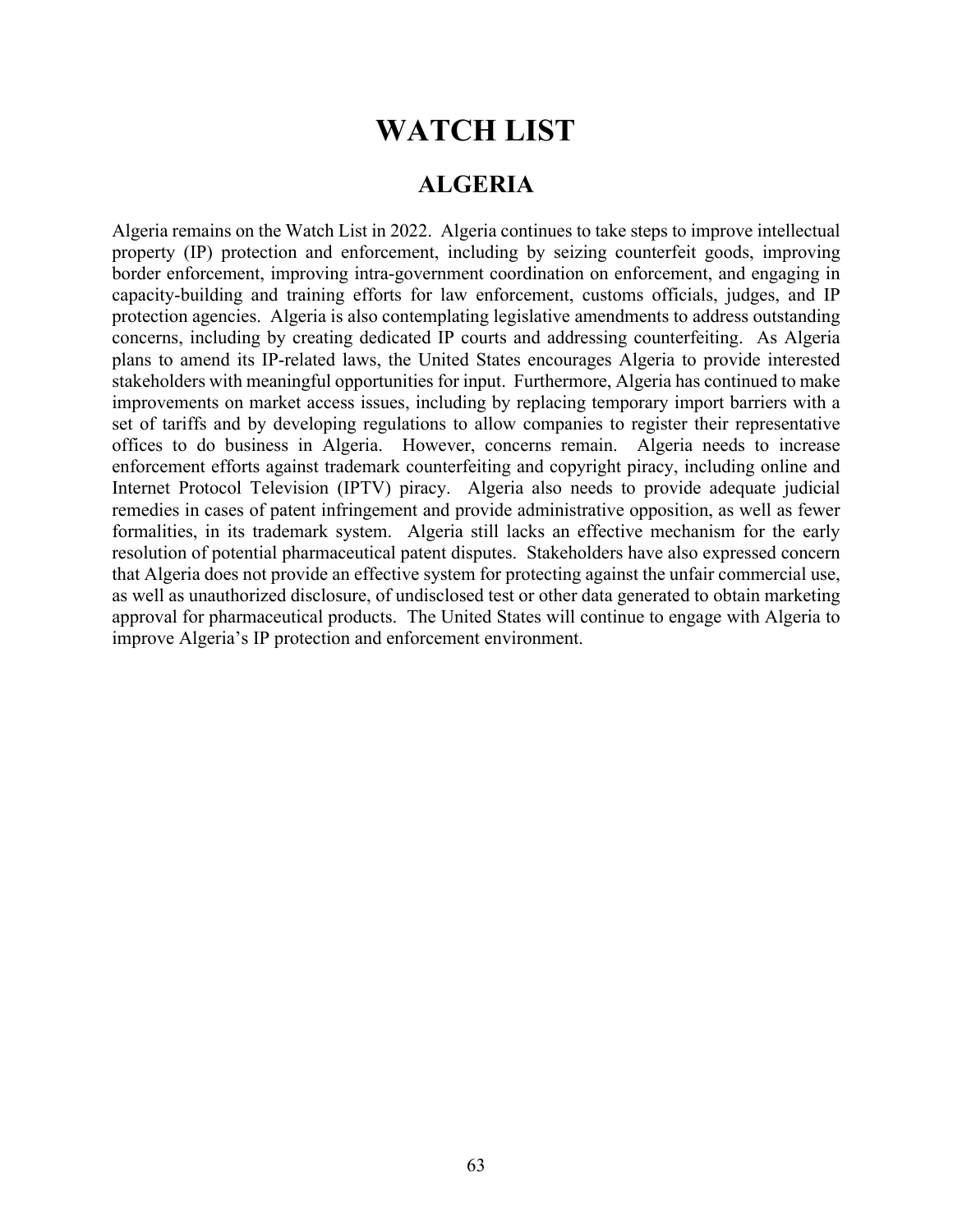# WATCH LIST

## ALGERIA

Algeria remains on the Watch List in 2022. Algeria continues to take steps to improve intellectual property (IP) protection and enforcement, including by seizing counterfeit goods, improving border enforcement, improving intra-government coordination on enforcement, and engaging in capacity-building and training efforts for law enforcement, customs officials, judges, and IP protection agencies. Algeria is also contemplating legislative amendments to address outstanding concerns, including by creating dedicated IP courts and addressing counterfeiting. As Algeria plans to amend its IP-related laws, the United States encourages Algeria to provide interested stakeholders with meaningful opportunities for input. Furthermore, Algeria has continued to make improvements on market access issues, including by replacing temporary import barriers with a set of tariffs and by developing regulations to allow companies to register their representative offices to do business in Algeria. However, concerns remain. Algeria needs to increase enforcement efforts against trademark counterfeiting and copyright piracy, including online and Internet Protocol Television (IPTV) piracy. Algeria also needs to provide adequate judicial remedies in cases of patent infringement and provide administrative opposition, as well as fewer formalities, in its trademark system. Algeria still lacks an effective mechanism for the early resolution of potential pharmaceutical patent disputes. Stakeholders have also expressed concern that Algeria does not provide an effective system for protecting against the unfair commercial use, as well as unauthorized disclosure, of undisclosed test or other data generated to obtain marketing approval for pharmaceutical products. The United States will continue to engage with Algeria to improve Algeria's IP protection and enforcement environment.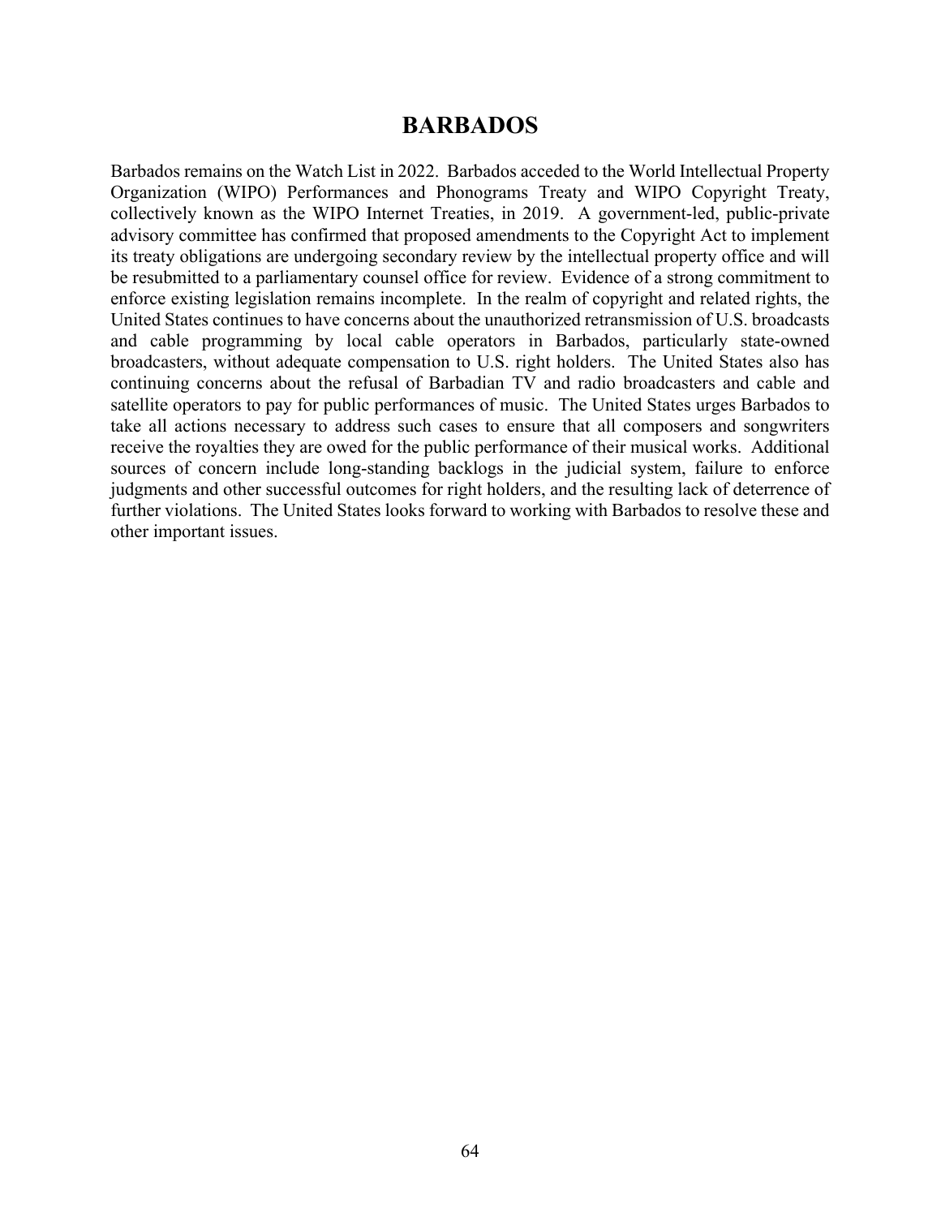# BARBADOS

Barbados remains on the Watch List in 2022. Barbados acceded to the World Intellectual Property Organization (WIPO) Performances and Phonograms Treaty and WIPO Copyright Treaty, collectively known as the WIPO Internet Treaties, in 2019. A government-led, public-private advisory committee has confirmed that proposed amendments to the Copyright Act to implement its treaty obligations are undergoing secondary review by the intellectual property office and will be resubmitted to a parliamentary counsel office for review. Evidence of a strong commitment to enforce existing legislation remains incomplete. In the realm of copyright and related rights, the United States continues to have concerns about the unauthorized retransmission of U.S. broadcasts and cable programming by local cable operators in Barbados, particularly state-owned broadcasters, without adequate compensation to U.S. right holders. The United States also has continuing concerns about the refusal of Barbadian TV and radio broadcasters and cable and satellite operators to pay for public performances of music. The United States urges Barbados to take all actions necessary to address such cases to ensure that all composers and songwriters receive the royalties they are owed for the public performance of their musical works. Additional sources of concern include long-standing backlogs in the judicial system, failure to enforce judgments and other successful outcomes for right holders, and the resulting lack of deterrence of further violations. The United States looks forward to working with Barbados to resolve these and other important issues.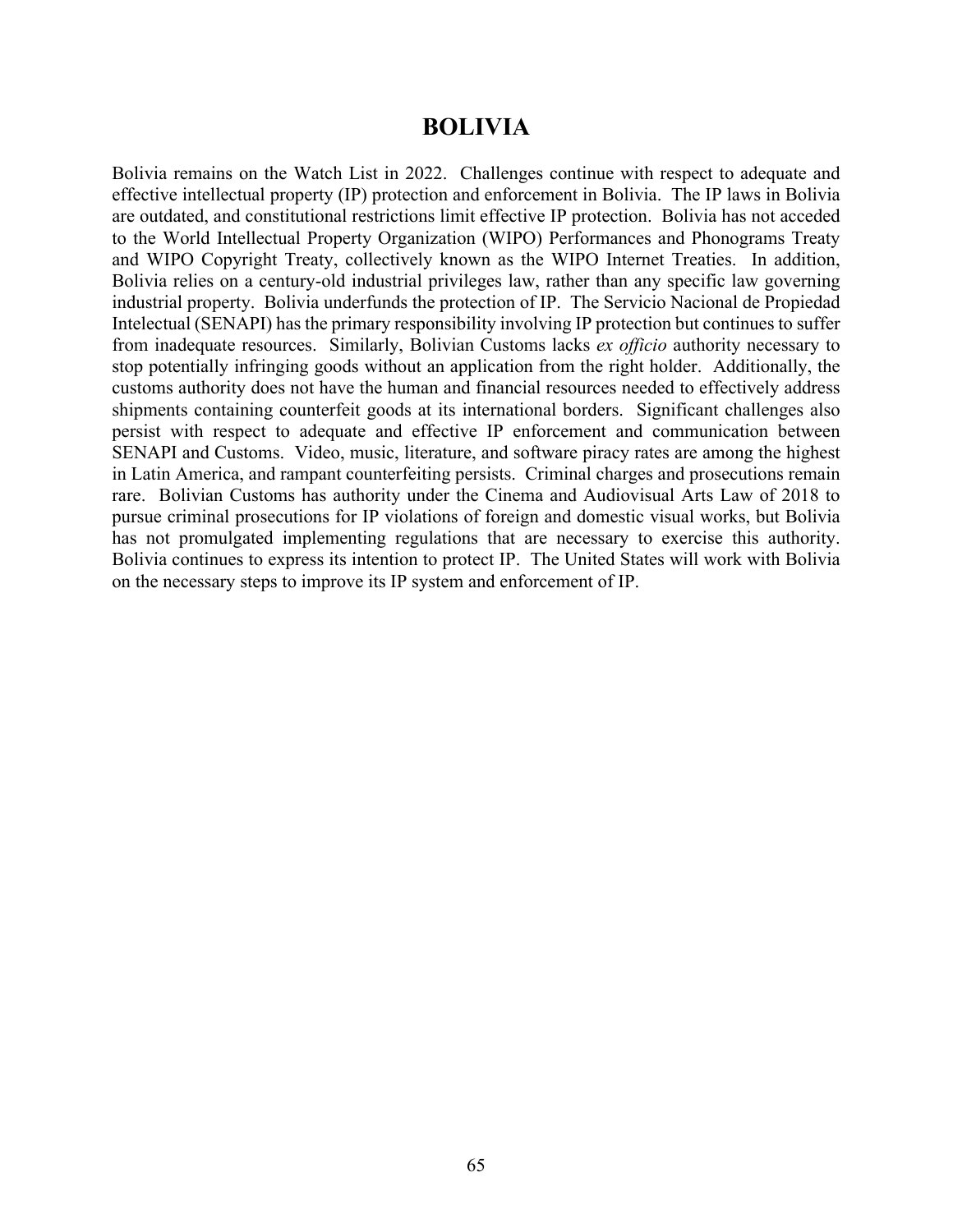# BOLIVIA

Bolivia remains on the Watch List in 2022. Challenges continue with respect to adequate and effective intellectual property (IP) protection and enforcement in Bolivia. The IP laws in Bolivia are outdated, and constitutional restrictions limit effective IP protection. Bolivia has not acceded to the World Intellectual Property Organization (WIPO) Performances and Phonograms Treaty and WIPO Copyright Treaty, collectively known as the WIPO Internet Treaties. In addition, Bolivia relies on a century-old industrial privileges law, rather than any specific law governing industrial property. Bolivia underfunds the protection of IP. The Servicio Nacional de Propiedad Intelectual (SENAPI) has the primary responsibility involving IP protection but continues to suffer from inadequate resources. Similarly, Bolivian Customs lacks *ex officio* authority necessary to stop potentially infringing goods without an application from the right holder. Additionally, the customs authority does not have the human and financial resources needed to effectively address shipments containing counterfeit goods at its international borders. Significant challenges also persist with respect to adequate and effective IP enforcement and communication between SENAPI and Customs. Video, music, literature, and software piracy rates are among the highest in Latin America, and rampant counterfeiting persists. Criminal charges and prosecutions remain rare. Bolivian Customs has authority under the Cinema and Audiovisual Arts Law of 2018 to pursue criminal prosecutions for IP violations of foreign and domestic visual works, but Bolivia has not promulgated implementing regulations that are necessary to exercise this authority. Bolivia continues to express its intention to protect IP. The United States will work with Bolivia on the necessary steps to improve its IP system and enforcement of IP.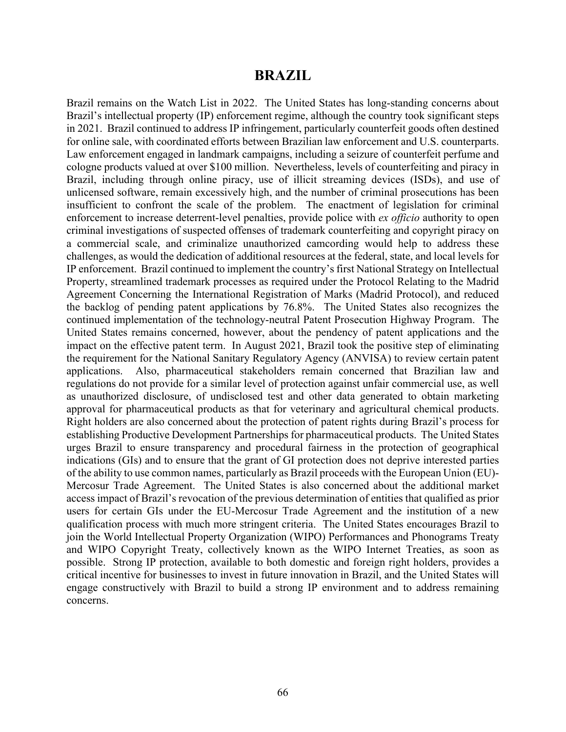# BRAZIL

Brazil remains on the Watch List in 2022. The United States has long-standing concerns about Brazil's intellectual property (IP) enforcement regime, although the country took significant steps in 2021. Brazil continued to address IP infringement, particularly counterfeit goods often destined for online sale, with coordinated efforts between Brazilian law enforcement and U.S. counterparts. Law enforcement engaged in landmark campaigns, including a seizure of counterfeit perfume and cologne products valued at over $100 million. Nevertheless, levels of counterfeiting and piracy in Brazil, including through online piracy, use of illicit streaming devices (ISDs), and use of unlicensed software, remain excessively high, and the number of criminal prosecutions has been insufficient to confront the scale of the problem. The enactment of legislation for criminal enforcement to increase deterrent-level penalties, provide police with *ex officio* authority to open criminal investigations of suspected offenses of trademark counterfeiting and copyright piracy on a commercial scale, and criminalize unauthorized camcording would help to address these challenges, as would the dedication of additional resources at the federal, state, and local levels for IP enforcement. Brazil continued to implement the country's first National Strategy on Intellectual Property, streamlined trademark processes as required under the Protocol Relating to the Madrid Agreement Concerning the International Registration of Marks (Madrid Protocol), and reduced the backlog of pending patent applications by 76.8%. The United States also recognizes the continued implementation of the technology-neutral Patent Prosecution Highway Program. The United States remains concerned, however, about the pendency of patent applications and the impact on the effective patent term. In August 2021, Brazil took the positive step of eliminating the requirement for the National Sanitary Regulatory Agency (ANVISA) to review certain patent applications. Also, pharmaceutical stakeholders remain concerned that Brazilian law and regulations do not provide for a similar level of protection against unfair commercial use, as well as unauthorized disclosure, of undisclosed test and other data generated to obtain marketing approval for pharmaceutical products as that for veterinary and agricultural chemical products. Right holders are also concerned about the protection of patent rights during Brazil's process for establishing Productive Development Partnerships for pharmaceutical products. The United States urges Brazil to ensure transparency and procedural fairness in the protection of geographical indications (GIs) and to ensure that the grant of GI protection does not deprive interested parties of the ability to use common names, particularly as Brazil proceeds with the European Union (EU)-Mercosur Trade Agreement. The United States is also concerned about the additional market access impact of Brazil's revocation of the previous determination of entities that qualified as prior users for certain GIs under the EU-Mercosur Trade Agreement and the institution of a new qualification process with much more stringent criteria. The United States encourages Brazil to join the World Intellectual Property Organization (WIPO) Performances and Phonograms Treaty and WIPO Copyright Treaty, collectively known as the WIPO Internet Treaties, as soon as possible. Strong IP protection, available to both domestic and foreign right holders, provides a critical incentive for businesses to invest in future innovation in Brazil, and the United States will engage constructively with Brazil to build a strong IP environment and to address remaining concerns.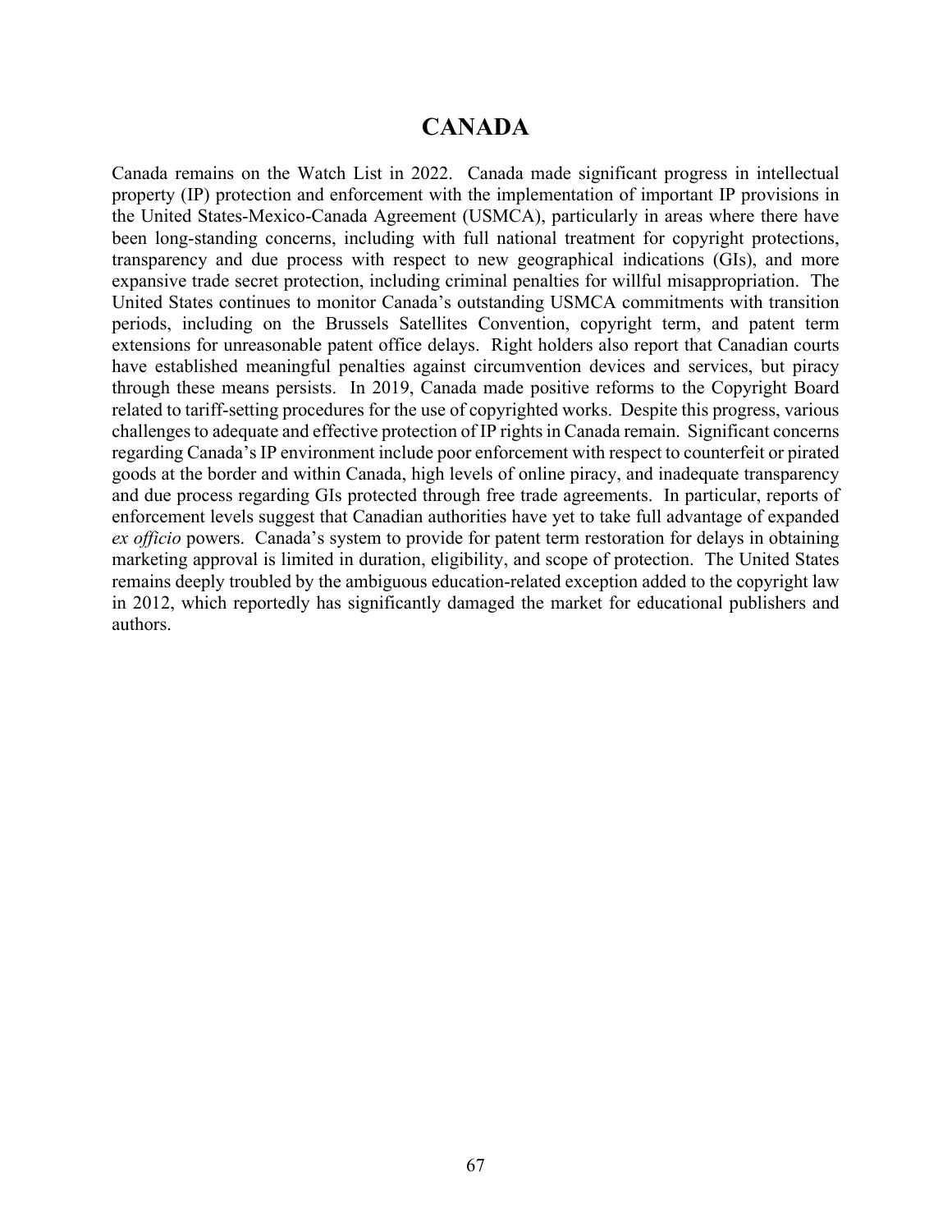# CANADA

Canada remains on the Watch List in 2022. Canada made significant progress in intellectual property (IP) protection and enforcement with the implementation of important IP provisions in the United States-Mexico-Canada Agreement (USMCA), particularly in areas where there have been long-standing concerns, including with full national treatment for copyright protections, transparency and due process with respect to new geographical indications (GIs), and more expansive trade secret protection, including criminal penalties for willful misappropriation. The United States continues to monitor Canada's outstanding USMCA commitments with transition periods, including on the Brussels Satellites Convention, copyright term, and patent term extensions for unreasonable patent office delays. Right holders also report that Canadian courts have established meaningful penalties against circumvention devices and services, but piracy through these means persists. In 2019, Canada made positive reforms to the Copyright Board related to tariff-setting procedures for the use of copyrighted works. Despite this progress, various challenges to adequate and effective protection of IP rights in Canada remain. Significant concerns regarding Canada's IP environment include poor enforcement with respect to counterfeit or pirated goods at the border and within Canada, high levels of online piracy, and inadequate transparency and due process regarding GIs protected through free trade agreements. In particular, reports of enforcement levels suggest that Canadian authorities have yet to take full advantage of expanded *ex officio* powers. Canada's system to provide for patent term restoration for delays in obtaining marketing approval is limited in duration, eligibility, and scope of protection. The United States remains deeply troubled by the ambiguous education-related exception added to the copyright law in 2012, which reportedly has significantly damaged the market for educational publishers and authors.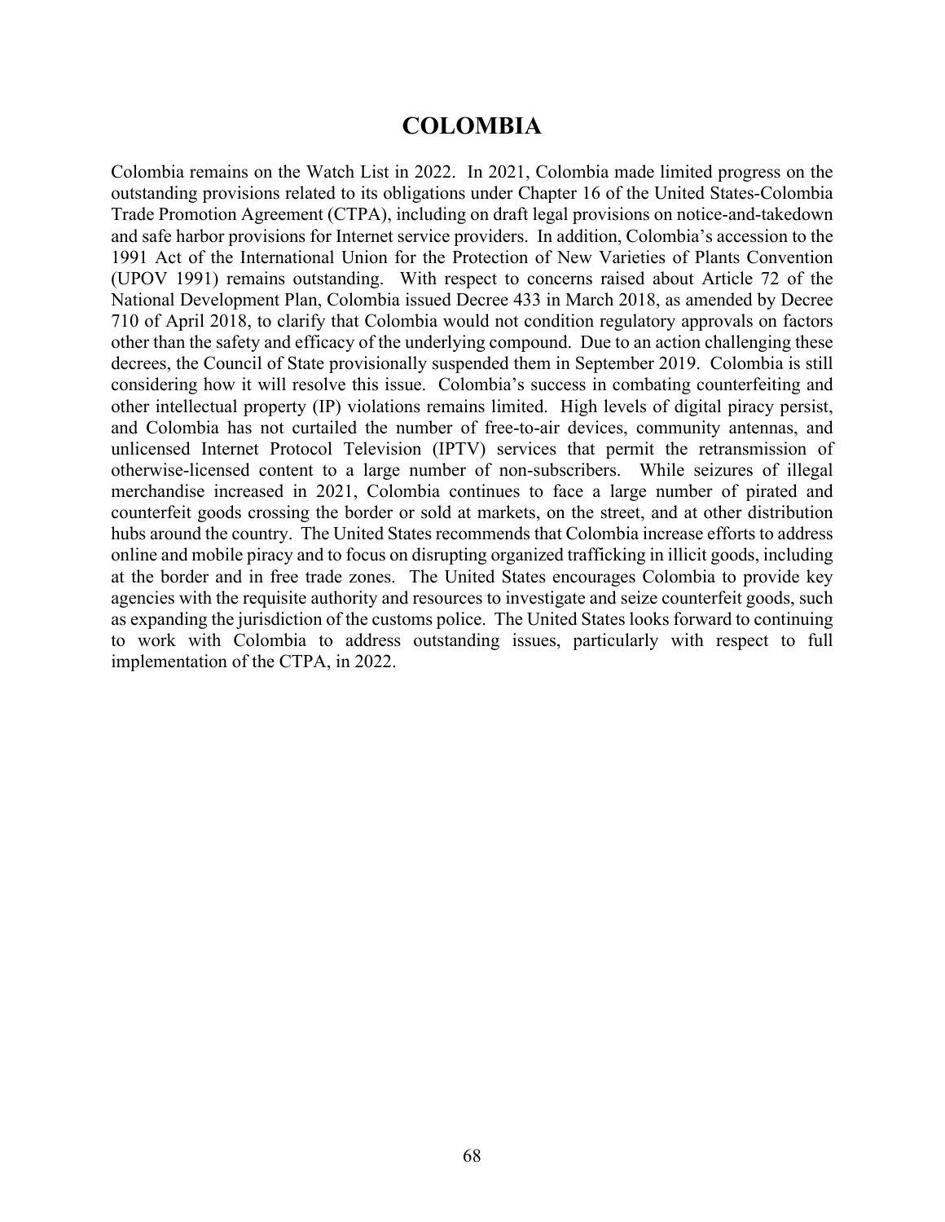# COLOMBIA

Colombia remains on the Watch List in 2022. In 2021, Colombia made limited progress on the outstanding provisions related to its obligations under Chapter 16 of the United States-Colombia Trade Promotion Agreement (CTPA), including on draft legal provisions on notice-and-takedown and safe harbor provisions for Internet service providers. In addition, Colombia's accession to the 1991 Act of the International Union for the Protection of New Varieties of Plants Convention (UPOV 1991) remains outstanding. With respect to concerns raised about Article 72 of the National Development Plan, Colombia issued Decree 433 in March 2018, as amended by Decree 710 of April 2018, to clarify that Colombia would not condition regulatory approvals on factors other than the safety and efficacy of the underlying compound. Due to an action challenging these decrees, the Council of State provisionally suspended them in September 2019. Colombia is still considering how it will resolve this issue. Colombia's success in combating counterfeiting and other intellectual property (IP) violations remains limited. High levels of digital piracy persist, and Colombia has not curtailed the number of free-to-air devices, community antennas, and unlicensed Internet Protocol Television (IPTV) services that permit the retransmission of otherwise-licensed content to a large number of non-subscribers. While seizures of illegal merchandise increased in 2021, Colombia continues to face a large number of pirated and counterfeit goods crossing the border or sold at markets, on the street, and at other distribution hubs around the country. The United States recommends that Colombia increase efforts to address online and mobile piracy and to focus on disrupting organized trafficking in illicit goods, including at the border and in free trade zones. The United States encourages Colombia to provide key agencies with the requisite authority and resources to investigate and seize counterfeit goods, such as expanding the jurisdiction of the customs police. The United States looks forward to continuing to work with Colombia to address outstanding issues, particularly with respect to full implementation of the CTPA, in 2022.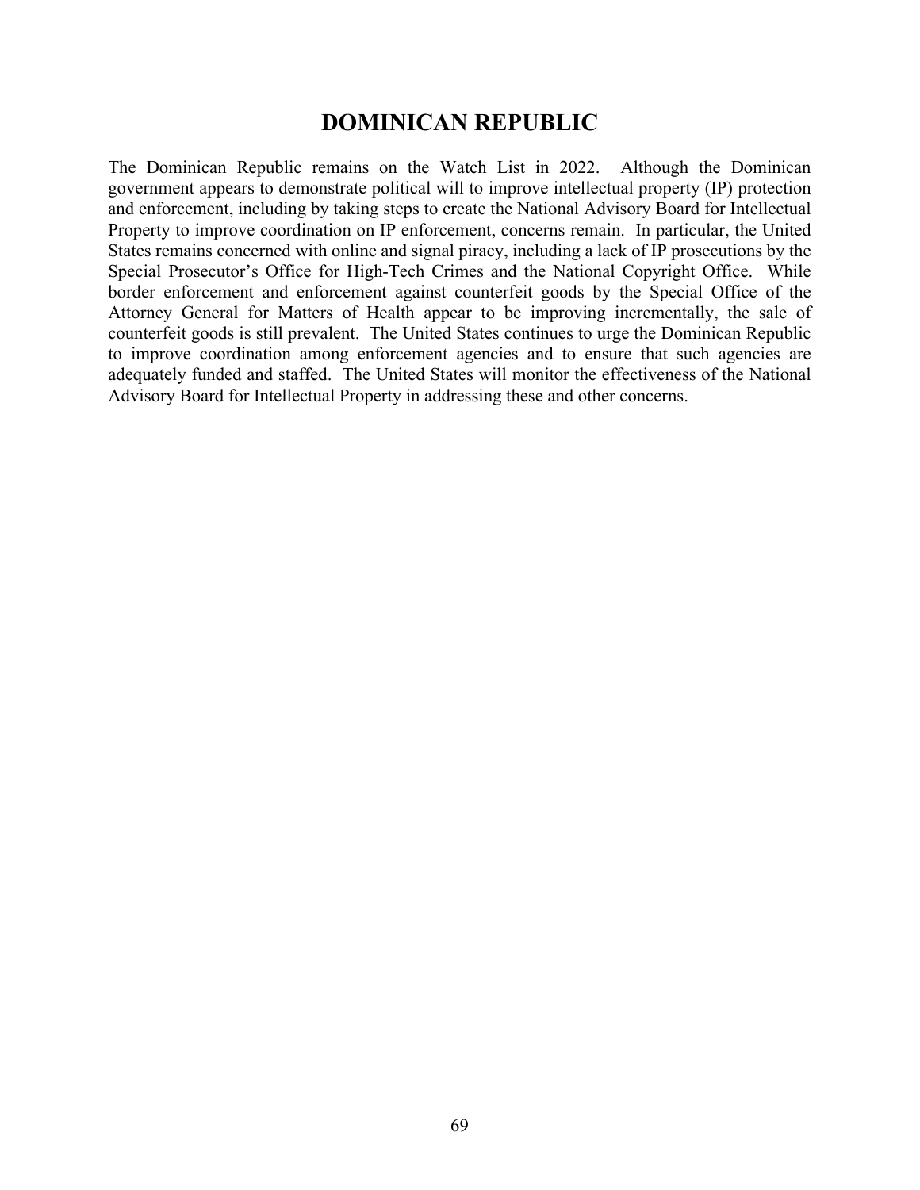## DOMINICAN REPUBLIC

The Dominican Republic remains on the Watch List in 2022. Although the Dominican government appears to demonstrate political will to improve intellectual property (IP) protection and enforcement, including by taking steps to create the National Advisory Board for Intellectual Property to improve coordination on IP enforcement, concerns remain. In particular, the United States remains concerned with online and signal piracy, including a lack of IP prosecutions by the Special Prosecutor's Office for High-Tech Crimes and the National Copyright Office. While border enforcement and enforcement against counterfeit goods by the Special Office of the Attorney General for Matters of Health appear to be improving incrementally, the sale of counterfeit goods is still prevalent. The United States continues to urge the Dominican Republic to improve coordination among enforcement agencies and to ensure that such agencies are adequately funded and staffed. The United States will monitor the effectiveness of the National Advisory Board for Intellectual Property in addressing these and other concerns.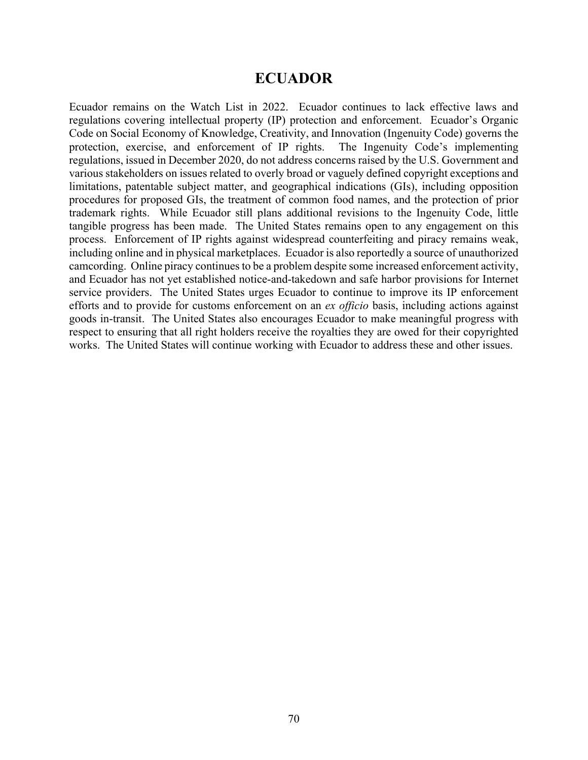# ECUADOR

Ecuador remains on the Watch List in 2022. Ecuador continues to lack effective laws and regulations covering intellectual property (IP) protection and enforcement. Ecuador's Organic Code on Social Economy of Knowledge, Creativity, and Innovation (Ingenuity Code) governs the protection, exercise, and enforcement of IP rights. The Ingenuity Code's implementing regulations, issued in December 2020, do not address concerns raised by the U.S. Government and various stakeholders on issues related to overly broad or vaguely defined copyright exceptions and limitations, patentable subject matter, and geographical indications (GIs), including opposition procedures for proposed GIs, the treatment of common food names, and the protection of prior trademark rights. While Ecuador still plans additional revisions to the Ingenuity Code, little tangible progress has been made. The United States remains open to any engagement on this process. Enforcement of IP rights against widespread counterfeiting and piracy remains weak, including online and in physical marketplaces. Ecuador is also reportedly a source of unauthorized camcording. Online piracy continues to be a problem despite some increased enforcement activity, and Ecuador has not yet established notice-and-takedown and safe harbor provisions for Internet service providers. The United States urges Ecuador to continue to improve its IP enforcement efforts and to provide for customs enforcement on an *ex officio* basis, including actions against goods in-transit. The United States also encourages Ecuador to make meaningful progress with respect to ensuring that all right holders receive the royalties they are owed for their copyrighted works. The United States will continue working with Ecuador to address these and other issues.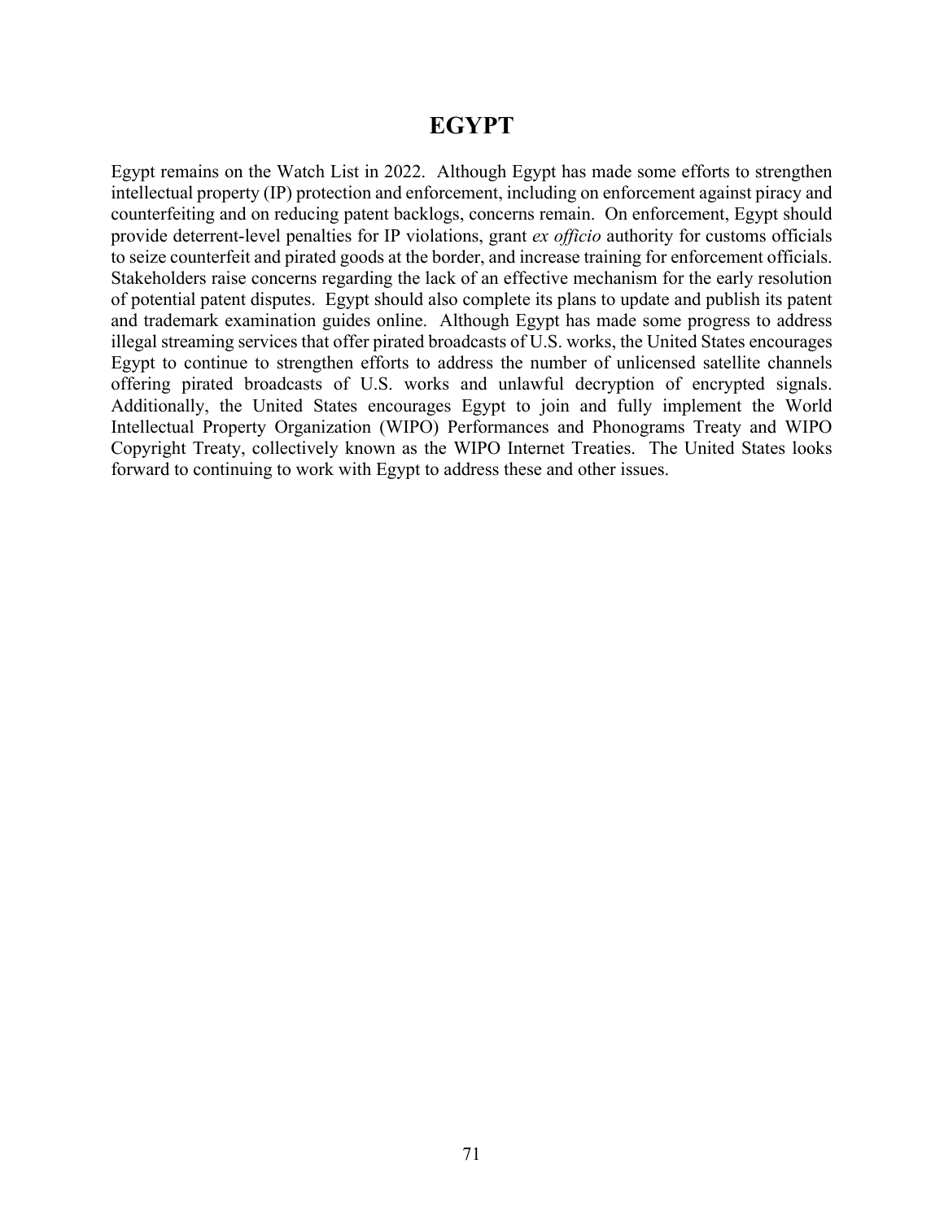# EGYPT

Egypt remains on the Watch List in 2022. Although Egypt has made some efforts to strengthen intellectual property (IP) protection and enforcement, including on enforcement against piracy and counterfeiting and on reducing patent backlogs, concerns remain. On enforcement, Egypt should provide deterrent-level penalties for IP violations, grant *ex officio* authority for customs officials to seize counterfeit and pirated goods at the border, and increase training for enforcement officials. Stakeholders raise concerns regarding the lack of an effective mechanism for the early resolution of potential patent disputes. Egypt should also complete its plans to update and publish its patent and trademark examination guides online. Although Egypt has made some progress to address illegal streaming services that offer pirated broadcasts of U.S. works, the United States encourages Egypt to continue to strengthen efforts to address the number of unlicensed satellite channels offering pirated broadcasts of U.S. works and unlawful decryption of encrypted signals. Additionally, the United States encourages Egypt to join and fully implement the World Intellectual Property Organization (WIPO) Performances and Phonograms Treaty and WIPO Copyright Treaty, collectively known as the WIPO Internet Treaties. The United States looks forward to continuing to work with Egypt to address these and other issues.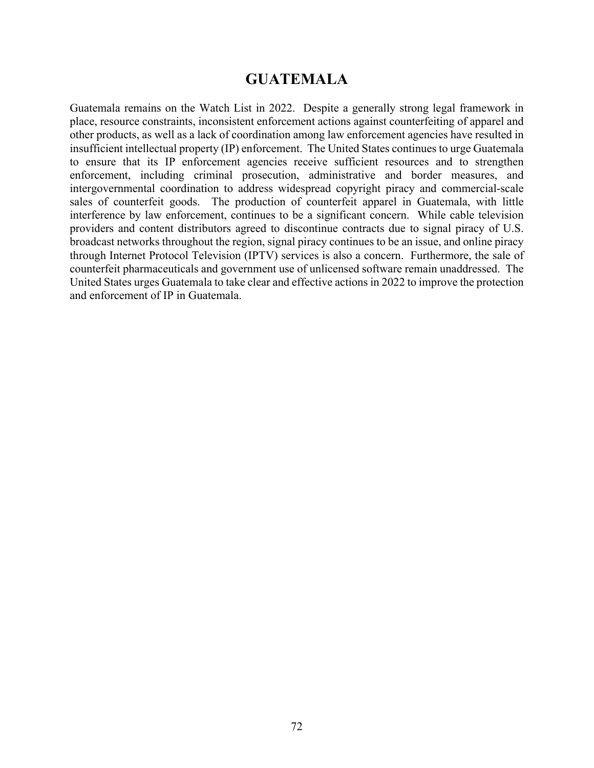# GUATEMALA

Guatemala remains on the Watch List in 2022. Despite a generally strong legal framework in place, resource constraints, inconsistent enforcement actions against counterfeiting of apparel and other products, as well as a lack of coordination among law enforcement agencies have resulted in insufficient intellectual property (IP) enforcement. The United States continues to urge Guatemala to ensure that its IP enforcement agencies receive sufficient resources and to strengthen enforcement, including criminal prosecution, administrative and border measures, and intergovernmental coordination to address widespread copyright piracy and commercial-scale sales of counterfeit goods. The production of counterfeit apparel in Guatemala, with little interference by law enforcement, continues to be a significant concern. While cable television providers and content distributors agreed to discontinue contracts due to signal piracy of U.S. broadcast networks throughout the region, signal piracy continues to be an issue, and online piracy through Internet Protocol Television (IPTV) services is also a concern. Furthermore, the sale of counterfeit pharmaceuticals and government use of unlicensed software remain unaddressed. The United States urges Guatemala to take clear and effective actions in 2022 to improve the protection and enforcement of IP in Guatemala.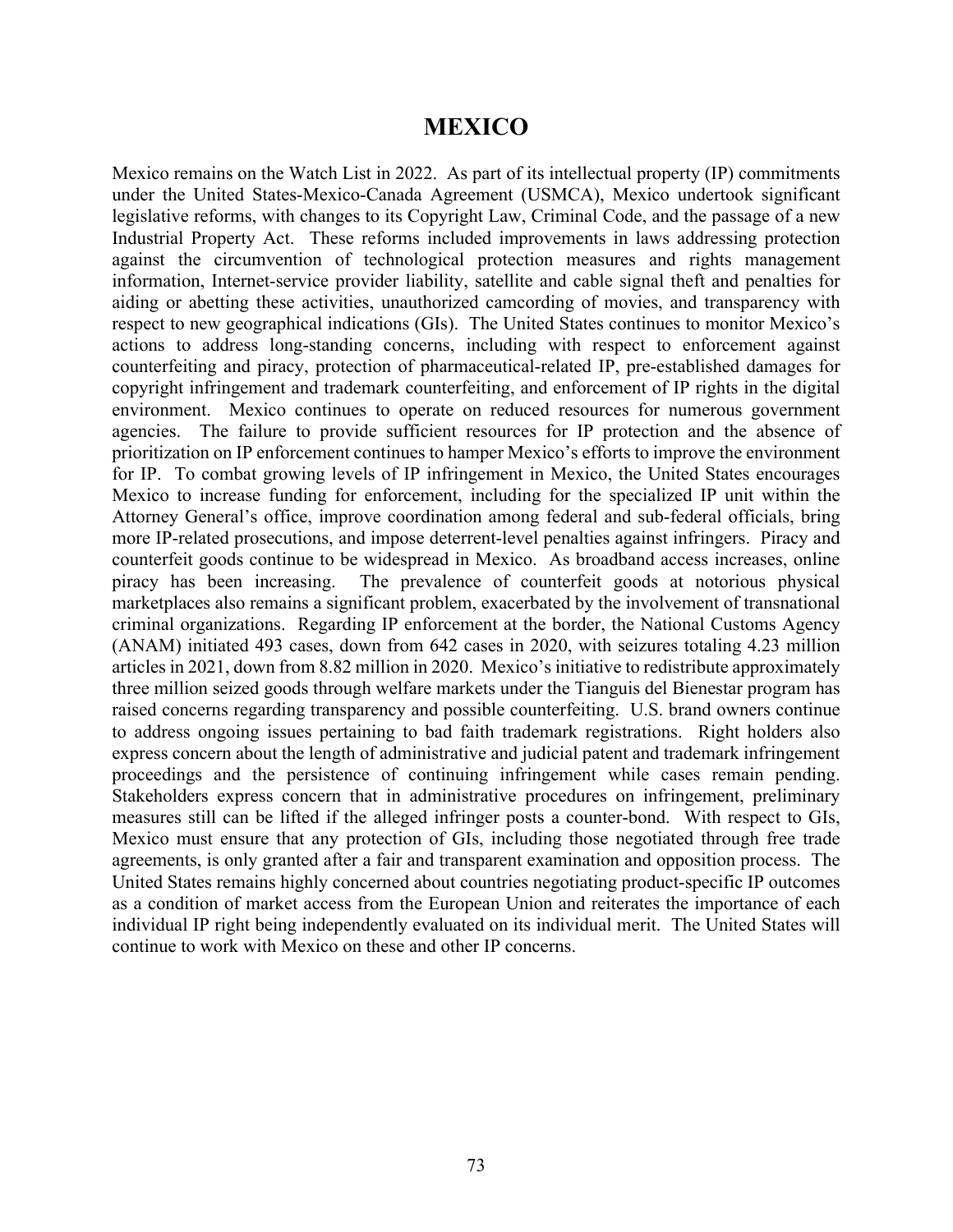# MEXICO

Mexico remains on the Watch List in 2022. As part of its intellectual property (IP) commitments under the United States-Mexico-Canada Agreement (USMCA), Mexico undertook significant legislative reforms, with changes to its Copyright Law, Criminal Code, and the passage of a new Industrial Property Act. These reforms included improvements in laws addressing protection against the circumvention of technological protection measures and rights management information, Internet-service provider liability, satellite and cable signal theft and penalties for aiding or abetting these activities, unauthorized camcording of movies, and transparency with respect to new geographical indications (GIs). The United States continues to monitor Mexico's actions to address long-standing concerns, including with respect to enforcement against counterfeiting and piracy, protection of pharmaceutical-related IP, pre-established damages for copyright infringement and trademark counterfeiting, and enforcement of IP rights in the digital environment. Mexico continues to operate on reduced resources for numerous government agencies. The failure to provide sufficient resources for IP protection and the absence of prioritization on IP enforcement continues to hamper Mexico's efforts to improve the environment for IP. To combat growing levels of IP infringement in Mexico, the United States encourages Mexico to increase funding for enforcement, including for the specialized IP unit within the Attorney General's office, improve coordination among federal and sub-federal officials, bring more IP-related prosecutions, and impose deterrent-level penalties against infringers. Piracy and counterfeit goods continue to be widespread in Mexico. As broadband access increases, online piracy has been increasing. The prevalence of counterfeit goods at notorious physical marketplaces also remains a significant problem, exacerbated by the involvement of transnational criminal organizations. Regarding IP enforcement at the border, the National Customs Agency (ANAM) initiated 493 cases, down from 642 cases in 2020, with seizures totaling 4.23 million articles in 2021, down from 8.82 million in 2020. Mexico's initiative to redistribute approximately three million seized goods through welfare markets under the Tianguis del Bienestar program has raised concerns regarding transparency and possible counterfeiting. U.S. brand owners continue to address ongoing issues pertaining to bad faith trademark registrations. Right holders also express concern about the length of administrative and judicial patent and trademark infringement proceedings and the persistence of continuing infringement while cases remain pending. Stakeholders express concern that in administrative procedures on infringement, preliminary measures still can be lifted if the alleged infringer posts a counter-bond. With respect to GIs, Mexico must ensure that any protection of GIs, including those negotiated through free trade agreements, is only granted after a fair and transparent examination and opposition process. The United States remains highly concerned about countries negotiating product-specific IP outcomes as a condition of market access from the European Union and reiterates the importance of each individual IP right being independently evaluated on its individual merit. The United States will continue to work with Mexico on these and other IP concerns.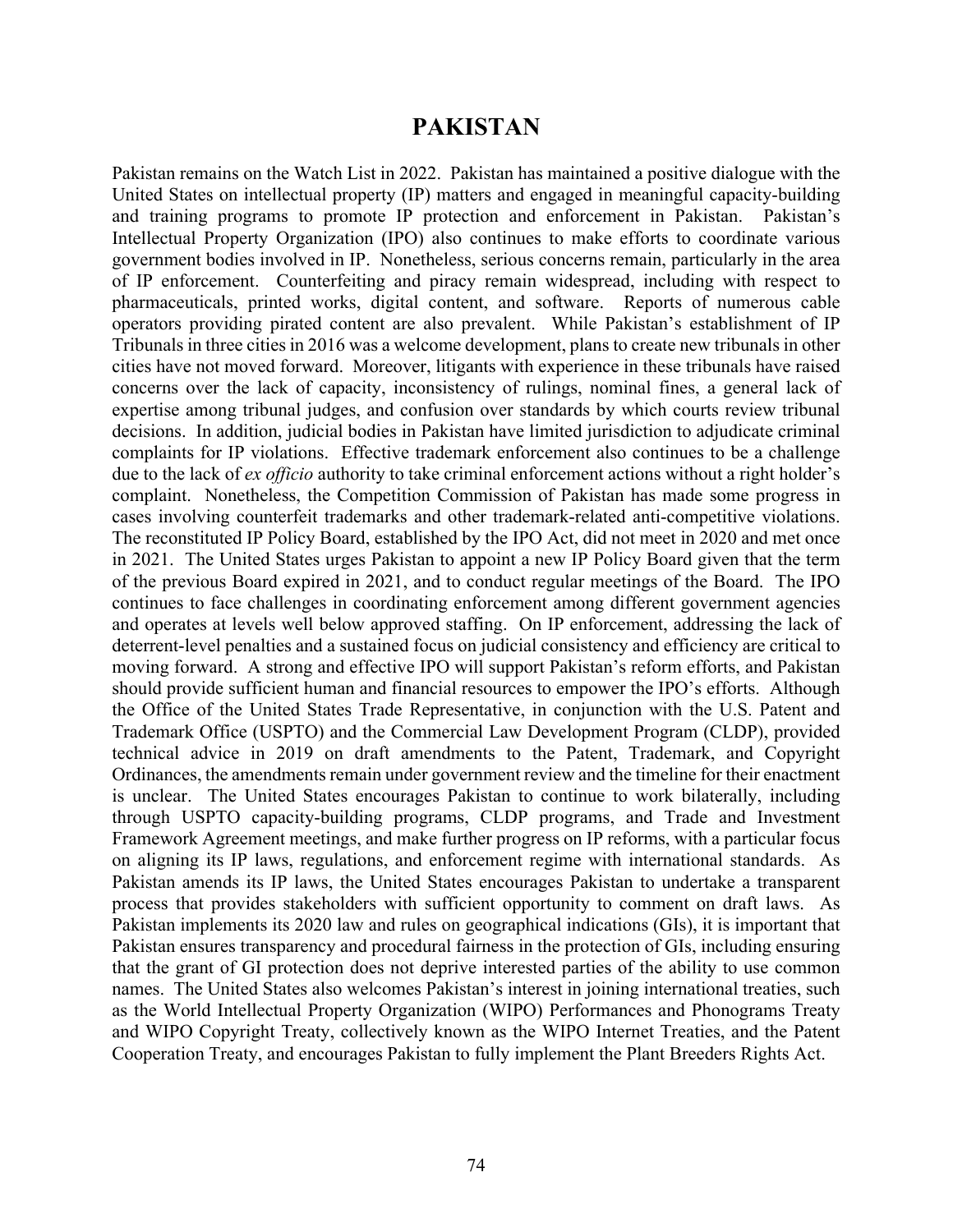# PAKISTAN

Pakistan remains on the Watch List in 2022. Pakistan has maintained a positive dialogue with the United States on intellectual property (IP) matters and engaged in meaningful capacity-building and training programs to promote IP protection and enforcement in Pakistan. Pakistan's Intellectual Property Organization (IPO) also continues to make efforts to coordinate various government bodies involved in IP. Nonetheless, serious concerns remain, particularly in the area of IP enforcement. Counterfeiting and piracy remain widespread, including with respect to pharmaceuticals, printed works, digital content, and software. Reports of numerous cable operators providing pirated content are also prevalent. While Pakistan's establishment of IP Tribunals in three cities in 2016 was a welcome development, plans to create new tribunals in other cities have not moved forward. Moreover, litigants with experience in these tribunals have raised concerns over the lack of capacity, inconsistency of rulings, nominal fines, a general lack of expertise among tribunal judges, and confusion over standards by which courts review tribunal decisions. In addition, judicial bodies in Pakistan have limited jurisdiction to adjudicate criminal complaints for IP violations. Effective trademark enforcement also continues to be a challenge due to the lack of *ex officio* authority to take criminal enforcement actions without a right holder's complaint. Nonetheless, the Competition Commission of Pakistan has made some progress in cases involving counterfeit trademarks and other trademark-related anti-competitive violations. The reconstituted IP Policy Board, established by the IPO Act, did not meet in 2020 and met once in 2021. The United States urges Pakistan to appoint a new IP Policy Board given that the term of the previous Board expired in 2021, and to conduct regular meetings of the Board. The IPO continues to face challenges in coordinating enforcement among different government agencies and operates at levels well below approved staffing. On IP enforcement, addressing the lack of deterrent-level penalties and a sustained focus on judicial consistency and efficiency are critical to moving forward. A strong and effective IPO will support Pakistan's reform efforts, and Pakistan should provide sufficient human and financial resources to empower the IPO's efforts. Although the Office of the United States Trade Representative, in conjunction with the U.S. Patent and Trademark Office (USPTO) and the Commercial Law Development Program (CLDP), provided technical advice in 2019 on draft amendments to the Patent, Trademark, and Copyright Ordinances, the amendments remain under government review and the timeline for their enactment is unclear. The United States encourages Pakistan to continue to work bilaterally, including through USPTO capacity-building programs, CLDP programs, and Trade and Investment Framework Agreement meetings, and make further progress on IP reforms, with a particular focus on aligning its IP laws, regulations, and enforcement regime with international standards. As Pakistan amends its IP laws, the United States encourages Pakistan to undertake a transparent process that provides stakeholders with sufficient opportunity to comment on draft laws. As Pakistan implements its 2020 law and rules on geographical indications (GIs), it is important that Pakistan ensures transparency and procedural fairness in the protection of GIs, including ensuring that the grant of GI protection does not deprive interested parties of the ability to use common names. The United States also welcomes Pakistan's interest in joining international treaties, such as the World Intellectual Property Organization (WIPO) Performances and Phonograms Treaty and WIPO Copyright Treaty, collectively known as the WIPO Internet Treaties, and the Patent Cooperation Treaty, and encourages Pakistan to fully implement the Plant Breeders Rights Act.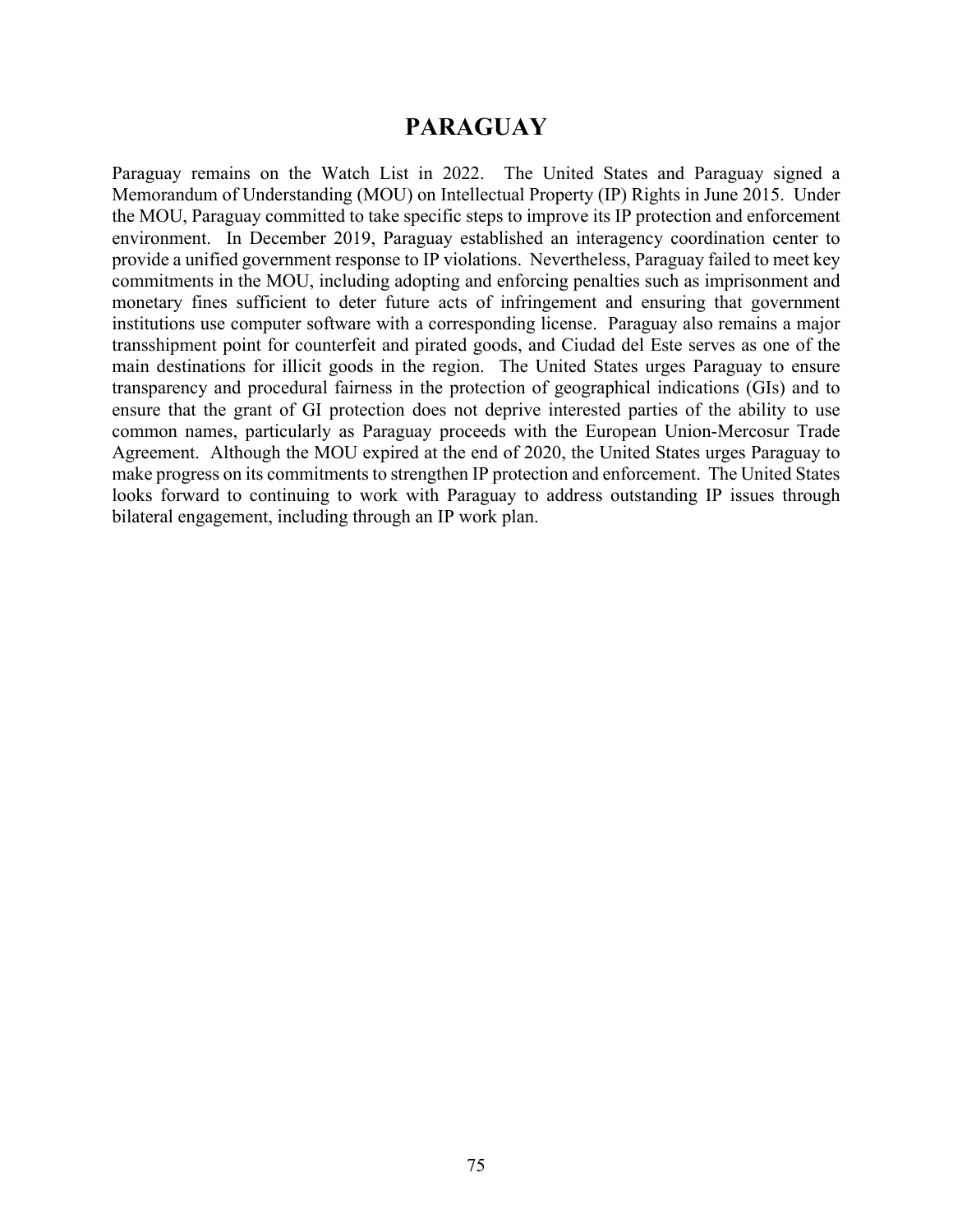# PARAGUAY

Paraguay remains on the Watch List in 2022. The United States and Paraguay signed a Memorandum of Understanding (MOU) on Intellectual Property (IP) Rights in June 2015. Under the MOU, Paraguay committed to take specific steps to improve its IP protection and enforcement environment. In December 2019, Paraguay established an interagency coordination center to provide a unified government response to IP violations. Nevertheless, Paraguay failed to meet key commitments in the MOU, including adopting and enforcing penalties such as imprisonment and monetary fines sufficient to deter future acts of infringement and ensuring that government institutions use computer software with a corresponding license. Paraguay also remains a major transshipment point for counterfeit and pirated goods, and Ciudad del Este serves as one of the main destinations for illicit goods in the region. The United States urges Paraguay to ensure transparency and procedural fairness in the protection of geographical indications (GIs) and to ensure that the grant of GI protection does not deprive interested parties of the ability to use common names, particularly as Paraguay proceeds with the European Union-Mercosur Trade Agreement. Although the MOU expired at the end of 2020, the United States urges Paraguay to make progress on its commitments to strengthen IP protection and enforcement. The United States looks forward to continuing to work with Paraguay to address outstanding IP issues through bilateral engagement, including through an IP work plan.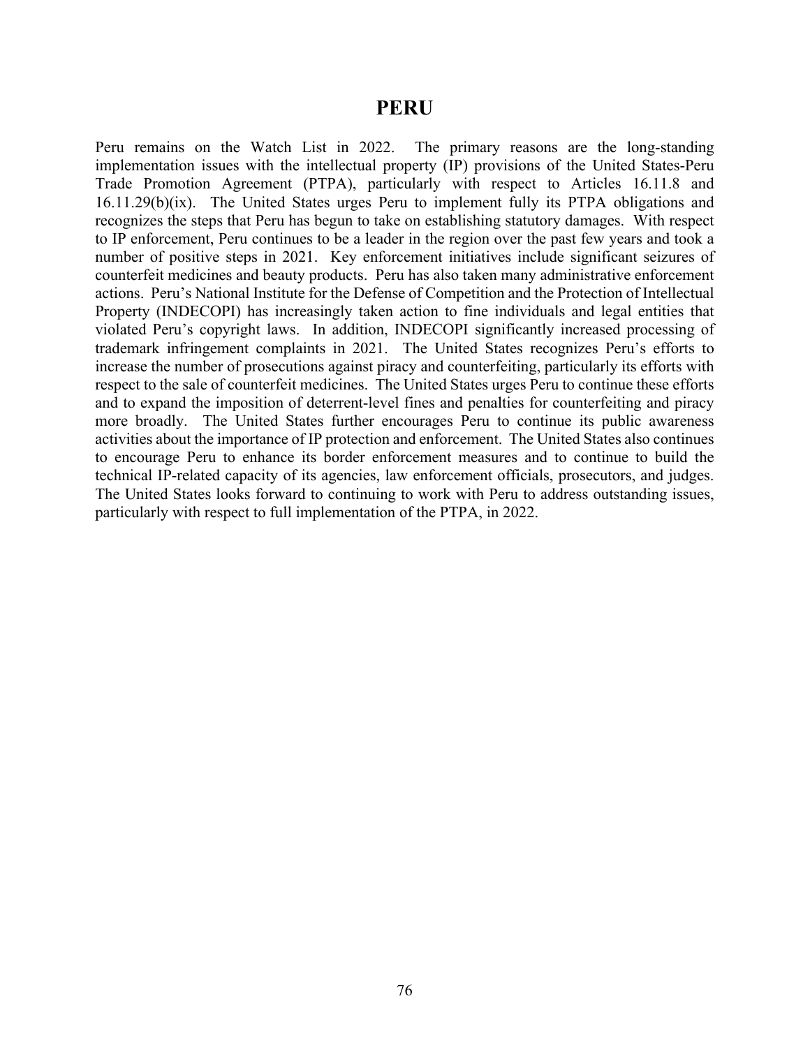# PERU

Peru remains on the Watch List in 2022. The primary reasons are the long-standing implementation issues with the intellectual property (IP) provisions of the United States-Peru Trade Promotion Agreement (PTPA), particularly with respect to Articles 16.11.8 and 16.11.29(b)(ix). The United States urges Peru to implement fully its PTPA obligations and recognizes the steps that Peru has begun to take on establishing statutory damages. With respect to IP enforcement, Peru continues to be a leader in the region over the past few years and took a number of positive steps in 2021. Key enforcement initiatives include significant seizures of counterfeit medicines and beauty products. Peru has also taken many administrative enforcement actions. Peru's National Institute for the Defense of Competition and the Protection of Intellectual Property (INDECOPI) has increasingly taken action to fine individuals and legal entities that violated Peru's copyright laws. In addition, INDECOPI significantly increased processing of trademark infringement complaints in 2021. The United States recognizes Peru's efforts to increase the number of prosecutions against piracy and counterfeiting, particularly its efforts with respect to the sale of counterfeit medicines. The United States urges Peru to continue these efforts and to expand the imposition of deterrent-level fines and penalties for counterfeiting and piracy more broadly. The United States further encourages Peru to continue its public awareness activities about the importance of IP protection and enforcement. The United States also continues to encourage Peru to enhance its border enforcement measures and to continue to build the technical IP-related capacity of its agencies, law enforcement officials, prosecutors, and judges. The United States looks forward to continuing to work with Peru to address outstanding issues, particularly with respect to full implementation of the PTPA, in 2022.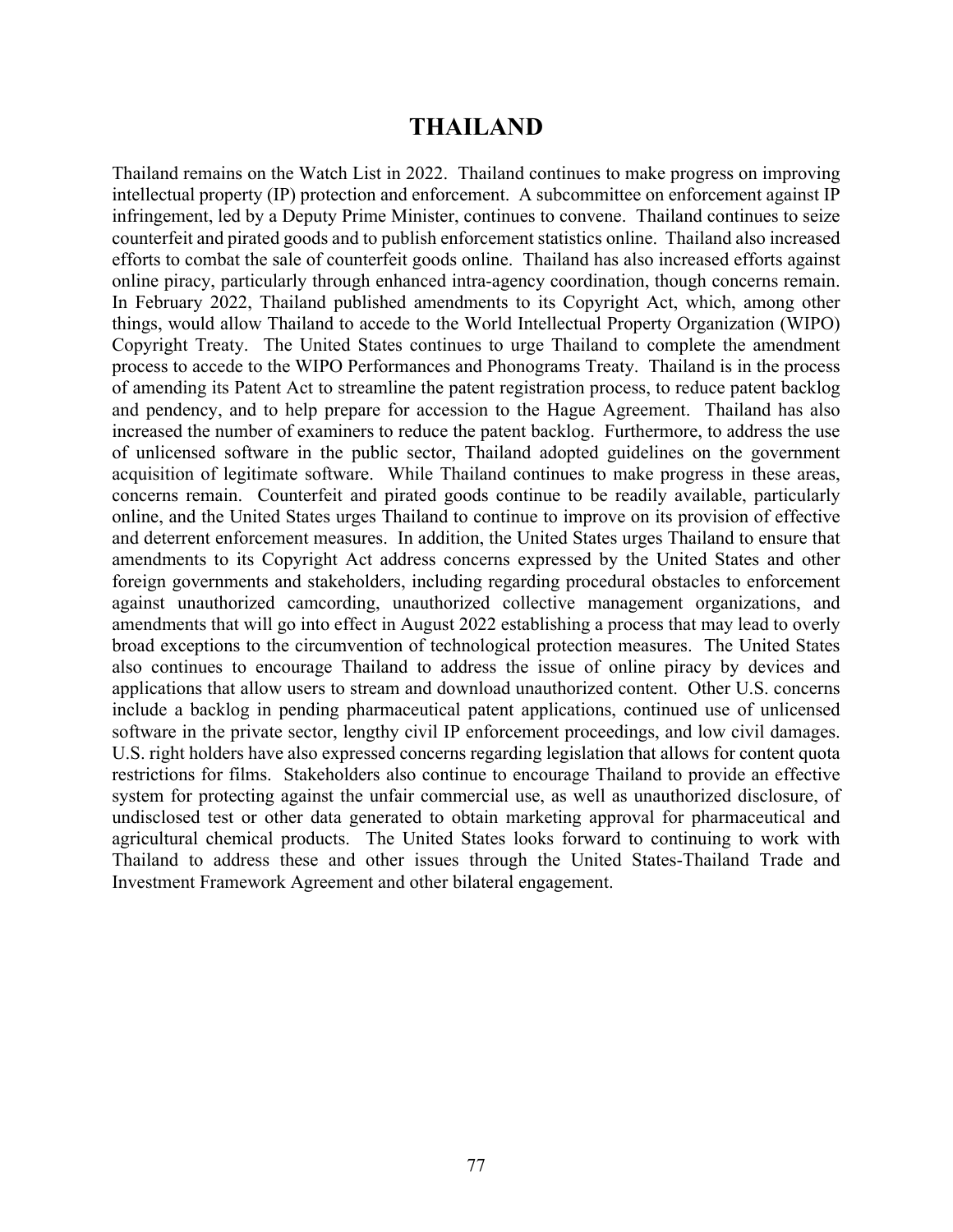# THAILAND

Thailand remains on the Watch List in 2022. Thailand continues to make progress on improving intellectual property (IP) protection and enforcement. A subcommittee on enforcement against IP infringement, led by a Deputy Prime Minister, continues to convene. Thailand continues to seize counterfeit and pirated goods and to publish enforcement statistics online. Thailand also increased efforts to combat the sale of counterfeit goods online. Thailand has also increased efforts against online piracy, particularly through enhanced intra-agency coordination, though concerns remain. In February 2022, Thailand published amendments to its Copyright Act, which, among other things, would allow Thailand to accede to the World Intellectual Property Organization (WIPO) Copyright Treaty. The United States continues to urge Thailand to complete the amendment process to accede to the WIPO Performances and Phonograms Treaty. Thailand is in the process of amending its Patent Act to streamline the patent registration process, to reduce patent backlog and pendency, and to help prepare for accession to the Hague Agreement. Thailand has also increased the number of examiners to reduce the patent backlog. Furthermore, to address the use of unlicensed software in the public sector, Thailand adopted guidelines on the government acquisition of legitimate software. While Thailand continues to make progress in these areas, concerns remain. Counterfeit and pirated goods continue to be readily available, particularly online, and the United States urges Thailand to continue to improve on its provision of effective and deterrent enforcement measures. In addition, the United States urges Thailand to ensure that amendments to its Copyright Act address concerns expressed by the United States and other foreign governments and stakeholders, including regarding procedural obstacles to enforcement against unauthorized camcording, unauthorized collective management organizations, and amendments that will go into effect in August 2022 establishing a process that may lead to overly broad exceptions to the circumvention of technological protection measures. The United States also continues to encourage Thailand to address the issue of online piracy by devices and applications that allow users to stream and download unauthorized content. Other U.S. concerns include a backlog in pending pharmaceutical patent applications, continued use of unlicensed software in the private sector, lengthy civil IP enforcement proceedings, and low civil damages. U.S. right holders have also expressed concerns regarding legislation that allows for content quota restrictions for films. Stakeholders also continue to encourage Thailand to provide an effective system for protecting against the unfair commercial use, as well as unauthorized disclosure, of undisclosed test or other data generated to obtain marketing approval for pharmaceutical and agricultural chemical products. The United States looks forward to continuing to work with Thailand to address these and other issues through the United States-Thailand Trade and Investment Framework Agreement and other bilateral engagement.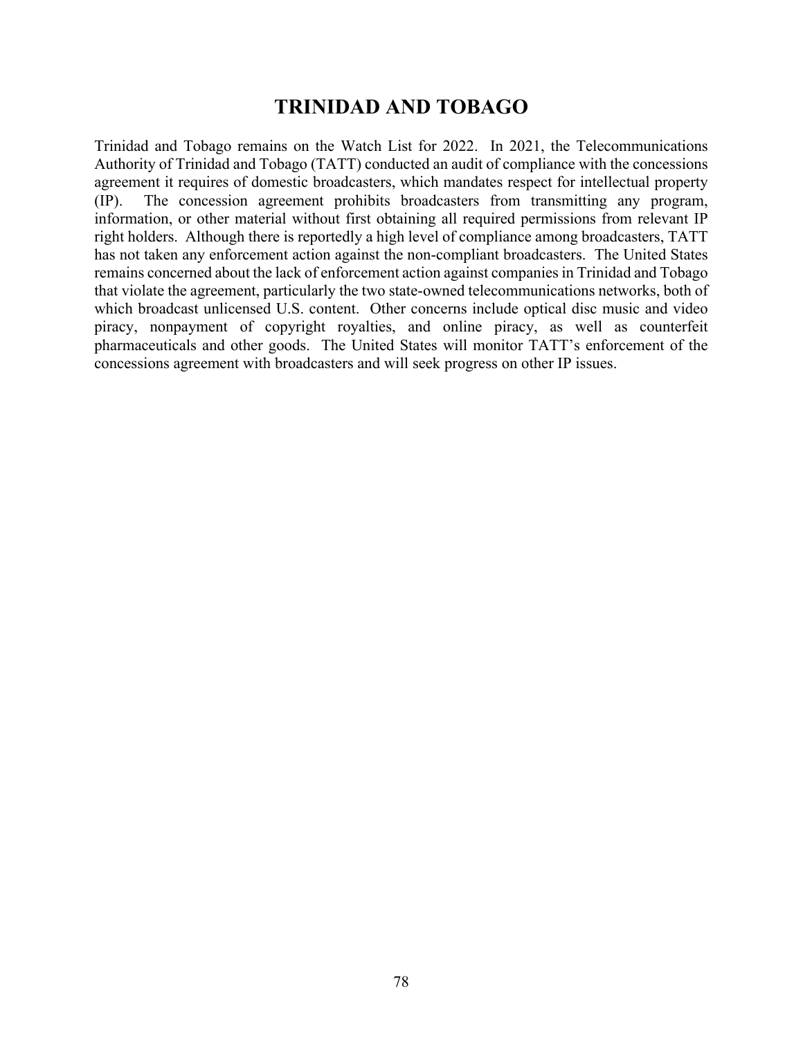# TRINIDAD AND TOBAGO

Trinidad and Tobago remains on the Watch List for 2022. In 2021, the Telecommunications Authority of Trinidad and Tobago (TATT) conducted an audit of compliance with the concessions agreement it requires of domestic broadcasters, which mandates respect for intellectual property (IP). The concession agreement prohibits broadcasters from transmitting any program, information, or other material without first obtaining all required permissions from relevant IP right holders. Although there is reportedly a high level of compliance among broadcasters, TATT has not taken any enforcement action against the non-compliant broadcasters. The United States remains concerned about the lack of enforcement action against companies in Trinidad and Tobago that violate the agreement, particularly the two state-owned telecommunications networks, both of which broadcast unlicensed U.S. content. Other concerns include optical disc music and video piracy, nonpayment of copyright royalties, and online piracy, as well as counterfeit pharmaceuticals and other goods. The United States will monitor TATT's enforcement of the concessions agreement with broadcasters and will seek progress on other IP issues.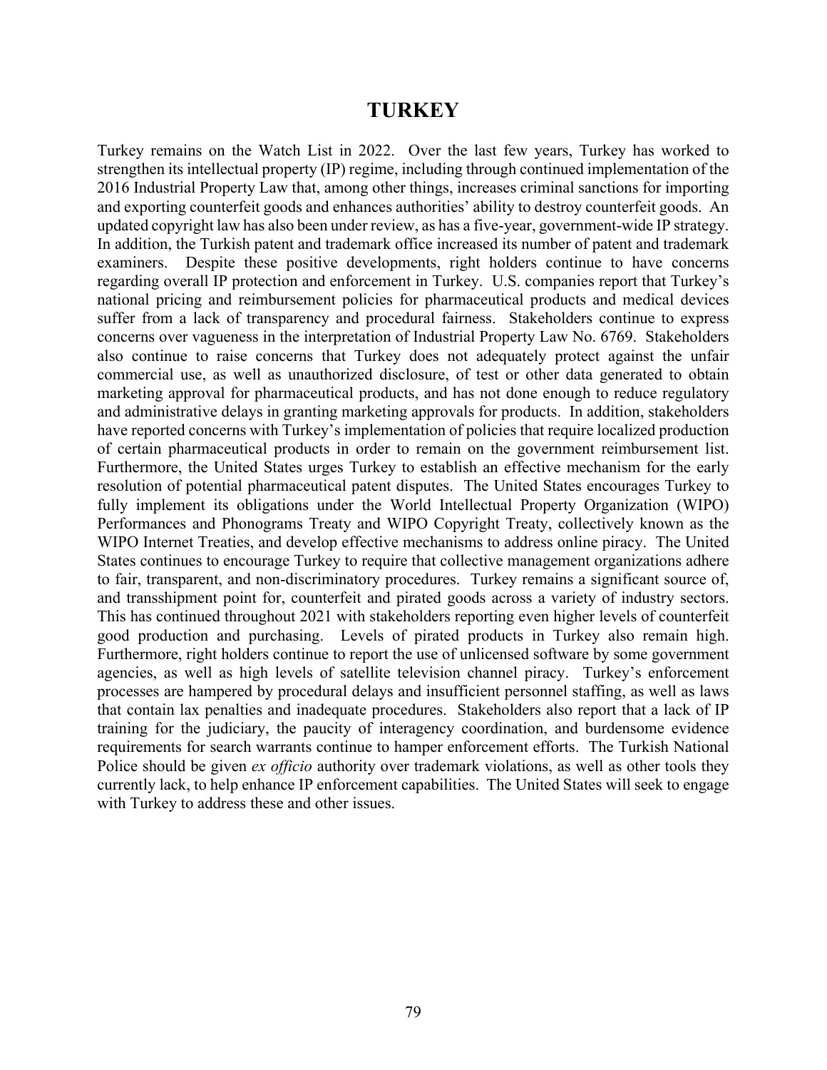# TURKEY

Turkey remains on the Watch List in 2022. Over the last few years, Turkey has worked to strengthen its intellectual property (IP) regime, including through continued implementation of the 2016 Industrial Property Law that, among other things, increases criminal sanctions for importing and exporting counterfeit goods and enhances authorities' ability to destroy counterfeit goods. An updated copyright law has also been under review, as has a five-year, government-wide IP strategy. In addition, the Turkish patent and trademark office increased its number of patent and trademark examiners. Despite these positive developments, right holders continue to have concerns regarding overall IP protection and enforcement in Turkey. U.S. companies report that Turkey's national pricing and reimbursement policies for pharmaceutical products and medical devices suffer from a lack of transparency and procedural fairness. Stakeholders continue to express concerns over vagueness in the interpretation of Industrial Property Law No. 6769. Stakeholders also continue to raise concerns that Turkey does not adequately protect against the unfair commercial use, as well as unauthorized disclosure, of test or other data generated to obtain marketing approval for pharmaceutical products, and has not done enough to reduce regulatory and administrative delays in granting marketing approvals for products. In addition, stakeholders have reported concerns with Turkey's implementation of policies that require localized production of certain pharmaceutical products in order to remain on the government reimbursement list. Furthermore, the United States urges Turkey to establish an effective mechanism for the early resolution of potential pharmaceutical patent disputes. The United States encourages Turkey to fully implement its obligations under the World Intellectual Property Organization (WIPO) Performances and Phonograms Treaty and WIPO Copyright Treaty, collectively known as the WIPO Internet Treaties, and develop effective mechanisms to address online piracy. The United States continues to encourage Turkey to require that collective management organizations adhere to fair, transparent, and non-discriminatory procedures. Turkey remains a significant source of, and transshipment point for, counterfeit and pirated goods across a variety of industry sectors. This has continued throughout 2021 with stakeholders reporting even higher levels of counterfeit good production and purchasing. Levels of pirated products in Turkey also remain high. Furthermore, right holders continue to report the use of unlicensed software by some government agencies, as well as high levels of satellite television channel piracy. Turkey's enforcement processes are hampered by procedural delays and insufficient personnel staffing, as well as laws that contain lax penalties and inadequate procedures. Stakeholders also report that a lack of IP training for the judiciary, the paucity of interagency coordination, and burdensome evidence requirements for search warrants continue to hamper enforcement efforts. The Turkish National Police should be given *ex officio* authority over trademark violations, as well as other tools they currently lack, to help enhance IP enforcement capabilities. The United States will seek to engage with Turkey to address these and other issues.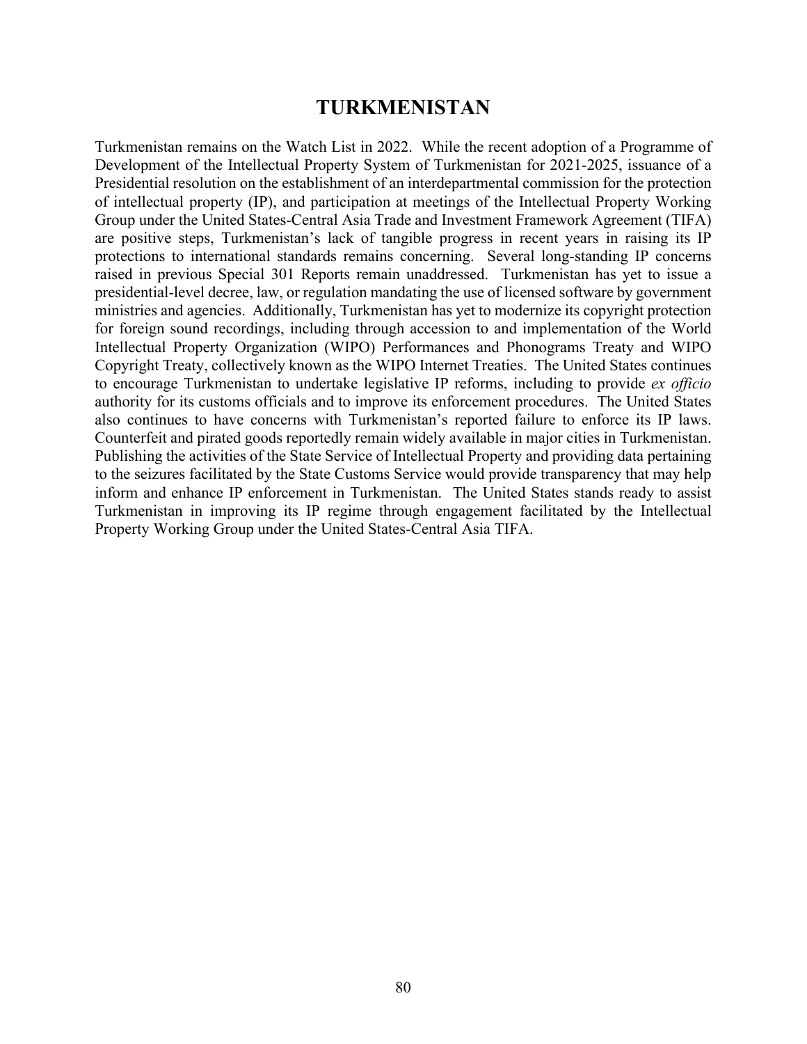# TURKMENISTAN

Turkmenistan remains on the Watch List in 2022. While the recent adoption of a Programme of Development of the Intellectual Property System of Turkmenistan for 2021-2025, issuance of a Presidential resolution on the establishment of an interdepartmental commission for the protection of intellectual property (IP), and participation at meetings of the Intellectual Property Working Group under the United States-Central Asia Trade and Investment Framework Agreement (TIFA) are positive steps, Turkmenistan's lack of tangible progress in recent years in raising its IP protections to international standards remains concerning. Several long-standing IP concerns raised in previous Special 301 Reports remain unaddressed. Turkmenistan has yet to issue a presidential-level decree, law, or regulation mandating the use of licensed software by government ministries and agencies. Additionally, Turkmenistan has yet to modernize its copyright protection for foreign sound recordings, including through accession to and implementation of the World Intellectual Property Organization (WIPO) Performances and Phonograms Treaty and WIPO Copyright Treaty, collectively known as the WIPO Internet Treaties. The United States continues to encourage Turkmenistan to undertake legislative IP reforms, including to provide *ex officio* authority for its customs officials and to improve its enforcement procedures. The United States also continues to have concerns with Turkmenistan's reported failure to enforce its IP laws. Counterfeit and pirated goods reportedly remain widely available in major cities in Turkmenistan. Publishing the activities of the State Service of Intellectual Property and providing data pertaining to the seizures facilitated by the State Customs Service would provide transparency that may help inform and enhance IP enforcement in Turkmenistan. The United States stands ready to assist Turkmenistan in improving its IP regime through engagement facilitated by the Intellectual Property Working Group under the United States-Central Asia TIFA.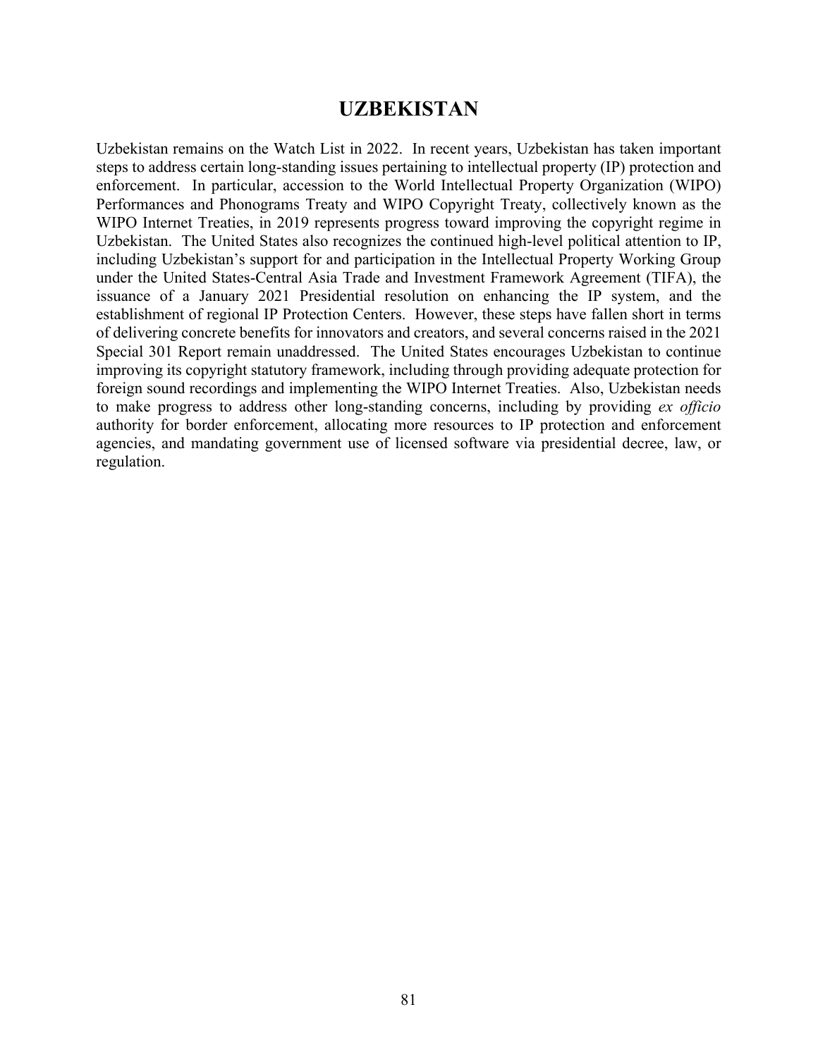# UZBEKISTAN

Uzbekistan remains on the Watch List in 2022. In recent years, Uzbekistan has taken important steps to address certain long-standing issues pertaining to intellectual property (IP) protection and enforcement. In particular, accession to the World Intellectual Property Organization (WIPO) Performances and Phonograms Treaty and WIPO Copyright Treaty, collectively known as the WIPO Internet Treaties, in 2019 represents progress toward improving the copyright regime in Uzbekistan. The United States also recognizes the continued high-level political attention to IP, including Uzbekistan's support for and participation in the Intellectual Property Working Group under the United States-Central Asia Trade and Investment Framework Agreement (TIFA), the issuance of a January 2021 Presidential resolution on enhancing the IP system, and the establishment of regional IP Protection Centers. However, these steps have fallen short in terms of delivering concrete benefits for innovators and creators, and several concerns raised in the 2021 Special 301 Report remain unaddressed. The United States encourages Uzbekistan to continue improving its copyright statutory framework, including through providing adequate protection for foreign sound recordings and implementing the WIPO Internet Treaties. Also, Uzbekistan needs to make progress to address other long-standing concerns, including by providing *ex officio* authority for border enforcement, allocating more resources to IP protection and enforcement agencies, and mandating government use of licensed software via presidential decree, law, or regulation.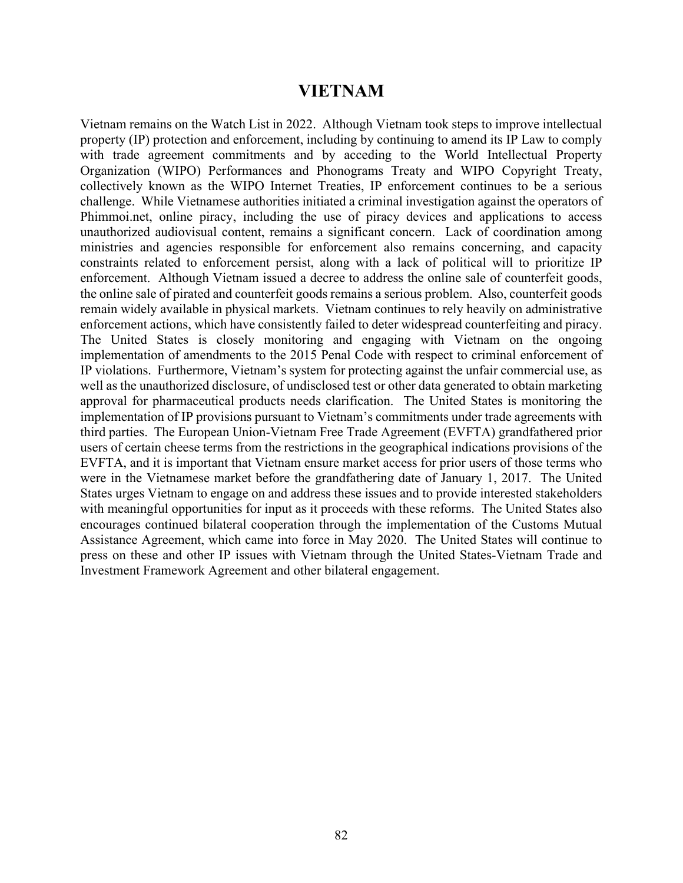# VIETNAM

Vietnam remains on the Watch List in 2022. Although Vietnam took steps to improve intellectual property (IP) protection and enforcement, including by continuing to amend its IP Law to comply with trade agreement commitments and by acceding to the World Intellectual Property Organization (WIPO) Performances and Phonograms Treaty and WIPO Copyright Treaty, collectively known as the WIPO Internet Treaties, IP enforcement continues to be a serious challenge. While Vietnamese authorities initiated a criminal investigation against the operators of Phimmoi.net, online piracy, including the use of piracy devices and applications to access unauthorized audiovisual content, remains a significant concern. Lack of coordination among ministries and agencies responsible for enforcement also remains concerning, and capacity constraints related to enforcement persist, along with a lack of political will to prioritize IP enforcement. Although Vietnam issued a decree to address the online sale of counterfeit goods, the online sale of pirated and counterfeit goods remains a serious problem. Also, counterfeit goods remain widely available in physical markets. Vietnam continues to rely heavily on administrative enforcement actions, which have consistently failed to deter widespread counterfeiting and piracy. The United States is closely monitoring and engaging with Vietnam on the ongoing implementation of amendments to the 2015 Penal Code with respect to criminal enforcement of IP violations. Furthermore, Vietnam's system for protecting against the unfair commercial use, as well as the unauthorized disclosure, of undisclosed test or other data generated to obtain marketing approval for pharmaceutical products needs clarification. The United States is monitoring the implementation of IP provisions pursuant to Vietnam's commitments under trade agreements with third parties. The European Union-Vietnam Free Trade Agreement (EVFTA) grandfathered prior users of certain cheese terms from the restrictions in the geographical indications provisions of the EVFTA, and it is important that Vietnam ensure market access for prior users of those terms who were in the Vietnamese market before the grandfathering date of January 1, 2017. The United States urges Vietnam to engage on and address these issues and to provide interested stakeholders with meaningful opportunities for input as it proceeds with these reforms. The United States also encourages continued bilateral cooperation through the implementation of the Customs Mutual Assistance Agreement, which came into force in May 2020. The United States will continue to press on these and other IP issues with Vietnam through the United States-Vietnam Trade and Investment Framework Agreement and other bilateral engagement.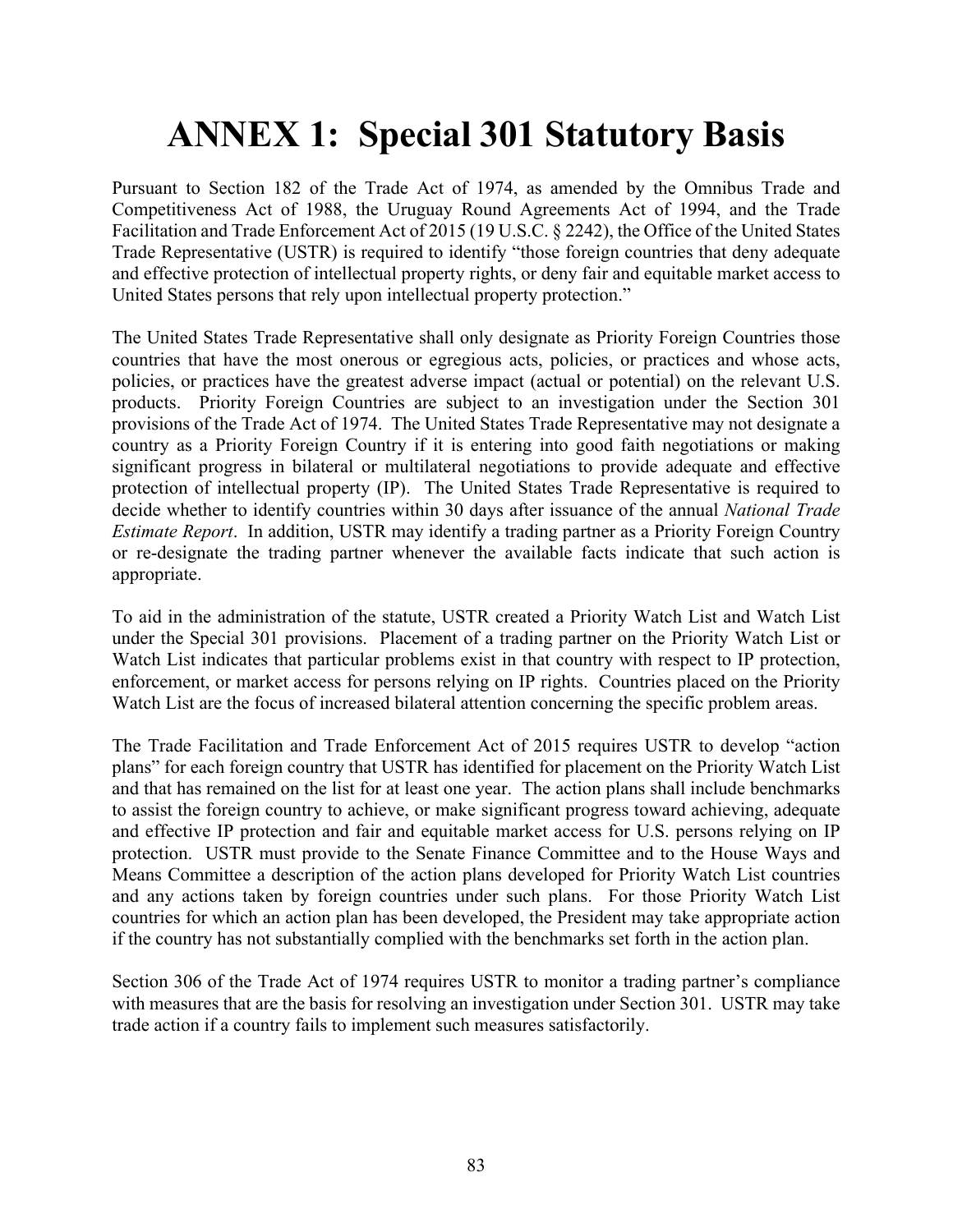# ANNEX 1: Special 301 Statutory Basis

Pursuant to Section 182 of the Trade Act of 1974, as amended by the Omnibus Trade and Competitiveness Act of 1988, the Uruguay Round Agreements Act of 1994, and the Trade Facilitation and Trade Enforcement Act of 2015 (19 U.S.C. § 2242), the Office of the United States Trade Representative (USTR) is required to identify "those foreign countries that deny adequate and effective protection of intellectual property rights, or deny fair and equitable market access to United States persons that rely upon intellectual property protection."

The United States Trade Representative shall only designate as Priority Foreign Countries those countries that have the most onerous or egregious acts, policies, or practices and whose acts, policies, or practices have the greatest adverse impact (actual or potential) on the relevant U.S. products. Priority Foreign Countries are subject to an investigation under the Section 301 provisions of the Trade Act of 1974. The United States Trade Representative may not designate a country as a Priority Foreign Country if it is entering into good faith negotiations or making significant progress in bilateral or multilateral negotiations to provide adequate and effective protection of intellectual property (IP). The United States Trade Representative is required to decide whether to identify countries within 30 days after issuance of the annual *National Trade Estimate Report*. In addition, USTR may identify a trading partner as a Priority Foreign Country or re-designate the trading partner whenever the available facts indicate that such action is appropriate.

To aid in the administration of the statute, USTR created a Priority Watch List and Watch List under the Special 301 provisions. Placement of a trading partner on the Priority Watch List or Watch List indicates that particular problems exist in that country with respect to IP protection, enforcement, or market access for persons relying on IP rights. Countries placed on the Priority Watch List are the focus of increased bilateral attention concerning the specific problem areas.

The Trade Facilitation and Trade Enforcement Act of 2015 requires USTR to develop "action plans" for each foreign country that USTR has identified for placement on the Priority Watch List and that has remained on the list for at least one year. The action plans shall include benchmarks to assist the foreign country to achieve, or make significant progress toward achieving, adequate and effective IP protection and fair and equitable market access for U.S. persons relying on IP protection. USTR must provide to the Senate Finance Committee and to the House Ways and Means Committee a description of the action plans developed for Priority Watch List countries and any actions taken by foreign countries under such plans. For those Priority Watch List countries for which an action plan has been developed, the President may take appropriate action if the country has not substantially complied with the benchmarks set forth in the action plan.

Section 306 of the Trade Act of 1974 requires USTR to monitor a trading partner's compliance with measures that are the basis for resolving an investigation under Section 301. USTR may take trade action if a country fails to implement such measures satisfactorily.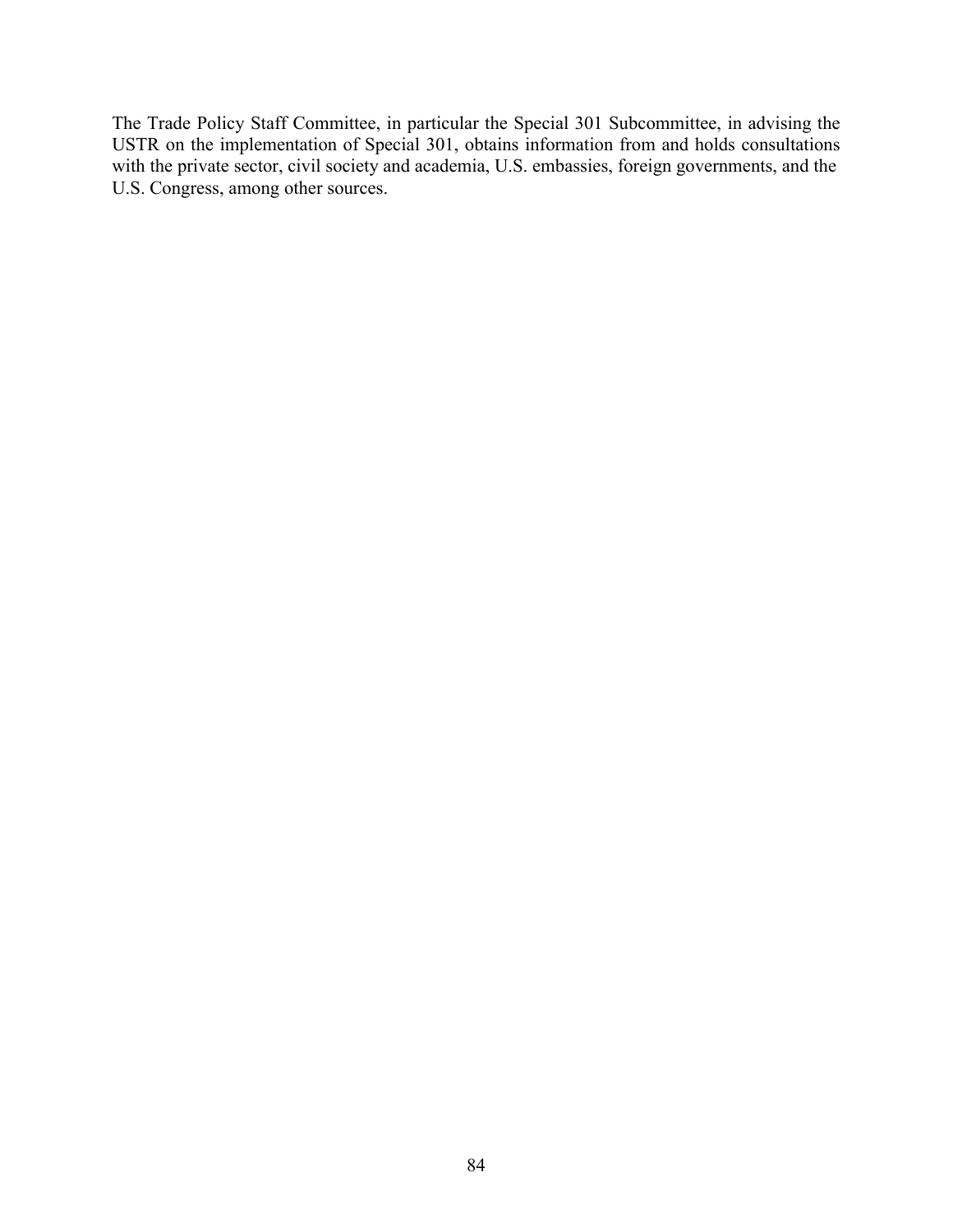The Trade Policy Staff Committee, in particular the Special 301 Subcommittee, in advising the USTR on the implementation of Special 301, obtains information from and holds consultations with the private sector, civil society and academia, U.S. embassies, foreign governments, and the U.S. Congress, among other sources.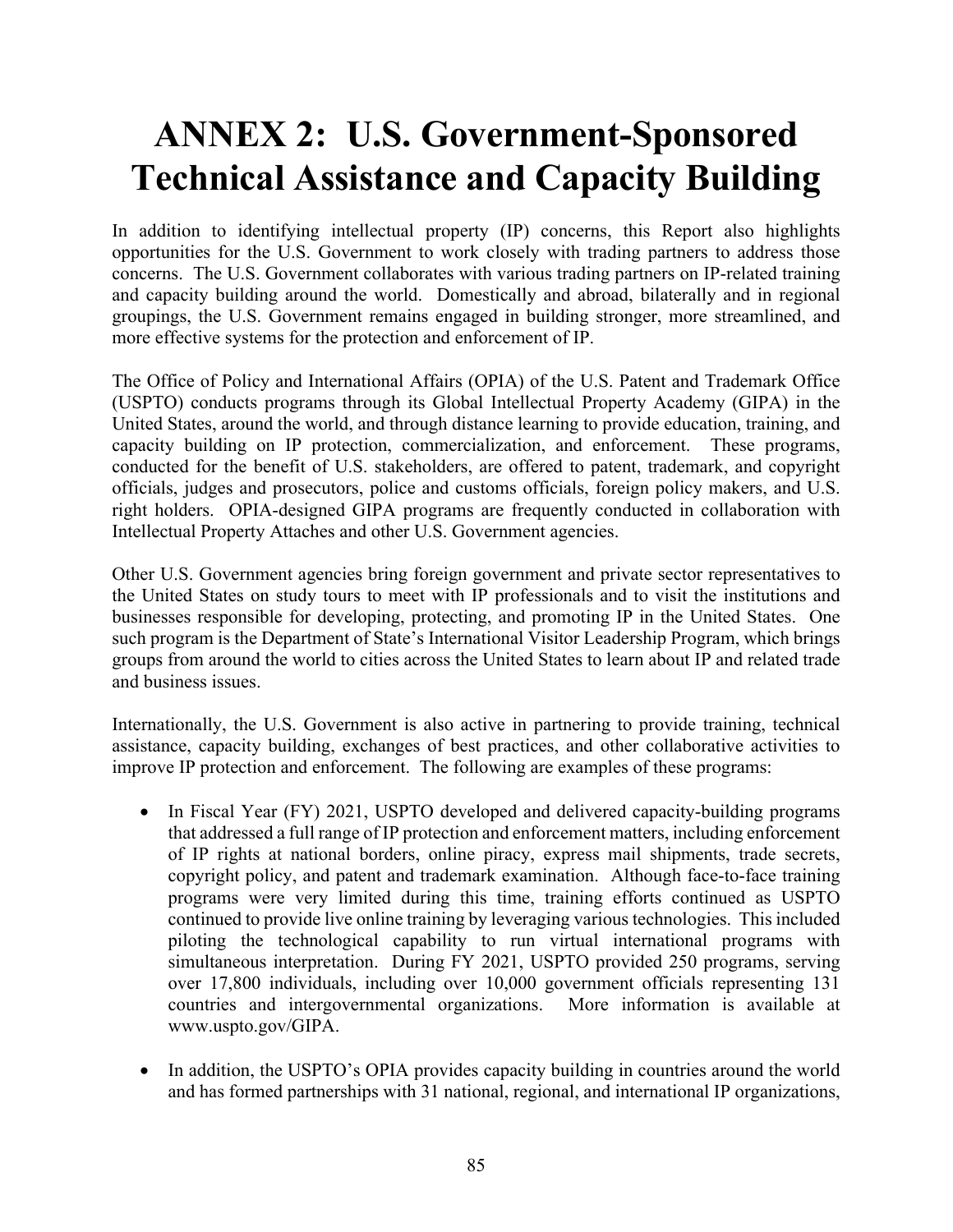# ANNEX 2: U.S. Government-Sponsored Technical Assistance and Capacity Building

In addition to identifying intellectual property (IP) concerns, this Report also highlights opportunities for the U.S. Government to work closely with trading partners to address those concerns. The U.S. Government collaborates with various trading partners on IP-related training and capacity building around the world. Domestically and abroad, bilaterally and in regional groupings, the U.S. Government remains engaged in building stronger, more streamlined, and more effective systems for the protection and enforcement of IP.

The Office of Policy and International Affairs (OPIA) of the U.S. Patent and Trademark Office (USPTO) conducts programs through its Global Intellectual Property Academy (GIPA) in the United States, around the world, and through distance learning to provide education, training, and capacity building on IP protection, commercialization, and enforcement. These programs, conducted for the benefit of U.S. stakeholders, are offered to patent, trademark, and copyright officials, judges and prosecutors, police and customs officials, foreign policy makers, and U.S. right holders. OPIA-designed GIPA programs are frequently conducted in collaboration with Intellectual Property Attaches and other U.S. Government agencies.

Other U.S. Government agencies bring foreign government and private sector representatives to the United States on study tours to meet with IP professionals and to visit the institutions and businesses responsible for developing, protecting, and promoting IP in the United States. One such program is the Department of State's International Visitor Leadership Program, which brings groups from around the world to cities across the United States to learn about IP and related trade and business issues.

Internationally, the U.S. Government is also active in partnering to provide training, technical assistance, capacity building, exchanges of best practices, and other collaborative activities to improve IP protection and enforcement. The following are examples of these programs:

- In Fiscal Year (FY) 2021, USPTO developed and delivered capacity-building programs that addressed a full range of IP protection and enforcement matters, including enforcement of IP rights at national borders, online piracy, express mail shipments, trade secrets, copyright policy, and patent and trademark examination. Although face-to-face training programs were very limited during this time, training efforts continued as USPTO continued to provide live online training by leveraging various technologies. This included piloting the technological capability to run virtual international programs with simultaneous interpretation. During FY 2021, USPTO provided 250 programs, serving over 17,800 individuals, including over 10,000 government officials representing 131 countries and intergovernmental organizations. More information is available at www.uspto.gov/GIPA.

- In addition, the USPTO's OPIA provides capacity building in countries around the world and has formed partnerships with 31 national, regional, and international IP organizations,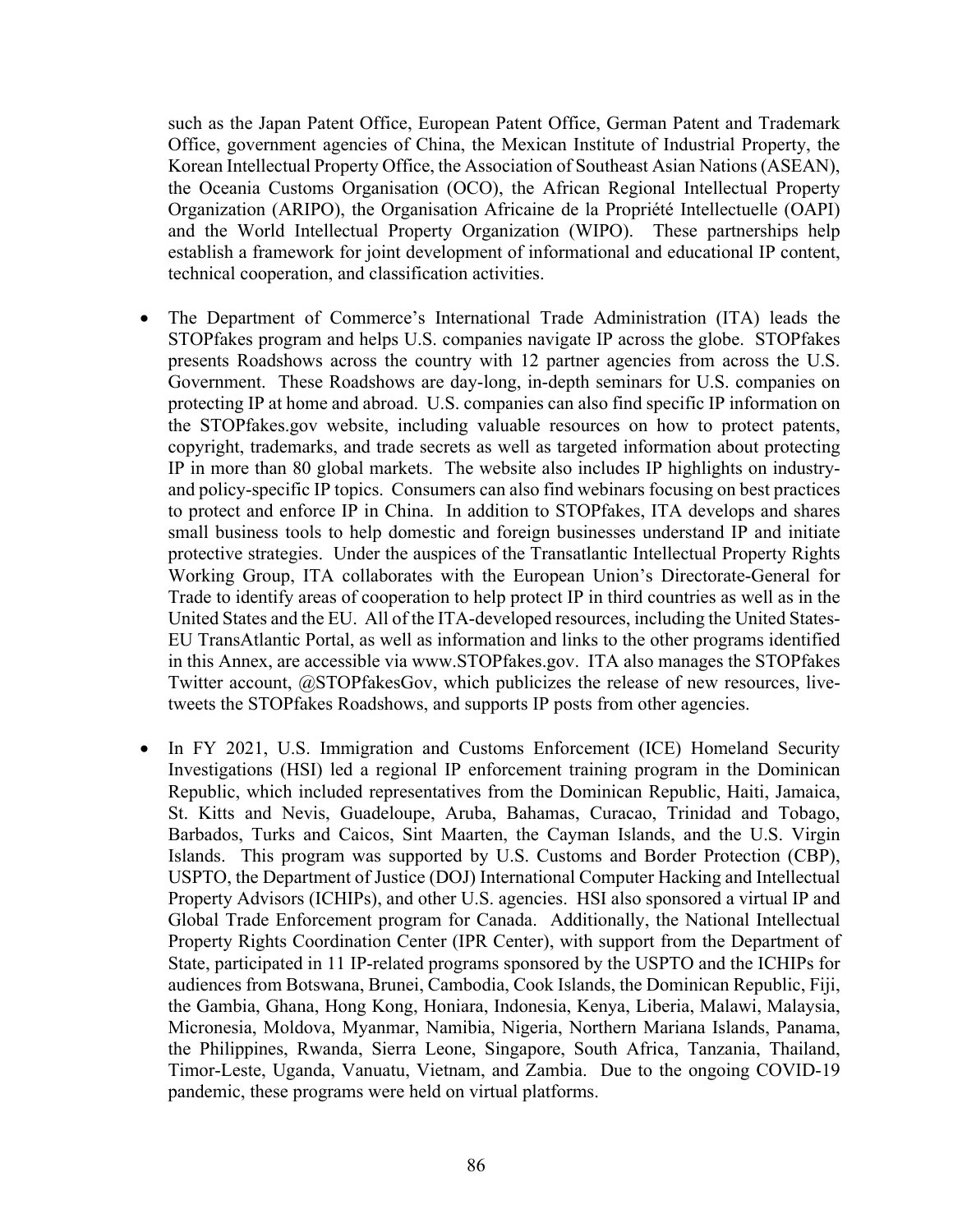such as the Japan Patent Office, European Patent Office, German Patent and Trademark Office, government agencies of China, the Mexican Institute of Industrial Property, the Korean Intellectual Property Office, the Association of Southeast Asian Nations (ASEAN), the Oceania Customs Organisation (OCO), the African Regional Intellectual Property Organization (ARIPO), the Organisation Africaine de la Propriété Intellectuelle (OAPI) and the World Intellectual Property Organization (WIPO). These partnerships help establish a framework for joint development of informational and educational IP content, technical cooperation, and classification activities.

- The Department of Commerce's International Trade Administration (ITA) leads the STOPfakes program and helps U.S. companies navigate IP across the globe. STOPfakes presents Roadshows across the country with 12 partner agencies from across the U.S. Government. These Roadshows are day-long, in-depth seminars for U.S. companies on protecting IP at home and abroad. U.S. companies can also find specific IP information on the STOPfakes.gov website, including valuable resources on how to protect patents, copyright, trademarks, and trade secrets as well as targeted information about protecting IP in more than 80 global markets. The website also includes IP highlights on industry- and policy-specific IP topics. Consumers can also find webinars focusing on best practices to protect and enforce IP in China. In addition to STOPfakes, ITA develops and shares small business tools to help domestic and foreign businesses understand IP and initiate protective strategies. Under the auspices of the Transatlantic Intellectual Property Rights Working Group, ITA collaborates with the European Union's Directorate-General for Trade to identify areas of cooperation to help protect IP in third countries as well as in the United States and the EU. All of the ITA-developed resources, including the United States-EU TransAtlantic Portal, as well as information and links to the other programs identified in this Annex, are accessible via www.STOPfakes.gov. ITA also manages the STOPfakes Twitter account, @STOPfakesGov, which publicizes the release of new resources, live-tweets the STOPfakes Roadshows, and supports IP posts from other agencies.

- In FY 2021, U.S. Immigration and Customs Enforcement (ICE) Homeland Security Investigations (HSI) led a regional IP enforcement training program in the Dominican Republic, which included representatives from the Dominican Republic, Haiti, Jamaica, St. Kitts and Nevis, Guadeloupe, Aruba, Bahamas, Curacao, Trinidad and Tobago, Barbados, Turks and Caicos, Sint Maarten, the Cayman Islands, and the U.S. Virgin Islands. This program was supported by U.S. Customs and Border Protection (CBP), USPTO, the Department of Justice (DOJ) International Computer Hacking and Intellectual Property Advisors (ICHIPs), and other U.S. agencies. HSI also sponsored a virtual IP and Global Trade Enforcement program for Canada. Additionally, the National Intellectual Property Rights Coordination Center (IPR Center), with support from the Department of State, participated in 11 IP-related programs sponsored by the USPTO and the ICHIPs for audiences from Botswana, Brunei, Cambodia, Cook Islands, the Dominican Republic, Fiji, the Gambia, Ghana, Hong Kong, Honiara, Indonesia, Kenya, Liberia, Malawi, Malaysia, Micronesia, Moldova, Myanmar, Namibia, Nigeria, Northern Mariana Islands, Panama, the Philippines, Rwanda, Sierra Leone, Singapore, South Africa, Tanzania, Thailand, Timor-Leste, Uganda, Vanuatu, Vietnam, and Zambia. Due to the ongoing COVID-19 pandemic, these programs were held on virtual platforms.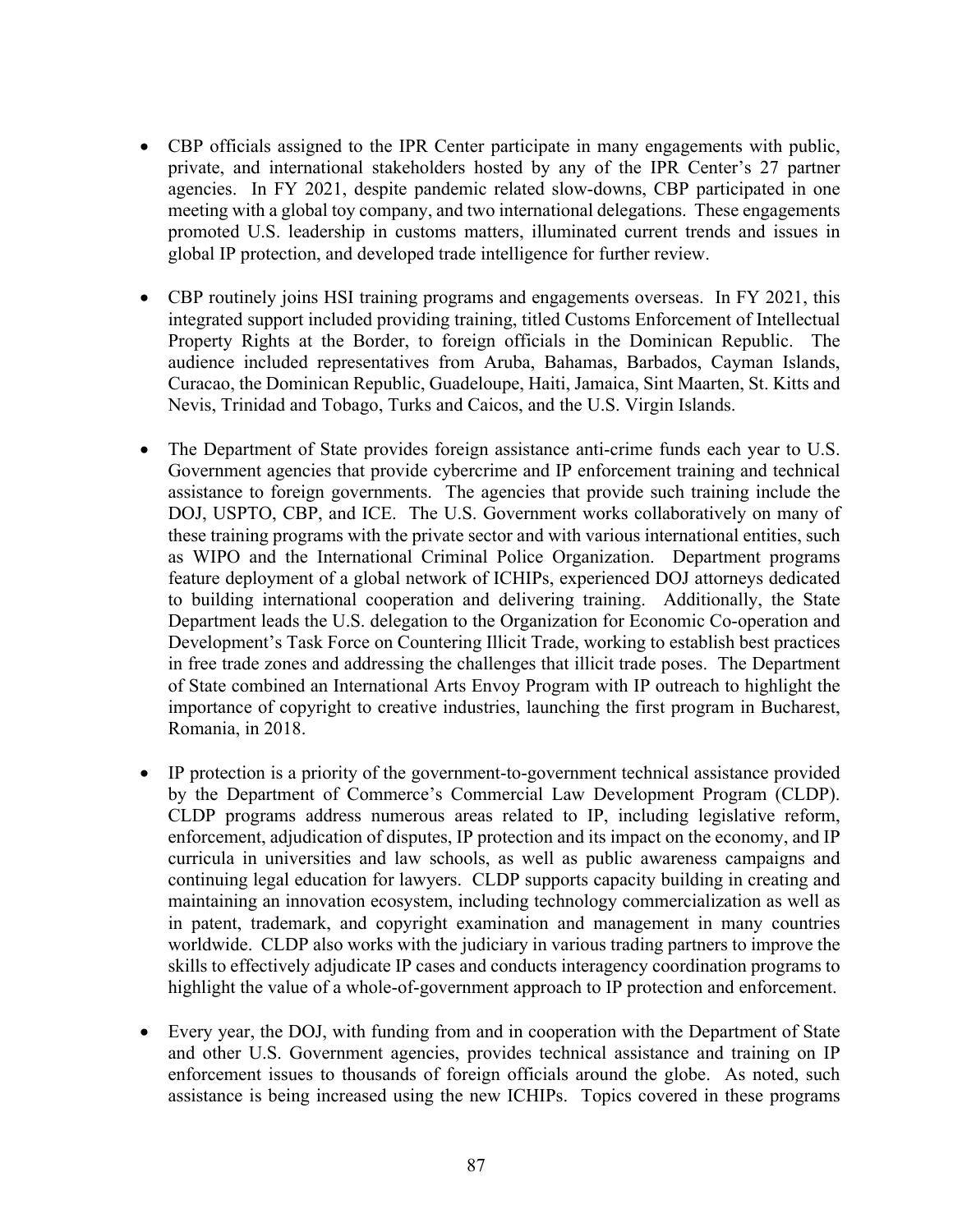- CBP officials assigned to the IPR Center participate in many engagements with public, private, and international stakeholders hosted by any of the IPR Center's 27 partner agencies. In FY 2021, despite pandemic related slow-downs, CBP participated in one meeting with a global toy company, and two international delegations. These engagements promoted U.S. leadership in customs matters, illuminated current trends and issues in global IP protection, and developed trade intelligence for further review.

- CBP routinely joins HSI training programs and engagements overseas. In FY 2021, this integrated support included providing training, titled Customs Enforcement of Intellectual Property Rights at the Border, to foreign officials in the Dominican Republic. The audience included representatives from Aruba, Bahamas, Barbados, Cayman Islands, Curacao, the Dominican Republic, Guadeloupe, Haiti, Jamaica, Sint Maarten, St. Kitts and Nevis, Trinidad and Tobago, Turks and Caicos, and the U.S. Virgin Islands.

- The Department of State provides foreign assistance anti-crime funds each year to U.S. Government agencies that provide cybercrime and IP enforcement training and technical assistance to foreign governments. The agencies that provide such training include the DOJ, USPTO, CBP, and ICE. The U.S. Government works collaboratively on many of these training programs with the private sector and with various international entities, such as WIPO and the International Criminal Police Organization. Department programs feature deployment of a global network of ICHIPs, experienced DOJ attorneys dedicated to building international cooperation and delivering training. Additionally, the State Department leads the U.S. delegation to the Organization for Economic Co-operation and Development's Task Force on Countering Illicit Trade, working to establish best practices in free trade zones and addressing the challenges that illicit trade poses. The Department of State combined an International Arts Envoy Program with IP outreach to highlight the importance of copyright to creative industries, launching the first program in Bucharest, Romania, in 2018.

- IP protection is a priority of the government-to-government technical assistance provided by the Department of Commerce's Commercial Law Development Program (CLDP). CLDP programs address numerous areas related to IP, including legislative reform, enforcement, adjudication of disputes, IP protection and its impact on the economy, and IP curricula in universities and law schools, as well as public awareness campaigns and continuing legal education for lawyers. CLDP supports capacity building in creating and maintaining an innovation ecosystem, including technology commercialization as well as in patent, trademark, and copyright examination and management in many countries worldwide. CLDP also works with the judiciary in various trading partners to improve the skills to effectively adjudicate IP cases and conducts interagency coordination programs to highlight the value of a whole-of-government approach to IP protection and enforcement.

- Every year, the DOJ, with funding from and in cooperation with the Department of State and other U.S. Government agencies, provides technical assistance and training on IP enforcement issues to thousands of foreign officials around the globe. As noted, such assistance is being increased using the new ICHIPs. Topics covered in these programs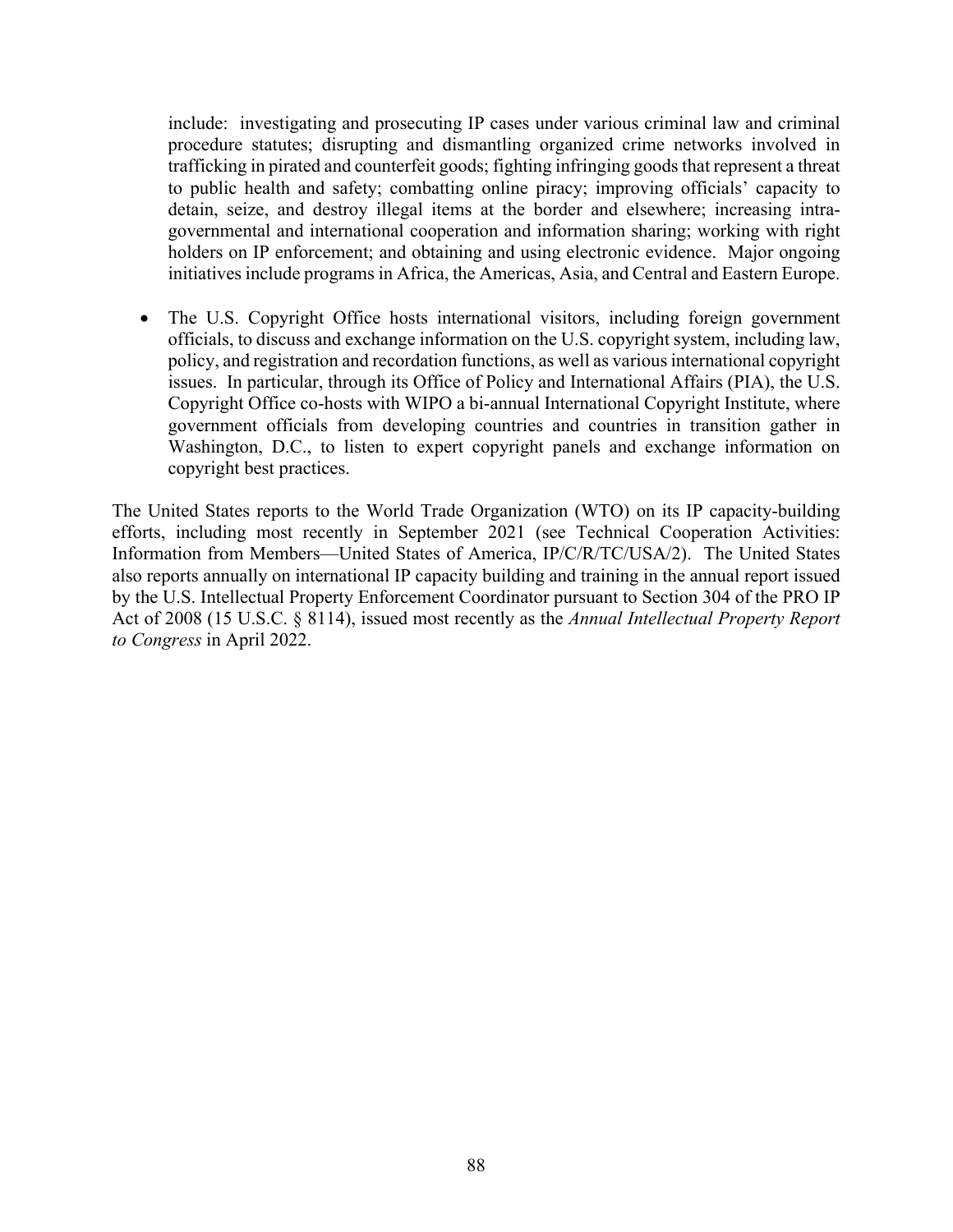include: investigating and prosecuting IP cases under various criminal law and criminal procedure statutes; disrupting and dismantling organized crime networks involved in trafficking in pirated and counterfeit goods; fighting infringing goods that represent a threat to public health and safety; combatting online piracy; improving officials' capacity to detain, seize, and destroy illegal items at the border and elsewhere; increasing intra-governmental and international cooperation and information sharing; working with right holders on IP enforcement; and obtaining and using electronic evidence. Major ongoing initiatives include programs in Africa, the Americas, Asia, and Central and Eastern Europe.

- The U.S. Copyright Office hosts international visitors, including foreign government officials, to discuss and exchange information on the U.S. copyright system, including law, policy, and registration and recordation functions, as well as various international copyright issues. In particular, through its Office of Policy and International Affairs (PIA), the U.S. Copyright Office co-hosts with WIPO a bi-annual International Copyright Institute, where government officials from developing countries and countries in transition gather in Washington, D.C., to listen to expert copyright panels and exchange information on copyright best practices.

The United States reports to the World Trade Organization (WTO) on its IP capacity-building efforts, including most recently in September 2021 (see Technical Cooperation Activities: Information from Members—United States of America, IP/C/R/TC/USA/2). The United States also reports annually on international IP capacity building and training in the annual report issued by the U.S. Intellectual Property Enforcement Coordinator pursuant to Section 304 of the PRO IP Act of 2008 (15 U.S.C. § 8114), issued most recently as the *Annual Intellectual Property Report to Congress* in April 2022.